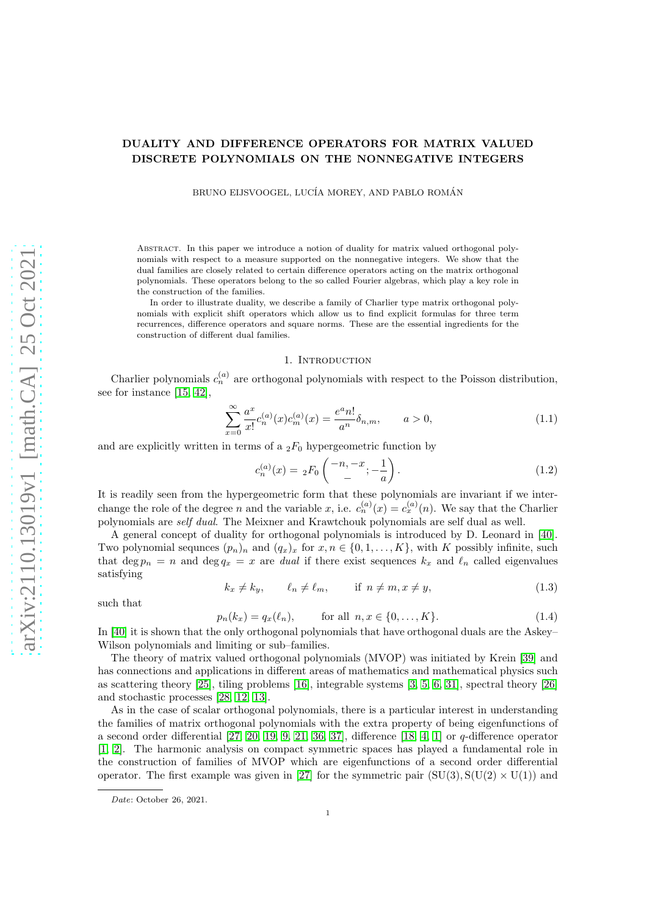# DUALITY AND DIFFERENCE OPERATORS FOR MATRIX VALUED DISCRETE POLYNOMIALS ON THE NONNEGATIVE INTEGERS

BRUNO EIJSVOOGEL, LUCÍA MOREY, AND PABLO ROMÁN

Abstract. In this paper we introduce a notion of duality for matrix valued orthogonal polynomials with respect to a measure supported on the nonnegative integers. We show that the dual families are closely related to certain difference operators acting on the matrix orthogonal polynomials. These operators belong to the so called Fourier algebras, which play a key role in the construction of the families.

In order to illustrate duality, we describe a family of Charlier type matrix orthogonal polynomials with explicit shift operators which allow us to find explicit formulas for three term recurrences, difference operators and square norms. These are the essential ingredients for the construction of different dual families.

## 1. Introduction

Charlier polynomials $c_n^{(a)}$ are orthogonal polynomials with respect to the Poisson distribution, see for instance [15, 42],

$$\sum_{x=0}^{\infty} \frac{a^x}{x!} c_n^{(a)}(x) c_m^{(a)}(x) = \frac{e^a n!}{a^n} \delta_{n,m}, \qquad a > 0, \tag{1.1}$$

and are explicitly written in terms of a ${}_2F_0$ hypergeometric function by

$$c_n^{(a)}(x) = {}_2F_0\left(\begin{matrix} -n, -x \\ - \end{matrix}; -\frac{1}{a}\right). \tag{1.2}$$

It is readily seen from the hypergeometric form that these polynomials are invariant if we interchange the role of the degree $n$ and the variable $x$, i.e. $c_n^{(a)}(x) = c_x^{(a)}(n)$. We say that the Charlier polynomials are *self dual*. The Meixner and Krawtchouk polynomials are self dual as well.

A general concept of duality for orthogonal polynomials is introduced by D. Leonard in [40]. Two polynomial sequnces $(p_n)_n$ and $(q_x)_x$ for $x, n \in \{0, 1, \dots, K\}$, with $K$ possibly infinite, such that $\deg p_n = n$ and $\deg q_x = x$ are *dual* if there exist sequences $k_x$ and $\ell_n$ called eigenvalues satisfying

$$k_x \neq k_y, \qquad \ell_n \neq \ell_m, \qquad \text{if } n \neq m, x \neq y, \tag{1.3}$$

such that

$$p_n(k_x) = q_x(\ell_n), \qquad \text{for all } n, x \in \{0, \dots, K\}. \tag{1.4}$$

In [40] it is shown that the only orthogonal polynomials that have orthogonal duals are the Askey–Wilson polynomials and limiting or sub–families.

The theory of matrix valued orthogonal polynomials (MVOP) was initiated by Krein [39] and has connections and applications in different areas of mathematics and mathematical physics such as scattering theory [25], tiling problems [16], integrable systems [3, 5, 6, 31], spectral theory [26] and stochastic processes [28, 12, 13].

As in the case of scalar orthogonal polynomials, there is a particular interest in understanding the families of matrix orthogonal polynomials with the extra property of being eigenfunctions of a second order differential [27, 20, 19, 9, 21, 36, 37], difference [18, 4, 1] or $q$-difference operator [1, 2]. The harmonic analysis on compact symmetric spaces has played a fundamental role in the construction of families of MVOP which are eigenfunctions of a second order differential operator. The first example was given in [27] for the symmetric pair $(\mathrm{SU}(3), \mathrm{S}(\mathrm{U}(2) \times \mathrm{U}(1))$ and

*Date*: October 26, 2021.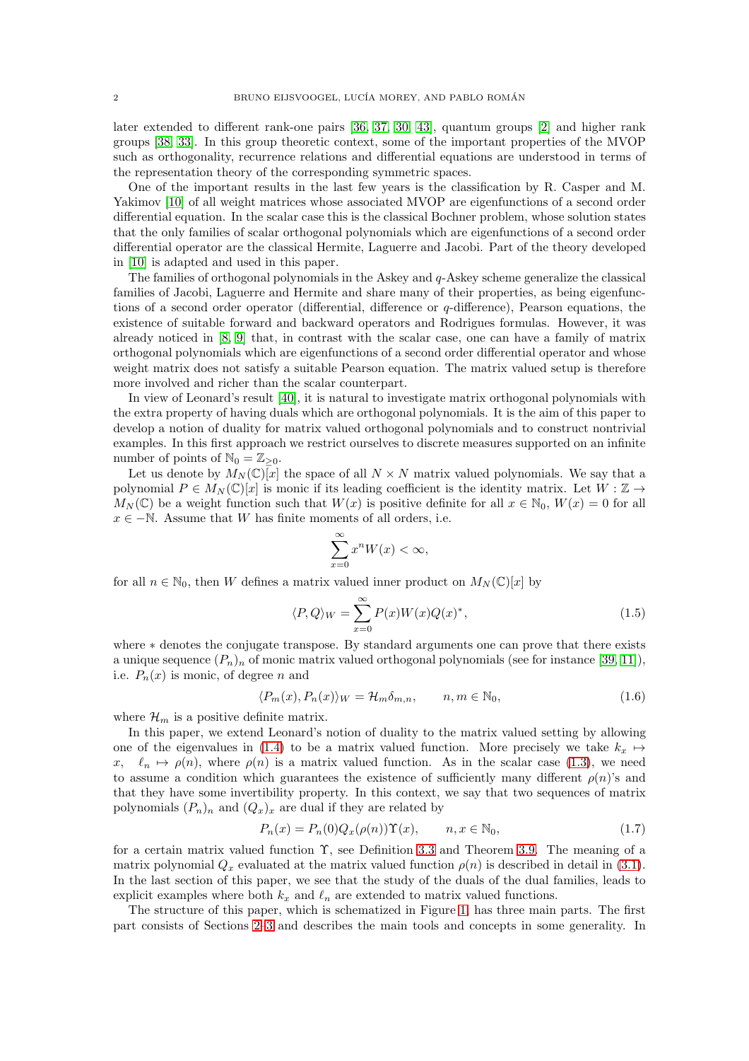later extended to different rank-one pairs [36, 37, 30, 43], quantum groups [2] and higher rank groups [38, 33]. In this group theoretic context, some of the important properties of the MVOP such as orthogonality, recurrence relations and differential equations are understood in terms of the representation theory of the corresponding symmetric spaces.

One of the important results in the last few years is the classification by R. Casper and M. Yakimov [10] of all weight matrices whose associated MVOP are eigenfunctions of a second order differential equation. In the scalar case this is the classical Bochner problem, whose solution states that the only families of scalar orthogonal polynomials which are eigenfunctions of a second order differential operator are the classical Hermite, Laguerre and Jacobi. Part of the theory developed in [10] is adapted and used in this paper.

The families of orthogonal polynomials in the Askey and $q$-Askey scheme generalize the classical families of Jacobi, Laguerre and Hermite and share many of their properties, as being eigenfunctions of a second order operator (differential, difference or $q$-difference), Pearson equations, the existence of suitable forward and backward operators and Rodrigues formulas. However, it was already noticed in [8, 9] that, in contrast with the scalar case, one can have a family of matrix orthogonal polynomials which are eigenfunctions of a second order differential operator and whose weight matrix does not satisfy a suitable Pearson equation. The matrix valued setup is therefore more involved and richer than the scalar counterpart.

In view of Leonard's result [40], it is natural to investigate matrix orthogonal polynomials with the extra property of having duals which are orthogonal polynomials. It is the aim of this paper to develop a notion of duality for matrix valued orthogonal polynomials and to construct nontrivial examples. In this first approach we restrict ourselves to discrete measures supported on an infinite number of points of $\mathbb{N}_0 = \mathbb{Z}_{\geq 0}$.

Let us denote by $M_N(\mathbb{C})[x]$ the space of all $N \times N$ matrix valued polynomials. We say that a polynomial $P \in M_N(\mathbb{C})[x]$ is monic if its leading coefficient is the identity matrix. Let $W : \mathbb{Z} \to M_N(\mathbb{C})$ be a weight function such that $W(x)$ is positive definite for all $x \in \mathbb{N}_0$, $W(x) = 0$ for all $x \in -\mathbb{N}$. Assume that $W$ has finite moments of all orders, i.e.

$$\sum_{x=0}^{\infty} x^n W(x) < \infty,$$

for all $n \in \mathbb{N}_0$, then $W$ defines a matrix valued inner product on $M_N(\mathbb{C})[x]$ by

$$\langle P, Q \rangle_W = \sum_{x=0}^{\infty} P(x) W(x) Q(x)^*, \tag{1.5}$$

where $*$ denotes the conjugate transpose. By standard arguments one can prove that there exists a unique sequence $(P_n)_n$ of monic matrix valued orthogonal polynomials (see for instance [39, 11]), i.e. $P_n(x)$ is monic, of degree $n$ and

$$\langle P_m(x), P_n(x) \rangle_W = \mathcal{H}_m \delta_{m,n}, \qquad n, m \in \mathbb{N}_0, \tag{1.6}$$

where $\mathcal{H}_m$ is a positive definite matrix.

In this paper, we extend Leonard's notion of duality to the matrix valued setting by allowing one of the eigenvalues in (1.4) to be a matrix valued function. More precisely we take $k_x \mapsto x$, $\ell_n \mapsto \rho(n)$, where $\rho(n)$ is a matrix valued function. As in the scalar case (1.3), we need to assume a condition which guarantees the existence of sufficiently many different $\rho(n)$'s and that they have some invertibility property. In this context, we say that two sequences of matrix polynomials $(P_n)_n$ and $(Q_x)_x$ are dual if they are related by

$$P_n(x) = P_n(0) Q_x(\rho(n)) \Upsilon(x), \qquad n, x \in \mathbb{N}_0, \tag{1.7}$$

for a certain matrix valued function $\Upsilon$, see Definition 3.3 and Theorem 3.9. The meaning of a matrix polynomial $Q_x$ evaluated at the matrix valued function $\rho(n)$ is described in detail in (3.1). In the last section of this paper, we see that the study of the duals of the dual families, leads to explicit examples where both $k_x$ and $\ell_n$ are extended to matrix valued functions.

The structure of this paper, which is schematized in Figure 1, has three main parts. The first part consists of Sections 2–3 and describes the main tools and concepts in some generality. In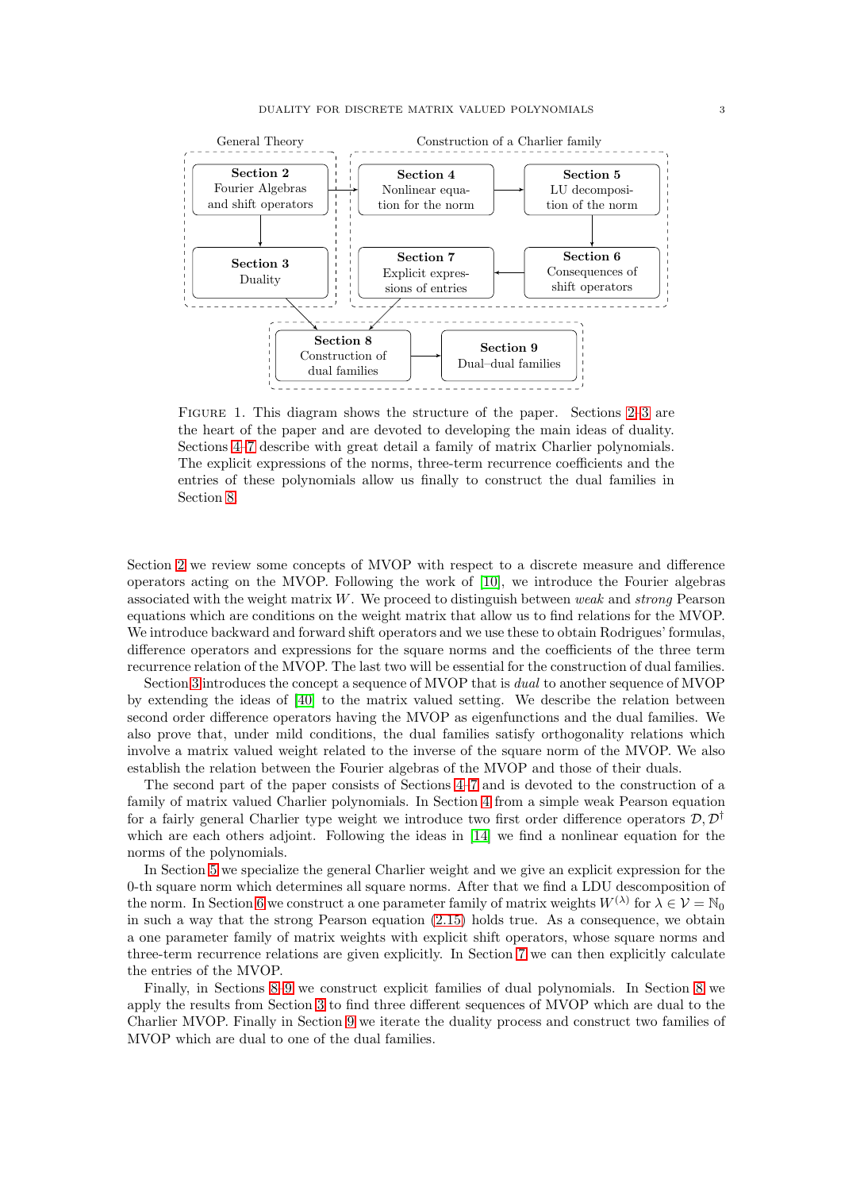General Theory

**Section 2** Fourier Algebras and shift operators

**Section 3** Duality

Construction of a Charlier family

**Section 4** Nonlinear equation for the norm

**Section 5** LU decomposition of the norm

**Section 6** Consequences of shift operators

**Section 7** Explicit expressions of entries

**Section 8** Construction of dual families

**Section 9** Dual–dual families

Figure 1. This diagram shows the structure of the paper. Sections 2–3 are the heart of the paper and are devoted to developing the main ideas of duality. Sections 4–7 describe with great detail a family of matrix Charlier polynomials. The explicit expressions of the norms, three-term recurrence coefficients and the entries of these polynomials allow us finally to construct the dual families in Section 8.

Section 2 we review some concepts of MVOP with respect to a discrete measure and difference operators acting on the MVOP. Following the work of [10], we introduce the Fourier algebras associated with the weight matrix $W$. We proceed to distinguish between *weak* and *strong* Pearson equations which are conditions on the weight matrix that allow us to find relations for the MVOP. We introduce backward and forward shift operators and we use these to obtain Rodrigues' formulas, difference operators and expressions for the square norms and the coefficients of the three term recurrence relation of the MVOP. The last two will be essential for the construction of dual families.

Section 3 introduces the concept a sequence of MVOP that is *dual* to another sequence of MVOP by extending the ideas of [40] to the matrix valued setting. We describe the relation between second order difference operators having the MVOP as eigenfunctions and the dual families. We also prove that, under mild conditions, the dual families satisfy orthogonality relations which involve a matrix valued weight related to the inverse of the square norm of the MVOP. We also establish the relation between the Fourier algebras of the MVOP and those of their duals.

The second part of the paper consists of Sections 4–7 and is devoted to the construction of a family of matrix valued Charlier polynomials. In Section 4 from a simple weak Pearson equation for a fairly general Charlier type weight we introduce two first order difference operators $\mathcal{D}, \mathcal{D}^\dagger$ which are each others adjoint. Following the ideas in [14] we find a nonlinear equation for the norms of the polynomials.

In Section 5 we specialize the general Charlier weight and we give an explicit expression for the 0-th square norm which determines all square norms. After that we find a LDU descomposition of the norm. In Section 6 we construct a one parameter family of matrix weights $W^{(\lambda)}$ for $\lambda \in \mathcal{V} = \mathbb{N}_0$ in such a way that the strong Pearson equation (2.15) holds true. As a consequence, we obtain a one parameter family of matrix weights with explicit shift operators, whose square norms and three-term recurrence relations are given explicitly. In Section 7 we can then explicitly calculate the entries of the MVOP.

Finally, in Sections 8–9 we construct explicit families of dual polynomials. In Section 8 we apply the results from Section 3 to find three different sequences of MVOP which are dual to the Charlier MVOP. Finally in Section 9 we iterate the duality process and construct two families of MVOP which are dual to one of the dual families.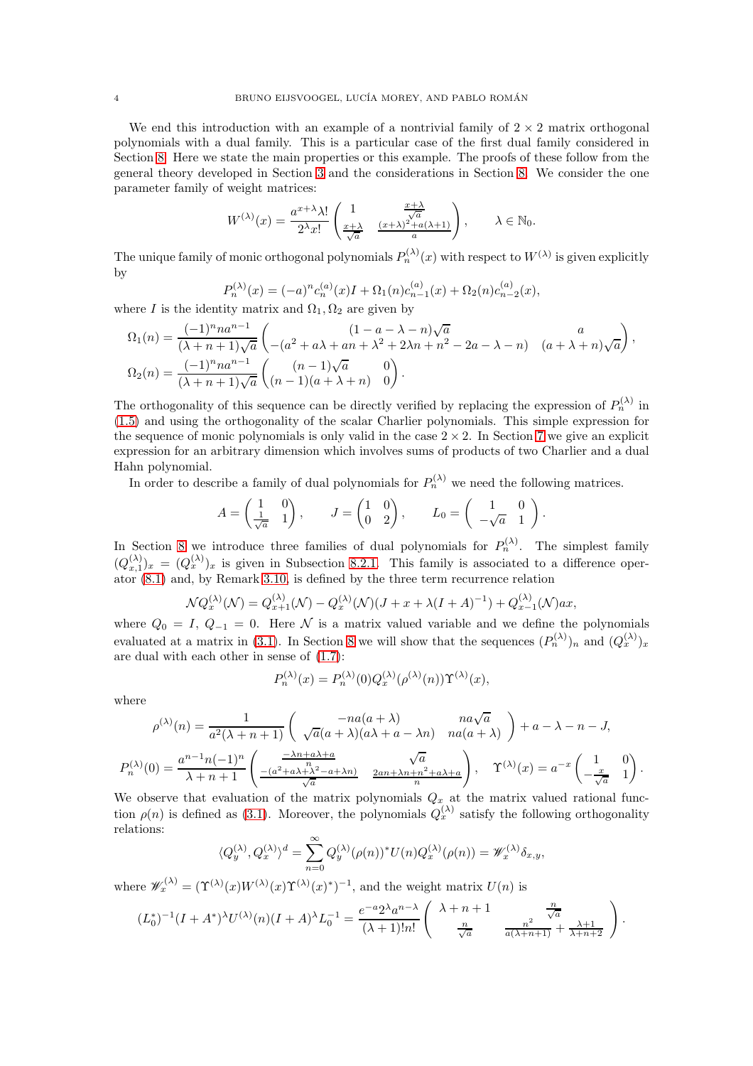We end this introduction with an example of a nontrivial family of $2 \times 2$ matrix orthogonal polynomials with a dual family. This is a particular case of the first dual family considered in Section 8. Here we state the main properties or this example. The proofs of these follow from the general theory developed in Section 3 and the considerations in Section 8. We consider the one parameter family of weight matrices:

$$W^{(\lambda)}(x) = \frac{a^{x+\lambda}\lambda!}{2^\lambda x!} \begin{pmatrix} 1 & \frac{x+\lambda}{\sqrt{a}} \\ \frac{x+\lambda}{\sqrt{a}} & \frac{(x+\lambda)^2+a(\lambda+1)}{a} \end{pmatrix}, \qquad \lambda \in \mathbb{N}_0.$$

The unique family of monic orthogonal polynomials $P_n^{(\lambda)}(x)$ with respect to $W^{(\lambda)}$ is given explicitly by

$$P_n^{(\lambda)}(x) = (-a)^n c_n^{(a)}(x) I + \Omega_1(n) c_{n-1}^{(a)}(x) + \Omega_2(n) c_{n-2}^{(a)}(x),$$

where $I$ is the identity matrix and $\Omega_1, \Omega_2$ are given by

$$\Omega_1(n) = \frac{(-1)^n n a^{n-1}}{(\lambda+n+1)\sqrt{a}} \begin{pmatrix} (1-a-\lambda-n)\sqrt{a} & a \\ -(a^2+a\lambda+an+\lambda^2+2\lambda n+n^2-2a-\lambda-n) & (a+\lambda+n)\sqrt{a} \end{pmatrix},$$

$$\Omega_2(n) = \frac{(-1)^n n a^{n-1}}{(\lambda+n+1)\sqrt{a}} \begin{pmatrix} (n-1)\sqrt{a} & 0 \\ (n-1)(a+\lambda+n) & 0 \end{pmatrix}.$$

The orthogonality of this sequence can be directly verified by replacing the expression of $P_n^{(\lambda)}$ in (1.5) and using the orthogonality of the scalar Charlier polynomials. This simple expression for the sequence of monic polynomials is only valid in the case $2 \times 2$. In Section 7 we give an explicit expression for an arbitrary dimension which involves sums of products of two Charlier and a dual Hahn polynomial.

In order to describe a family of dual polynomials for $P_n^{(\lambda)}$ we need the following matrices.

$$A = \begin{pmatrix} 1 & 0 \\ \frac{1}{\sqrt{a}} & 1 \end{pmatrix}, \qquad J = \begin{pmatrix} 1 & 0 \\ 0 & 2 \end{pmatrix}, \qquad L_0 = \begin{pmatrix} 1 & 0 \\ -\sqrt{a} & 1 \end{pmatrix}.$$

In Section 8 we introduce three families of dual polynomials for $P_n^{(\lambda)}$. The simplest family $(Q_{x,1}^{(\lambda)})_x = (Q_x^{(\lambda)})_x$ is given in Subsection 8.2.1. This family is associated to a difference operator (8.1) and, by Remark 3.10, is defined by the three term recurrence relation

$$\mathcal{N} Q_x^{(\lambda)}(\mathcal{N}) = Q_{x+1}^{(\lambda)}(\mathcal{N}) - Q_x^{(\lambda)}(\mathcal{N})(J + x + \lambda(I+A)^{-1}) + Q_{x-1}^{(\lambda)}(\mathcal{N}) a x,$$

where $Q_0 = I$, $Q_{-1} = 0$. Here $\mathcal{N}$ is a matrix valued variable and we define the polynomials evaluated at a matrix in (3.1). In Section 8 we will show that the sequences $(P_n^{(\lambda)})_n$ and $(Q_x^{(\lambda)})_x$ are dual with each other in sense of (1.7):

$$P_n^{(\lambda)}(x) = P_n^{(\lambda)}(0) Q_x^{(\lambda)}(\rho^{(\lambda)}(n)) \Upsilon^{(\lambda)}(x),$$

where

$$\rho^{(\lambda)}(n) = \frac{1}{a^2(\lambda+n+1)} \begin{pmatrix} -na(a+\lambda) & na\sqrt{a} \\ \sqrt{a}(a+\lambda)(a\lambda+a-\lambda n) & na(a+\lambda) \end{pmatrix} + a - \lambda - n - J,$$

$$P_n^{(\lambda)}(0) = \frac{a^{n-1} n (-1)^n}{\lambda+n+1} \begin{pmatrix} \frac{-\lambda n + a\lambda + a}{n} & \sqrt{a} \\ \frac{-(a^2+a\lambda+\lambda^2-a+\lambda n)}{\sqrt{a}} & \frac{2an+\lambda n+n^2+a\lambda+a}{n} \end{pmatrix}, \quad \Upsilon^{(\lambda)}(x) = a^{-x} \begin{pmatrix} 1 & 0 \\ -\frac{x}{\sqrt{a}} & 1 \end{pmatrix}.$$

We observe that evaluation of the matrix polynomials $Q_x$ at the matrix valued rational function $\rho(n)$ is defined as (3.1). Moreover, the polynomials $Q_x^{(\lambda)}$ satisfy the following orthogonality relations:

$$\langle Q_y^{(\lambda)}, Q_x^{(\lambda)} \rangle^d = \sum_{n=0}^{\infty} Q_y^{(\lambda)}(\rho(n))^* U(n) Q_x^{(\lambda)}(\rho(n)) = \mathscr{W}_x^{(\lambda)} \delta_{x,y},$$

where $\mathscr{W}_x^{(\lambda)} = (\Upsilon^{(\lambda)}(x) W^{(\lambda)}(x) \Upsilon^{(\lambda)}(x)^*)^{-1}$, and the weight matrix $U(n)$ is

$$(L_0^*)^{-1}(I+A^*)^\lambda U^{(\lambda)}(n)(I+A)^\lambda L_0^{-1} = \frac{e^{-a}2^\lambda a^{n-\lambda}}{(\lambda+1)!n!} \begin{pmatrix} \lambda+n+1 & \frac{n}{\sqrt{a}} \\ \frac{n}{\sqrt{a}} & \frac{n^2}{a(\lambda+n+1)} + \frac{\lambda+1}{\lambda+n+2} \end{pmatrix}.$$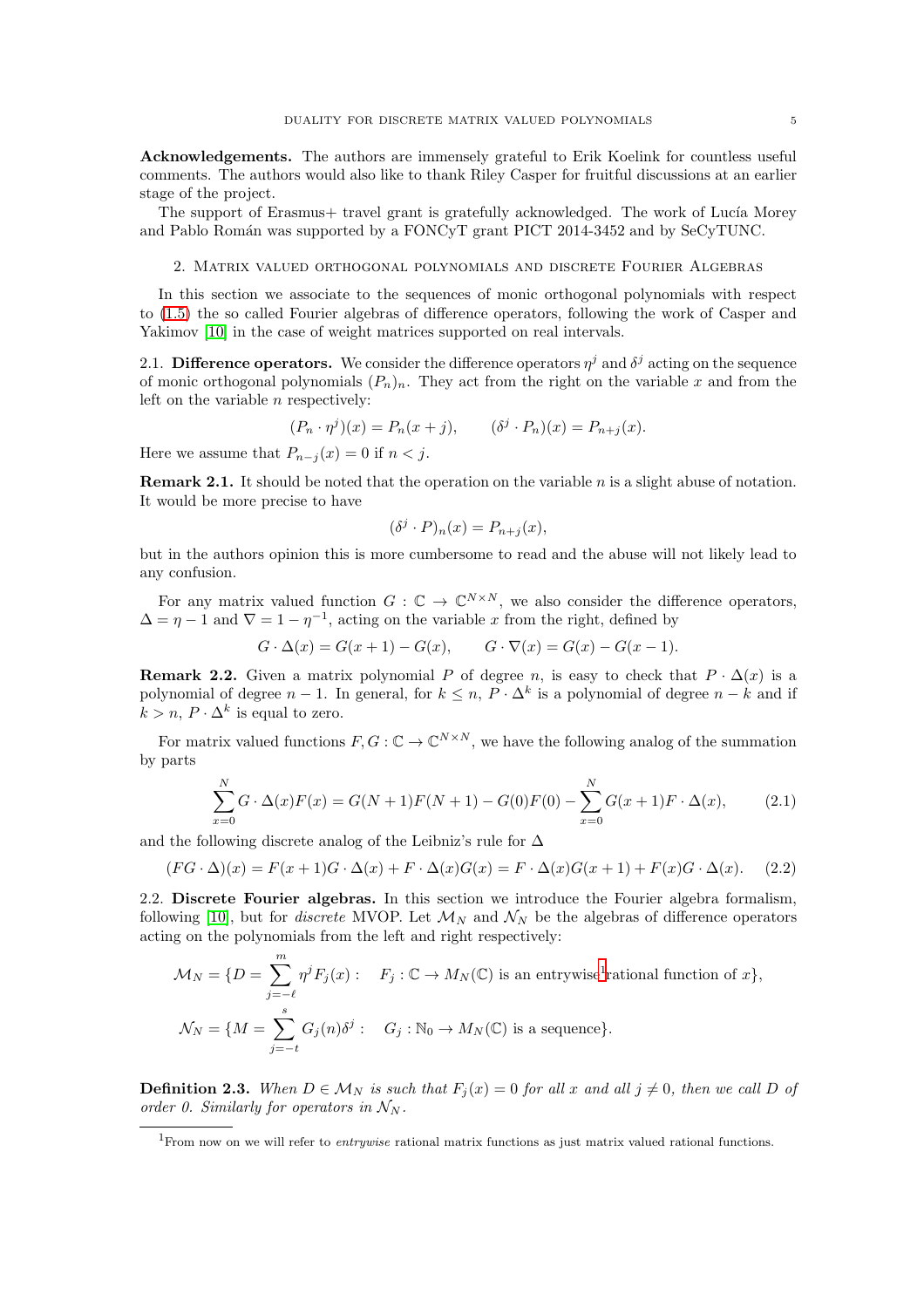**Acknowledgements.** The authors are immensely grateful to Erik Koelink for countless useful comments. The authors would also like to thank Riley Casper for fruitful discussions at an earlier stage of the project.

The support of Erasmus+ travel grant is gratefully acknowledged. The work of Lucía Morey and Pablo Román was supported by a FONCyT grant PICT 2014-3452 and by SeCyTUNC.

## 2. Matrix valued orthogonal polynomials and discrete Fourier Algebras

In this section we associate to the sequences of monic orthogonal polynomials with respect to (1.5) the so called Fourier algebras of difference operators, following the work of Casper and Yakimov [10] in the case of weight matrices supported on real intervals.

### 2.1. Difference operators.

We consider the difference operators $\eta^j$ and $\delta^j$ acting on the sequence of monic orthogonal polynomials $(P_n)_n$. They act from the right on the variable $x$ and from the left on the variable $n$ respectively:

$$(P_n \cdot \eta^j)(x) = P_n(x+j), \qquad (\delta^j \cdot P_n)(x) = P_{n+j}(x).$$

Here we assume that $P_{n-j}(x) = 0$ if $n < j$.

**Remark 2.1.** It should be noted that the operation on the variable $n$ is a slight abuse of notation. It would be more precise to have

$$(\delta^j \cdot P)_n(x) = P_{n+j}(x),$$

but in the authors opinion this is more cumbersome to read and the abuse will not likely lead to any confusion.

For any matrix valued function $G : \mathbb{C} \to \mathbb{C}^{N\times N}$, we also consider the difference operators, $\Delta = \eta - 1$ and $\nabla = 1 - \eta^{-1}$, acting on the variable $x$ from the right, defined by

$$G \cdot \Delta(x) = G(x+1) - G(x), \qquad G \cdot \nabla(x) = G(x) - G(x-1).$$

**Remark 2.2.** Given a matrix polynomial $P$ of degree $n$, is easy to check that $P \cdot \Delta(x)$ is a polynomial of degree $n-1$. In general, for $k \leq n$, $P \cdot \Delta^k$ is a polynomial of degree $n-k$ and if $k > n$, $P \cdot \Delta^k$ is equal to zero.

For matrix valued functions $F, G : \mathbb{C} \to \mathbb{C}^{N\times N}$, we have the following analog of the summation by parts

$$\sum_{x=0}^{N} G \cdot \Delta(x) F(x) = G(N+1)F(N+1) - G(0)F(0) - \sum_{x=0}^{N} G(x+1) F \cdot \Delta(x), \tag{2.1}$$

and the following discrete analog of the Leibniz's rule for $\Delta$

$$(FG \cdot \Delta)(x) = F(x+1) G \cdot \Delta(x) + F \cdot \Delta(x) G(x) = F \cdot \Delta(x) G(x+1) + F(x) G \cdot \Delta(x). \tag{2.2}$$

### 2.2. Discrete Fourier algebras.

In this section we introduce the Fourier algebra formalism, following [10], but for *discrete* MVOP. Let $\mathcal{M}_N$ and $\mathcal{N}_N$ be the algebras of difference operators acting on the polynomials from the left and right respectively:

$$\mathcal{M}_N = \{D = \sum_{j=-\ell}^{m} \eta^j F_j(x) : \quad F_j : \mathbb{C} \to M_N(\mathbb{C}) \text{ is an entrywise[1] rational function of } x\},$$

$$\mathcal{N}_N = \{M = \sum_{j=-t}^{s} G_j(n) \delta^j : \quad G_j : \mathbb{N}_0 \to M_N(\mathbb{C}) \text{ is a sequence}\}.$$

**Definition 2.3.** *When $D \in \mathcal{M}_N$ is such that $F_j(x) = 0$ for all $x$ and all $j \neq 0$, then we call $D$ of order 0. Similarly for operators in $\mathcal{N}_N$.*

[1] From now on we will refer to *entrywise* rational matrix functions as just matrix valued rational functions.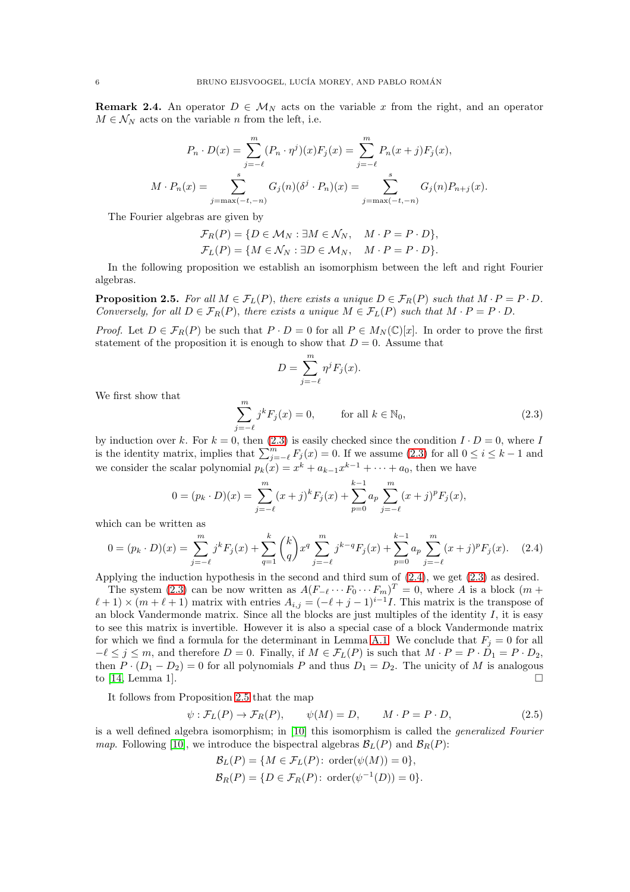**Remark 2.4.** An operator $D \in \mathcal{M}_N$ acts on the variable $x$ from the right, and an operator $M \in \mathcal{N}_N$ acts on the variable $n$ from the left, i.e.

$$
\begin{aligned}
P_n \cdot D(x) &= \sum_{j=-\ell}^{m} (P_n \cdot \eta^j)(x) F_j(x) = \sum_{j=-\ell}^{m} P_n(x+j) F_j(x), \\
M \cdot P_n(x) &= \sum_{j=\max(-t,-n)}^{s} G_j(n)(\delta^j \cdot P_n)(x) = \sum_{j=\max(-t,-n)}^{s} G_j(n) P_{n+j}(x).
\end{aligned}
$$

The Fourier algebras are given by

$$
\begin{aligned}
\mathcal{F}_R(P) &= \{D \in \mathcal{M}_N : \exists M \in \mathcal{N}_N, \quad M \cdot P = P \cdot D\}, \\
\mathcal{F}_L(P) &= \{M \in \mathcal{N}_N : \exists D \in \mathcal{M}_N, \quad M \cdot P = P \cdot D\}.
\end{aligned}
$$

In the following proposition we establish an isomorphism between the left and right Fourier algebras.

**Proposition 2.5.** *For all $M \in \mathcal{F}_L(P)$, there exists a unique $D \in \mathcal{F}_R(P)$ such that $M \cdot P = P \cdot D$. Conversely, for all $D \in \mathcal{F}_R(P)$, there exists a unique $M \in \mathcal{F}_L(P)$ such that $M \cdot P = P \cdot D$.*

*Proof.* Let $D \in \mathcal{F}_R(P)$ be such that $P \cdot D = 0$ for all $P \in M_N(\mathbb{C})[x]$. In order to prove the first statement of the proposition it is enough to show that $D = 0$. Assume that

$$
D = \sum_{j=-\ell}^{m} \eta^j F_j(x).
$$

We first show that

$$
\sum_{j=-\ell}^{m} j^k F_j(x) = 0, \qquad \text{for all } k \in \mathbb{N}_0, \tag{2.3}
$$

by induction over $k$. For $k = 0$, then (2.3) is easily checked since the condition $I \cdot D = 0$, where $I$ is the identity matrix, implies that $\sum_{j=-\ell}^{m} F_j(x) = 0$. If we assume (2.3) for all $0 \leq i \leq k-1$ and we consider the scalar polynomial $p_k(x) = x^k + a_{k-1}x^{k-1} + \cdots + a_0$, then we have

$$
0 = (p_k \cdot D)(x) = \sum_{j=-\ell}^{m} (x+j)^k F_j(x) + \sum_{p=0}^{k-1} a_p \sum_{j=-\ell}^{m} (x+j)^p F_j(x),
$$

which can be written as

$$
0 = (p_k \cdot D)(x) = \sum_{j=-\ell}^{m} j^k F_j(x) + \sum_{q=1}^{k} \binom{k}{q} x^q \sum_{j=-\ell}^{m} j^{k-q} F_j(x) + \sum_{p=0}^{k-1} a_p \sum_{j=-\ell}^{m} (x+j)^p F_j(x). \tag{2.4}
$$

Applying the induction hypothesis in the second and third sum of (2.4), we get (2.3) as desired.

The system (2.3) can be now written as $A(F_{-\ell} \cdots F_0 \cdots F_m)^T = 0$, where $A$ is a block $(m+\ell+1) \times (m+\ell+1)$ matrix with entries $A_{i,j} = (-\ell+j-1)^{i-1} I$. This matrix is the transpose of an block Vandermonde matrix. Since all the blocks are just multiples of the identity $I$, it is easy to see this matrix is invertible. However it is also a special case of a block Vandermonde matrix for which we find a formula for the determinant in Lemma A.1. We conclude that $F_j = 0$ for all $-\ell \leq j \leq m$, and therefore $D = 0$. Finally, if $M \in \mathcal{F}_L(P)$ is such that $M \cdot P = P \cdot D_1 = P \cdot D_2$, then $P \cdot (D_1 - D_2) = 0$ for all polynomials $P$ and thus $D_1 = D_2$. The unicity of $M$ is analogous to [14, Lemma 1]. □

It follows from Proposition 2.5 that the map

$$
\psi : \mathcal{F}_L(P) \to \mathcal{F}_R(P), \qquad \psi(M) = D, \qquad M \cdot P = P \cdot D, \tag{2.5}
$$

is a well defined algebra isomorphism; in [10] this isomorphism is called the *generalized Fourier map*. Following [10], we introduce the bispectral algebras $\mathcal{B}_L(P)$ and $\mathcal{B}_R(P)$:

$$
\begin{aligned}
\mathcal{B}_L(P) &= \{M \in \mathcal{F}_L(P) \colon \operatorname{order}(\psi(M)) = 0\}, \\
\mathcal{B}_R(P) &= \{D \in \mathcal{F}_R(P) \colon \operatorname{order}(\psi^{-1}(D)) = 0\}.
\end{aligned}
$$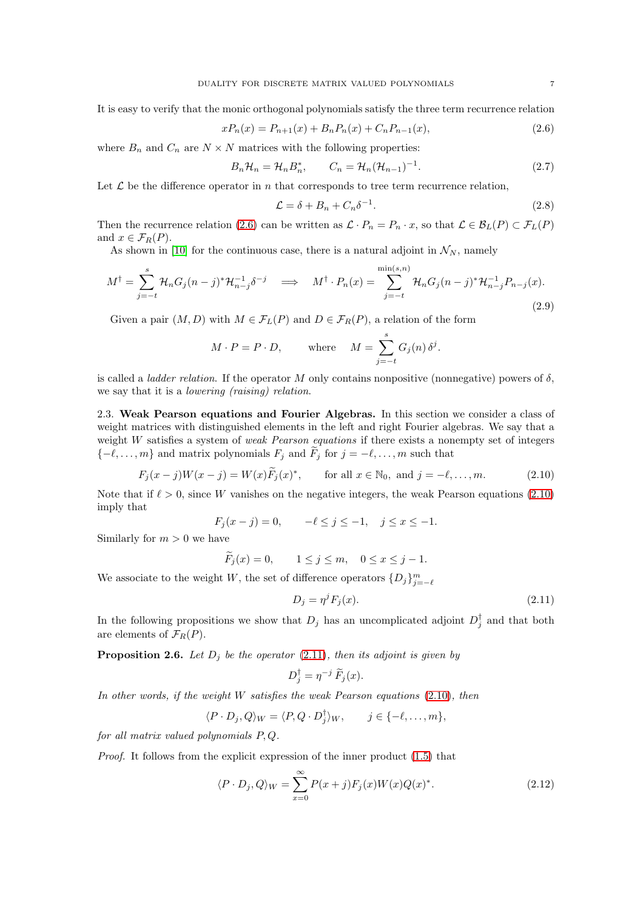It is easy to verify that the monic orthogonal polynomials satisfy the three term recurrence relation

$$xP_n(x) = P_{n+1}(x) + B_n P_n(x) + C_n P_{n-1}(x), \tag{2.6}$$

where $B_n$ and $C_n$ are $N \times N$ matrices with the following properties:

$$B_n \mathcal{H}_n = \mathcal{H}_n B_n^*, \qquad C_n = \mathcal{H}_n (\mathcal{H}_{n-1})^{-1}. \tag{2.7}$$

Let $\mathcal{L}$ be the difference operator in $n$ that corresponds to tree term recurrence relation,

$$\mathcal{L} = \delta + B_n + C_n \delta^{-1}. \tag{2.8}$$

Then the recurrence relation (2.6) can be written as $\mathcal{L} \cdot P_n = P_n \cdot x$, so that $\mathcal{L} \in \mathcal{B}_L(P) \subset \mathcal{F}_L(P)$ and $x \in \mathcal{F}_R(P)$.

As shown in [10] for the continuous case, there is a natural adjoint in $\mathcal{N}_N$, namely

$$M^\dagger = \sum_{j=-t}^{s} \mathcal{H}_n G_j(n-j)^* \mathcal{H}_{n-j}^{-1} \delta^{-j} \quad \Longrightarrow \quad M^\dagger \cdot P_n(x) = \sum_{j=-t}^{\min(s,n)} \mathcal{H}_n G_j(n-j)^* \mathcal{H}_{n-j}^{-1} P_{n-j}(x). \tag{2.9}$$

Given a pair $(M, D)$ with $M \in \mathcal{F}_L(P)$ and $D \in \mathcal{F}_R(P)$, a relation of the form

$$M \cdot P = P \cdot D, \qquad \text{where} \quad M = \sum_{j=-t}^{s} G_j(n)\, \delta^j.$$

is called a *ladder relation*. If the operator $M$ only contains nonpositive (nonnegative) powers of $\delta$, we say that it is a *lowering (raising) relation*.

2.3. **Weak Pearson equations and Fourier Algebras.** In this section we consider a class of weight matrices with distinguished elements in the left and right Fourier algebras. We say that a weight $W$ satisfies a system of *weak Pearson equations* if there exists a nonempty set of integers $\{-\ell, \ldots, m\}$ and matrix polynomials $F_j$ and $\widetilde{F}_j$ for $j = -\ell, \ldots, m$ such that

$$F_j(x-j)W(x-j) = W(x)\widetilde{F}_j(x)^*, \qquad \text{for all } x \in \mathbb{N}_0, \text{ and } j = -\ell, \ldots, m. \tag{2.10}$$

Note that if $\ell > 0$, since $W$ vanishes on the negative integers, the weak Pearson equations (2.10) imply that

$$F_j(x-j) = 0, \qquad -\ell \leq j \leq -1, \quad j \leq x \leq -1.$$

Similarly for $m > 0$ we have

$$\widetilde{F}_j(x) = 0, \qquad 1 \leq j \leq m, \quad 0 \leq x \leq j-1.$$

We associate to the weight $W$, the set of difference operators $\{D_j\}_{j=-\ell}^{m}$

$$D_j = \eta^j F_j(x). \tag{2.11}$$

In the following propositions we show that $D_j$ has an uncomplicated adjoint $D_j^\dagger$ and that both are elements of $\mathcal{F}_R(P)$.

**Proposition 2.6.** *Let $D_j$ be the operator (2.11), then its adjoint is given by*

$$D_j^\dagger = \eta^{-j}\, \widetilde{F}_j(x).$$

*In other words, if the weight $W$ satisfies the weak Pearson equations (2.10), then*

$$\langle P \cdot D_j, Q \rangle_W = \langle P, Q \cdot D_j^\dagger \rangle_W, \qquad j \in \{-\ell, \ldots, m\},$$

*for all matrix valued polynomials $P, Q$.*

*Proof.* It follows from the explicit expression of the inner product (1.5) that

$$\langle P \cdot D_j, Q \rangle_W = \sum_{x=0}^{\infty} P(x+j) F_j(x) W(x) Q(x)^*. \tag{2.12}$$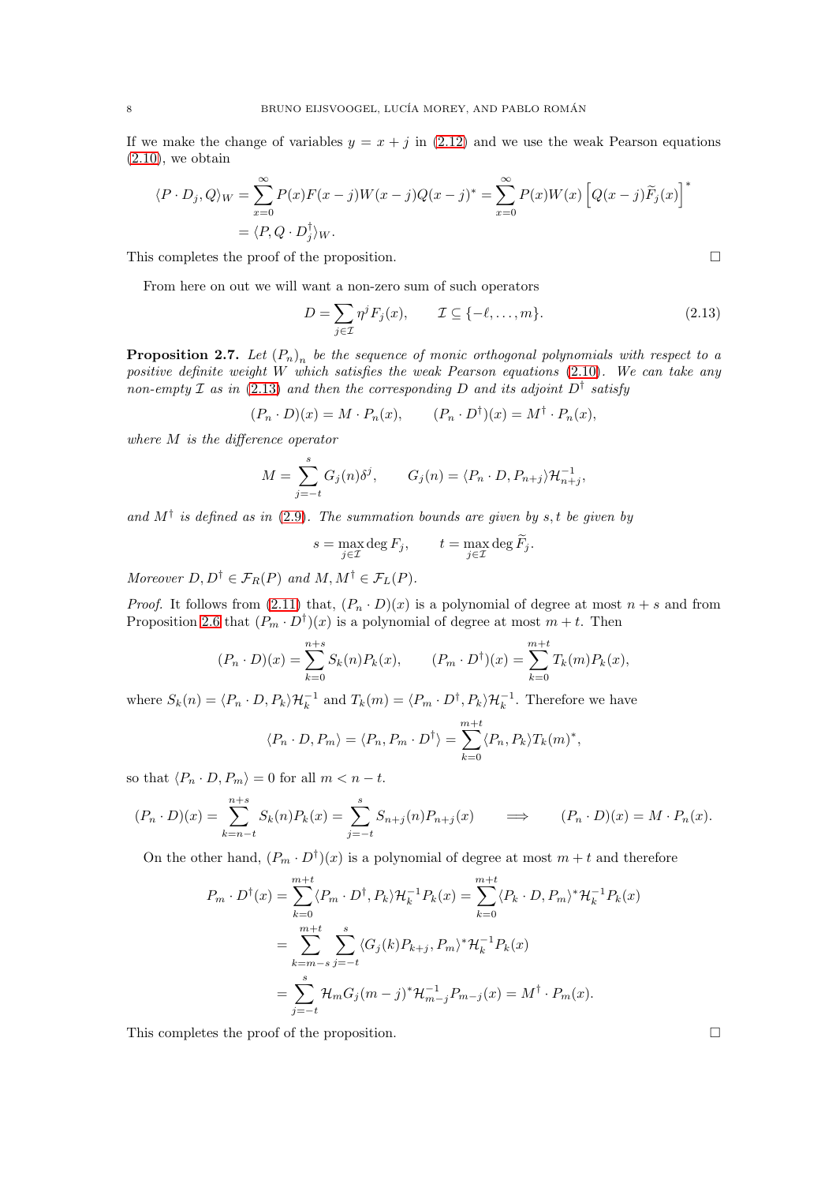If we make the change of variables $y = x + j$ in (2.12) and we use the weak Pearson equations (2.10), we obtain

$$\langle P \cdot D_j, Q \rangle_W = \sum_{x=0}^{\infty} P(x) F(x-j) W(x-j) Q(x-j)^* = \sum_{x=0}^{\infty} P(x) W(x) \left[ Q(x-j) \widetilde{F}_j(x) \right]^*$$
$$= \langle P, Q \cdot D_j^\dagger \rangle_W.$$

This completes the proof of the proposition. ∎

From here on out we will want a non-zero sum of such operators

$$D = \sum_{j \in \mathcal{I}} \eta^j F_j(x), \qquad \mathcal{I} \subseteq \{-\ell, \dots, m\}. \tag{2.13}$$

**Proposition 2.7.** *Let $(P_n)_n$ be the sequence of monic orthogonal polynomials with respect to a positive definite weight $W$ which satisfies the weak Pearson equations (2.10). We can take any non-empty $\mathcal{I}$ as in (2.13) and then the corresponding $D$ and its adjoint $D^\dagger$ satisfy*

$$(P_n \cdot D)(x) = M \cdot P_n(x), \qquad (P_n \cdot D^\dagger)(x) = M^\dagger \cdot P_n(x),$$

*where $M$ is the difference operator*

$$M = \sum_{j=-t}^{s} G_j(n) \delta^j, \qquad G_j(n) = \langle P_n \cdot D, P_{n+j} \rangle \mathcal{H}_{n+j}^{-1},$$

*and $M^\dagger$ is defined as in (2.9). The summation bounds are given by $s, t$ be given by*

$$s = \max_{j \in \mathcal{I}} \deg F_j, \qquad t = \max_{j \in \mathcal{I}} \deg \widetilde{F}_j.$$

*Moreover $D, D^\dagger \in \mathcal{F}_R(P)$ and $M, M^\dagger \in \mathcal{F}_L(P)$.*

*Proof.* It follows from (2.11) that, $(P_n \cdot D)(x)$ is a polynomial of degree at most $n + s$ and from Proposition 2.6 that $(P_m \cdot D^\dagger)(x)$ is a polynomial of degree at most $m + t$. Then

$$(P_n \cdot D)(x) = \sum_{k=0}^{n+s} S_k(n) P_k(x), \qquad (P_m \cdot D^\dagger)(x) = \sum_{k=0}^{m+t} T_k(m) P_k(x),$$

where $S_k(n) = \langle P_n \cdot D, P_k \rangle \mathcal{H}_k^{-1}$ and $T_k(m) = \langle P_m \cdot D^\dagger, P_k \rangle \mathcal{H}_k^{-1}$. Therefore we have

$$\langle P_n \cdot D, P_m \rangle = \langle P_n, P_m \cdot D^\dagger \rangle = \sum_{k=0}^{m+t} \langle P_n, P_k \rangle T_k(m)^*,$$

so that $\langle P_n \cdot D, P_m \rangle = 0$ for all $m < n - t$.

$$(P_n \cdot D)(x) = \sum_{k=n-t}^{n+s} S_k(n) P_k(x) = \sum_{j=-t}^{s} S_{n+j}(n) P_{n+j}(x) \qquad \Longrightarrow \qquad (P_n \cdot D)(x) = M \cdot P_n(x).$$

On the other hand, $(P_m \cdot D^\dagger)(x)$ is a polynomial of degree at most $m + t$ and therefore

$$P_m \cdot D^\dagger(x) = \sum_{k=0}^{m+t} \langle P_m \cdot D^\dagger, P_k \rangle \mathcal{H}_k^{-1} P_k(x) = \sum_{k=0}^{m+t} \langle P_k \cdot D, P_m \rangle^* \mathcal{H}_k^{-1} P_k(x)$$
$$= \sum_{k=m-s}^{m+t} \sum_{j=-t}^{s} \langle G_j(k) P_{k+j}, P_m \rangle^* \mathcal{H}_k^{-1} P_k(x)$$
$$= \sum_{j=-t}^{s} \mathcal{H}_m G_j(m-j)^* \mathcal{H}_{m-j}^{-1} P_{m-j}(x) = M^\dagger \cdot P_m(x).$$

This completes the proof of the proposition. ∎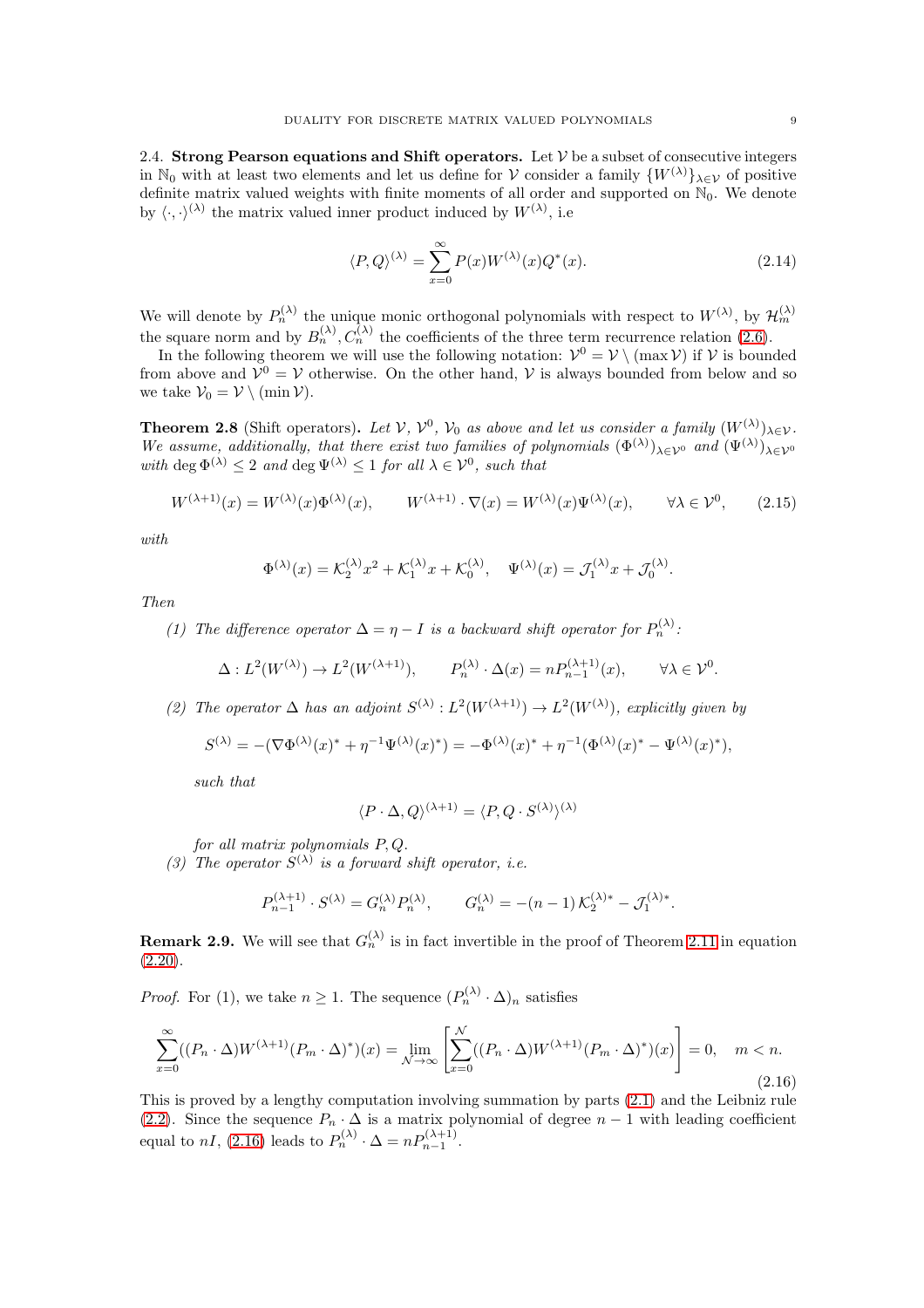2.4. **Strong Pearson equations and Shift operators.** Let $\mathcal{V}$ be a subset of consecutive integers in $\mathbb{N}_0$ with at least two elements and let us define for $\mathcal{V}$ consider a family $\{W^{(\lambda)}\}_{\lambda\in\mathcal{V}}$ of positive definite matrix valued weights with finite moments of all order and supported on $\mathbb{N}_0$. We denote by $\langle\cdot,\cdot\rangle^{(\lambda)}$ the matrix valued inner product induced by $W^{(\lambda)}$, i.e

$$\langle P, Q\rangle^{(\lambda)} = \sum_{x=0}^{\infty} P(x) W^{(\lambda)}(x) Q^*(x). \tag{2.14}$$

We will denote by $P_n^{(\lambda)}$ the unique monic orthogonal polynomials with respect to $W^{(\lambda)}$, by $\mathcal{H}_m^{(\lambda)}$ the square norm and by $B_n^{(\lambda)}, C_n^{(\lambda)}$ the coefficients of the three term recurrence relation (2.6).

In the following theorem we will use the following notation: $\mathcal{V}^0 = \mathcal{V}\setminus(\max\mathcal{V})$ if $\mathcal{V}$ is bounded from above and $\mathcal{V}^0 = \mathcal{V}$ otherwise. On the other hand, $\mathcal{V}$ is always bounded from below and so we take $\mathcal{V}_0 = \mathcal{V}\setminus(\min\mathcal{V})$.

**Theorem 2.8** (Shift operators)**.** *Let $\mathcal{V}$, $\mathcal{V}^0$, $\mathcal{V}_0$ as above and let us consider a family $(W^{(\lambda)})_{\lambda\in\mathcal{V}}$. We assume, additionally, that there exist two families of polynomials $(\Phi^{(\lambda)})_{\lambda\in\mathcal{V}^0}$ and $(\Psi^{(\lambda)})_{\lambda\in\mathcal{V}^0}$ with $\deg\Phi^{(\lambda)}\leq 2$ and $\deg\Psi^{(\lambda)}\leq 1$ for all $\lambda\in\mathcal{V}^0$, such that*

$$W^{(\lambda+1)}(x) = W^{(\lambda)}(x)\Phi^{(\lambda)}(x), \qquad W^{(\lambda+1)}\cdot\nabla(x) = W^{(\lambda)}(x)\Psi^{(\lambda)}(x), \qquad \forall\lambda\in\mathcal{V}^0, \tag{2.15}$$

*with*

$$\Phi^{(\lambda)}(x) = \mathcal{K}_2^{(\lambda)}x^2 + \mathcal{K}_1^{(\lambda)}x + \mathcal{K}_0^{(\lambda)}, \quad \Psi^{(\lambda)}(x) = \mathcal{J}_1^{(\lambda)}x + \mathcal{J}_0^{(\lambda)}.$$

*Then*

1. *The difference operator $\Delta = \eta - I$ is a backward shift operator for $P_n^{(\lambda)}$:*
$$\Delta : L^2(W^{(\lambda)}) \to L^2(W^{(\lambda+1)}), \qquad P_n^{(\lambda)}\cdot\Delta(x) = nP_{n-1}^{(\lambda+1)}(x), \qquad \forall\lambda\in\mathcal{V}^0.$$
2. *The operator $\Delta$ has an adjoint $S^{(\lambda)} : L^2(W^{(\lambda+1)}) \to L^2(W^{(\lambda)})$, explicitly given by*
$$S^{(\lambda)} = -(\nabla\Phi^{(\lambda)}(x)^* + \eta^{-1}\Psi^{(\lambda)}(x)^*) = -\Phi^{(\lambda)}(x)^* + \eta^{-1}(\Phi^{(\lambda)}(x)^* - \Psi^{(\lambda)}(x)^*),$$
*such that*
$$\langle P\cdot\Delta, Q\rangle^{(\lambda+1)} = \langle P, Q\cdot S^{(\lambda)}\rangle^{(\lambda)}$$
*for all matrix polynomials $P, Q$.*
3. *The operator $S^{(\lambda)}$ is a forward shift operator, i.e.*
$$P_{n-1}^{(\lambda+1)}\cdot S^{(\lambda)} = G_n^{(\lambda)}P_n^{(\lambda)}, \qquad G_n^{(\lambda)} = -(n-1)\,\mathcal{K}_2^{(\lambda)*} - \mathcal{J}_1^{(\lambda)*}.$$

**Remark 2.9.** We will see that $G_n^{(\lambda)}$ is in fact invertible in the proof of Theorem 2.11 in equation (2.20).

*Proof.* For (1), we take $n\geq 1$. The sequence $(P_n^{(\lambda)}\cdot\Delta)_n$ satisfies

$$\sum_{x=0}^{\infty}((P_n\cdot\Delta)W^{(\lambda+1)}(P_m\cdot\Delta)^*)(x) = \lim_{\mathcal{N}\to\infty}\left[\sum_{x=0}^{\mathcal{N}}((P_n\cdot\Delta)W^{(\lambda+1)}(P_m\cdot\Delta)^*)(x)\right] = 0, \quad m<n. \tag{2.16}$$

This is proved by a lengthy computation involving summation by parts (2.1) and the Leibniz rule (2.2). Since the sequence $P_n\cdot\Delta$ is a matrix polynomial of degree $n-1$ with leading coefficient equal to $nI$, (2.16) leads to $P_n^{(\lambda)}\cdot\Delta = nP_{n-1}^{(\lambda+1)}$.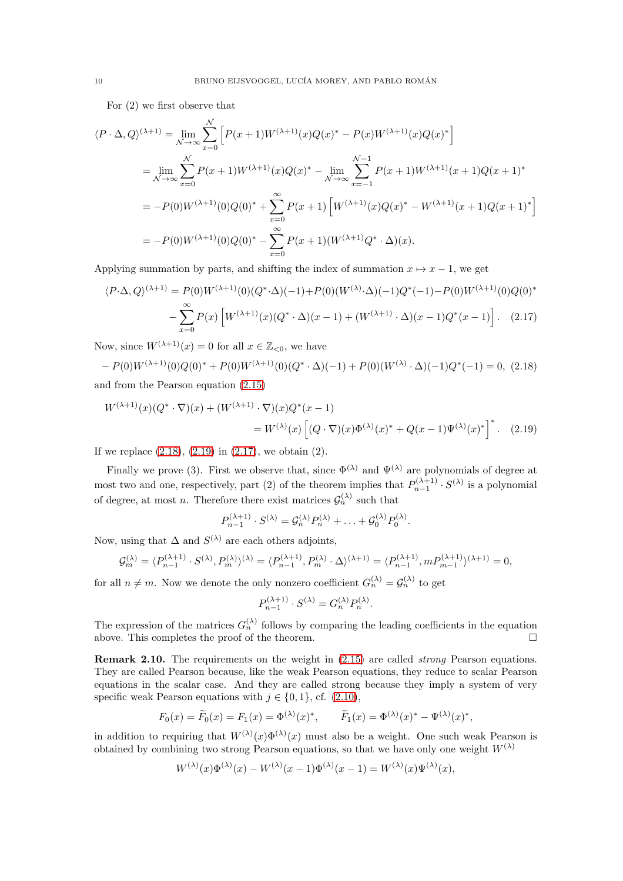For (2) we first observe that

$$
\begin{aligned}
\langle P \cdot \Delta, Q\rangle^{(\lambda+1)} &= \lim_{\mathcal{N}\to\infty} \sum_{x=0}^{\mathcal{N}} \Big[ P(x+1)W^{(\lambda+1)}(x)Q(x)^* - P(x)W^{(\lambda+1)}(x)Q(x)^* \Big] \\
&= \lim_{\mathcal{N}\to\infty} \sum_{x=0}^{\mathcal{N}} P(x+1)W^{(\lambda+1)}(x)Q(x)^* - \lim_{\mathcal{N}\to\infty} \sum_{x=-1}^{\mathcal{N}-1} P(x+1)W^{(\lambda+1)}(x+1)Q(x+1)^* \\
&= -P(0)W^{(\lambda+1)}(0)Q(0)^* + \sum_{x=0}^{\infty} P(x+1)\Big[ W^{(\lambda+1)}(x)Q(x)^* - W^{(\lambda+1)}(x+1)Q(x+1)^* \Big] \\
&= -P(0)W^{(\lambda+1)}(0)Q(0)^* - \sum_{x=0}^{\infty} P(x+1)(W^{(\lambda+1)}Q^* \cdot \Delta)(x).
\end{aligned}
$$

Applying summation by parts, and shifting the index of summation $x \mapsto x-1$, we get

$$
\begin{aligned}
\langle P\cdot\Delta, Q\rangle^{(\lambda+1)} = P(0)W^{(\lambda+1)}(0)(Q^*\cdot\Delta)(-1) &+ P(0)(W^{(\lambda)}\cdot\Delta)(-1)Q^*(-1) - P(0)W^{(\lambda+1)}(0)Q(0)^* \\
&- \sum_{x=0}^{\infty} P(x)\Big[ W^{(\lambda+1)}(x)(Q^*\cdot\Delta)(x-1) + (W^{(\lambda+1)}\cdot\Delta)(x-1)Q^*(x-1)\Big]. \quad (2.17)
\end{aligned}
$$

Now, since $W^{(\lambda+1)}(x) = 0$ for all $x \in \mathbb{Z}_{<0}$, we have

$$
-P(0)W^{(\lambda+1)}(0)Q(0)^* + P(0)W^{(\lambda+1)}(0)(Q^*\cdot\Delta)(-1) + P(0)(W^{(\lambda)}\cdot\Delta)(-1)Q^*(-1) = 0, \quad (2.18)
$$

and from the Pearson equation (2.15)

$$
\begin{aligned}
W^{(\lambda+1)}(x)(Q^*\cdot\nabla)(x) &+ (W^{(\lambda+1)}\cdot\nabla)(x)Q^*(x-1) \\
&= W^{(\lambda)}(x)\Big[ (Q\cdot\nabla)(x)\Phi^{(\lambda)}(x)^* + Q(x-1)\Psi^{(\lambda)}(x)^*\Big]^*. \quad (2.19)
\end{aligned}
$$

If we replace (2.18), (2.19) in (2.17), we obtain (2).

Finally we prove (3). First we observe that, since $\Phi^{(\lambda)}$ and $\Psi^{(\lambda)}$ are polynomials of degree at most two and one, respectively, part (2) of the theorem implies that $P^{(\lambda+1)}_{n-1}\cdot S^{(\lambda)}$ is a polynomial of degree, at most $n$. Therefore there exist matrices $\mathcal{G}^{(\lambda)}_n$ such that

$$
P^{(\lambda+1)}_{n-1}\cdot S^{(\lambda)} = \mathcal{G}^{(\lambda)}_n P^{(\lambda)}_n + \ldots + \mathcal{G}^{(\lambda)}_0 P^{(\lambda)}_0.
$$

Now, using that $\Delta$ and $S^{(\lambda)}$ are each others adjoints,

$$
\mathcal{G}^{(\lambda)}_m = \langle P^{(\lambda+1)}_{n-1}\cdot S^{(\lambda)}, P^{(\lambda)}_m\rangle^{(\lambda)} = \langle P^{(\lambda+1)}_{n-1}, P^{(\lambda)}_m\cdot\Delta\rangle^{(\lambda+1)} = \langle P^{(\lambda+1)}_{n-1}, mP^{(\lambda+1)}_{m-1}\rangle^{(\lambda+1)} = 0,
$$

for all $n \neq m$. Now we denote the only nonzero coefficient $G^{(\lambda)}_n = \mathcal{G}^{(\lambda)}_n$ to get

$$
P^{(\lambda+1)}_{n-1}\cdot S^{(\lambda)} = G^{(\lambda)}_n P^{(\lambda)}_n.
$$

The expression of the matrices $G^{(\lambda)}_n$ follows by comparing the leading coefficients in the equation above. This completes the proof of the theorem. □

**Remark 2.10.** The requirements on the weight in (2.15) are called *strong* Pearson equations. They are called Pearson because, like the weak Pearson equations, they reduce to scalar Pearson equations in the scalar case. And they are called strong because they imply a system of very specific weak Pearson equations with $j \in \{0,1\}$, cf. (2.10),

$$
F_0(x) = \widetilde{F}_0(x) = F_1(x) = \Phi^{(\lambda)}(x)^*, \qquad \widetilde{F}_1(x) = \Phi^{(\lambda)}(x)^* - \Psi^{(\lambda)}(x)^*,
$$

in addition to requiring that $W^{(\lambda)}(x)\Phi^{(\lambda)}(x)$ must also be a weight. One such weak Pearson is obtained by combining two strong Pearson equations, so that we have only one weight $W^{(\lambda)}$

$$
W^{(\lambda)}(x)\Phi^{(\lambda)}(x) - W^{(\lambda)}(x-1)\Phi^{(\lambda)}(x-1) = W^{(\lambda)}(x)\Psi^{(\lambda)}(x),
$$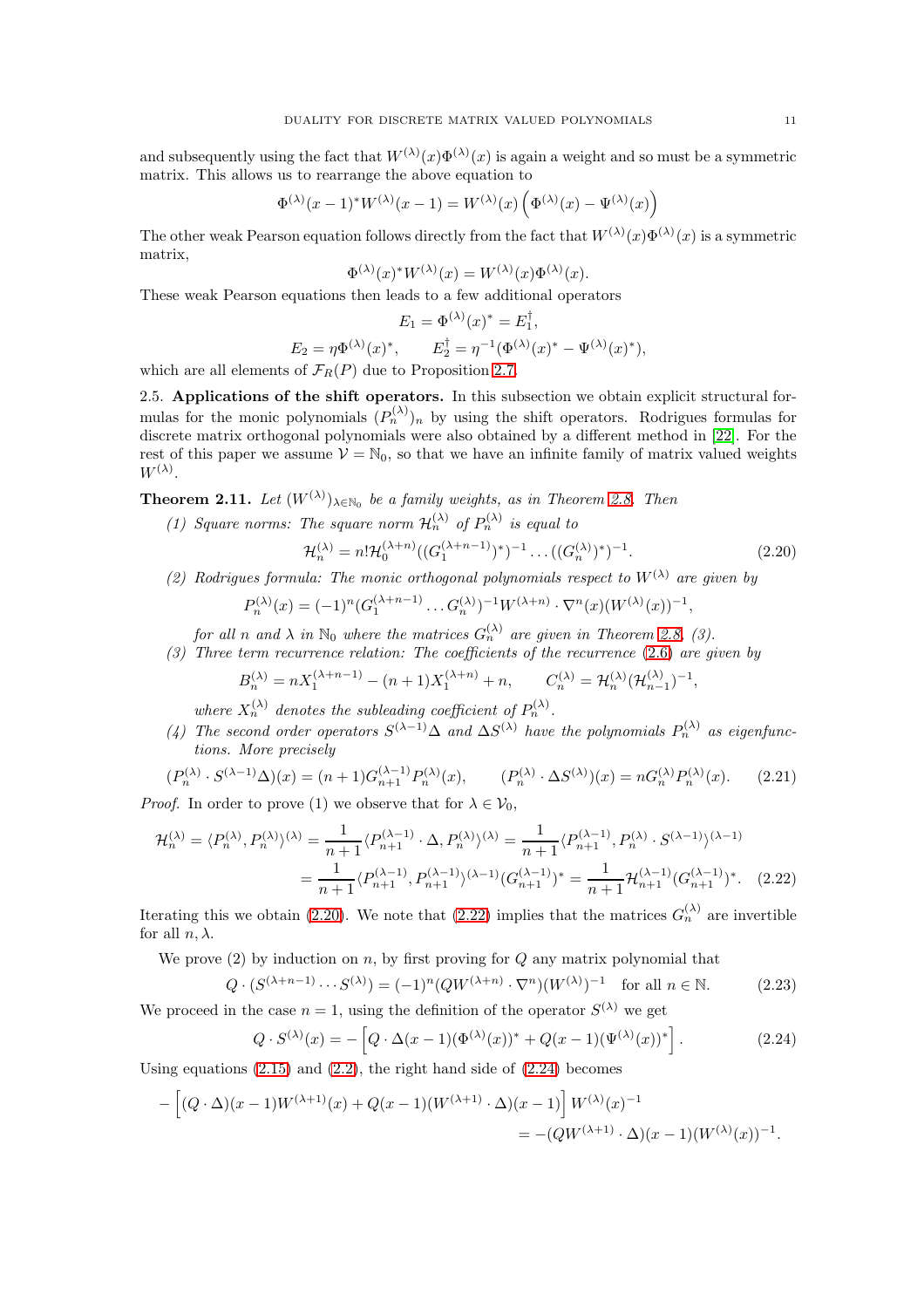and subsequently using the fact that $W^{(\lambda)}(x)\Phi^{(\lambda)}(x)$ is again a weight and so must be a symmetric matrix. This allows us to rearrange the above equation to

$$\Phi^{(\lambda)}(x-1)^* W^{(\lambda)}(x-1) = W^{(\lambda)}(x)\left(\Phi^{(\lambda)}(x) - \Psi^{(\lambda)}(x)\right)$$

The other weak Pearson equation follows directly from the fact that $W^{(\lambda)}(x)\Phi^{(\lambda)}(x)$ is a symmetric matrix,

$$\Phi^{(\lambda)}(x)^* W^{(\lambda)}(x) = W^{(\lambda)}(x)\Phi^{(\lambda)}(x).$$

These weak Pearson equations then leads to a few additional operators

$$E_1 = \Phi^{(\lambda)}(x)^* = E_1^\dagger,$$

$$E_2 = \eta\Phi^{(\lambda)}(x)^*, \qquad E_2^\dagger = \eta^{-1}(\Phi^{(\lambda)}(x)^* - \Psi^{(\lambda)}(x)^*),$$

which are all elements of $\mathcal{F}_R(P)$ due to Proposition 2.7.

**2.5. Applications of the shift operators.** In this subsection we obtain explicit structural formulas for the monic polynomials $(P_n^{(\lambda)})_n$ by using the shift operators. Rodrigues formulas for discrete matrix orthogonal polynomials were also obtained by a different method in [22]. For the rest of this paper we assume $\mathcal{V} = \mathbb{N}_0$, so that we have an infinite family of matrix valued weights $W^{(\lambda)}$.

**Theorem 2.11.** *Let $(W^{(\lambda)})_{\lambda\in\mathbb{N}_0}$ be a family weights, as in Theorem 2.8. Then*

1. *Square norms: The square norm $\mathcal{H}_n^{(\lambda)}$ of $P_n^{(\lambda)}$ is equal to*
$$\mathcal{H}_n^{(\lambda)} = n!\mathcal{H}_0^{(\lambda+n)}((G_1^{(\lambda+n-1)})^*)^{-1}\dots((G_n^{(\lambda)})^*)^{-1}. \tag{2.20}$$
2. *Rodrigues formula: The monic orthogonal polynomials respect to $W^{(\lambda)}$ are given by*
$$P_n^{(\lambda)}(x) = (-1)^n(G_1^{(\lambda+n-1)}\dots G_n^{(\lambda)})^{-1}W^{(\lambda+n)}\cdot\nabla^n(x)(W^{(\lambda)}(x))^{-1},$$
*for all $n$ and $\lambda$ in $\mathbb{N}_0$ where the matrices $G_n^{(\lambda)}$ are given in Theorem 2.8, (3).*
3. *Three term recurrence relation: The coefficients of the recurrence (2.6) are given by*
$$B_n^{(\lambda)} = nX_1^{(\lambda+n-1)} - (n+1)X_1^{(\lambda+n)} + n, \qquad C_n^{(\lambda)} = \mathcal{H}_n^{(\lambda)}(\mathcal{H}_{n-1}^{(\lambda)})^{-1},$$
*where $X_n^{(\lambda)}$ denotes the subleading coefficient of $P_n^{(\lambda)}$.*
4. *The second order operators $S^{(\lambda-1)}\Delta$ and $\Delta S^{(\lambda)}$ have the polynomials $P_n^{(\lambda)}$ as eigenfunctions. More precisely*

$$(P_n^{(\lambda)}\cdot S^{(\lambda-1)}\Delta)(x) = (n+1)G_{n+1}^{(\lambda-1)}P_n^{(\lambda)}(x), \qquad (P_n^{(\lambda)}\cdot\Delta S^{(\lambda)})(x) = nG_n^{(\lambda)}P_n^{(\lambda)}(x). \tag{2.21}$$

*Proof.* In order to prove (1) we observe that for $\lambda\in\mathcal{V}_0$,

$$\begin{aligned}\mathcal{H}_n^{(\lambda)} = \langle P_n^{(\lambda)}, P_n^{(\lambda)}\rangle^{(\lambda)} &= \frac{1}{n+1}\langle P_{n+1}^{(\lambda-1)}\cdot\Delta, P_n^{(\lambda)}\rangle^{(\lambda)} = \frac{1}{n+1}\langle P_{n+1}^{(\lambda-1)}, P_n^{(\lambda)}\cdot S^{(\lambda-1)}\rangle^{(\lambda-1)}\\ &= \frac{1}{n+1}\langle P_{n+1}^{(\lambda-1)}, P_{n+1}^{(\lambda-1)}\rangle^{(\lambda-1)}(G_{n+1}^{(\lambda-1)})^* = \frac{1}{n+1}\mathcal{H}_{n+1}^{(\lambda-1)}(G_{n+1}^{(\lambda-1)})^*.\end{aligned} \tag{2.22}$$

Iterating this we obtain (2.20). We note that (2.22) implies that the matrices $G_n^{(\lambda)}$ are invertible for all $n, \lambda$.

We prove (2) by induction on $n$, by first proving for $Q$ any matrix polynomial that

$$Q\cdot(S^{(\lambda+n-1)}\cdots S^{(\lambda)}) = (-1)^n(QW^{(\lambda+n)}\cdot\nabla^n)(W^{(\lambda)})^{-1} \quad \text{for all } n\in\mathbb{N}. \tag{2.23}$$

We proceed in the case $n=1$, using the definition of the operator $S^{(\lambda)}$ we get

$$Q\cdot S^{(\lambda)}(x) = -\left[Q\cdot\Delta(x-1)(\Phi^{(\lambda)}(x))^* + Q(x-1)(\Psi^{(\lambda)}(x))^*\right]. \tag{2.24}$$

Using equations (2.15) and (2.2), the right hand side of (2.24) becomes

$$\begin{aligned}-\left[(Q\cdot\Delta)(x-1)W^{(\lambda+1)}(x) + Q(x-1)(W^{(\lambda+1)}\cdot\Delta)(x-1)\right]W^{(\lambda)}(x)^{-1}\\ = -(QW^{(\lambda+1)}\cdot\Delta)(x-1)(W^{(\lambda)}(x))^{-1}.\end{aligned}$$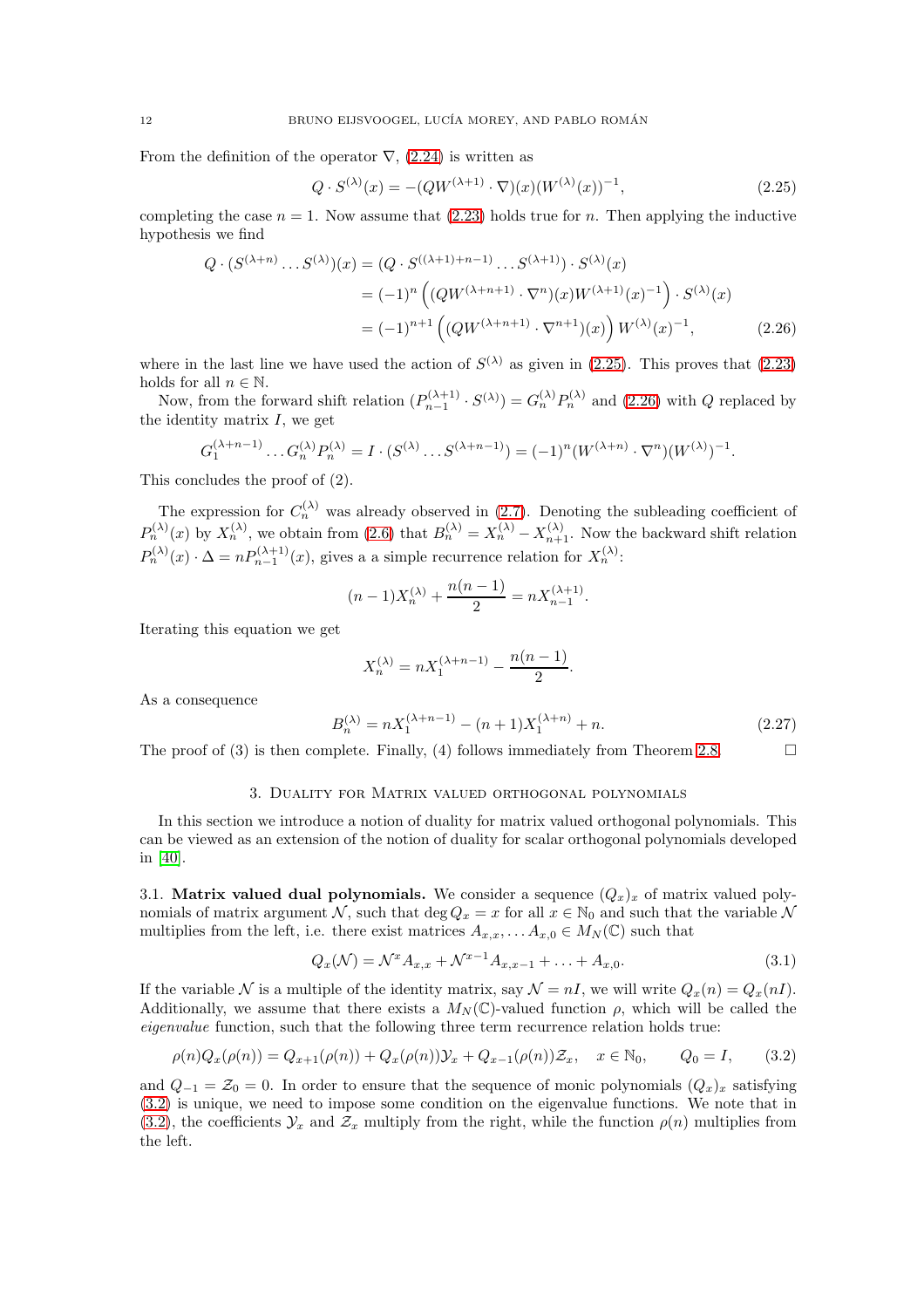From the definition of the operator $\nabla$, (2.24) is written as

$$Q \cdot S^{(\lambda)}(x) = -(QW^{(\lambda+1)} \cdot \nabla)(x)(W^{(\lambda)}(x))^{-1}, \tag{2.25}$$

completing the case $n = 1$. Now assume that (2.23) holds true for $n$. Then applying the inductive hypothesis we find

$$\begin{aligned} Q \cdot (S^{(\lambda+n)} \dots S^{(\lambda)})(x) &= (Q \cdot S^{((\lambda+1)+n-1)} \dots S^{(\lambda+1)}) \cdot S^{(\lambda)}(x) \\ &= (-1)^n \left( (QW^{(\lambda+n+1)} \cdot \nabla^n)(x) W^{(\lambda+1)}(x)^{-1} \right) \cdot S^{(\lambda)}(x) \\ &= (-1)^{n+1} \left( (QW^{(\lambda+n+1)} \cdot \nabla^{n+1})(x) \right) W^{(\lambda)}(x)^{-1}, \end{aligned} \tag{2.26}$$

where in the last line we have used the action of $S^{(\lambda)}$ as given in (2.25). This proves that (2.23) holds for all $n \in \mathbb{N}$.

Now, from the forward shift relation $(P^{(\lambda+1)}_{n-1} \cdot S^{(\lambda)}) = G^{(\lambda)}_n P^{(\lambda)}_n$ and (2.26) with $Q$ replaced by the identity matrix $I$, we get

$$G^{(\lambda+n-1)}_1 \dots G^{(\lambda)}_n P^{(\lambda)}_n = I \cdot (S^{(\lambda)} \dots S^{(\lambda+n-1)}) = (-1)^n (W^{(\lambda+n)} \cdot \nabla^n)(W^{(\lambda)})^{-1}.$$

This concludes the proof of (2).

The expression for $C^{(\lambda)}_n$ was already observed in (2.7). Denoting the subleading coefficient of $P^{(\lambda)}_n(x)$ by $X^{(\lambda)}_n$, we obtain from (2.6) that $B^{(\lambda)}_n = X^{(\lambda)}_n - X^{(\lambda)}_{n+1}$. Now the backward shift relation $P^{(\lambda)}_n(x) \cdot \Delta = nP^{(\lambda+1)}_{n-1}(x)$, gives a a simple recurrence relation for $X^{(\lambda)}_n$:

$$(n-1)X^{(\lambda)}_n + \frac{n(n-1)}{2} = nX^{(\lambda+1)}_{n-1}.$$

Iterating this equation we get

$$X^{(\lambda)}_n = nX^{(\lambda+n-1)}_1 - \frac{n(n-1)}{2}.$$

As a consequence

$$B^{(\lambda)}_n = nX^{(\lambda+n-1)}_1 - (n+1)X^{(\lambda+n)}_1 + n. \tag{2.27}$$

The proof of (3) is then complete. Finally, (4) follows immediately from Theorem 2.8. $\square$

## 3. Duality for Matrix valued orthogonal polynomials

In this section we introduce a notion of duality for matrix valued orthogonal polynomials. This can be viewed as an extension of the notion of duality for scalar orthogonal polynomials developed in [40].

**3.1. Matrix valued dual polynomials.** We consider a sequence $(Q_x)_x$ of matrix valued polynomials of matrix argument $\mathcal{N}$, such that $\deg Q_x = x$ for all $x \in \mathbb{N}_0$ and such that the variable $\mathcal{N}$ multiplies from the left, i.e. there exist matrices $A_{x,x}, \dots A_{x,0} \in M_N(\mathbb{C})$ such that

$$Q_x(\mathcal{N}) = \mathcal{N}^x A_{x,x} + \mathcal{N}^{x-1} A_{x,x-1} + \dots + A_{x,0}. \tag{3.1}$$

If the variable $\mathcal{N}$ is a multiple of the identity matrix, say $\mathcal{N} = nI$, we will write $Q_x(n) = Q_x(nI)$. Additionally, we assume that there exists a $M_N(\mathbb{C})$-valued function $\rho$, which will be called the *eigenvalue* function, such that the following three term recurrence relation holds true:

$$\rho(n)Q_x(\rho(n)) = Q_{x+1}(\rho(n)) + Q_x(\rho(n))\mathcal{Y}_x + Q_{x-1}(\rho(n))\mathcal{Z}_x, \quad x \in \mathbb{N}_0, \qquad Q_0 = I, \tag{3.2}$$

and $Q_{-1} = \mathcal{Z}_0 = 0$. In order to ensure that the sequence of monic polynomials $(Q_x)_x$ satisfying (3.2) is unique, we need to impose some condition on the eigenvalue functions. We note that in (3.2), the coefficients $\mathcal{Y}_x$ and $\mathcal{Z}_x$ multiply from the right, while the function $\rho(n)$ multiplies from the left.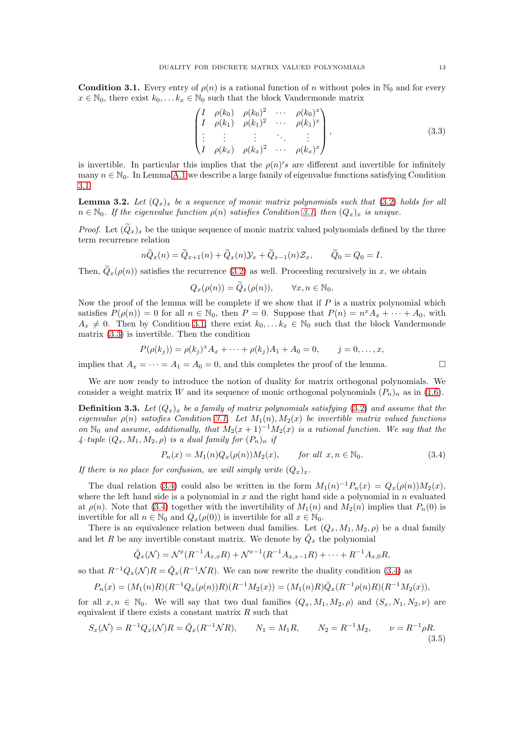**Condition 3.1.** Every entry of $\rho(n)$ is a rational function of $n$ without poles in $\mathbb{N}_0$ and for every $x \in \mathbb{N}_0$, there exist $k_0, \dots k_x \in \mathbb{N}_0$ such that the block Vandermonde matrix

$$\begin{pmatrix} I & \rho(k_0) & \rho(k_0)^2 & \cdots & \rho(k_0)^x \\ I & \rho(k_1) & \rho(k_1)^2 & \cdots & \rho(k_1)^x \\ \vdots & \vdots & \vdots & \ddots & \vdots \\ I & \rho(k_x) & \rho(k_x)^2 & \cdots & \rho(k_x)^x \end{pmatrix}, \tag{3.3}$$

is invertible. In particular this implies that the $\rho(n)'s$ are different and invertible for infinitely many $n \in \mathbb{N}_0$. In Lemma A.1 we describe a large family of eigenvalue functions satisfying Condition 3.1.

**Lemma 3.2.** *Let $(Q_x)_x$ be a sequence of monic matrix polynomials such that (3.2) holds for all $n \in \mathbb{N}_0$. If the eigenvalue function $\rho(n)$ satisfies Condition 3.1, then $(Q_x)_x$ is unique.*

*Proof.* Let $(\widetilde{Q}_x)_x$ be the unique sequence of monic matrix valued polynomials defined by the three term recurrence relation

$$n\widetilde{Q}_x(n) = \widetilde{Q}_{x+1}(n) + \widetilde{Q}_x(n)\mathcal{Y}_x + \widetilde{Q}_{x-1}(n)\mathcal{Z}_x, \qquad \widetilde{Q}_0 = Q_0 = I.$$

Then, $\widetilde{Q}_x(\rho(n))$ satisfies the recurrence (3.2) as well. Proceeding recursively in $x$, we obtain

$$Q_x(\rho(n)) = \widetilde{Q}_x(\rho(n)), \qquad \forall x, n \in \mathbb{N}_0.$$

Now the proof of the lemma will be complete if we show that if $P$ is a matrix polynomial which satisfies $P(\rho(n)) = 0$ for all $n \in \mathbb{N}_0$, then $P = 0$. Suppose that $P(n) = n^x A_x + \cdots + A_0$, with $A_x \neq 0$. Then by Condition 3.1, there exist $k_0, \dots k_x \in \mathbb{N}_0$ such that the block Vandermonde matrix (3.3) is invertible. Then the condition

$$P(\rho(k_j)) = \rho(k_j)^x A_x + \cdots + \rho(k_j)A_1 + A_0 = 0, \qquad j = 0, \dots, x,$$

implies that $A_x = \cdots = A_1 = A_0 = 0$, and this completes the proof of the lemma. $\square$

We are now ready to introduce the notion of duality for matrix orthogonal polynomials. We consider a weight matrix $W$ and its sequence of monic orthogonal polynomials $(P_n)_n$ as in (1.6).

**Definition 3.3.** *Let $(Q_x)_x$ be a family of matrix polynomials satisfying (3.2) and assume that the eigenvalue $\rho(n)$ satisfies Condition 3.1. Let $M_1(n), M_2(x)$ be invertible matrix valued functions on $\mathbb{N}_0$ and assume, additionally, that $M_2(x+1)^{-1}M_2(x)$ is a rational function. We say that the 4–tuple $(Q_x, M_1, M_2, \rho)$ is a dual family for $(P_n)_n$ if*

$$P_n(x) = M_1(n)Q_x(\rho(n))M_2(x), \qquad \textit{for all } x, n \in \mathbb{N}_0. \tag{3.4}$$

*If there is no place for confusion, we will simply write $(Q_x)_x$.*

The dual relation (3.4) could also be written in the form $M_1(n)^{-1}P_n(x) = Q_x(\rho(n))M_2(x)$, where the left hand side is a polynomial in $x$ and the right hand side a polynomial in $n$ evaluated at $\rho(n)$. Note that (3.4) together with the invertibility of $M_1(n)$ and $M_2(n)$ implies that $P_n(0)$ is invertible for all $n \in \mathbb{N}_0$ and $Q_x(\rho(0))$ is invertible for all $x \in \mathbb{N}_0$.

There is an equivalence relation between dual families. Let $(Q_x, M_1, M_2, \rho)$ be a dual family and let $R$ be any invertible constant matrix. We denote by $\check{Q}_x$ the polynomial

$$\check{Q}_x(\mathcal{N}) = \mathcal{N}^x(R^{-1}A_{x,x}R) + \mathcal{N}^{x-1}(R^{-1}A_{x,x-1}R) + \cdots + R^{-1}A_{x,0}R,$$

so that $R^{-1}Q_x(\mathcal{N})R = \check{Q}_x(R^{-1}\mathcal{N}R)$. We can now rewrite the duality condition (3.4) as

$$P_n(x) = (M_1(n)R)(R^{-1}Q_x(\rho(n))R)(R^{-1}M_2(x)) = (M_1(n)R)\check{Q}_x(R^{-1}\rho(n)R)(R^{-1}M_2(x)),$$

for all $x, n \in \mathbb{N}_0$. We will say that two dual families $(Q_x, M_1, M_2, \rho)$ and $(S_x, N_1, N_2, \nu)$ are equivalent if there exists a constant matrix $R$ such that

$$S_x(\mathcal{N}) = R^{-1}Q_x(\mathcal{N})R = \check{Q}_x(R^{-1}\mathcal{N}R), \qquad N_1 = M_1R, \qquad N_2 = R^{-1}M_2, \qquad \nu = R^{-1}\rho R. \tag{3.5}$$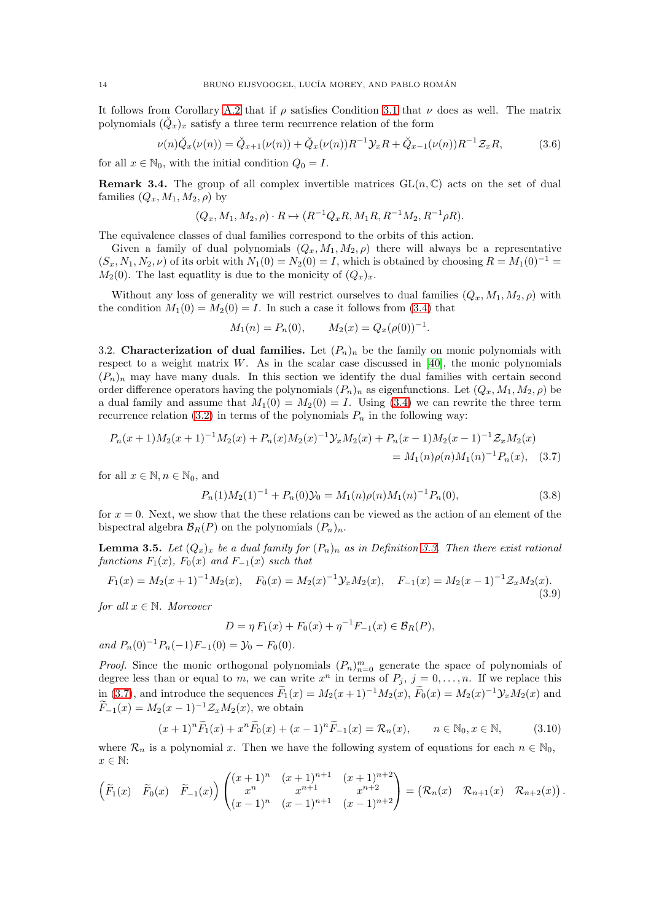It follows from Corollary A.2 that if $\rho$ satisfies Condition 3.1 that $\nu$ does as well. The matrix polynomials $(\check{Q}_x)_x$ satisfy a three term recurrence relation of the form

$$\nu(n)\check{Q}_x(\nu(n)) = \check{Q}_{x+1}(\nu(n)) + \check{Q}_x(\nu(n))R^{-1}\mathcal{Y}_x R + \check{Q}_{x-1}(\nu(n))R^{-1}\mathcal{Z}_x R, \tag{3.6}$$

for all $x \in \mathbb{N}_0$, with the initial condition $Q_0 = I$.

**Remark 3.4.** The group of all complex invertible matrices $\mathrm{GL}(n, \mathbb{C})$ acts on the set of dual families $(Q_x, M_1, M_2, \rho)$ by

$$(Q_x, M_1, M_2, \rho) \cdot R \mapsto (R^{-1}Q_x R, M_1 R, R^{-1}M_2, R^{-1}\rho R).$$

The equivalence classes of dual families correspond to the orbits of this action.

Given a family of dual polynomials $(Q_x, M_1, M_2, \rho)$ there will always be a representative $(S_x, N_1, N_2, \nu)$ of its orbit with $N_1(0) = N_2(0) = I$, which is obtained by choosing $R = M_1(0)^{-1} = M_2(0)$. The last equatlity is due to the monicity of $(Q_x)_x$.

Without any loss of generality we will restrict ourselves to dual families $(Q_x, M_1, M_2, \rho)$ with the condition $M_1(0) = M_2(0) = I$. In such a case it follows from (3.4) that

$$M_1(n) = P_n(0), \qquad M_2(x) = Q_x(\rho(0))^{-1}.$$

3.2. **Characterization of dual families.** Let $(P_n)_n$ be the family on monic polynomials with respect to a weight matrix $W$. As in the scalar case discussed in [40], the monic polynomials $(P_n)_n$ may have many duals. In this section we identify the dual families with certain second order difference operators having the polynomials $(P_n)_n$ as eigenfunctions. Let $(Q_x, M_1, M_2, \rho)$ be a dual family and assume that $M_1(0) = M_2(0) = I$. Using (3.4) we can rewrite the three term recurrence relation (3.2) in terms of the polynomials $P_n$ in the following way:

$$\begin{aligned} P_n(x+1)M_2(x+1)^{-1}M_2(x) + P_n(x)M_2(x)^{-1}\mathcal{Y}_x M_2(x) + P_n(x-1)M_2(x-1)^{-1}\mathcal{Z}_x M_2(x) \\ = M_1(n)\rho(n)M_1(n)^{-1}P_n(x), \end{aligned} \tag{3.7}$$

for all $x \in \mathbb{N}, n \in \mathbb{N}_0$, and

$$P_n(1)M_2(1)^{-1} + P_n(0)\mathcal{Y}_0 = M_1(n)\rho(n)M_1(n)^{-1}P_n(0), \tag{3.8}$$

for $x = 0$. Next, we show that the these relations can be viewed as the action of an element of the bispectral algebra $\mathcal{B}_R(P)$ on the polynomials $(P_n)_n$.

**Lemma 3.5.** *Let $(Q_x)_x$ be a dual family for $(P_n)_n$ as in Definition 3.3. Then there exist rational functions $F_1(x)$, $F_0(x)$ and $F_{-1}(x)$ such that*

$$F_1(x) = M_2(x+1)^{-1}M_2(x), \quad F_0(x) = M_2(x)^{-1}\mathcal{Y}_x M_2(x), \quad F_{-1}(x) = M_2(x-1)^{-1}\mathcal{Z}_x M_2(x). \tag{3.9}$$

*for all $x \in \mathbb{N}$. Moreover*

$$D = \eta\, F_1(x) + F_0(x) + \eta^{-1}F_{-1}(x) \in \mathcal{B}_R(P),$$

*and $P_n(0)^{-1}P_n(-1)F_{-1}(0) = \mathcal{Y}_0 - F_0(0)$.*

*Proof.* Since the monic orthogonal polynomials $(P_n)_{n=0}^m$ generate the space of polynomials of degree less than or equal to $m$, we can write $x^n$ in terms of $P_j$, $j = 0, \ldots, n$. If we replace this in (3.7), and introduce the sequences $\widetilde{F}_1(x) = M_2(x+1)^{-1}M_2(x)$, $\widetilde{F}_0(x) = M_2(x)^{-1}\mathcal{Y}_x M_2(x)$ and $\widetilde{F}_{-1}(x) = M_2(x-1)^{-1}\mathcal{Z}_x M_2(x)$, we obtain

$$(x+1)^n\widetilde{F}_1(x) + x^n\widetilde{F}_0(x) + (x-1)^n\widetilde{F}_{-1}(x) = \mathcal{R}_n(x), \qquad n \in \mathbb{N}_0, x \in \mathbb{N}, \tag{3.10}$$

where $\mathcal{R}_n$ is a polynomial $x$. Then we have the following system of equations for each $n \in \mathbb{N}_0$, $x \in \mathbb{N}$:

$$\begin{pmatrix} \widetilde{F}_1(x) & \widetilde{F}_0(x) & \widetilde{F}_{-1}(x) \end{pmatrix} \begin{pmatrix} (x+1)^n & (x+1)^{n+1} & (x+1)^{n+2} \\ x^n & x^{n+1} & x^{n+2} \\ (x-1)^n & (x-1)^{n+1} & (x-1)^{n+2} \end{pmatrix} = \begin{pmatrix} \mathcal{R}_n(x) & \mathcal{R}_{n+1}(x) & \mathcal{R}_{n+2}(x) \end{pmatrix}.$$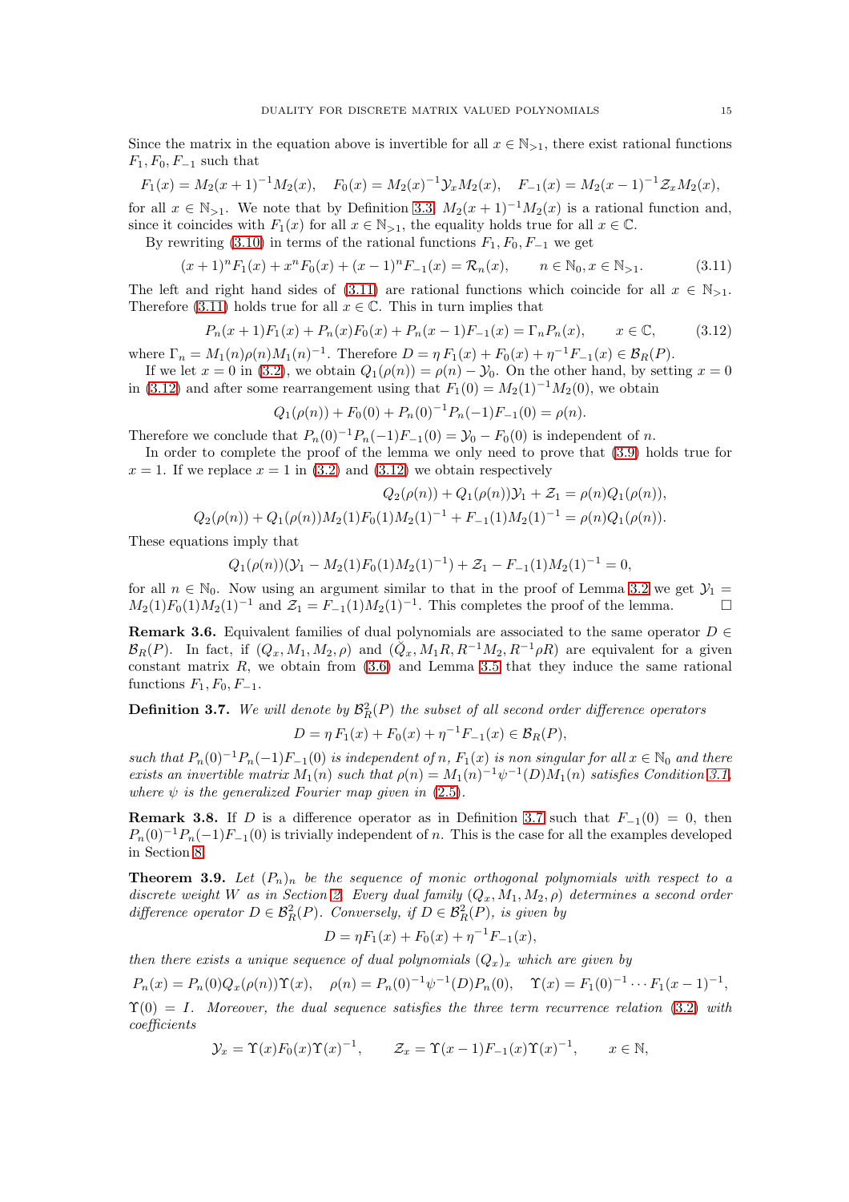Since the matrix in the equation above is invertible for all $x \in \mathbb{N}_{>1}$, there exist rational functions $F_1, F_0, F_{-1}$ such that

$$F_1(x) = M_2(x+1)^{-1}M_2(x), \quad F_0(x) = M_2(x)^{-1}\mathcal{Y}_x M_2(x), \quad F_{-1}(x) = M_2(x-1)^{-1}\mathcal{Z}_x M_2(x),$$

for all $x \in \mathbb{N}_{>1}$. We note that by Definition 3.3, $M_2(x+1)^{-1}M_2(x)$ is a rational function and, since it coincides with $F_1(x)$ for all $x \in \mathbb{N}_{>1}$, the equality holds true for all $x \in \mathbb{C}$.

By rewriting (3.10) in terms of the rational functions $F_1, F_0, F_{-1}$ we get

$$(x+1)^n F_1(x) + x^n F_0(x) + (x-1)^n F_{-1}(x) = \mathcal{R}_n(x), \qquad n \in \mathbb{N}_0, x \in \mathbb{N}_{>1}. \tag{3.11}$$

The left and right hand sides of (3.11) are rational functions which coincide for all $x \in \mathbb{N}_{>1}$. Therefore (3.11) holds true for all $x \in \mathbb{C}$. This in turn implies that

$$P_n(x+1)F_1(x) + P_n(x)F_0(x) + P_n(x-1)F_{-1}(x) = \Gamma_n P_n(x), \qquad x \in \mathbb{C}, \tag{3.12}$$

where $\Gamma_n = M_1(n)\rho(n)M_1(n)^{-1}$. Therefore $D = \eta\, F_1(x) + F_0(x) + \eta^{-1}F_{-1}(x) \in \mathcal{B}_R(P)$.

If we let $x = 0$ in (3.2), we obtain $Q_1(\rho(n)) = \rho(n) - \mathcal{Y}_0$. On the other hand, by setting $x = 0$ in (3.12) and after some rearrangement using that $F_1(0) = M_2(1)^{-1}M_2(0)$, we obtain

$$Q_1(\rho(n)) + F_0(0) + P_n(0)^{-1}P_n(-1)F_{-1}(0) = \rho(n).$$

Therefore we conclude that $P_n(0)^{-1}P_n(-1)F_{-1}(0) = \mathcal{Y}_0 - F_0(0)$ is independent of $n$.

In order to complete the proof of the lemma we only need to prove that (3.9) holds true for $x = 1$. If we replace $x = 1$ in (3.2) and (3.12) we obtain respectively

$$Q_2(\rho(n)) + Q_1(\rho(n))\mathcal{Y}_1 + \mathcal{Z}_1 = \rho(n)Q_1(\rho(n)),$$
$$Q_2(\rho(n)) + Q_1(\rho(n))M_2(1)F_0(1)M_2(1)^{-1} + F_{-1}(1)M_2(1)^{-1} = \rho(n)Q_1(\rho(n)).$$

These equations imply that

$$Q_1(\rho(n))(\mathcal{Y}_1 - M_2(1)F_0(1)M_2(1)^{-1}) + \mathcal{Z}_1 - F_{-1}(1)M_2(1)^{-1} = 0,$$

for all $n \in \mathbb{N}_0$. Now using an argument similar to that in the proof of Lemma 3.2 we get $\mathcal{Y}_1 = M_2(1)F_0(1)M_2(1)^{-1}$ and $\mathcal{Z}_1 = F_{-1}(1)M_2(1)^{-1}$. This completes the proof of the lemma. $\square$

**Remark 3.6.** Equivalent families of dual polynomials are associated to the same operator $D \in \mathcal{B}_R(P)$. In fact, if $(Q_x, M_1, M_2, \rho)$ and $(\check{Q}_x, M_1R, R^{-1}M_2, R^{-1}\rho R)$ are equivalent for a given constant matrix $R$, we obtain from (3.6) and Lemma 3.5 that they induce the same rational functions $F_1, F_0, F_{-1}$.

**Definition 3.7.** *We will denote by $\mathcal{B}^2_R(P)$ the subset of all second order difference operators*

$$D = \eta\, F_1(x) + F_0(x) + \eta^{-1}F_{-1}(x) \in \mathcal{B}_R(P),$$

*such that $P_n(0)^{-1}P_n(-1)F_{-1}(0)$ is independent of $n$, $F_1(x)$ is non singular for all $x \in \mathbb{N}_0$ and there exists an invertible matrix $M_1(n)$ such that $\rho(n) = M_1(n)^{-1}\psi^{-1}(D)M_1(n)$ satisfies Condition 3.1, where $\psi$ is the generalized Fourier map given in (2.5).*

**Remark 3.8.** If $D$ is a difference operator as in Definition 3.7 such that $F_{-1}(0) = 0$, then $P_n(0)^{-1}P_n(-1)F_{-1}(0)$ is trivially independent of $n$. This is the case for all the examples developed in Section 8.

**Theorem 3.9.** *Let $(P_n)_n$ be the sequence of monic orthogonal polynomials with respect to a discrete weight $W$ as in Section 2. Every dual family $(Q_x, M_1, M_2, \rho)$ determines a second order difference operator $D \in \mathcal{B}^2_R(P)$. Conversely, if $D \in \mathcal{B}^2_R(P)$, is given by*

$$D = \eta F_1(x) + F_0(x) + \eta^{-1}F_{-1}(x),$$

*then there exists a unique sequence of dual polynomials $(Q_x)_x$ which are given by*

$$P_n(x) = P_n(0)Q_x(\rho(n))\Upsilon(x), \quad \rho(n) = P_n(0)^{-1}\psi^{-1}(D)P_n(0), \quad \Upsilon(x) = F_1(0)^{-1}\cdots F_1(x-1)^{-1},$$

*$\Upsilon(0) = I$. Moreover, the dual sequence satisfies the three term recurrence relation (3.2) with coefficients*

$$\mathcal{Y}_x = \Upsilon(x)F_0(x)\Upsilon(x)^{-1}, \qquad \mathcal{Z}_x = \Upsilon(x-1)F_{-1}(x)\Upsilon(x)^{-1}, \qquad x \in \mathbb{N},$$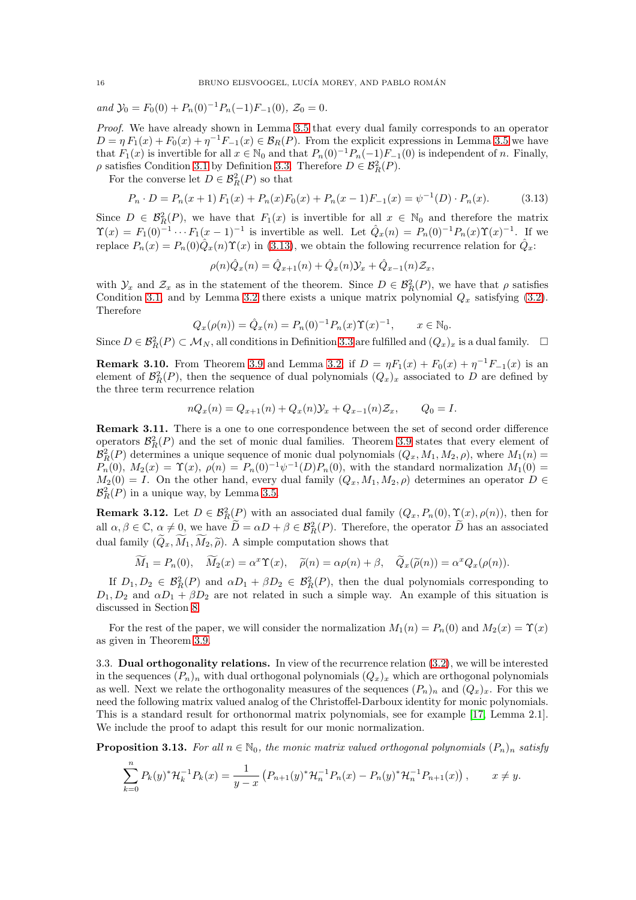*and* $\mathcal{Y}_0 = F_0(0) + P_n(0)^{-1}P_n(-1)F_{-1}(0)$, $\mathcal{Z}_0 = 0$.

*Proof.* We have already shown in Lemma 3.5 that every dual family corresponds to an operator $D = \eta F_1(x) + F_0(x) + \eta^{-1}F_{-1}(x) \in \mathcal{B}_R(P)$. From the explicit expressions in Lemma 3.5 we have that $F_1(x)$ is invertible for all $x \in \mathbb{N}_0$ and that $P_n(0)^{-1}P_n(-1)F_{-1}(0)$ is independent of $n$. Finally, $\rho$ satisfies Condition 3.1 by Definition 3.3. Therefore $D \in \mathcal{B}^2_R(P)$.

For the converse let $D \in \mathcal{B}^2_R(P)$ so that

$$P_n \cdot D = P_n(x+1)\, F_1(x) + P_n(x)F_0(x) + P_n(x-1)F_{-1}(x) = \psi^{-1}(D) \cdot P_n(x). \tag{3.13}$$

Since $D \in \mathcal{B}^2_R(P)$, we have that $F_1(x)$ is invertible for all $x \in \mathbb{N}_0$ and therefore the matrix $\Upsilon(x) = F_1(0)^{-1} \cdots F_1(x-1)^{-1}$ is invertible as well. Let $\hat{Q}_x(n) = P_n(0)^{-1}P_n(x)\Upsilon(x)^{-1}$. If we replace $P_n(x) = P_n(0)\hat{Q}_x(n)\Upsilon(x)$ in (3.13), we obtain the following recurrence relation for $\hat{Q}_x$:

$$\rho(n)\hat{Q}_x(n) = \hat{Q}_{x+1}(n) + \hat{Q}_x(n)\mathcal{Y}_x + \hat{Q}_{x-1}(n)\mathcal{Z}_x,$$

with $\mathcal{Y}_x$ and $\mathcal{Z}_x$ as in the statement of the theorem. Since $D \in \mathcal{B}^2_R(P)$, we have that $\rho$ satisfies Condition 3.1, and by Lemma 3.2 there exists a unique matrix polynomial $Q_x$ satisfying (3.2). Therefore

$$Q_x(\rho(n)) = \hat{Q}_x(n) = P_n(0)^{-1}P_n(x)\Upsilon(x)^{-1}, \qquad x \in \mathbb{N}_0.$$

Since $D \in \mathcal{B}^2_R(P) \subset \mathcal{M}_N$, all conditions in Definition 3.3 are fulfilled and $(Q_x)_x$ is a dual family. $\square$

**Remark 3.10.** From Theorem 3.9 and Lemma 3.2, if $D = \eta F_1(x) + F_0(x) + \eta^{-1}F_{-1}(x)$ is an element of $\mathcal{B}^2_R(P)$, then the sequence of dual polynomials $(Q_x)_x$ associated to $D$ are defined by the three term recurrence relation

$$nQ_x(n) = Q_{x+1}(n) + Q_x(n)\mathcal{Y}_x + Q_{x-1}(n)\mathcal{Z}_x, \qquad Q_0 = I.$$

**Remark 3.11.** There is a one to one correspondence between the set of second order difference operators $\mathcal{B}^2_R(P)$ and the set of monic dual families. Theorem 3.9 states that every element of $\mathcal{B}^2_R(P)$ determines a unique sequence of monic dual polynomials $(Q_x, M_1, M_2, \rho)$, where $M_1(n) = P_n(0)$, $M_2(x) = \Upsilon(x)$, $\rho(n) = P_n(0)^{-1}\psi^{-1}(D)P_n(0)$, with the standard normalization $M_1(0) = M_2(0) = I$. On the other hand, every dual family $(Q_x, M_1, M_2, \rho)$ determines an operator $D \in \mathcal{B}^2_R(P)$ in a unique way, by Lemma 3.5.

**Remark 3.12.** Let $D \in \mathcal{B}^2_R(P)$ with an associated dual family $(Q_x, P_n(0), \Upsilon(x), \rho(n))$, then for all $\alpha, \beta \in \mathbb{C}$, $\alpha \neq 0$, we have $\widetilde{D} = \alpha D + \beta \in \mathcal{B}^2_R(P)$. Therefore, the operator $\widetilde{D}$ has an associated dual family $(\widetilde{Q}_x, \widetilde{M}_1, \widetilde{M}_2, \widetilde{\rho})$. A simple computation shows that

$$\widetilde{M}_1 = P_n(0), \quad \widetilde{M}_2(x) = \alpha^x \Upsilon(x), \quad \widetilde{\rho}(n) = \alpha\rho(n) + \beta, \quad \widetilde{Q}_x(\widetilde{\rho}(n)) = \alpha^x Q_x(\rho(n)).$$

If $D_1, D_2 \in \mathcal{B}^2_R(P)$ and $\alpha D_1 + \beta D_2 \in \mathcal{B}^2_R(P)$, then the dual polynomials corresponding to $D_1, D_2$ and $\alpha D_1 + \beta D_2$ are not related in such a simple way. An example of this situation is discussed in Section 8.

For the rest of the paper, we will consider the normalization $M_1(n) = P_n(0)$ and $M_2(x) = \Upsilon(x)$ as given in Theorem 3.9.

3.3. **Dual orthogonality relations.** In view of the recurrence relation (3.2), we will be interested in the sequences $(P_n)_n$ with dual polynomials $(Q_x)_x$ which are orthogonal polynomials as well. Next we relate the orthogonality measures of the sequences $(P_n)_n$ and $(Q_x)_x$. For this we need the following matrix valued analog of the Christoffel-Darboux identity for monic polynomials. This is a standard result for orthonormal matrix polynomials, see for example [17, Lemma 2.1]. We include the proof to adapt this result for our monic normalization.

**Proposition 3.13.** *For all* $n \in \mathbb{N}_0$*, the monic matrix valued orthogonal polynomials* $(P_n)_n$ *satisfy*

$$\sum_{k=0}^{n} P_k(y)^* \mathcal{H}_k^{-1} P_k(x) = \frac{1}{y-x}\left(P_{n+1}(y)^* \mathcal{H}_n^{-1} P_n(x) - P_n(y)^* \mathcal{H}_n^{-1} P_{n+1}(x)\right), \qquad x \neq y.$$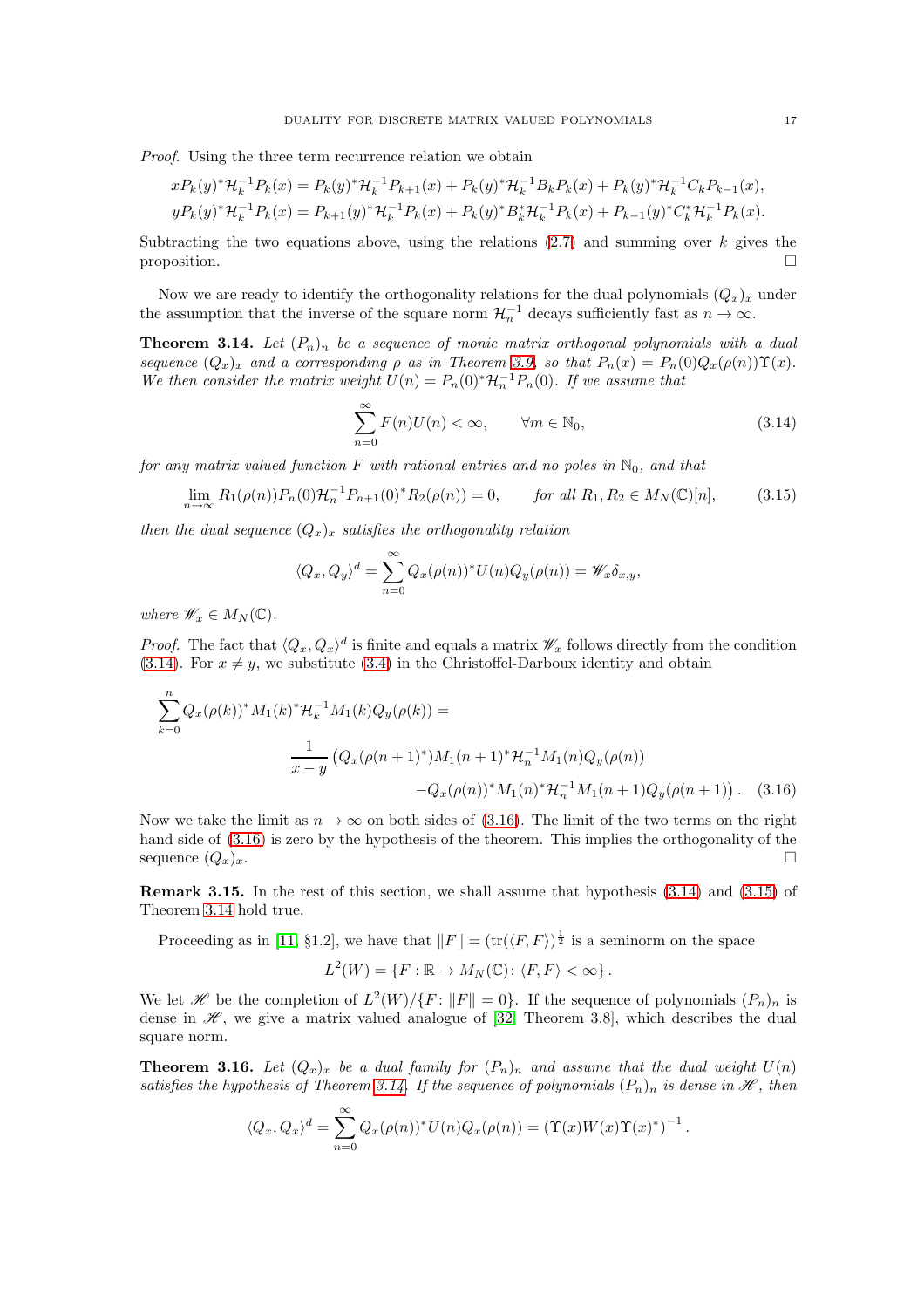*Proof.* Using the three term recurrence relation we obtain

$$xP_k(y)^*\mathcal{H}_k^{-1}P_k(x) = P_k(y)^*\mathcal{H}_k^{-1}P_{k+1}(x) + P_k(y)^*\mathcal{H}_k^{-1}B_kP_k(x) + P_k(y)^*\mathcal{H}_k^{-1}C_kP_{k-1}(x),$$
$$yP_k(y)^*\mathcal{H}_k^{-1}P_k(x) = P_{k+1}(y)^*\mathcal{H}_k^{-1}P_k(x) + P_k(y)^*B_k^*\mathcal{H}_k^{-1}P_k(x) + P_{k-1}(y)^*C_k^*\mathcal{H}_k^{-1}P_k(x).$$

Subtracting the two equations above, using the relations (2.7) and summing over $k$ gives the proposition. □

Now we are ready to identify the orthogonality relations for the dual polynomials $(Q_x)_x$ under the assumption that the inverse of the square norm $\mathcal{H}_n^{-1}$ decays sufficiently fast as $n \to \infty$.

**Theorem 3.14.** *Let $(P_n)_n$ be a sequence of monic matrix orthogonal polynomials with a dual sequence $(Q_x)_x$ and a corresponding $\rho$ as in Theorem 3.9, so that $P_n(x) = P_n(0)Q_x(\rho(n))\Upsilon(x)$. We then consider the matrix weight $U(n) = P_n(0)^*\mathcal{H}_n^{-1}P_n(0)$. If we assume that*

$$\sum_{n=0}^{\infty} F(n)U(n) < \infty, \qquad \forall m \in \mathbb{N}_0, \tag{3.14}$$

*for any matrix valued function $F$ with rational entries and no poles in $\mathbb{N}_0$, and that*

$$\lim_{n\to\infty} R_1(\rho(n))P_n(0)\mathcal{H}_n^{-1}P_{n+1}(0)^*R_2(\rho(n)) = 0, \qquad \text{for all } R_1, R_2 \in M_N(\mathbb{C})[n], \tag{3.15}$$

*then the dual sequence $(Q_x)_x$ satisfies the orthogonality relation*

$$\langle Q_x, Q_y\rangle^d = \sum_{n=0}^{\infty} Q_x(\rho(n))^*U(n)Q_y(\rho(n)) = \mathscr{W}_x\delta_{x,y},$$

*where $\mathscr{W}_x \in M_N(\mathbb{C})$.*

*Proof.* The fact that $\langle Q_x, Q_x\rangle^d$ is finite and equals a matrix $\mathscr{W}_x$ follows directly from the condition (3.14). For $x \neq y$, we substitute (3.4) in the Christoffel-Darboux identity and obtain

$$\begin{aligned}\sum_{k=0}^{n} Q_x(\rho(k))^*M_1(k)^*\mathcal{H}_k^{-1}M_1(k)Q_y(\rho(k)) = \\ \frac{1}{x-y}\big(Q_x(\rho(n+1)^*)M_1(n+1)^*\mathcal{H}_n^{-1}M_1(n)Q_y(\rho(n)) \\ -Q_x(\rho(n))^*M_1(n)^*\mathcal{H}_n^{-1}M_1(n+1)Q_y(\rho(n+1))\big).\end{aligned} \tag{3.16}$$

Now we take the limit as $n \to \infty$ on both sides of (3.16). The limit of the two terms on the right hand side of (3.16) is zero by the hypothesis of the theorem. This implies the orthogonality of the sequence $(Q_x)_x$. □

**Remark 3.15.** In the rest of this section, we shall assume that hypothesis (3.14) and (3.15) of Theorem 3.14 hold true.

Proceeding as in [11, §1.2], we have that $\|F\| = (\mathrm{tr}(\langle F, F\rangle)^{\frac{1}{2}}$ is a seminorm on the space

$$L^2(W) = \{F : \mathbb{R} \to M_N(\mathbb{C}) \colon \langle F, F\rangle < \infty\}.$$

We let $\mathscr{H}$ be the completion of $L^2(W)/\{F \colon \|F\| = 0\}$. If the sequence of polynomials $(P_n)_n$ is dense in $\mathscr{H}$, we give a matrix valued analogue of [32, Theorem 3.8], which describes the dual square norm.

**Theorem 3.16.** *Let $(Q_x)_x$ be a dual family for $(P_n)_n$ and assume that the dual weight $U(n)$ satisfies the hypothesis of Theorem 3.14. If the sequence of polynomials $(P_n)_n$ is dense in $\mathscr{H}$, then*

$$\langle Q_x, Q_x\rangle^d = \sum_{n=0}^{\infty} Q_x(\rho(n))^*U(n)Q_x(\rho(n)) = \left(\Upsilon(x)W(x)\Upsilon(x)^*\right)^{-1}.$$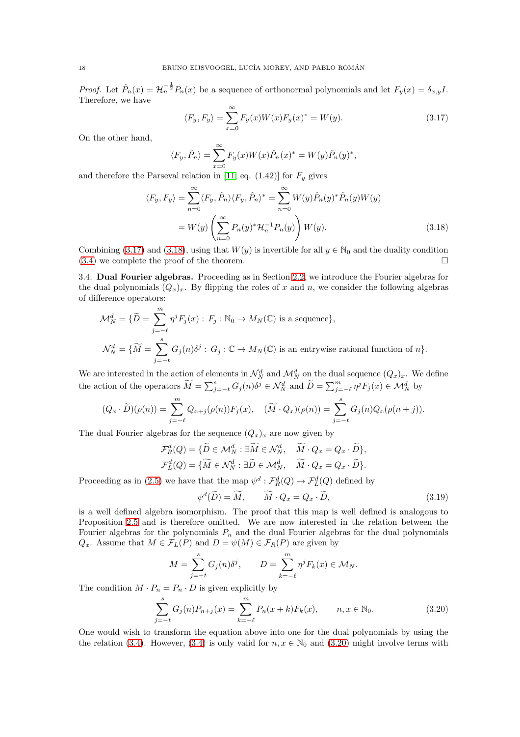*Proof.* Let $\hat{P}_n(x) = \mathcal{H}_n^{-\frac{1}{2}} P_n(x)$ be a sequence of orthonormal polynomials and let $F_y(x) = \delta_{x,y} I$. Therefore, we have

$$\langle F_y, F_y \rangle = \sum_{x=0}^{\infty} F_y(x) W(x) F_y(x)^* = W(y). \tag{3.17}$$

On the other hand,

$$\langle F_y, \hat{P}_n \rangle = \sum_{x=0}^{\infty} F_y(x) W(x) \hat{P}_n(x)^* = W(y) \hat{P}_n(y)^*,$$

and therefore the Parseval relation in [11, eq. (1.42)] for $F_y$ gives

$$\begin{aligned}
\langle F_y, F_y \rangle &= \sum_{n=0}^{\infty} \langle F_y, \hat{P}_n \rangle \langle F_y, \hat{P}_n \rangle^* = \sum_{n=0}^{\infty} W(y) \hat{P}_n(y)^* \hat{P}_n(y) W(y) \\
&= W(y) \left( \sum_{n=0}^{\infty} P_n(y)^* \mathcal{H}_n^{-1} P_n(y) \right) W(y).
\end{aligned} \tag{3.18}$$

Combining (3.17) and (3.18), using that $W(y)$ is invertible for all $y \in \mathbb{N}_0$ and the duality condition (3.4) we complete the proof of the theorem. $\square$

3.4. **Dual Fourier algebras.** Proceeding as in Section 2.2, we introduce the Fourier algebras for the dual polynomials $(Q_x)_x$. By flipping the roles of $x$ and $n$, we consider the following algebras of difference operators:

$$\mathcal{M}_N^d = \{\widetilde{D} = \sum_{j=-\ell}^{m} \eta^j F_j(x) : \; F_j : \mathbb{N}_0 \to M_N(\mathbb{C}) \text{ is a sequence}\},$$

$$\mathcal{N}_N^d = \{\widetilde{M} = \sum_{j=-t}^{s} G_j(n) \delta^j : \; G_j : \mathbb{C} \to M_N(\mathbb{C}) \text{ is an entrywise rational function of } n\}.$$

We are interested in the action of elements in $\mathcal{N}_N^d$ and $\mathcal{M}_N^d$ on the dual sequence $(Q_x)_x$. We define the action of the operators $\widetilde{M} = \sum_{j=-t}^{s} G_j(n) \delta^j \in \mathcal{N}_N^d$ and $\widetilde{D} = \sum_{j=-\ell}^{m} \eta^j F_j(x) \in \mathcal{M}_N^d$ by

$$(Q_x \cdot \widetilde{D})(\rho(n)) = \sum_{j=-\ell}^{m} Q_{x+j}(\rho(n)) F_j(x), \quad (\widetilde{M} \cdot Q_x)(\rho(n)) = \sum_{j=-t}^{s} G_j(n) Q_x(\rho(n+j)).$$

The dual Fourier algebras for the sequence $(Q_x)_x$ are now given by

$$\mathcal{F}_R^d(Q) = \{\widetilde{D} \in \mathcal{M}_N^d : \exists \widetilde{M} \in \mathcal{N}_N^d, \quad \widetilde{M} \cdot Q_x = Q_x \cdot \widetilde{D}\},$$
$$\mathcal{F}_L^d(Q) = \{\widetilde{M} \in \mathcal{N}_N^d : \exists \widetilde{D} \in \mathcal{M}_N^d, \quad \widetilde{M} \cdot Q_x = Q_x \cdot \widetilde{D}\}.$$

Proceeding as in (2.5) we have that the map $\psi^d : \mathcal{F}_R^d(Q) \to \mathcal{F}_L^d(Q)$ defined by

$$\psi^d(\widetilde{D}) = \widetilde{M}, \qquad \widetilde{M} \cdot Q_x = Q_x \cdot \widetilde{D}, \tag{3.19}$$

is a well defined algebra isomorphism. The proof that this map is well defined is analogous to Proposition 2.5 and is therefore omitted. We are now interested in the relation between the Fourier algebras for the polynomials $P_n$ and the dual Fourier algebras for the dual polynomials $Q_x$. Assume that $M \in \mathcal{F}_L(P)$ and $D = \psi(M) \in \mathcal{F}_R(P)$ are given by

$$M = \sum_{j=-t}^{s} G_j(n) \delta^j, \qquad D = \sum_{k=-\ell}^{m} \eta^j F_k(x) \in \mathcal{M}_N.$$

The condition $M \cdot P_n = P_n \cdot D$ is given explicitly by

$$\sum_{j=-t}^{s} G_j(n) P_{n+j}(x) = \sum_{k=-\ell}^{m} P_n(x+k) F_k(x), \qquad n, x \in \mathbb{N}_0. \tag{3.20}$$

One would wish to transform the equation above into one for the dual polynomials by using the the relation (3.4). However, (3.4) is only valid for $n, x \in \mathbb{N}_0$ and (3.20) might involve terms with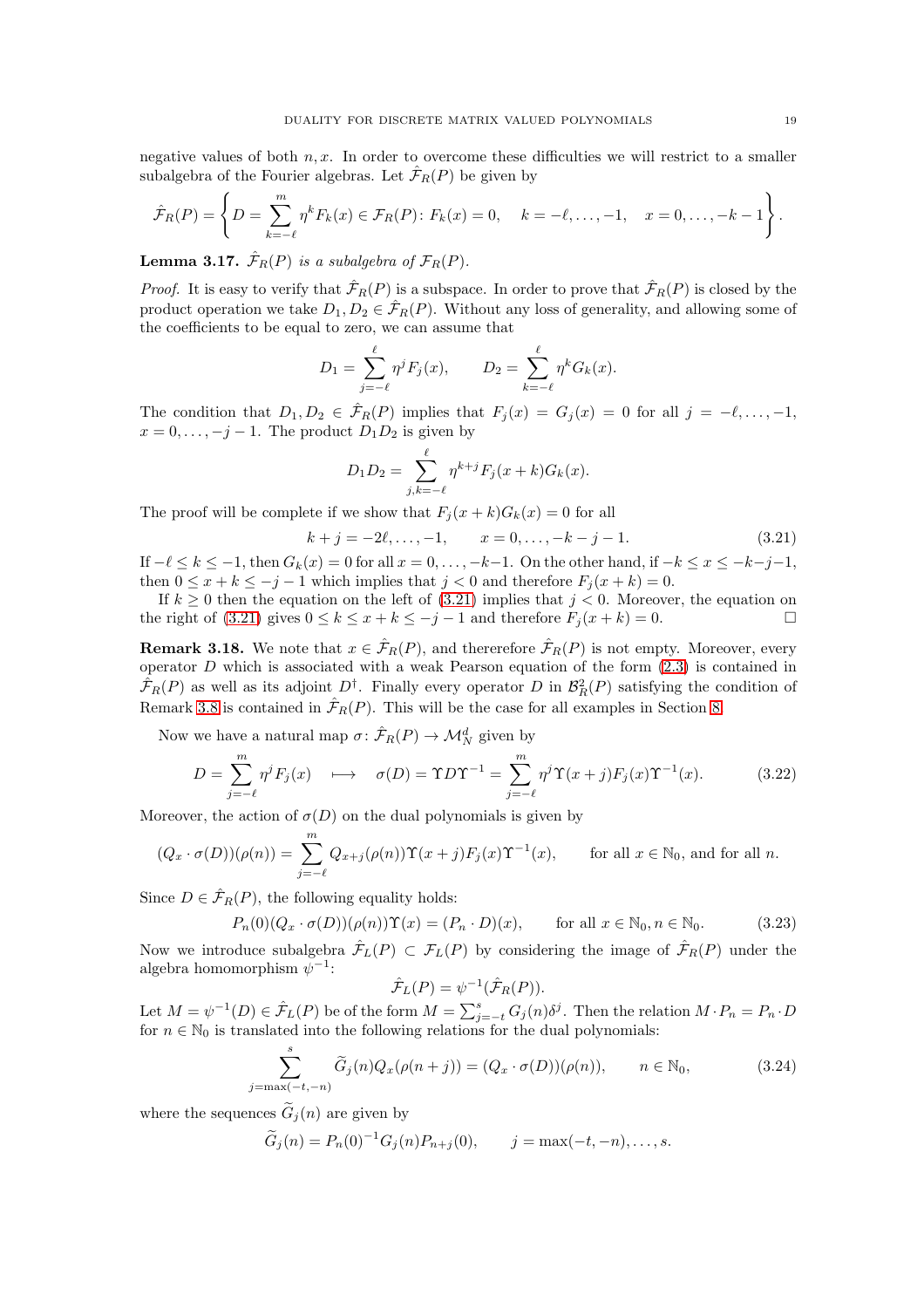negative values of both $n, x$. In order to overcome these difficulties we will restrict to a smaller subalgebra of the Fourier algebras. Let $\hat{\mathcal{F}}_R(P)$ be given by

$$\hat{\mathcal{F}}_R(P) = \left\{ D = \sum_{k=-\ell}^{m} \eta^k F_k(x) \in \mathcal{F}_R(P) \colon F_k(x) = 0, \quad k = -\ell, \dots, -1, \quad x = 0, \dots, -k-1 \right\}.$$

**Lemma 3.17.** *$\hat{\mathcal{F}}_R(P)$ is a subalgebra of $\mathcal{F}_R(P)$.*

*Proof.* It is easy to verify that $\hat{\mathcal{F}}_R(P)$ is a subspace. In order to prove that $\hat{\mathcal{F}}_R(P)$ is closed by the product operation we take $D_1, D_2 \in \hat{\mathcal{F}}_R(P)$. Without any loss of generality, and allowing some of the coefficients to be equal to zero, we can assume that

$$D_1 = \sum_{j=-\ell}^{\ell} \eta^j F_j(x), \qquad D_2 = \sum_{k=-\ell}^{\ell} \eta^k G_k(x).$$

The condition that $D_1, D_2 \in \hat{\mathcal{F}}_R(P)$ implies that $F_j(x) = G_j(x) = 0$ for all $j = -\ell, \dots, -1$, $x = 0, \dots, -j-1$. The product $D_1 D_2$ is given by

$$D_1 D_2 = \sum_{j,k=-\ell}^{\ell} \eta^{k+j} F_j(x+k) G_k(x).$$

The proof will be complete if we show that $F_j(x+k)G_k(x) = 0$ for all

$$k + j = -2\ell, \dots, -1, \qquad x = 0, \dots, -k-j-1. \tag{3.21}$$

If $-\ell \leq k \leq -1$, then $G_k(x) = 0$ for all $x = 0, \dots, -k-1$. On the other hand, if $-k \leq x \leq -k-j-1$, then $0 \leq x+k \leq -j-1$ which implies that $j < 0$ and therefore $F_j(x+k) = 0$.

If $k \geq 0$ then the equation on the left of (3.21) implies that $j < 0$. Moreover, the equation on the right of (3.21) gives $0 \leq k \leq x+k \leq -j-1$ and therefore $F_j(x+k) = 0$. $\square$

**Remark 3.18.** We note that $x \in \hat{\mathcal{F}}_R(P)$, and thererefore $\hat{\mathcal{F}}_R(P)$ is not empty. Moreover, every operator $D$ which is associated with a weak Pearson equation of the form (2.3) is contained in $\hat{\mathcal{F}}_R(P)$ as well as its adjoint $D^\dagger$. Finally every operator $D$ in $\mathcal{B}^2_R(P)$ satisfying the condition of Remark 3.8 is contained in $\hat{\mathcal{F}}_R(P)$. This will be the case for all examples in Section 8.

Now we have a natural map $\sigma \colon \hat{\mathcal{F}}_R(P) \to \mathcal{M}^d_N$ given by

$$D = \sum_{j=-\ell}^{m} \eta^j F_j(x) \quad \longmapsto \quad \sigma(D) = \Upsilon D \Upsilon^{-1} = \sum_{j=-\ell}^{m} \eta^j \Upsilon(x+j) F_j(x) \Upsilon^{-1}(x). \tag{3.22}$$

Moreover, the action of $\sigma(D)$ on the dual polynomials is given by

$$(Q_x \cdot \sigma(D))(\rho(n)) = \sum_{j=-\ell}^{m} Q_{x+j}(\rho(n)) \Upsilon(x+j) F_j(x) \Upsilon^{-1}(x), \qquad \text{for all } x \in \mathbb{N}_0, \text{ and for all } n.$$

Since $D \in \hat{\mathcal{F}}_R(P)$, the following equality holds:

$$P_n(0)(Q_x \cdot \sigma(D))(\rho(n)) \Upsilon(x) = (P_n \cdot D)(x), \qquad \text{for all } x \in \mathbb{N}_0, n \in \mathbb{N}_0. \tag{3.23}$$

Now we introduce subalgebra $\hat{\mathcal{F}}_L(P) \subset \mathcal{F}_L(P)$ by considering the image of $\hat{\mathcal{F}}_R(P)$ under the algebra homomorphism $\psi^{-1}$:

$$\hat{\mathcal{F}}_L(P) = \psi^{-1}(\hat{\mathcal{F}}_R(P)).$$

Let $M = \psi^{-1}(D) \in \hat{\mathcal{F}}_L(P)$ be of the form $M = \sum_{j=-t}^{s} G_j(n) \delta^j$. Then the relation $M \cdot P_n = P_n \cdot D$ for $n \in \mathbb{N}_0$ is translated into the following relations for the dual polynomials:

$$\sum_{j=\max(-t,-n)}^{s} \widetilde{G}_j(n) Q_x(\rho(n+j)) = (Q_x \cdot \sigma(D))(\rho(n)), \qquad n \in \mathbb{N}_0, \tag{3.24}$$

where the sequences $\widetilde{G}_j(n)$ are given by

$$\widetilde{G}_j(n) = P_n(0)^{-1} G_j(n) P_{n+j}(0), \qquad j = \max(-t, -n), \dots, s.$$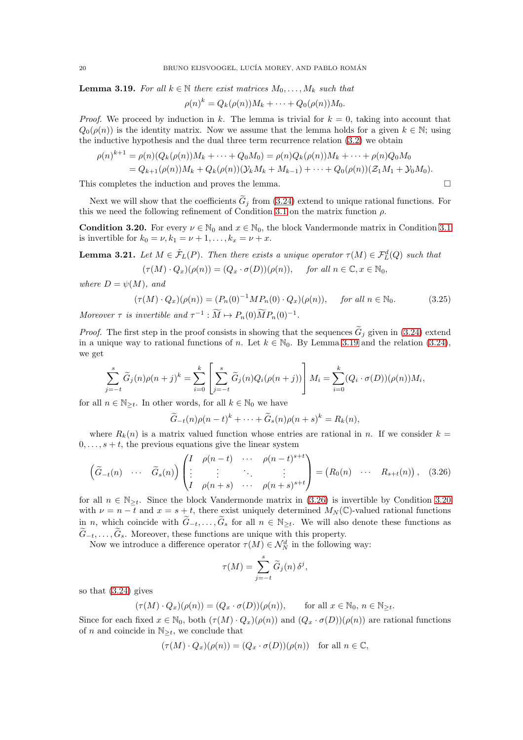**Lemma 3.19.** *For all $k \in \mathbb{N}$ there exist matrices $M_0, \dots, M_k$ such that*

$$\rho(n)^k = Q_k(\rho(n)) M_k + \cdots + Q_0(\rho(n)) M_0.$$

*Proof.* We proceed by induction in $k$. The lemma is trivial for $k = 0$, taking into account that $Q_0(\rho(n))$ is the identity matrix. Now we assume that the lemma holds for a given $k \in \mathbb{N}$; using the inductive hypothesis and the dual three term recurrence relation (3.2) we obtain

$$\begin{aligned}
\rho(n)^{k+1} &= \rho(n)(Q_k(\rho(n))M_k + \cdots + Q_0 M_0) = \rho(n) Q_k(\rho(n)) M_k + \cdots + \rho(n) Q_0 M_0 \\
&= Q_{k+1}(\rho(n)) M_k + Q_k(\rho(n))(\mathcal{Y}_k M_k + M_{k-1}) + \cdots + Q_0(\rho(n))(\mathcal{Z}_1 M_1 + \mathcal{Y}_0 M_0).
\end{aligned}$$

This completes the induction and proves the lemma. $\square$

Next we will show that the coefficients $\widetilde{G}_j$ from (3.24) extend to unique rational functions. For this we need the following refinement of Condition 3.1 on the matrix function $\rho$.

**Condition 3.20.** For every $\nu \in \mathbb{N}_0$ and $x \in \mathbb{N}_0$, the block Vandermonde matrix in Condition 3.1 is invertible for $k_0 = \nu, k_1 = \nu + 1, \dots, k_x = \nu + x$.

**Lemma 3.21.** *Let $M \in \hat{\mathcal{F}}_L(P)$. Then there exists a unique operator $\tau(M) \in \mathcal{F}_L^d(Q)$ such that*

$$(\tau(M) \cdot Q_x)(\rho(n)) = (Q_x \cdot \sigma(D))(\rho(n)), \qquad \text{for all } n \in \mathbb{C}, x \in \mathbb{N}_0,$$

*where $D = \psi(M)$, and*

$$(\tau(M) \cdot Q_x)(\rho(n)) = (P_n(0)^{-1} M P_n(0) \cdot Q_x)(\rho(n)), \qquad \text{for all } n \in \mathbb{N}_0. \tag{3.25}$$

*Moreover $\tau$ is invertible and $\tau^{-1} : \widetilde{M} \mapsto P_n(0) \widetilde{M} P_n(0)^{-1}$.*

*Proof.* The first step in the proof consists in showing that the sequences $\widetilde{G}_j$ given in (3.24) extend in a unique way to rational functions of $n$. Let $k \in \mathbb{N}_0$. By Lemma 3.19 and the relation (3.24), we get

$$\sum_{j=-t}^{s} \widetilde{G}_j(n) \rho(n+j)^k = \sum_{i=0}^{k} \left[ \sum_{j=-t}^{s} \widetilde{G}_j(n) Q_i(\rho(n+j)) \right] M_i = \sum_{i=0}^{k} (Q_i \cdot \sigma(D))(\rho(n)) M_i,$$

for all $n \in \mathbb{N}_{\geq t}$. In other words, for all $k \in \mathbb{N}_0$ we have

$$\widetilde{G}_{-t}(n) \rho(n-t)^k + \cdots + \widetilde{G}_s(n) \rho(n+s)^k = R_k(n),$$

where $R_k(n)$ is a matrix valued function whose entries are rational in $n$. If we consider $k = 0, \dots, s+t$, the previous equations give the linear system

$$\begin{pmatrix} \widetilde{G}_{-t}(n) & \cdots & \widetilde{G}_s(n) \end{pmatrix} \begin{pmatrix} I & \rho(n-t) & \cdots & \rho(n-t)^{s+t} \\ \vdots & \vdots & \ddots & \vdots \\ I & \rho(n+s) & \cdots & \rho(n+s)^{s+t} \end{pmatrix} = \begin{pmatrix} R_0(n) & \cdots & R_{s+t}(n) \end{pmatrix}, \tag{3.26}$$

for all $n \in \mathbb{N}_{\geq t}$. Since the block Vandermonde matrix in (3.26) is invertible by Condition 3.20 with $\nu = n - t$ and $x = s + t$, there exist uniquely determined $M_N(\mathbb{C})$-valued rational functions in $n$, which coincide with $\widetilde{G}_{-t}, \dots, \widetilde{G}_s$ for all $n \in \mathbb{N}_{\geq t}$. We will also denote these functions as $\widetilde{G}_{-t}, \dots, \widetilde{G}_s$. Moreover, these functions are unique with this property.

Now we introduce a difference operator $\tau(M) \in \mathcal{N}_N^d$ in the following way:

$$\tau(M) = \sum_{j=-t}^{s} \widetilde{G}_j(n) \, \delta^j,$$

so that (3.24) gives

$$(\tau(M) \cdot Q_x)(\rho(n)) = (Q_x \cdot \sigma(D))(\rho(n)), \qquad \text{for all } x \in \mathbb{N}_0, \, n \in \mathbb{N}_{\geq t}.$$

Since for each fixed $x \in \mathbb{N}_0$, both $(\tau(M) \cdot Q_x)(\rho(n))$ and $(Q_x \cdot \sigma(D))(\rho(n))$ are rational functions of $n$ and coincide in $\mathbb{N}_{\geq t}$, we conclude that

$$(\tau(M) \cdot Q_x)(\rho(n)) = (Q_x \cdot \sigma(D))(\rho(n)) \quad \text{for all } n \in \mathbb{C},$$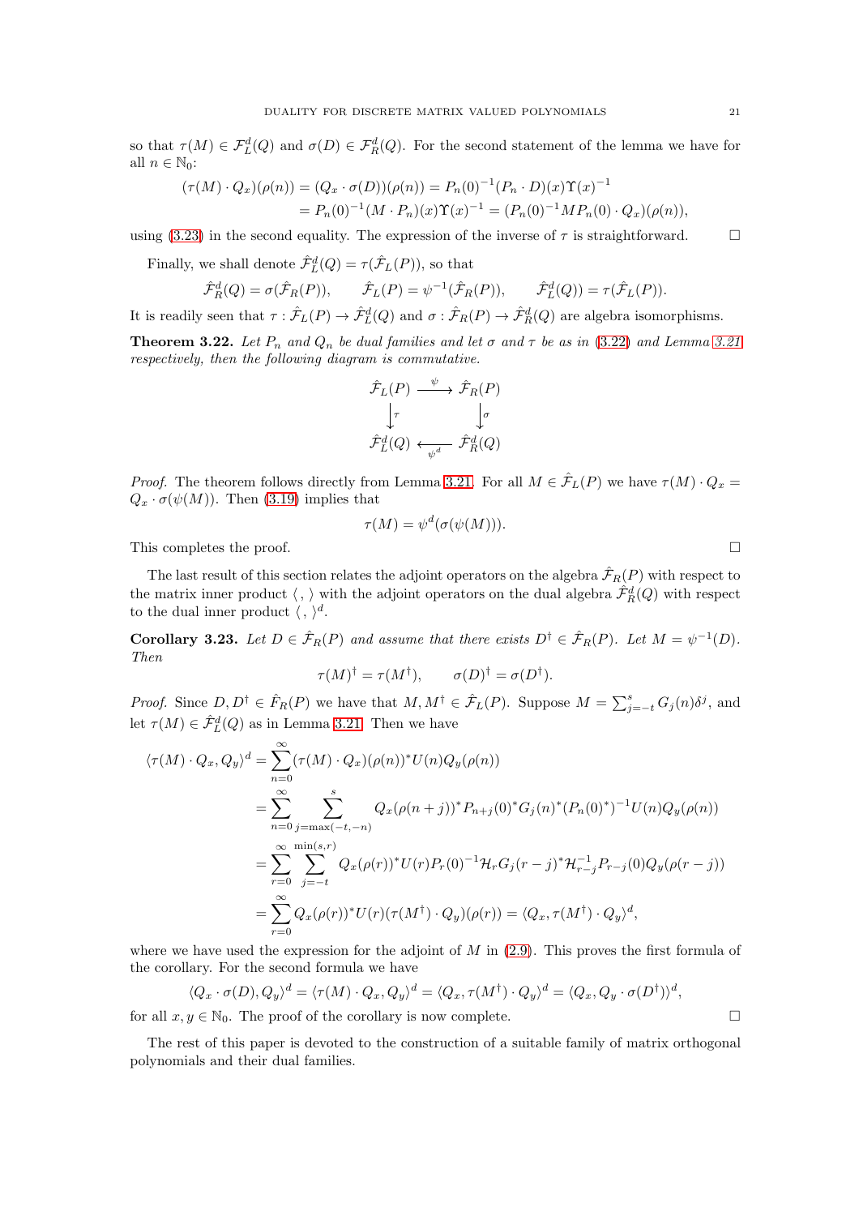so that $\tau(M) \in \mathcal{F}_L^d(Q)$ and $\sigma(D) \in \mathcal{F}_R^d(Q)$. For the second statement of the lemma we have for all $n \in \mathbb{N}_0$:

$$
\begin{aligned}
(\tau(M) \cdot Q_x)(\rho(n)) = (Q_x \cdot \sigma(D))(\rho(n)) &= P_n(0)^{-1}(P_n \cdot D)(x)\Upsilon(x)^{-1} \\
&= P_n(0)^{-1}(M \cdot P_n)(x)\Upsilon(x)^{-1} = (P_n(0)^{-1} M P_n(0) \cdot Q_x)(\rho(n)),
\end{aligned}
$$

using (3.23) in the second equality. The expression of the inverse of $\tau$ is straightforward. $\square$

Finally, we shall denote $\hat{\mathcal{F}}_L^d(Q) = \tau(\hat{\mathcal{F}}_L(P))$, so that

$$
\hat{\mathcal{F}}_R^d(Q) = \sigma(\hat{\mathcal{F}}_R(P)), \qquad \hat{\mathcal{F}}_L(P) = \psi^{-1}(\hat{\mathcal{F}}_R(P)), \qquad \hat{\mathcal{F}}_L^d(Q)) = \tau(\hat{\mathcal{F}}_L(P)).
$$

It is readily seen that $\tau : \hat{\mathcal{F}}_L(P) \to \hat{\mathcal{F}}_L^d(Q)$ and $\sigma : \hat{\mathcal{F}}_R(P) \to \hat{\mathcal{F}}_R^d(Q)$ are algebra isomorphisms.

**Theorem 3.22.** *Let $P_n$ and $Q_n$ be dual families and let $\sigma$ and $\tau$ be as in (3.22) and Lemma 3.21 respectively, then the following diagram is commutative.*

$$
\begin{array}{ccc}
\hat{\mathcal{F}}_L(P) & \xrightarrow{\ \psi\ } & \hat{\mathcal{F}}_R(P) \\
\Big\downarrow \tau & & \Big\downarrow \sigma \\
\hat{\mathcal{F}}_L^d(Q) & \xleftarrow[\ \psi^d\ ]{} & \hat{\mathcal{F}}_R^d(Q)
\end{array}
$$

*Proof.* The theorem follows directly from Lemma 3.21. For all $M \in \hat{\mathcal{F}}_L(P)$ we have $\tau(M) \cdot Q_x = Q_x \cdot \sigma(\psi(M))$. Then (3.19) implies that

$$
\tau(M) = \psi^d(\sigma(\psi(M))).
$$

This completes the proof. $\square$

The last result of this section relates the adjoint operators on the algebra $\hat{\mathcal{F}}_R(P)$ with respect to the matrix inner product $\langle\, , \rangle$ with the adjoint operators on the dual algebra $\hat{\mathcal{F}}_R^d(Q)$ with respect to the dual inner product $\langle\, , \rangle^d$.

**Corollary 3.23.** *Let $D \in \hat{\mathcal{F}}_R(P)$ and assume that there exists $D^\dagger \in \hat{\mathcal{F}}_R(P)$. Let $M = \psi^{-1}(D)$. Then*

$$
\tau(M)^\dagger = \tau(M^\dagger), \qquad \sigma(D)^\dagger = \sigma(D^\dagger).
$$

*Proof.* Since $D, D^\dagger \in \hat{F}_R(P)$ we have that $M, M^\dagger \in \hat{\mathcal{F}}_L(P)$. Suppose $M = \sum_{j=-t}^{s} G_j(n)\delta^j$, and let $\tau(M) \in \hat{\mathcal{F}}_L^d(Q)$ as in Lemma 3.21. Then we have

$$
\begin{aligned}
\langle \tau(M) \cdot Q_x, Q_y \rangle^d &= \sum_{n=0}^{\infty} (\tau(M) \cdot Q_x)(\rho(n))^* U(n) Q_y(\rho(n)) \\
&= \sum_{n=0}^{\infty} \sum_{j=\max(-t,-n)}^{s} Q_x(\rho(n+j))^* P_{n+j}(0)^* G_j(n)^* (P_n(0)^*)^{-1} U(n) Q_y(\rho(n)) \\
&= \sum_{r=0}^{\infty} \sum_{j=-t}^{\min(s,r)} Q_x(\rho(r))^* U(r) P_r(0)^{-1} \mathcal{H}_r G_j(r-j)^* \mathcal{H}_{r-j}^{-1} P_{r-j}(0) Q_y(\rho(r-j)) \\
&= \sum_{r=0}^{\infty} Q_x(\rho(r))^* U(r) (\tau(M^\dagger) \cdot Q_y)(\rho(r)) = \langle Q_x, \tau(M^\dagger) \cdot Q_y \rangle^d,
\end{aligned}
$$

where we have used the expression for the adjoint of $M$ in (2.9). This proves the first formula of the corollary. For the second formula we have

$$
\langle Q_x \cdot \sigma(D), Q_y \rangle^d = \langle \tau(M) \cdot Q_x, Q_y \rangle^d = \langle Q_x, \tau(M^\dagger) \cdot Q_y \rangle^d = \langle Q_x, Q_y \cdot \sigma(D^\dagger) \rangle^d,
$$

for all $x, y \in \mathbb{N}_0$. The proof of the corollary is now complete. $\square$

The rest of this paper is devoted to the construction of a suitable family of matrix orthogonal polynomials and their dual families.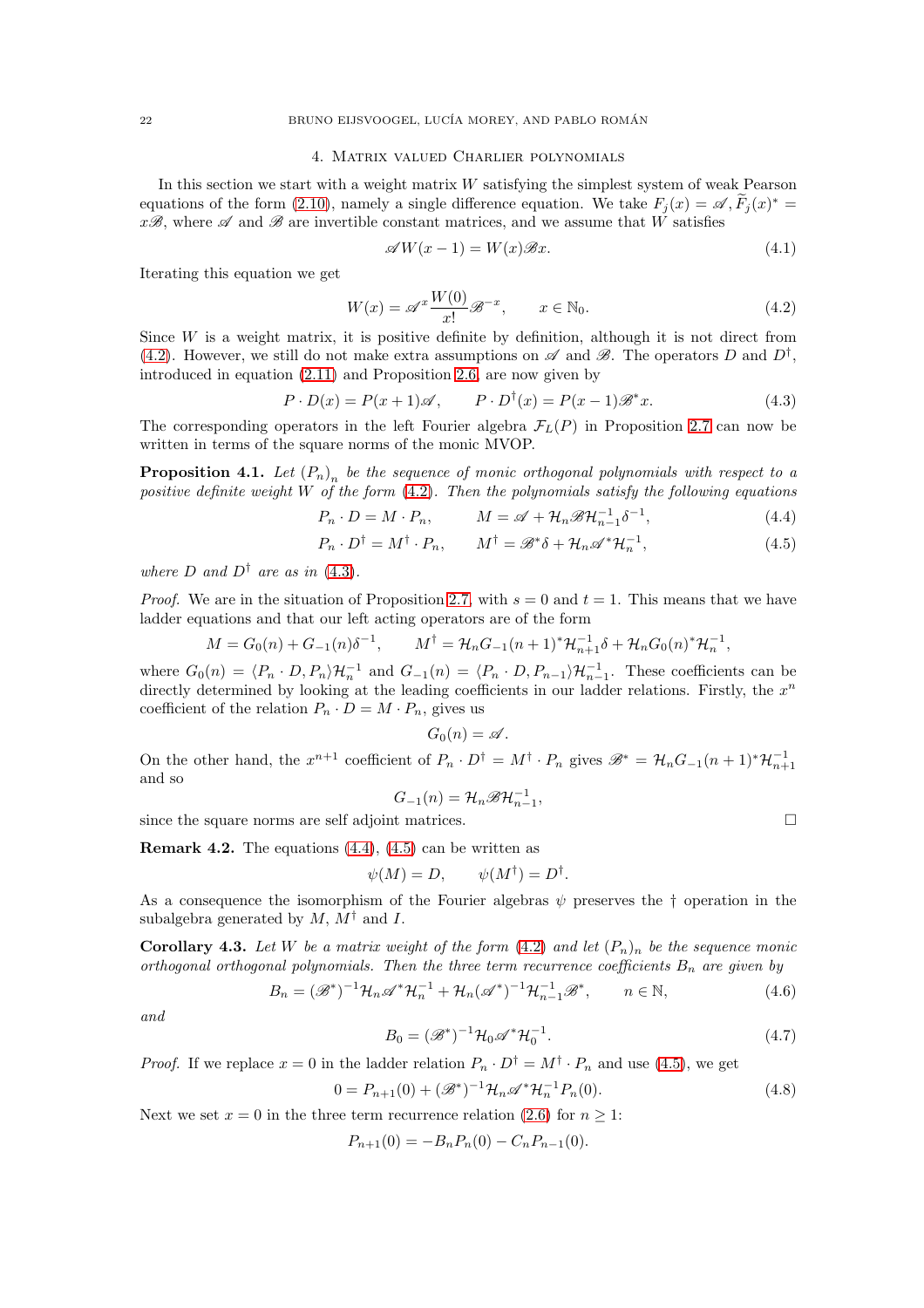## 4. Matrix valued Charlier polynomials

In this section we start with a weight matrix $W$ satisfying the simplest system of weak Pearson equations of the form (2.10), namely a single difference equation. We take $F_j(x) = \mathscr{A}, \widetilde{F}_j(x)^* = x\mathscr{B}$, where $\mathscr{A}$ and $\mathscr{B}$ are invertible constant matrices, and we assume that $W$ satisfies

$$\mathscr{A} W(x-1) = W(x)\mathscr{B} x. \tag{4.1}$$

Iterating this equation we get

$$W(x) = \mathscr{A}^x \frac{W(0)}{x!} \mathscr{B}^{-x}, \qquad x \in \mathbb{N}_0. \tag{4.2}$$

Since $W$ is a weight matrix, it is positive definite by definition, although it is not direct from (4.2). However, we still do not make extra assumptions on $\mathscr{A}$ and $\mathscr{B}$. The operators $D$ and $D^\dagger$, introduced in equation (2.11) and Proposition 2.6, are now given by

$$P \cdot D(x) = P(x+1)\mathscr{A}, \qquad P \cdot D^\dagger(x) = P(x-1)\mathscr{B}^* x. \tag{4.3}$$

The corresponding operators in the left Fourier algebra $\mathcal{F}_L(P)$ in Proposition 2.7 can now be written in terms of the square norms of the monic MVOP.

**Proposition 4.1.** *Let $(P_n)_n$ be the sequence of monic orthogonal polynomials with respect to a positive definite weight $W$ of the form (4.2). Then the polynomials satisfy the following equations*

$$P_n \cdot D = M \cdot P_n, \qquad M = \mathscr{A} + \mathcal{H}_n \mathscr{B} \mathcal{H}_{n-1}^{-1} \delta^{-1}, \tag{4.4}$$

$$P_n \cdot D^\dagger = M^\dagger \cdot P_n, \qquad M^\dagger = \mathscr{B}^* \delta + \mathcal{H}_n \mathscr{A}^* \mathcal{H}_n^{-1}, \tag{4.5}$$

*where $D$ and $D^\dagger$ are as in (4.3).*

*Proof.* We are in the situation of Proposition 2.7, with $s = 0$ and $t = 1$. This means that we have ladder equations and that our left acting operators are of the form

$$M = G_0(n) + G_{-1}(n)\delta^{-1}, \qquad M^\dagger = \mathcal{H}_n G_{-1}(n+1)^* \mathcal{H}_{n+1}^{-1} \delta + \mathcal{H}_n G_0(n)^* \mathcal{H}_n^{-1},$$

where $G_0(n) = \langle P_n \cdot D, P_n \rangle \mathcal{H}_n^{-1}$ and $G_{-1}(n) = \langle P_n \cdot D, P_{n-1} \rangle \mathcal{H}_{n-1}^{-1}$. These coefficients can be directly determined by looking at the leading coefficients in our ladder relations. Firstly, the $x^n$ coefficient of the relation $P_n \cdot D = M \cdot P_n$, gives us

$$G_0(n) = \mathscr{A}.$$

On the other hand, the $x^{n+1}$ coefficient of $P_n \cdot D^\dagger = M^\dagger \cdot P_n$ gives $\mathscr{B}^* = \mathcal{H}_n G_{-1}(n+1)^* \mathcal{H}_{n+1}^{-1}$ and so

$$G_{-1}(n) = \mathcal{H}_n \mathscr{B} \mathcal{H}_{n-1}^{-1},$$

since the square norms are self adjoint matrices. $\square$

**Remark 4.2.** The equations (4.4), (4.5) can be written as

$$\psi(M) = D, \qquad \psi(M^\dagger) = D^\dagger.$$

As a consequence the isomorphism of the Fourier algebras $\psi$ preserves the $\dagger$ operation in the subalgebra generated by $M$, $M^\dagger$ and $I$.

**Corollary 4.3.** *Let $W$ be a matrix weight of the form (4.2) and let $(P_n)_n$ be the sequence monic orthogonal orthogonal polynomials. Then the three term recurrence coefficients $B_n$ are given by*

$$B_n = (\mathscr{B}^*)^{-1} \mathcal{H}_n \mathscr{A}^* \mathcal{H}_n^{-1} + \mathcal{H}_n (\mathscr{A}^*)^{-1} \mathcal{H}_{n-1}^{-1} \mathscr{B}^*, \qquad n \in \mathbb{N}, \tag{4.6}$$

*and*

$$B_0 = (\mathscr{B}^*)^{-1} \mathcal{H}_0 \mathscr{A}^* \mathcal{H}_0^{-1}. \tag{4.7}$$

*Proof.* If we replace $x = 0$ in the ladder relation $P_n \cdot D^\dagger = M^\dagger \cdot P_n$ and use (4.5), we get

$$0 = P_{n+1}(0) + (\mathscr{B}^*)^{-1} \mathcal{H}_n \mathscr{A}^* \mathcal{H}_n^{-1} P_n(0). \tag{4.8}$$

Next we set $x = 0$ in the three term recurrence relation (2.6) for $n \geq 1$:

$$P_{n+1}(0) = -B_n P_n(0) - C_n P_{n-1}(0).$$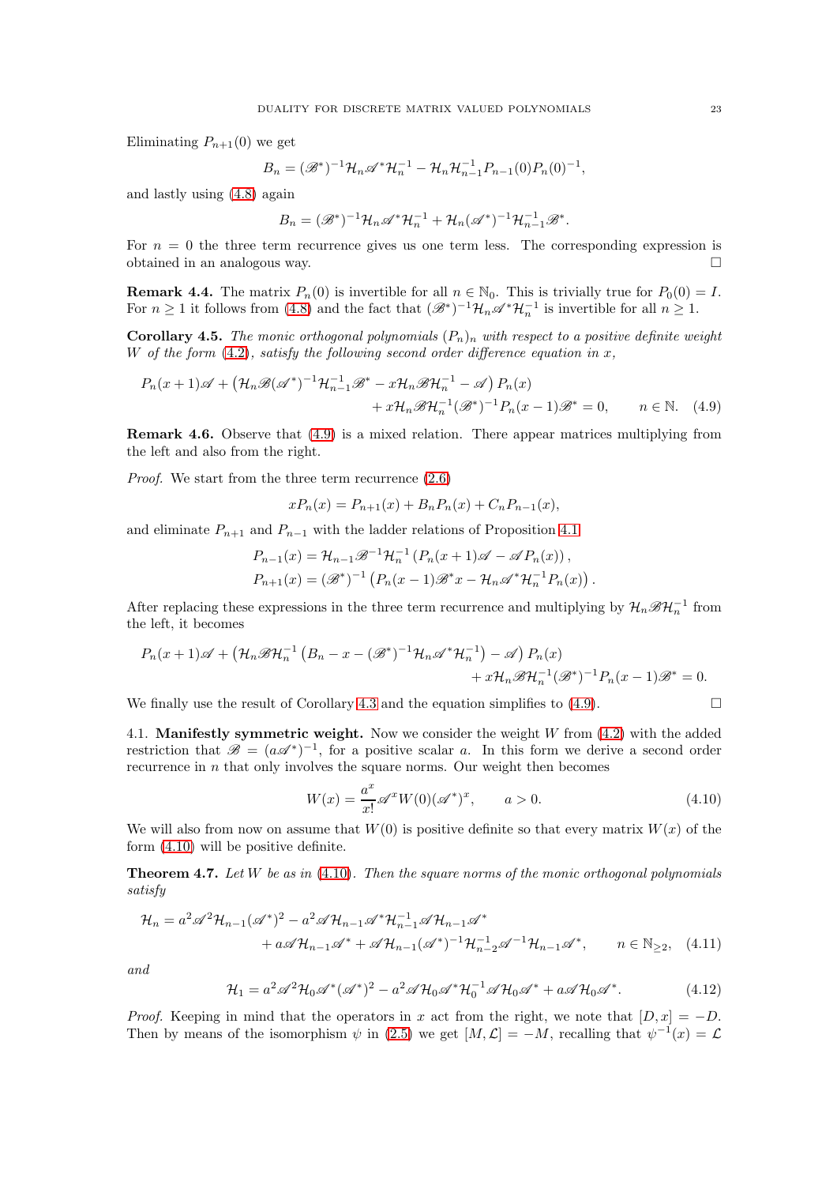Eliminating $P_{n+1}(0)$ we get

$$B_n = (\mathscr{B}^*)^{-1}\mathcal{H}_n\mathscr{A}^*\mathcal{H}_n^{-1} - \mathcal{H}_n\mathcal{H}_{n-1}^{-1}P_{n-1}(0)P_n(0)^{-1},$$

and lastly using (4.8) again

$$B_n = (\mathscr{B}^*)^{-1}\mathcal{H}_n\mathscr{A}^*\mathcal{H}_n^{-1} + \mathcal{H}_n(\mathscr{A}^*)^{-1}\mathcal{H}_{n-1}^{-1}\mathscr{B}^*.$$

For $n = 0$ the three term recurrence gives us one term less. The corresponding expression is obtained in an analogous way. □

**Remark 4.4.** The matrix $P_n(0)$ is invertible for all $n \in \mathbb{N}_0$. This is trivially true for $P_0(0) = I$. For $n \geq 1$ it follows from (4.8) and the fact that $(\mathscr{B}^*)^{-1}\mathcal{H}_n\mathscr{A}^*\mathcal{H}_n^{-1}$ is invertible for all $n \geq 1$.

**Corollary 4.5.** *The monic orthogonal polynomials $(P_n)_n$ with respect to a positive definite weight $W$ of the form (4.2), satisfy the following second order difference equation in $x$,*

$$\begin{aligned} P_n(x+1)\mathscr{A} + \left(\mathcal{H}_n\mathscr{B}(\mathscr{A}^*)^{-1}\mathcal{H}_{n-1}^{-1}\mathscr{B}^* - x\mathcal{H}_n\mathscr{B}\mathcal{H}_n^{-1} - \mathscr{A}\right)P_n(x) \\ + x\mathcal{H}_n\mathscr{B}\mathcal{H}_n^{-1}(\mathscr{B}^*)^{-1}P_n(x-1)\mathscr{B}^* = 0, \qquad n \in \mathbb{N}. \quad (4.9)\end{aligned}$$

**Remark 4.6.** Observe that (4.9) is a mixed relation. There appear matrices multiplying from the left and also from the right.

*Proof.* We start from the three term recurrence (2.6)

$$xP_n(x) = P_{n+1}(x) + B_nP_n(x) + C_nP_{n-1}(x),$$

and eliminate $P_{n+1}$ and $P_{n-1}$ with the ladder relations of Proposition 4.1

$$\begin{aligned} P_{n-1}(x) &= \mathcal{H}_{n-1}\mathscr{B}^{-1}\mathcal{H}_n^{-1}\left(P_n(x+1)\mathscr{A} - \mathscr{A}P_n(x)\right), \\ P_{n+1}(x) &= (\mathscr{B}^*)^{-1}\left(P_n(x-1)\mathscr{B}^*x - \mathcal{H}_n\mathscr{A}^*\mathcal{H}_n^{-1}P_n(x)\right). \end{aligned}$$

After replacing these expressions in the three term recurrence and multiplying by $\mathcal{H}_n\mathscr{B}\mathcal{H}_n^{-1}$ from the left, it becomes

$$\begin{aligned} P_n(x+1)\mathscr{A} + \left(\mathcal{H}_n\mathscr{B}\mathcal{H}_n^{-1}\left(B_n - x - (\mathscr{B}^*)^{-1}\mathcal{H}_n\mathscr{A}^*\mathcal{H}_n^{-1}\right) - \mathscr{A}\right)P_n(x) \\ + x\mathcal{H}_n\mathscr{B}\mathcal{H}_n^{-1}(\mathscr{B}^*)^{-1}P_n(x-1)\mathscr{B}^* = 0. \end{aligned}$$

We finally use the result of Corollary 4.3 and the equation simplifies to (4.9). □

4.1. **Manifestly symmetric weight.** Now we consider the weight $W$ from (4.2) with the added restriction that $\mathscr{B} = (a\mathscr{A}^*)^{-1}$, for a positive scalar $a$. In this form we derive a second order recurrence in $n$ that only involves the square norms. Our weight then becomes

$$W(x) = \frac{a^x}{x!}\mathscr{A}^xW(0)(\mathscr{A}^*)^x, \qquad a > 0. \quad (4.10)$$

We will also from now on assume that $W(0)$ is positive definite so that every matrix $W(x)$ of the form (4.10) will be positive definite.

**Theorem 4.7.** *Let $W$ be as in (4.10). Then the square norms of the monic orthogonal polynomials satisfy*

$$\begin{aligned} \mathcal{H}_n = a^2\mathscr{A}^2\mathcal{H}_{n-1}(\mathscr{A}^*)^2 - a^2\mathscr{A}\mathcal{H}_{n-1}\mathscr{A}^*\mathcal{H}_{n-1}^{-1}\mathscr{A}\mathcal{H}_{n-1}\mathscr{A}^* \\ + a\mathscr{A}\mathcal{H}_{n-1}\mathscr{A}^* + \mathscr{A}\mathcal{H}_{n-1}(\mathscr{A}^*)^{-1}\mathcal{H}_{n-2}^{-1}\mathscr{A}^{-1}\mathcal{H}_{n-1}\mathscr{A}^*, \qquad n \in \mathbb{N}_{\geq 2}, \quad (4.11)\end{aligned}$$

*and*

$$\mathcal{H}_1 = a^2\mathscr{A}^2\mathcal{H}_0\mathscr{A}^*(\mathscr{A}^*)^2 - a^2\mathscr{A}\mathcal{H}_0\mathscr{A}^*\mathcal{H}_0^{-1}\mathscr{A}\mathcal{H}_0\mathscr{A}^* + a\mathscr{A}\mathcal{H}_0\mathscr{A}^*. \quad (4.12)$$

*Proof.* Keeping in mind that the operators in $x$ act from the right, we note that $[D, x] = -D$. Then by means of the isomorphism $\psi$ in (2.5) we get $[M, \mathcal{L}] = -M$, recalling that $\psi^{-1}(x) = \mathcal{L}$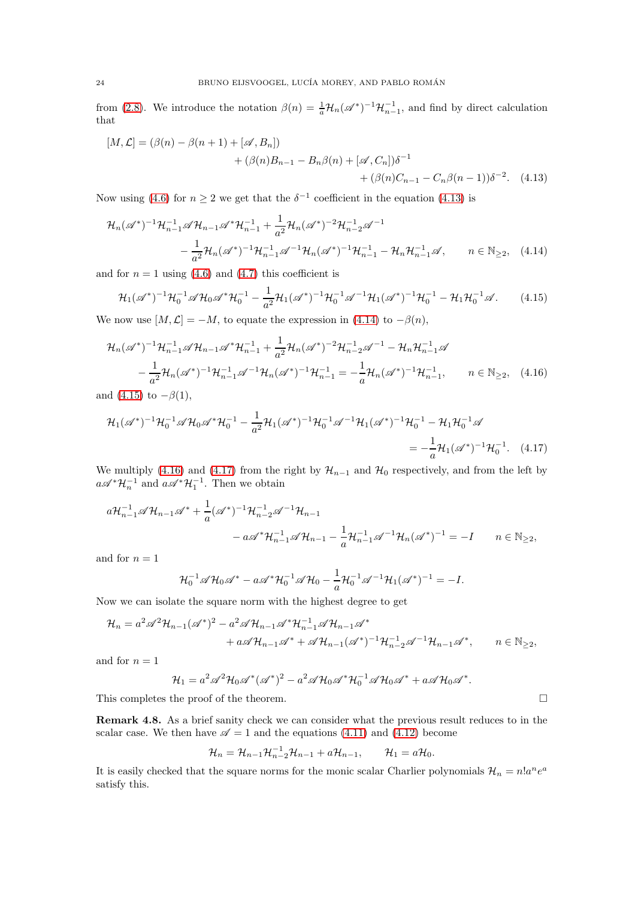from (2.8). We introduce the notation $\beta(n) = \frac{1}{a}\mathcal{H}_n(\mathscr{A}^*)^{-1}\mathcal{H}_{n-1}^{-1}$, and find by direct calculation that

$$
\begin{aligned}
[M,\mathcal{L}] = (\beta(n) - \beta(n+1) + [\mathscr{A}, B_n]) \\
+ (\beta(n)B_{n-1} - B_n\beta(n) + [\mathscr{A}, C_n])\delta^{-1} \\
+ (\beta(n)C_{n-1} - C_n\beta(n-1))\delta^{-2}.
\end{aligned} \tag{4.13}
$$

Now using (4.6) for $n \geq 2$ we get that the $\delta^{-1}$ coefficient in the equation (4.13) is

$$
\begin{aligned}
\mathcal{H}_n(\mathscr{A}^*)^{-1}\mathcal{H}_{n-1}^{-1}\mathscr{A}\mathcal{H}_{n-1}\mathscr{A}^*\mathcal{H}_{n-1}^{-1} + \frac{1}{a^2}\mathcal{H}_n(\mathscr{A}^*)^{-2}\mathcal{H}_{n-2}^{-1}\mathscr{A}^{-1} \\
- \frac{1}{a^2}\mathcal{H}_n(\mathscr{A}^*)^{-1}\mathcal{H}_{n-1}^{-1}\mathscr{A}^{-1}\mathcal{H}_n(\mathscr{A}^*)^{-1}\mathcal{H}_{n-1}^{-1} - \mathcal{H}_n\mathcal{H}_{n-1}^{-1}\mathscr{A}, \qquad n \in \mathbb{N}_{\geq 2},
\end{aligned} \tag{4.14}
$$

and for $n = 1$ using (4.6) and (4.7) this coefficient is

$$
\mathcal{H}_1(\mathscr{A}^*)^{-1}\mathcal{H}_0^{-1}\mathscr{A}\mathcal{H}_0\mathscr{A}^*\mathcal{H}_0^{-1} - \frac{1}{a^2}\mathcal{H}_1(\mathscr{A}^*)^{-1}\mathcal{H}_0^{-1}\mathscr{A}^{-1}\mathcal{H}_1(\mathscr{A}^*)^{-1}\mathcal{H}_0^{-1} - \mathcal{H}_1\mathcal{H}_0^{-1}\mathscr{A}. \tag{4.15}
$$

We now use $[M,\mathcal{L}] = -M$, to equate the expression in (4.14) to $-\beta(n)$,

$$
\begin{aligned}
\mathcal{H}_n(\mathscr{A}^*)^{-1}\mathcal{H}_{n-1}^{-1}\mathscr{A}\mathcal{H}_{n-1}\mathscr{A}^*\mathcal{H}_{n-1}^{-1} + \frac{1}{a^2}\mathcal{H}_n(\mathscr{A}^*)^{-2}\mathcal{H}_{n-2}^{-1}\mathscr{A}^{-1} - \mathcal{H}_n\mathcal{H}_{n-1}^{-1}\mathscr{A} \\
- \frac{1}{a^2}\mathcal{H}_n(\mathscr{A}^*)^{-1}\mathcal{H}_{n-1}^{-1}\mathscr{A}^{-1}\mathcal{H}_n(\mathscr{A}^*)^{-1}\mathcal{H}_{n-1}^{-1} = -\frac{1}{a}\mathcal{H}_n(\mathscr{A}^*)^{-1}\mathcal{H}_{n-1}^{-1}, \qquad n \in \mathbb{N}_{\geq 2},
\end{aligned} \tag{4.16}
$$

and (4.15) to $-\beta(1)$,

$$
\begin{aligned}
\mathcal{H}_1(\mathscr{A}^*)^{-1}\mathcal{H}_0^{-1}\mathscr{A}\mathcal{H}_0\mathscr{A}^*\mathcal{H}_0^{-1} - \frac{1}{a^2}\mathcal{H}_1(\mathscr{A}^*)^{-1}\mathcal{H}_0^{-1}\mathscr{A}^{-1}\mathcal{H}_1(\mathscr{A}^*)^{-1}\mathcal{H}_0^{-1} - \mathcal{H}_1\mathcal{H}_0^{-1}\mathscr{A} \\
= -\frac{1}{a}\mathcal{H}_1(\mathscr{A}^*)^{-1}\mathcal{H}_0^{-1}.
\end{aligned} \tag{4.17}
$$

We multiply (4.16) and (4.17) from the right by $\mathcal{H}_{n-1}$ and $\mathcal{H}_0$ respectively, and from the left by $a\mathscr{A}^*\mathcal{H}_n^{-1}$ and $a\mathscr{A}^*\mathcal{H}_1^{-1}$. Then we obtain

$$
\begin{aligned}
a\mathcal{H}_{n-1}^{-1}\mathscr{A}\mathcal{H}_{n-1}\mathscr{A}^* + \frac{1}{a}(\mathscr{A}^*)^{-1}\mathcal{H}_{n-2}^{-1}\mathscr{A}^{-1}\mathcal{H}_{n-1} \\
- a\mathscr{A}^*\mathcal{H}_{n-1}^{-1}\mathscr{A}\mathcal{H}_{n-1} - \frac{1}{a}\mathcal{H}_{n-1}^{-1}\mathscr{A}^{-1}\mathcal{H}_n(\mathscr{A}^*)^{-1} = -I \qquad n \in \mathbb{N}_{\geq 2},
\end{aligned}
$$

and for $n = 1$

$$
\mathcal{H}_0^{-1}\mathscr{A}\mathcal{H}_0\mathscr{A}^* - a\mathscr{A}^*\mathcal{H}_0^{-1}\mathscr{A}\mathcal{H}_0 - \frac{1}{a}\mathcal{H}_0^{-1}\mathscr{A}^{-1}\mathcal{H}_1(\mathscr{A}^*)^{-1} = -I.
$$

Now we can isolate the square norm with the highest degree to get

$$
\begin{aligned}
\mathcal{H}_n = a^2\mathscr{A}^2\mathcal{H}_{n-1}(\mathscr{A}^*)^2 - a^2\mathscr{A}\mathcal{H}_{n-1}\mathscr{A}^*\mathcal{H}_{n-1}^{-1}\mathscr{A}\mathcal{H}_{n-1}\mathscr{A}^* \\
+ a\mathscr{A}\mathcal{H}_{n-1}\mathscr{A}^* + \mathscr{A}\mathcal{H}_{n-1}(\mathscr{A}^*)^{-1}\mathcal{H}_{n-2}^{-1}\mathscr{A}^{-1}\mathcal{H}_{n-1}\mathscr{A}^*, \qquad n \in \mathbb{N}_{\geq 2},
\end{aligned}
$$

and for $n = 1$

$$
\mathcal{H}_1 = a^2\mathscr{A}^2\mathcal{H}_0\mathscr{A}^*(\mathscr{A}^*)^2 - a^2\mathscr{A}\mathcal{H}_0\mathscr{A}^*\mathcal{H}_0^{-1}\mathscr{A}\mathcal{H}_0\mathscr{A}^* + a\mathscr{A}\mathcal{H}_0\mathscr{A}^*.
$$

This completes the proof of the theorem. $\square$

**Remark 4.8.** As a brief sanity check we can consider what the previous result reduces to in the scalar case. We then have $\mathscr{A} = 1$ and the equations (4.11) and (4.12) become

$$
\mathcal{H}_n = \mathcal{H}_{n-1}\mathcal{H}_{n-2}^{-1}\mathcal{H}_{n-1} + a\mathcal{H}_{n-1}, \qquad \mathcal{H}_1 = a\mathcal{H}_0.
$$

It is easily checked that the square norms for the monic scalar Charlier polynomials $\mathcal{H}_n = n!a^n e^a$ satisfy this.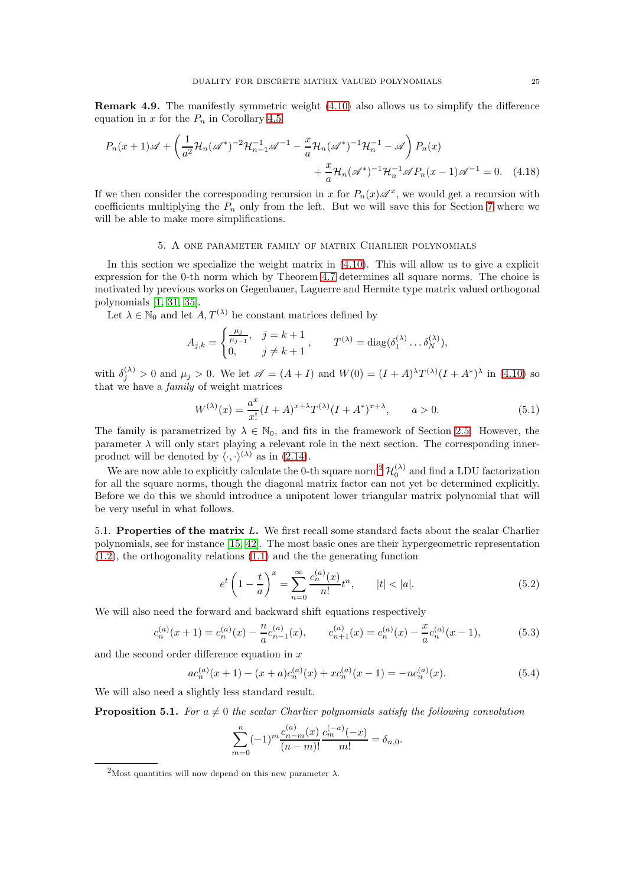**Remark 4.9.** The manifestly symmetric weight (4.10) also allows us to simplify the difference equation in $x$ for the $P_n$ in Corollary 4.5.

$$
P_n(x+1)\mathscr{A} + \left( \frac{1}{a^2}\mathcal{H}_n(\mathscr{A}^*)^{-2}\mathcal{H}_{n-1}^{-1}\mathscr{A}^{-1} - \frac{x}{a}\mathcal{H}_n(\mathscr{A}^*)^{-1}\mathcal{H}_n^{-1} - \mathscr{A} \right) P_n(x) + \frac{x}{a}\mathcal{H}_n(\mathscr{A}^*)^{-1}\mathcal{H}_n^{-1}\mathscr{A}P_n(x-1)\mathscr{A}^{-1} = 0. \quad (4.18)
$$

If we then consider the corresponding recursion in $x$ for $P_n(x)\mathscr{A}^x$, we would get a recursion with coefficients multiplying the $P_n$ only from the left. But we will save this for Section 7 where we will be able to make more simplifications.

## 5. A one parameter family of matrix Charlier polynomials

In this section we specialize the weight matrix in (4.10). This will allow us to give a explicit expression for the 0-th norm which by Theorem 4.7 determines all square norms. The choice is motivated by previous works on Gegenbauer, Laguerre and Hermite type matrix valued orthogonal polynomials [1, 31, 35].

Let $\lambda \in \mathbb{N}_0$ and let $A, T^{(\lambda)}$ be constant matrices defined by

$$
A_{j,k} = \begin{cases} \frac{\mu_j}{\mu_{j-1}}, & j = k+1 \\ 0, & j \neq k+1 \end{cases}, \qquad T^{(\lambda)} = \operatorname{diag}(\delta_1^{(\lambda)} \dots \delta_N^{(\lambda)}),
$$

with $\delta_j^{(\lambda)} > 0$ and $\mu_j > 0$. We let $\mathscr{A} = (A+I)$ and $W(0) = (I+A)^\lambda T^{(\lambda)} (I+A^*)^\lambda$ in (4.10) so that we have a *family* of weight matrices

$$
W^{(\lambda)}(x) = \frac{a^x}{x!}(I+A)^{x+\lambda} T^{(\lambda)} (I+A^*)^{x+\lambda}, \qquad a > 0. \quad (5.1)
$$

The family is parametrized by $\lambda \in \mathbb{N}_0$, and fits in the framework of Section 2.5. However, the parameter $\lambda$ will only start playing a relevant role in the next section. The corresponding inner-product will be denoted by $\langle \cdot, \cdot \rangle^{(\lambda)}$ as in (2.14).

We are now able to explicitly calculate the 0-th square norm[2] $\mathcal{H}_0^{(\lambda)}$ and find a LDU factorization for all the square norms, though the diagonal matrix factor can not yet be determined explicitly. Before we do this we should introduce a unipotent lower triangular matrix polynomial that will be very useful in what follows.

**5.1. Properties of the matrix** $L$**.** We first recall some standard facts about the scalar Charlier polynomials, see for instance [15, 42]. The most basic ones are their hypergeometric representation (1.2), the orthogonality relations (1.1) and the the generating function

$$
e^t \left(1 - \frac{t}{a}\right)^x = \sum_{n=0}^{\infty} \frac{c_n^{(a)}(x)}{n!} t^n, \qquad |t| < |a|. \quad (5.2)
$$

We will also need the forward and backward shift equations respectively

$$
c_n^{(a)}(x+1) = c_n^{(a)}(x) - \frac{n}{a} c_{n-1}^{(a)}(x), \qquad c_{n+1}^{(a)}(x) = c_n^{(a)}(x) - \frac{x}{a} c_n^{(a)}(x-1), \quad (5.3)
$$

and the second order difference equation in $x$

$$
a c_n^{(a)}(x+1) - (x+a) c_n^{(a)}(x) + x c_n^{(a)}(x-1) = -n c_n^{(a)}(x). \quad (5.4)
$$

We will also need a slightly less standard result.

**Proposition 5.1.** *For $a \neq 0$ the scalar Charlier polynomials satisfy the following convolution*

$$
\sum_{m=0}^{n} (-1)^m \frac{c_{n-m}^{(a)}(x)}{(n-m)!} \frac{c_m^{(-a)}(-x)}{m!} = \delta_{n,0}.
$$

[2] Most quantities will now depend on this new parameter $\lambda$.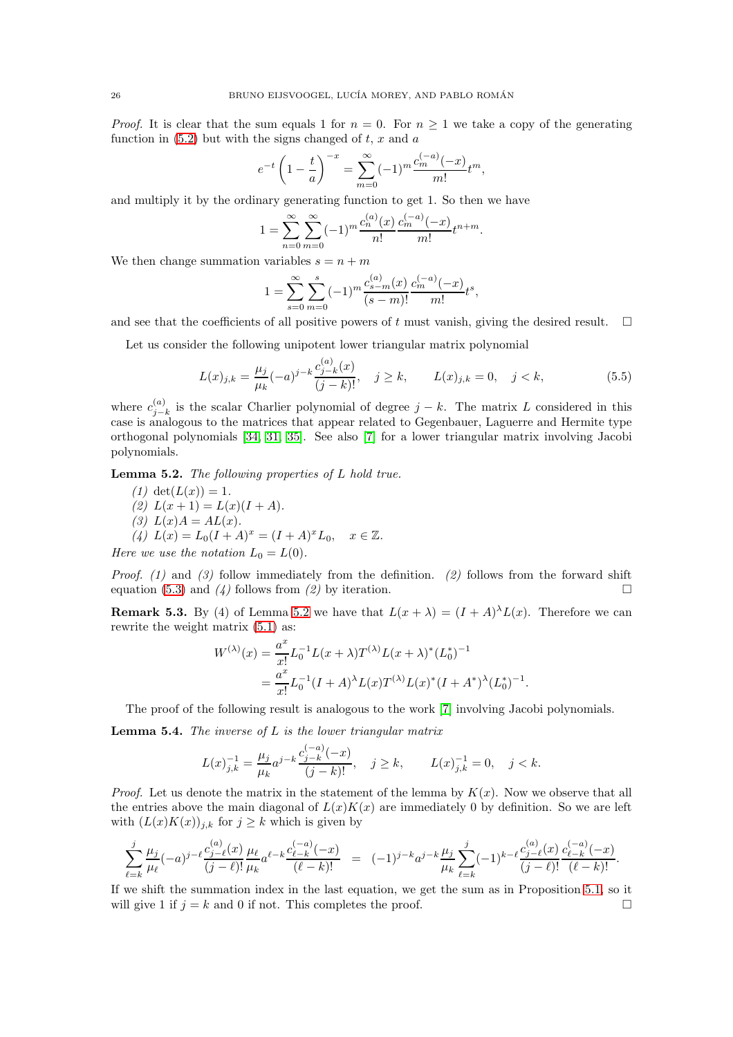*Proof.* It is clear that the sum equals 1 for $n = 0$. For $n \geq 1$ we take a copy of the generating function in (5.2) but with the signs changed of $t$, $x$ and $a$

$$e^{-t}\left(1 - \frac{t}{a}\right)^{-x} = \sum_{m=0}^{\infty} (-1)^m \frac{c_m^{(-a)}(-x)}{m!} t^m,$$

and multiply it by the ordinary generating function to get 1. So then we have

$$1 = \sum_{n=0}^{\infty} \sum_{m=0}^{\infty} (-1)^m \frac{c_n^{(a)}(x)}{n!} \frac{c_m^{(-a)}(-x)}{m!} t^{n+m}.$$

We then change summation variables $s = n + m$

$$1 = \sum_{s=0}^{\infty} \sum_{m=0}^{s} (-1)^m \frac{c_{s-m}^{(a)}(x)}{(s-m)!} \frac{c_m^{(-a)}(-x)}{m!} t^s,$$

and see that the coefficients of all positive powers of $t$ must vanish, giving the desired result. $\square$

Let us consider the following unipotent lower triangular matrix polynomial

$$L(x)_{j,k} = \frac{\mu_j}{\mu_k} (-a)^{j-k} \frac{c_{j-k}^{(a)}(x)}{(j-k)!}, \quad j \geq k, \qquad L(x)_{j,k} = 0, \quad j < k, \tag{5.5}$$

where $c_{j-k}^{(a)}$ is the scalar Charlier polynomial of degree $j - k$. The matrix $L$ considered in this case is analogous to the matrices that appear related to Gegenbauer, Laguerre and Hermite type orthogonal polynomials [34, 31, 35]. See also [7] for a lower triangular matrix involving Jacobi polynomials.

**Lemma 5.2.** *The following properties of $L$ hold true.*

*(1)* $\det(L(x)) = 1$.
*(2)* $L(x + 1) = L(x)(I + A)$.
*(3)* $L(x)A = AL(x)$.
*(4)* $L(x) = L_0(I + A)^x = (I + A)^x L_0, \quad x \in \mathbb{Z}$.

*Here we use the notation $L_0 = L(0)$.*

*Proof.* *(1)* and *(3)* follow immediately from the definition. *(2)* follows from the forward shift equation (5.3) and *(4)* follows from *(2)* by iteration. $\square$

**Remark 5.3.** By (4) of Lemma 5.2 we have that $L(x + \lambda) = (I + A)^\lambda L(x)$. Therefore we can rewrite the weight matrix (5.1) as:

$$\begin{aligned} W^{(\lambda)}(x) &= \frac{a^x}{x!} L_0^{-1} L(x+\lambda) T^{(\lambda)} L(x+\lambda)^* (L_0^*)^{-1} \\ &= \frac{a^x}{x!} L_0^{-1} (I + A)^\lambda L(x) T^{(\lambda)} L(x)^* (I + A^*)^\lambda (L_0^*)^{-1}. \end{aligned}$$

The proof of the following result is analogous to the work [7] involving Jacobi polynomials.

**Lemma 5.4.** *The inverse of $L$ is the lower triangular matrix*

$$L(x)^{-1}_{j,k} = \frac{\mu_j}{\mu_k} a^{j-k} \frac{c_{j-k}^{(-a)}(-x)}{(j-k)!}, \quad j \geq k, \qquad L(x)^{-1}_{j,k} = 0, \quad j < k.$$

*Proof.* Let us denote the matrix in the statement of the lemma by $K(x)$. Now we observe that all the entries above the main diagonal of $L(x)K(x)$ are immediately 0 by definition. So we are left with $(L(x)K(x))_{j,k}$ for $j \geq k$ which is given by

$$\sum_{\ell=k}^{j} \frac{\mu_j}{\mu_\ell} (-a)^{j-\ell} \frac{c_{j-\ell}^{(a)}(x)}{(j-\ell)!} \frac{\mu_\ell}{\mu_k} a^{\ell-k} \frac{c_{\ell-k}^{(-a)}(-x)}{(\ell-k)!} \;=\; (-1)^{j-k} a^{j-k} \frac{\mu_j}{\mu_k} \sum_{\ell=k}^{j} (-1)^{k-\ell} \frac{c_{j-\ell}^{(a)}(x)}{(j-\ell)!} \frac{c_{\ell-k}^{(-a)}(-x)}{(\ell-k)!}.$$

If we shift the summation index in the last equation, we get the sum as in Proposition 5.1, so it will give 1 if $j = k$ and 0 if not. This completes the proof. $\square$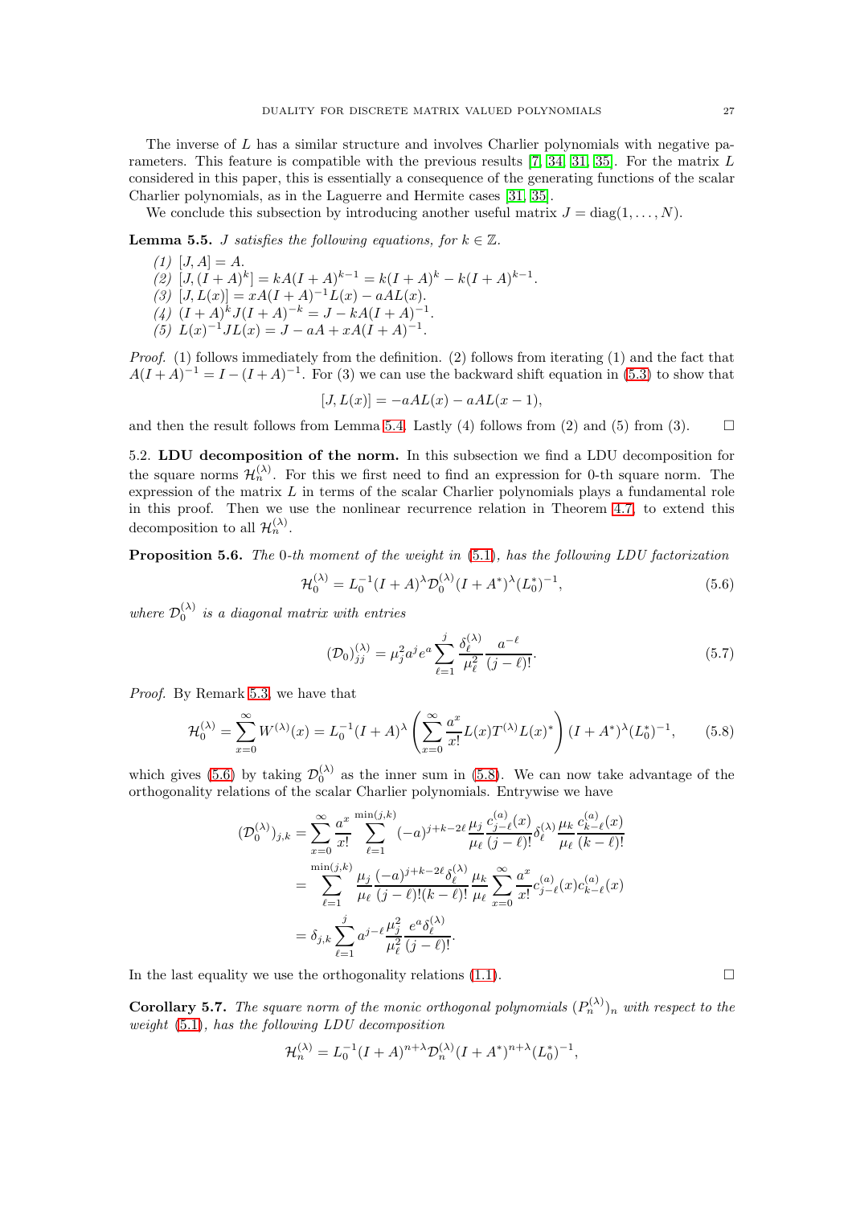The inverse of $L$ has a similar structure and involves Charlier polynomials with negative parameters. This feature is compatible with the previous results [7, 34, 31, 35]. For the matrix $L$ considered in this paper, this is essentially a consequence of the generating functions of the scalar Charlier polynomials, as in the Laguerre and Hermite cases [31, 35].

We conclude this subsection by introducing another useful matrix $J = \mathrm{diag}(1, \dots, N)$.

**Lemma 5.5.** *$J$ satisfies the following equations, for $k \in \mathbb{Z}$.*

*(1)* $[J, A] = A$.
*(2)* $[J, (I + A)^k] = kA(I + A)^{k-1} = k(I + A)^k - k(I + A)^{k-1}$.
*(3)* $[J, L(x)] = xA(I + A)^{-1}L(x) - aAL(x)$.
*(4)* $(I + A)^k J(I + A)^{-k} = J - kA(I + A)^{-1}$.
*(5)* $L(x)^{-1}JL(x) = J - aA + xA(I + A)^{-1}$.

*Proof.* (1) follows immediately from the definition. (2) follows from iterating (1) and the fact that $A(I + A)^{-1} = I - (I + A)^{-1}$. For (3) we can use the backward shift equation in (5.3) to show that

$$[J, L(x)] = -aAL(x) - aAL(x - 1),$$

and then the result follows from Lemma 5.4. Lastly (4) follows from (2) and (5) from (3). □

## 5.2. LDU decomposition of the norm.

In this subsection we find a LDU decomposition for the square norms $\mathcal{H}_n^{(\lambda)}$. For this we first need to find an expression for 0-th square norm. The expression of the matrix $L$ in terms of the scalar Charlier polynomials plays a fundamental role in this proof. Then we use the nonlinear recurrence relation in Theorem 4.7, to extend this decomposition to all $\mathcal{H}_n^{(\lambda)}$.

**Proposition 5.6.** *The 0-th moment of the weight in (5.1), has the following LDU factorization*

$$\mathcal{H}_0^{(\lambda)} = L_0^{-1}(I + A)^\lambda \mathcal{D}_0^{(\lambda)}(I + A^*)^\lambda (L_0^*)^{-1}, \tag{5.6}$$

*where $\mathcal{D}_0^{(\lambda)}$ is a diagonal matrix with entries*

$$(\mathcal{D}_0)_{jj}^{(\lambda)} = \mu_j^2 a^j e^a \sum_{\ell=1}^{j} \frac{\delta_\ell^{(\lambda)}}{\mu_\ell^2} \frac{a^{-\ell}}{(j - \ell)!}. \tag{5.7}$$

*Proof.* By Remark 5.3, we have that

$$\mathcal{H}_0^{(\lambda)} = \sum_{x=0}^{\infty} W^{(\lambda)}(x) = L_0^{-1}(I + A)^\lambda \left( \sum_{x=0}^{\infty} \frac{a^x}{x!} L(x) T^{(\lambda)} L(x)^* \right) (I + A^*)^\lambda (L_0^*)^{-1}, \tag{5.8}$$

which gives (5.6) by taking $\mathcal{D}_0^{(\lambda)}$ as the inner sum in (5.8). We can now take advantage of the orthogonality relations of the scalar Charlier polynomials. Entrywise we have

$$\begin{aligned}
(\mathcal{D}_0^{(\lambda)})_{j,k} &= \sum_{x=0}^{\infty} \frac{a^x}{x!} \sum_{\ell=1}^{\min(j,k)} (-a)^{j+k-2\ell} \frac{\mu_j}{\mu_\ell} \frac{c_{j-\ell}^{(a)}(x)}{(j - \ell)!} \delta_\ell^{(\lambda)} \frac{\mu_k}{\mu_\ell} \frac{c_{k-\ell}^{(a)}(x)}{(k - \ell)!} \\
&= \sum_{\ell=1}^{\min(j,k)} \frac{\mu_j}{\mu_\ell} \frac{(-a)^{j+k-2\ell} \delta_\ell^{(\lambda)}}{(j - \ell)!(k - \ell)!} \frac{\mu_k}{\mu_\ell} \sum_{x=0}^{\infty} \frac{a^x}{x!} c_{j-\ell}^{(a)}(x) c_{k-\ell}^{(a)}(x) \\
&= \delta_{j,k} \sum_{\ell=1}^{j} a^{j-\ell} \frac{\mu_j^2}{\mu_\ell^2} \frac{e^a \delta_\ell^{(\lambda)}}{(j - \ell)!}.
\end{aligned}$$

In the last equality we use the orthogonality relations (1.1). □

**Corollary 5.7.** *The square norm of the monic orthogonal polynomials $(P_n^{(\lambda)})_n$ with respect to the weight (5.1), has the following LDU decomposition*

$$\mathcal{H}_n^{(\lambda)} = L_0^{-1}(I + A)^{n+\lambda} \mathcal{D}_n^{(\lambda)} (I + A^*)^{n+\lambda} (L_0^*)^{-1},$$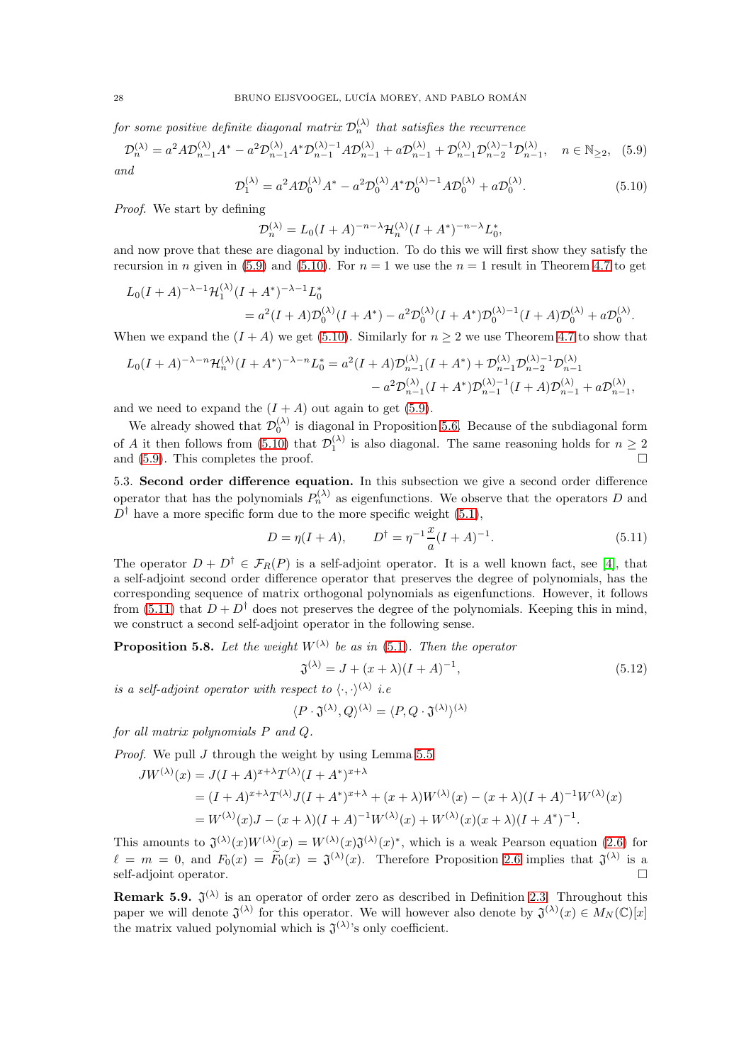*for some positive definite diagonal matrix* $\mathcal{D}_n^{(\lambda)}$ *that satisfies the recurrence*

$$\mathcal{D}_n^{(\lambda)} = a^2 A\mathcal{D}_{n-1}^{(\lambda)}A^* - a^2\mathcal{D}_{n-1}^{(\lambda)}A^*\mathcal{D}_{n-1}^{(\lambda)-1}A\mathcal{D}_{n-1}^{(\lambda)} + a\mathcal{D}_{n-1}^{(\lambda)} + \mathcal{D}_{n-1}^{(\lambda)}\mathcal{D}_{n-2}^{(\lambda)-1}\mathcal{D}_{n-1}^{(\lambda)}, \quad n \in \mathbb{N}_{\geq 2}, \quad (5.9)$$

*and*

$$\mathcal{D}_1^{(\lambda)} = a^2 A\mathcal{D}_0^{(\lambda)}A^* - a^2\mathcal{D}_0^{(\lambda)}A^*\mathcal{D}_0^{(\lambda)-1}A\mathcal{D}_0^{(\lambda)} + a\mathcal{D}_0^{(\lambda)}. \quad (5.10)$$

*Proof.* We start by defining

$$\mathcal{D}_n^{(\lambda)} = L_0(I+A)^{-n-\lambda}\mathcal{H}_n^{(\lambda)}(I+A^*)^{-n-\lambda}L_0^*,$$

and now prove that these are diagonal by induction. To do this we will first show they satisfy the recursion in $n$ given in (5.9) and (5.10). For $n=1$ we use the $n=1$ result in Theorem 4.7 to get

$$\begin{aligned}L_0(I+A)^{-\lambda-1}&\mathcal{H}_1^{(\lambda)}(I+A^*)^{-\lambda-1}L_0^* \\ &= a^2(I+A)\mathcal{D}_0^{(\lambda)}(I+A^*) - a^2\mathcal{D}_0^{(\lambda)}(I+A^*)\mathcal{D}_0^{(\lambda)-1}(I+A)\mathcal{D}_0^{(\lambda)} + a\mathcal{D}_0^{(\lambda)}.\end{aligned}$$

When we expand the $(I+A)$ we get (5.10). Similarly for $n \geq 2$ we use Theorem 4.7 to show that

$$\begin{aligned}L_0(I+A)^{-\lambda-n}\mathcal{H}_n^{(\lambda)}(I+A^*)^{-\lambda-n}L_0^* &= a^2(I+A)\mathcal{D}_{n-1}^{(\lambda)}(I+A^*) + \mathcal{D}_{n-1}^{(\lambda)}\mathcal{D}_{n-2}^{(\lambda)-1}\mathcal{D}_{n-1}^{(\lambda)} \\ &\quad - a^2\mathcal{D}_{n-1}^{(\lambda)}(I+A^*)\mathcal{D}_{n-1}^{(\lambda)-1}(I+A)\mathcal{D}_{n-1}^{(\lambda)} + a\mathcal{D}_{n-1}^{(\lambda)},\end{aligned}$$

and we need to expand the $(I+A)$ out again to get (5.9).

We already showed that $\mathcal{D}_0^{(\lambda)}$ is diagonal in Proposition 5.6. Because of the subdiagonal form of $A$ it then follows from (5.10) that $\mathcal{D}_1^{(\lambda)}$ is also diagonal. The same reasoning holds for $n \geq 2$ and (5.9). This completes the proof. □

5.3. **Second order difference equation.** In this subsection we give a second order difference operator that has the polynomials $P_n^{(\lambda)}$ as eigenfunctions. We observe that the operators $D$ and $D^\dagger$ have a more specific form due to the more specific weight (5.1),

$$D = \eta(I+A), \qquad D^\dagger = \eta^{-1}\frac{x}{a}(I+A)^{-1}. \quad (5.11)$$

The operator $D + D^\dagger \in \mathcal{F}_R(P)$ is a self-adjoint operator. It is a well known fact, see [4], that a self-adjoint second order difference operator that preserves the degree of polynomials, has the corresponding sequence of matrix orthogonal polynomials as eigenfunctions. However, it follows from (5.11) that $D + D^\dagger$ does not preserves the degree of the polynomials. Keeping this in mind, we construct a second self-adjoint operator in the following sense.

**Proposition 5.8.** *Let the weight* $W^{(\lambda)}$ *be as in* (5.1)*. Then the operator*

$$\mathfrak{J}^{(\lambda)} = J + (x+\lambda)(I+A)^{-1}, \quad (5.12)$$

*is a self-adjoint operator with respect to* $\langle\cdot,\cdot\rangle^{(\lambda)}$ *i.e*

$$\langle P\cdot\mathfrak{J}^{(\lambda)}, Q\rangle^{(\lambda)} = \langle P, Q\cdot\mathfrak{J}^{(\lambda)}\rangle^{(\lambda)}$$

*for all matrix polynomials* $P$ *and* $Q$.

*Proof.* We pull $J$ through the weight by using Lemma 5.5

$$\begin{aligned}JW^{(\lambda)}(x) &= J(I+A)^{x+\lambda}T^{(\lambda)}(I+A^*)^{x+\lambda} \\ &= (I+A)^{x+\lambda}T^{(\lambda)}J(I+A^*)^{x+\lambda} + (x+\lambda)W^{(\lambda)}(x) - (x+\lambda)(I+A)^{-1}W^{(\lambda)}(x) \\ &= W^{(\lambda)}(x)J - (x+\lambda)(I+A)^{-1}W^{(\lambda)}(x) + W^{(\lambda)}(x)(x+\lambda)(I+A^*)^{-1}.\end{aligned}$$

This amounts to $\mathfrak{J}^{(\lambda)}(x)W^{(\lambda)}(x) = W^{(\lambda)}(x)\mathfrak{J}^{(\lambda)}(x)^*$, which is a weak Pearson equation (2.6) for $\ell = m = 0$, and $F_0(x) = \widetilde{F}_0(x) = \mathfrak{J}^{(\lambda)}(x)$. Therefore Proposition 2.6 implies that $\mathfrak{J}^{(\lambda)}$ is a self-adjoint operator. □

**Remark 5.9.** $\mathfrak{J}^{(\lambda)}$ is an operator of order zero as described in Definition 2.3. Throughout this paper we will denote $\mathfrak{J}^{(\lambda)}$ for this operator. We will however also denote by $\mathfrak{J}^{(\lambda)}(x) \in M_N(\mathbb{C})[x]$ the matrix valued polynomial which is $\mathfrak{J}^{(\lambda)}$'s only coefficient.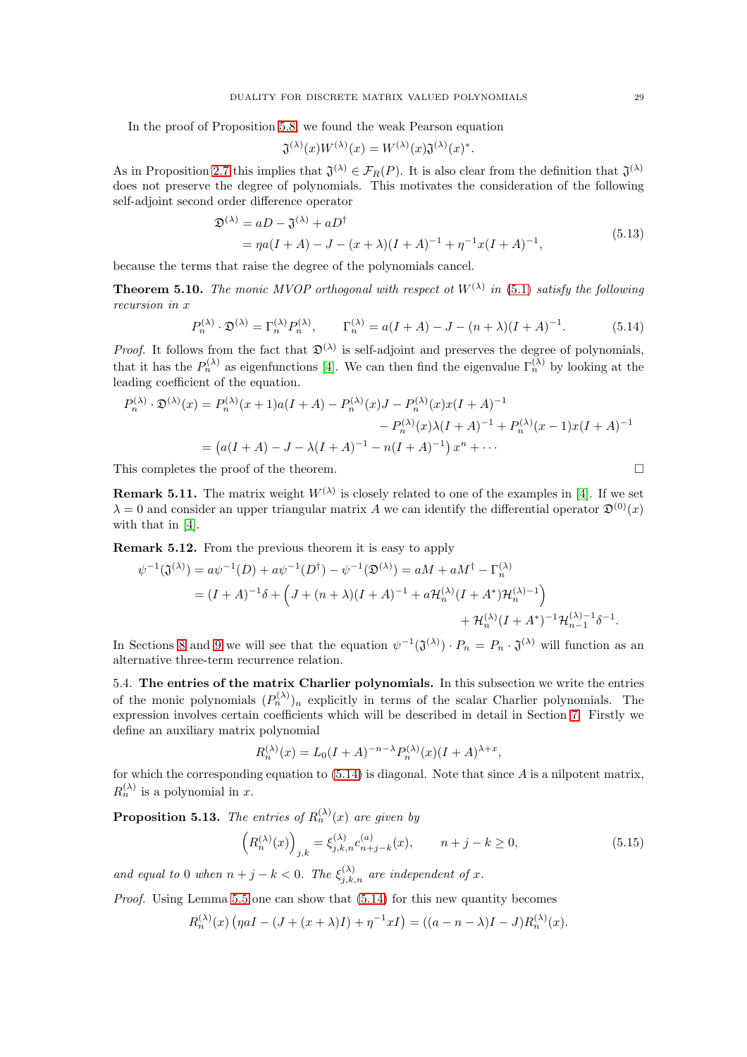In the proof of Proposition 5.8, we found the weak Pearson equation

$$\mathfrak{J}^{(\lambda)}(x)W^{(\lambda)}(x) = W^{(\lambda)}(x)\mathfrak{J}^{(\lambda)}(x)^*.$$

As in Proposition 2.7 this implies that $\mathfrak{J}^{(\lambda)} \in \mathcal{F}_R(P)$. It is also clear from the definition that $\mathfrak{J}^{(\lambda)}$ does not preserve the degree of polynomials. This motivates the consideration of the following self-adjoint second order difference operator

$$\begin{aligned}\mathfrak{D}^{(\lambda)} &= aD - \mathfrak{J}^{(\lambda)} + aD^\dagger \\ &= \eta a(I+A) - J - (x+\lambda)(I+A)^{-1} + \eta^{-1}x(I+A)^{-1},\end{aligned} \tag{5.13}$$

because the terms that raise the degree of the polynomials cancel.

**Theorem 5.10.** *The monic MVOP orthogonal with respect ot $W^{(\lambda)}$ in (5.1) satisfy the following recursion in $x$*

$$P_n^{(\lambda)} \cdot \mathfrak{D}^{(\lambda)} = \Gamma_n^{(\lambda)} P_n^{(\lambda)}, \qquad \Gamma_n^{(\lambda)} = a(I+A) - J - (n+\lambda)(I+A)^{-1}. \tag{5.14}$$

*Proof.* It follows from the fact that $\mathfrak{D}^{(\lambda)}$ is self-adjoint and preserves the degree of polynomials, that it has the $P_n^{(\lambda)}$ as eigenfunctions [4]. We can then find the eigenvalue $\Gamma_n^{(\lambda)}$ by looking at the leading coefficient of the equation.

$$\begin{aligned}P_n^{(\lambda)} \cdot \mathfrak{D}^{(\lambda)}(x) &= P_n^{(\lambda)}(x+1)a(I+A) - P_n^{(\lambda)}(x)J - P_n^{(\lambda)}(x)x(I+A)^{-1} \\ &\qquad - P_n^{(\lambda)}(x)\lambda(I+A)^{-1} + P_n^{(\lambda)}(x-1)x(I+A)^{-1} \\ &= \left(a(I+A) - J - \lambda(I+A)^{-1} - n(I+A)^{-1}\right)x^n + \cdots\end{aligned}$$

This completes the proof of the theorem. $\square$

**Remark 5.11.** The matrix weight $W^{(\lambda)}$ is closely related to one of the examples in [4]. If we set $\lambda = 0$ and consider an upper triangular matrix $A$ we can identify the differential operator $\mathfrak{D}^{(0)}(x)$ with that in [4].

**Remark 5.12.** From the previous theorem it is easy to apply

$$\begin{aligned}\psi^{-1}(\mathfrak{J}^{(\lambda)}) &= a\psi^{-1}(D) + a\psi^{-1}(D^\dagger) - \psi^{-1}(\mathfrak{D}^{(\lambda)}) = aM + aM^\dagger - \Gamma_n^{(\lambda)} \\ &= (I+A)^{-1}\delta + \left(J + (n+\lambda)(I+A)^{-1} + a\mathcal{H}_n^{(\lambda)}(I+A^*)\mathcal{H}_n^{(\lambda)-1}\right) \\ &\qquad + \mathcal{H}_n^{(\lambda)}(I+A^*)^{-1}\mathcal{H}_{n-1}^{(\lambda)-1}\delta^{-1}.\end{aligned}$$

In Sections 8 and 9 we will see that the equation $\psi^{-1}(\mathfrak{J}^{(\lambda)}) \cdot P_n = P_n \cdot \mathfrak{J}^{(\lambda)}$ will function as an alternative three-term recurrence relation.

5.4. **The entries of the matrix Charlier polynomials.** In this subsection we write the entries of the monic polynomials $(P_n^{(\lambda)})_n$ explicitly in terms of the scalar Charlier polynomials. The expression involves certain coefficients which will be described in detail in Section 7. Firstly we define an auxiliary matrix polynomial

$$R_n^{(\lambda)}(x) = L_0(I+A)^{-n-\lambda}P_n^{(\lambda)}(x)(I+A)^{\lambda+x},$$

for which the corresponding equation to (5.14) is diagonal. Note that since $A$ is a nilpotent matrix, $R_n^{(\lambda)}$ is a polynomial in $x$.

**Proposition 5.13.** *The entries of $R_n^{(\lambda)}(x)$ are given by*

$$\left(R_n^{(\lambda)}(x)\right)_{j,k} = \xi_{j,k,n}^{(\lambda)} c_{n+j-k}^{(a)}(x), \qquad n+j-k \geq 0, \tag{5.15}$$

*and equal to 0 when $n+j-k<0$. The $\xi_{j,k,n}^{(\lambda)}$ are independent of $x$.*

*Proof.* Using Lemma 5.5 one can show that (5.14) for this new quantity becomes

$$R_n^{(\lambda)}(x)\left(\eta aI - (J + (x+\lambda)I) + \eta^{-1}xI\right) = ((a-n-\lambda)I - J)R_n^{(\lambda)}(x).$$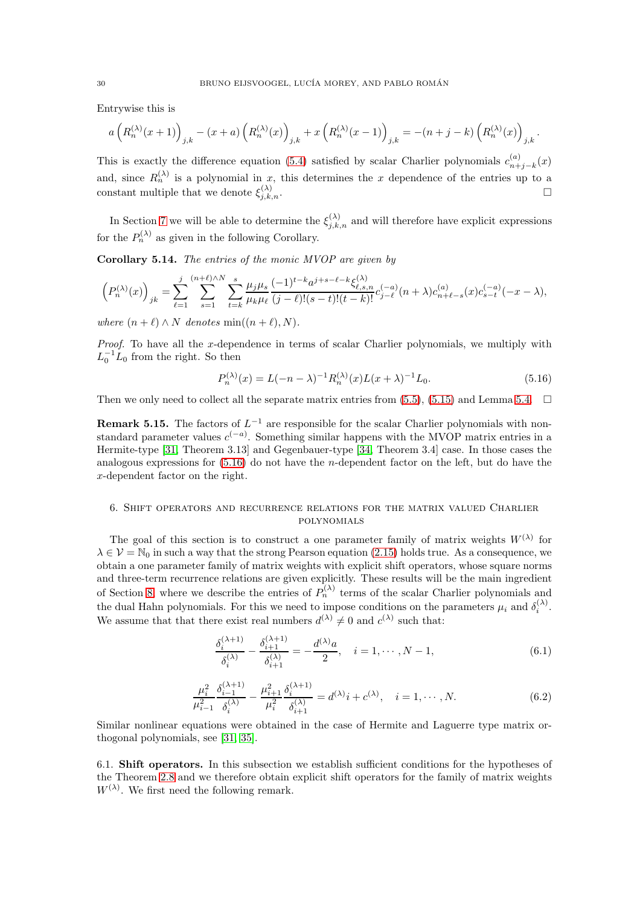Entrywise this is

$$a\left(R_n^{(\lambda)}(x+1)\right)_{j,k} - (x+a)\left(R_n^{(\lambda)}(x)\right)_{j,k} + x\left(R_n^{(\lambda)}(x-1)\right)_{j,k} = -(n+j-k)\left(R_n^{(\lambda)}(x)\right)_{j,k}.$$

This is exactly the difference equation (5.4) satisfied by scalar Charlier polynomials $c_{n+j-k}^{(a)}(x)$ and, since $R_n^{(\lambda)}$ is a polynomial in $x$, this determines the $x$ dependence of the entries up to a constant multiple that we denote $\xi_{j,k,n}^{(\lambda)}$. □

In Section 7 we will be able to determine the $\xi_{j,k,n}^{(\lambda)}$ and will therefore have explicit expressions for the $P_n^{(\lambda)}$ as given in the following Corollary.

**Corollary 5.14.** *The entries of the monic MVOP are given by*

$$\left(P_n^{(\lambda)}(x)\right)_{jk} = \sum_{\ell=1}^{j} \sum_{s=1}^{(n+\ell)\wedge N} \sum_{t=k}^{s} \frac{\mu_j \mu_s}{\mu_k \mu_\ell} \frac{(-1)^{t-k} a^{j+s-\ell-k} \xi_{\ell,s,n}^{(\lambda)}}{(j-\ell)!(s-t)!(t-k)!} c_{j-\ell}^{(-a)}(n+\lambda) c_{n+\ell-s}^{(a)}(x) c_{s-t}^{(-a)}(-x-\lambda),$$

*where* $(n+\ell)\wedge N$ *denotes* $\min((n+\ell), N)$.

*Proof.* To have all the $x$-dependence in terms of scalar Charlier polynomials, we multiply with $L_0^{-1}L_0$ from the right. So then

$$P_n^{(\lambda)}(x) = L(-n-\lambda)^{-1} R_n^{(\lambda)}(x) L(x+\lambda)^{-1} L_0. \tag{5.16}$$

Then we only need to collect all the separate matrix entries from (5.5), (5.15) and Lemma 5.4. □

**Remark 5.15.** The factors of $L^{-1}$ are responsible for the scalar Charlier polynomials with non-standard parameter values $c^{(-a)}$. Something similar happens with the MVOP matrix entries in a Hermite-type [31, Theorem 3.13] and Gegenbauer-type [34, Theorem 3.4] case. In those cases the analogous expressions for (5.16) do not have the $n$-dependent factor on the left, but do have the $x$-dependent factor on the right.

## 6. Shift operators and recurrence relations for the matrix valued Charlier polynomials

The goal of this section is to construct a one parameter family of matrix weights $W^{(\lambda)}$ for $\lambda \in \mathcal{V} = \mathbb{N}_0$ in such a way that the strong Pearson equation (2.15) holds true. As a consequence, we obtain a one parameter family of matrix weights with explicit shift operators, whose square norms and three-term recurrence relations are given explicitly. These results will be the main ingredient of Section 8, where we describe the entries of $P_n^{(\lambda)}$ terms of the scalar Charlier polynomials and the dual Hahn polynomials. For this we need to impose conditions on the parameters $\mu_i$ and $\delta_i^{(\lambda)}$. We assume that that there exist real numbers $d^{(\lambda)} \neq 0$ and $c^{(\lambda)}$ such that:

$$\frac{\delta_i^{(\lambda+1)}}{\delta_i^{(\lambda)}} - \frac{\delta_{i+1}^{(\lambda+1)}}{\delta_{i+1}^{(\lambda)}} = -\frac{d^{(\lambda)}a}{2}, \quad i = 1, \cdots, N-1, \tag{6.1}$$

$$\frac{\mu_i^2}{\mu_{i-1}^2} \frac{\delta_{i-1}^{(\lambda+1)}}{\delta_i^{(\lambda)}} - \frac{\mu_{i+1}^2}{\mu_i^2} \frac{\delta_i^{(\lambda+1)}}{\delta_{i+1}^{(\lambda)}} = d^{(\lambda)}i + c^{(\lambda)}, \quad i = 1, \cdots, N. \tag{6.2}$$

Similar nonlinear equations were obtained in the case of Hermite and Laguerre type matrix orthogonal polynomials, see [31, 35].

### 6.1. Shift operators.

In this subsection we establish sufficient conditions for the hypotheses of the Theorem 2.8 and we therefore obtain explicit shift operators for the family of matrix weights $W^{(\lambda)}$. We first need the following remark.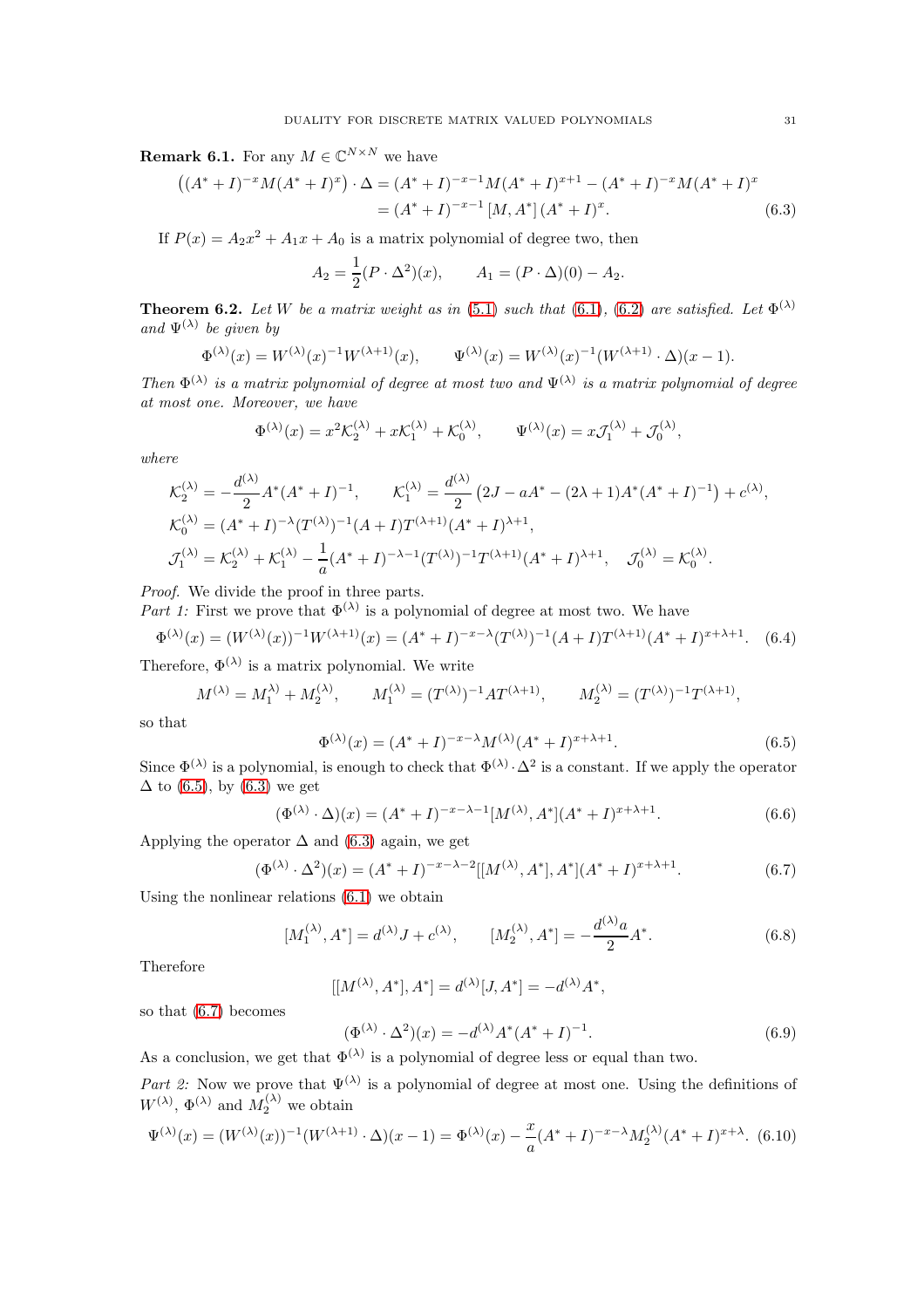**Remark 6.1.** For any $M \in \mathbb{C}^{N\times N}$ we have

$$
\begin{aligned}
\left((A^*+I)^{-x}M(A^*+I)^x\right)\cdot\Delta &= (A^*+I)^{-x-1}M(A^*+I)^{x+1}-(A^*+I)^{-x}M(A^*+I)^x \\
&= (A^*+I)^{-x-1}\left[M,A^*\right](A^*+I)^x. \qquad (6.3)
\end{aligned}
$$

If $P(x)=A_2x^2+A_1x+A_0$ is a matrix polynomial of degree two, then

$$
A_2=\frac{1}{2}(P\cdot\Delta^2)(x), \qquad A_1=(P\cdot\Delta)(0)-A_2.
$$

**Theorem 6.2.** *Let $W$ be a matrix weight as in (5.1) such that (6.1), (6.2) are satisfied. Let $\Phi^{(\lambda)}$ and $\Psi^{(\lambda)}$ be given by*

$$
\Phi^{(\lambda)}(x)=W^{(\lambda)}(x)^{-1}W^{(\lambda+1)}(x), \qquad \Psi^{(\lambda)}(x)=W^{(\lambda)}(x)^{-1}(W^{(\lambda+1)}\cdot\Delta)(x-1).
$$

*Then $\Phi^{(\lambda)}$ is a matrix polynomial of degree at most two and $\Psi^{(\lambda)}$ is a matrix polynomial of degree at most one. Moreover, we have*

$$
\Phi^{(\lambda)}(x)=x^2\mathcal{K}_2^{(\lambda)}+x\mathcal{K}_1^{(\lambda)}+\mathcal{K}_0^{(\lambda)}, \qquad \Psi^{(\lambda)}(x)=x\mathcal{J}_1^{(\lambda)}+\mathcal{J}_0^{(\lambda)},
$$

*where*

$$
\begin{aligned}
&\mathcal{K}_2^{(\lambda)}=-\frac{d^{(\lambda)}}{2}A^*(A^*+I)^{-1}, \qquad \mathcal{K}_1^{(\lambda)}=\frac{d^{(\lambda)}}{2}\left(2J-aA^*-(2\lambda+1)A^*(A^*+I)^{-1}\right)+c^{(\lambda)}, \\
&\mathcal{K}_0^{(\lambda)}=(A^*+I)^{-\lambda}(T^{(\lambda)})^{-1}(A+I)T^{(\lambda+1)}(A^*+I)^{\lambda+1}, \\
&\mathcal{J}_1^{(\lambda)}=\mathcal{K}_2^{(\lambda)}+\mathcal{K}_1^{(\lambda)}-\frac{1}{a}(A^*+I)^{-\lambda-1}(T^{(\lambda)})^{-1}T^{(\lambda+1)}(A^*+I)^{\lambda+1}, \quad \mathcal{J}_0^{(\lambda)}=\mathcal{K}_0^{(\lambda)}.
\end{aligned}
$$

*Proof.* We divide the proof in three parts.
*Part 1:* First we prove that $\Phi^{(\lambda)}$ is a polynomial of degree at most two. We have

$$
\Phi^{(\lambda)}(x)=(W^{(\lambda)}(x))^{-1}W^{(\lambda+1)}(x)=(A^*+I)^{-x-\lambda}(T^{(\lambda)})^{-1}(A+I)T^{(\lambda+1)}(A^*+I)^{x+\lambda+1}. \quad (6.4)
$$

Therefore, $\Phi^{(\lambda)}$ is a matrix polynomial. We write

$$
M^{(\lambda)}=M_1^{(\lambda)}+M_2^{(\lambda)}, \qquad M_1^{(\lambda)}=(T^{(\lambda)})^{-1}AT^{(\lambda+1)}, \qquad M_2^{(\lambda)}=(T^{(\lambda)})^{-1}T^{(\lambda+1)},
$$

so that

$$
\Phi^{(\lambda)}(x)=(A^*+I)^{-x-\lambda}M^{(\lambda)}(A^*+I)^{x+\lambda+1}. \qquad (6.5)
$$

Since $\Phi^{(\lambda)}$ is a polynomial, is enough to check that $\Phi^{(\lambda)}\cdot\Delta^2$ is a constant. If we apply the operator $\Delta$ to (6.5), by (6.3) we get

$$
(\Phi^{(\lambda)}\cdot\Delta)(x)=(A^*+I)^{-x-\lambda-1}[M^{(\lambda)},A^*](A^*+I)^{x+\lambda+1}. \qquad (6.6)
$$

Applying the operator $\Delta$ and (6.3) again, we get

$$
(\Phi^{(\lambda)}\cdot\Delta^2)(x)=(A^*+I)^{-x-\lambda-2}[[M^{(\lambda)},A^*],A^*](A^*+I)^{x+\lambda+1}. \qquad (6.7)
$$

Using the nonlinear relations (6.1) we obtain

$$
[M_1^{(\lambda)},A^*]=d^{(\lambda)}J+c^{(\lambda)}, \qquad [M_2^{(\lambda)},A^*]=-\frac{d^{(\lambda)}a}{2}A^*. \qquad (6.8)
$$

Therefore

$$
[[M^{(\lambda)},A^*],A^*]=d^{(\lambda)}[J,A^*]=-d^{(\lambda)}A^*,
$$

so that (6.7) becomes

$$
(\Phi^{(\lambda)}\cdot\Delta^2)(x)=-d^{(\lambda)}A^*(A^*+I)^{-1}. \qquad (6.9)
$$

As a conclusion, we get that $\Phi^{(\lambda)}$ is a polynomial of degree less or equal than two.

*Part 2:* Now we prove that $\Psi^{(\lambda)}$ is a polynomial of degree at most one. Using the definitions of $W^{(\lambda)}$, $\Phi^{(\lambda)}$ and $M_2^{(\lambda)}$ we obtain

$$
\Psi^{(\lambda)}(x)=(W^{(\lambda)}(x))^{-1}(W^{(\lambda+1)}\cdot\Delta)(x-1)=\Phi^{(\lambda)}(x)-\frac{x}{a}(A^*+I)^{-x-\lambda}M_2^{(\lambda)}(A^*+I)^{x+\lambda}. \quad (6.10)
$$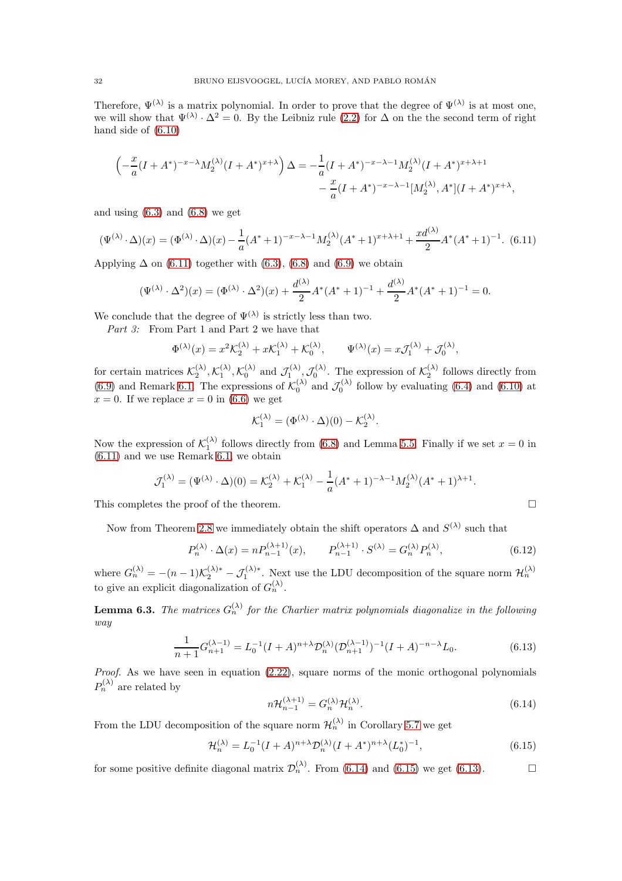Therefore, $\Psi^{(\lambda)}$ is a matrix polynomial. In order to prove that the degree of $\Psi^{(\lambda)}$ is at most one, we will show that $\Psi^{(\lambda)} \cdot \Delta^2 = 0$. By the Leibniz rule (2.2) for $\Delta$ on the the second term of right hand side of (6.10)

$$\left(-\frac{x}{a}(I+A^*)^{-x-\lambda}M_2^{(\lambda)}(I+A^*)^{x+\lambda}\right)\Delta = -\frac{1}{a}(I+A^*)^{-x-\lambda-1}M_2^{(\lambda)}(I+A^*)^{x+\lambda+1} - \frac{x}{a}(I+A^*)^{-x-\lambda-1}[M_2^{(\lambda)},A^*](I+A^*)^{x+\lambda},$$

and using (6.3) and (6.8) we get

$$(\Psi^{(\lambda)}\cdot\Delta)(x) = (\Phi^{(\lambda)}\cdot\Delta)(x) - \frac{1}{a}(A^*+1)^{-x-\lambda-1}M_2^{(\lambda)}(A^*+1)^{x+\lambda+1} + \frac{xd^{(\lambda)}}{2}A^*(A^*+1)^{-1}. \quad (6.11)$$

Applying $\Delta$ on (6.11) together with (6.3), (6.8) and (6.9) we obtain

$$(\Psi^{(\lambda)}\cdot\Delta^2)(x) = (\Phi^{(\lambda)}\cdot\Delta^2)(x) + \frac{d^{(\lambda)}}{2}A^*(A^*+1)^{-1} + \frac{d^{(\lambda)}}{2}A^*(A^*+1)^{-1} = 0.$$

We conclude that the degree of $\Psi^{(\lambda)}$ is strictly less than two.

*Part 3:* From Part 1 and Part 2 we have that

$$\Phi^{(\lambda)}(x) = x^2\mathcal{K}_2^{(\lambda)} + x\mathcal{K}_1^{(\lambda)} + \mathcal{K}_0^{(\lambda)}, \qquad \Psi^{(\lambda)}(x) = x\mathcal{J}_1^{(\lambda)} + \mathcal{J}_0^{(\lambda)},$$

for certain matrices $\mathcal{K}_2^{(\lambda)}, \mathcal{K}_1^{(\lambda)}, \mathcal{K}_0^{(\lambda)}$ and $\mathcal{J}_1^{(\lambda)}, \mathcal{J}_0^{(\lambda)}$. The expression of $\mathcal{K}_2^{(\lambda)}$ follows directly from (6.9) and Remark 6.1. The expressions of $\mathcal{K}_0^{(\lambda)}$ and $\mathcal{J}_0^{(\lambda)}$ follow by evaluating (6.4) and (6.10) at $x=0$. If we replace $x=0$ in (6.6) we get

$$\mathcal{K}_1^{(\lambda)} = (\Phi^{(\lambda)}\cdot\Delta)(0) - \mathcal{K}_2^{(\lambda)}.$$

Now the expression of $\mathcal{K}_1^{(\lambda)}$ follows directly from (6.8) and Lemma 5.5. Finally if we set $x=0$ in (6.11) and we use Remark 6.1, we obtain

$$\mathcal{J}_1^{(\lambda)} = (\Psi^{(\lambda)}\cdot\Delta)(0) = \mathcal{K}_2^{(\lambda)} + \mathcal{K}_1^{(\lambda)} - \frac{1}{a}(A^*+1)^{-\lambda-1}M_2^{(\lambda)}(A^*+1)^{\lambda+1}.$$

This completes the proof of the theorem. ☐

Now from Theorem 2.8 we immediately obtain the shift operators $\Delta$ and $S^{(\lambda)}$ such that

$$P_n^{(\lambda)}\cdot\Delta(x) = nP_{n-1}^{(\lambda+1)}(x), \qquad P_{n-1}^{(\lambda+1)}\cdot S^{(\lambda)} = G_n^{(\lambda)}P_n^{(\lambda)}, \quad (6.12)$$

where $G_n^{(\lambda)} = -(n-1)\mathcal{K}_2^{(\lambda)*} - \mathcal{J}_1^{(\lambda)*}$. Next use the LDU decomposition of the square norm $\mathcal{H}_n^{(\lambda)}$ to give an explicit diagonalization of $G_n^{(\lambda)}$.

**Lemma 6.3.** *The matrices $G_n^{(\lambda)}$ for the Charlier matrix polynomials diagonalize in the following way*

$$\frac{1}{n+1}G_{n+1}^{(\lambda-1)} = L_0^{-1}(I+A)^{n+\lambda}\mathcal{D}_n^{(\lambda)}(\mathcal{D}_{n+1}^{(\lambda-1)})^{-1}(I+A)^{-n-\lambda}L_0. \quad (6.13)$$

*Proof.* As we have seen in equation (2.22), square norms of the monic orthogonal polynomials $P_n^{(\lambda)}$ are related by

$$n\mathcal{H}_{n-1}^{(\lambda+1)} = G_n^{(\lambda)}\mathcal{H}_n^{(\lambda)}. \quad (6.14)$$

From the LDU decomposition of the square norm $\mathcal{H}_n^{(\lambda)}$ in Corollary 5.7 we get

$$\mathcal{H}_n^{(\lambda)} = L_0^{-1}(I+A)^{n+\lambda}\mathcal{D}_n^{(\lambda)}(I+A^*)^{n+\lambda}(L_0^*)^{-1}, \quad (6.15)$$

for some positive definite diagonal matrix $\mathcal{D}_n^{(\lambda)}$. From (6.14) and (6.15) we get (6.13). ☐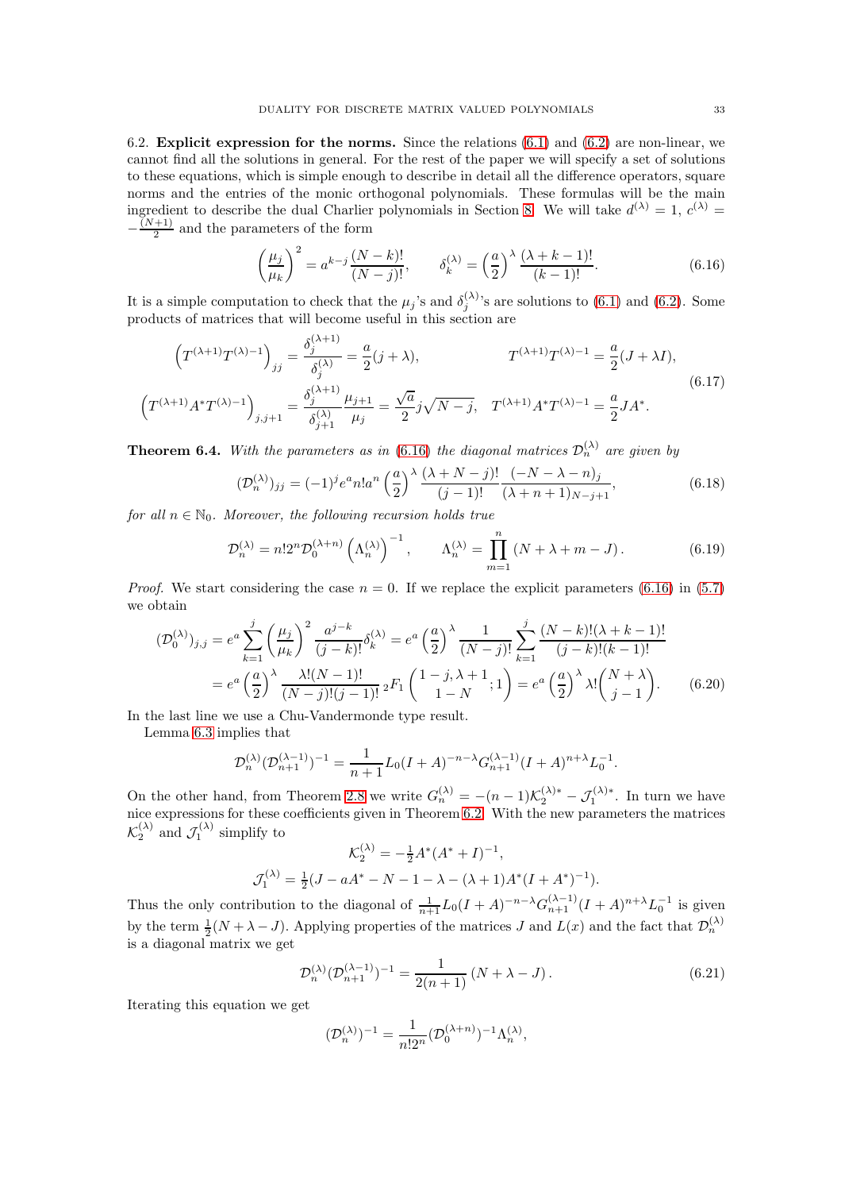6.2. **Explicit expression for the norms.** Since the relations (6.1) and (6.2) are non-linear, we cannot find all the solutions in general. For the rest of the paper we will specify a set of solutions to these equations, which is simple enough to describe in detail all the difference operators, square norms and the entries of the monic orthogonal polynomials. These formulas will be the main ingredient to describe the dual Charlier polynomials in Section 8. We will take $d^{(\lambda)} = 1$, $c^{(\lambda)} = -\frac{(N+1)}{2}$ and the parameters of the form

$$\left(\frac{\mu_j}{\mu_k}\right)^2 = a^{k-j}\frac{(N-k)!}{(N-j)!}, \qquad \delta_k^{(\lambda)} = \left(\frac{a}{2}\right)^{\lambda}\frac{(\lambda+k-1)!}{(k-1)!}. \tag{6.16}$$

It is a simple computation to check that the $\mu_j$'s and $\delta_j^{(\lambda)}$'s are solutions to (6.1) and (6.2). Some products of matrices that will become useful in this section are

$$\begin{aligned}
\left(T^{(\lambda+1)}T^{(\lambda)-1}\right)_{jj} &= \frac{\delta_j^{(\lambda+1)}}{\delta_j^{(\lambda)}} = \frac{a}{2}(j+\lambda), & T^{(\lambda+1)}T^{(\lambda)-1} &= \frac{a}{2}(J+\lambda I),\\
\left(T^{(\lambda+1)}A^*T^{(\lambda)-1}\right)_{j,j+1} &= \frac{\delta_j^{(\lambda+1)}}{\delta_{j+1}^{(\lambda)}}\frac{\mu_{j+1}}{\mu_j} = \frac{\sqrt{a}}{2}j\sqrt{N-j}, & T^{(\lambda+1)}A^*T^{(\lambda)-1} &= \frac{a}{2}JA^*.
\end{aligned} \tag{6.17}$$

**Theorem 6.4.** *With the parameters as in (6.16) the diagonal matrices $\mathcal{D}_n^{(\lambda)}$ are given by*

$$(\mathcal{D}_n^{(\lambda)})_{jj} = (-1)^j e^a n! a^n \left(\frac{a}{2}\right)^{\lambda}\frac{(\lambda+N-j)!}{(j-1)!}\frac{(-N-\lambda-n)_j}{(\lambda+n+1)_{N-j+1}}, \tag{6.18}$$

*for all $n\in\mathbb{N}_0$. Moreover, the following recursion holds true*

$$\mathcal{D}_n^{(\lambda)} = n!2^n\mathcal{D}_0^{(\lambda+n)}\left(\Lambda_n^{(\lambda)}\right)^{-1}, \qquad \Lambda_n^{(\lambda)} = \prod_{m=1}^{n}\left(N+\lambda+m-J\right). \tag{6.19}$$

*Proof.* We start considering the case $n=0$. If we replace the explicit parameters (6.16) in (5.7) we obtain

$$\begin{aligned}
(\mathcal{D}_0^{(\lambda)})_{j,j} &= e^a\sum_{k=1}^{j}\left(\frac{\mu_j}{\mu_k}\right)^2\frac{a^{j-k}}{(j-k)!}\delta_k^{(\lambda)} = e^a\left(\frac{a}{2}\right)^{\lambda}\frac{1}{(N-j)!}\sum_{k=1}^{j}\frac{(N-k)!(\lambda+k-1)!}{(j-k)!(k-1)!}\\
&= e^a\left(\frac{a}{2}\right)^{\lambda}\frac{\lambda!(N-1)!}{(N-j)!(j-1)!}\,{}_2F_1\left(\begin{matrix}1-j,\lambda+1\\1-N\end{matrix};1\right) = e^a\left(\frac{a}{2}\right)^{\lambda}\lambda!\binom{N+\lambda}{j-1}.
\end{aligned} \tag{6.20}$$

In the last line we use a Chu-Vandermonde type result.

Lemma 6.3 implies that

$$\mathcal{D}_n^{(\lambda)}(\mathcal{D}_{n+1}^{(\lambda-1)})^{-1} = \frac{1}{n+1}L_0(I+A)^{-n-\lambda}G_{n+1}^{(\lambda-1)}(I+A)^{n+\lambda}L_0^{-1}.$$

On the other hand, from Theorem 2.8 we write $G_n^{(\lambda)} = -(n-1)\mathcal{K}_2^{(\lambda)*} - \mathcal{J}_1^{(\lambda)*}$. In turn we have nice expressions for these coefficients given in Theorem 6.2. With the new parameters the matrices $\mathcal{K}_2^{(\lambda)}$ and $\mathcal{J}_1^{(\lambda)}$ simplify to

$$\begin{aligned}
\mathcal{K}_2^{(\lambda)} &= -\tfrac{1}{2}A^*(A^*+I)^{-1},\\
\mathcal{J}_1^{(\lambda)} &= \tfrac{1}{2}(J - aA^* - N - 1 - \lambda - (\lambda+1)A^*(I+A^*)^{-1}).
\end{aligned}$$

Thus the only contribution to the diagonal of $\frac{1}{n+1}L_0(I+A)^{-n-\lambda}G_{n+1}^{(\lambda-1)}(I+A)^{n+\lambda}L_0^{-1}$ is given by the term $\frac{1}{2}(N+\lambda-J)$. Applying properties of the matrices $J$ and $L(x)$ and the fact that $\mathcal{D}_n^{(\lambda)}$ is a diagonal matrix we get

$$\mathcal{D}_n^{(\lambda)}(\mathcal{D}_{n+1}^{(\lambda-1)})^{-1} = \frac{1}{2(n+1)}\left(N+\lambda-J\right). \tag{6.21}$$

Iterating this equation we get

$$(\mathcal{D}_n^{(\lambda)})^{-1} = \frac{1}{n!2^n}(\mathcal{D}_0^{(\lambda+n)})^{-1}\Lambda_n^{(\lambda)},$$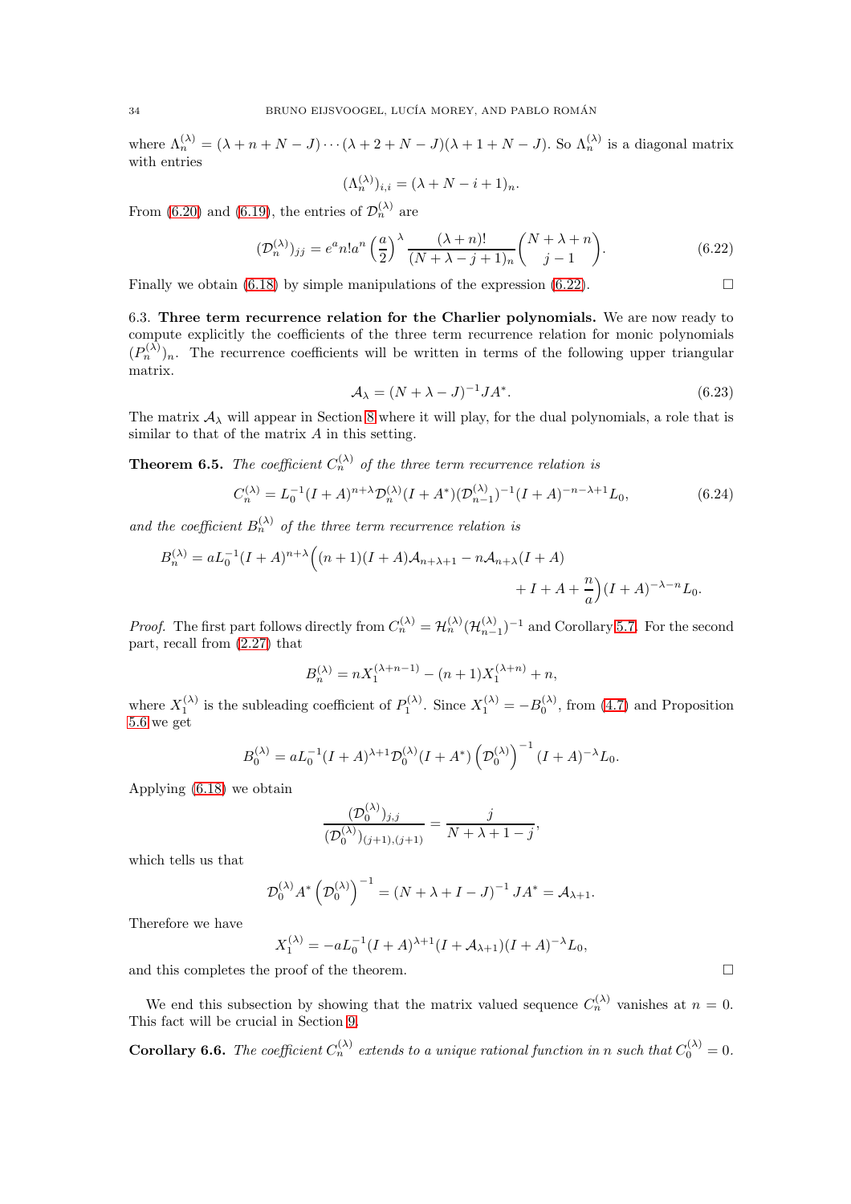where $\Lambda_n^{(\lambda)} = (\lambda + n + N - J) \cdots (\lambda + 2 + N - J)(\lambda + 1 + N - J)$. So $\Lambda_n^{(\lambda)}$ is a diagonal matrix with entries

$$(\Lambda_n^{(\lambda)})_{i,i} = (\lambda + N - i + 1)_n.$$

From (6.20) and (6.19), the entries of $\mathcal{D}_n^{(\lambda)}$ are

$$(\mathcal{D}_n^{(\lambda)})_{jj} = e^a n! a^n \left(\frac{a}{2}\right)^\lambda \frac{(\lambda + n)!}{(N + \lambda - j + 1)_n} \binom{N + \lambda + n}{j - 1}. \tag{6.22}$$

Finally we obtain (6.18) by simple manipulations of the expression (6.22). □

6.3. **Three term recurrence relation for the Charlier polynomials.** We are now ready to compute explicitly the coefficients of the three term recurrence relation for monic polynomials $(P_n^{(\lambda)})_n$. The recurrence coefficients will be written in terms of the following upper triangular matrix.

$$\mathcal{A}_\lambda = (N + \lambda - J)^{-1} J A^*. \tag{6.23}$$

The matrix $\mathcal{A}_\lambda$ will appear in Section 8 where it will play, for the dual polynomials, a role that is similar to that of the matrix $A$ in this setting.

**Theorem 6.5.** *The coefficient $C_n^{(\lambda)}$ of the three term recurrence relation is*

$$C_n^{(\lambda)} = L_0^{-1}(I + A)^{n+\lambda} \mathcal{D}_n^{(\lambda)} (I + A^*)(\mathcal{D}_{n-1}^{(\lambda)})^{-1}(I + A)^{-n-\lambda+1} L_0, \tag{6.24}$$

*and the coefficient $B_n^{(\lambda)}$ of the three term recurrence relation is*

$$B_n^{(\lambda)} = a L_0^{-1}(I + A)^{n+\lambda}\Big((n + 1)(I + A)\mathcal{A}_{n+\lambda+1} - n\mathcal{A}_{n+\lambda}(I + A) + I + A + \frac{n}{a}\Big)(I + A)^{-\lambda-n} L_0.$$

*Proof.* The first part follows directly from $C_n^{(\lambda)} = \mathcal{H}_n^{(\lambda)}(\mathcal{H}_{n-1}^{(\lambda)})^{-1}$ and Corollary 5.7. For the second part, recall from (2.27) that

$$B_n^{(\lambda)} = n X_1^{(\lambda+n-1)} - (n + 1) X_1^{(\lambda+n)} + n,$$

where $X_1^{(\lambda)}$ is the subleading coefficient of $P_1^{(\lambda)}$. Since $X_1^{(\lambda)} = -B_0^{(\lambda)}$, from (4.7) and Proposition 5.6 we get

$$B_0^{(\lambda)} = a L_0^{-1}(I + A)^{\lambda+1} \mathcal{D}_0^{(\lambda)} (I + A^*) \left(\mathcal{D}_0^{(\lambda)}\right)^{-1} (I + A)^{-\lambda} L_0.$$

Applying (6.18) we obtain

$$\frac{(\mathcal{D}_0^{(\lambda)})_{j,j}}{(\mathcal{D}_0^{(\lambda)})_{(j+1),(j+1)}} = \frac{j}{N + \lambda + 1 - j},$$

which tells us that

$$\mathcal{D}_0^{(\lambda)} A^* \left(\mathcal{D}_0^{(\lambda)}\right)^{-1} = (N + \lambda + I - J)^{-1} J A^* = \mathcal{A}_{\lambda+1}.$$

Therefore we have

$$X_1^{(\lambda)} = -a L_0^{-1}(I + A)^{\lambda+1}(I + \mathcal{A}_{\lambda+1})(I + A)^{-\lambda} L_0,$$

and this completes the proof of the theorem. □

We end this subsection by showing that the matrix valued sequence $C_n^{(\lambda)}$ vanishes at $n = 0$. This fact will be crucial in Section 9.

**Corollary 6.6.** *The coefficient $C_n^{(\lambda)}$ extends to a unique rational function in $n$ such that $C_0^{(\lambda)} = 0$.*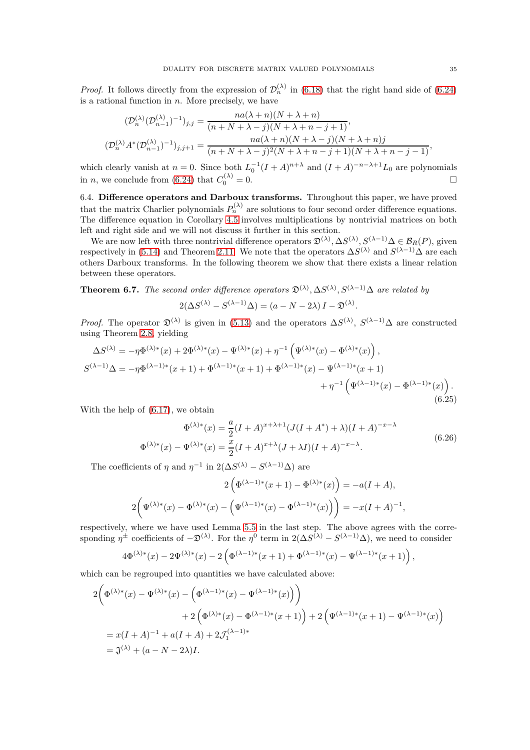*Proof.* It follows directly from the expression of $\mathcal{D}_n^{(\lambda)}$ in (6.18) that the right hand side of (6.24) is a rational function in $n$. More precisely, we have

$$(\mathcal{D}_n^{(\lambda)}(\mathcal{D}_{n-1}^{(\lambda)})^{-1})_{j,j} = \frac{na(\lambda+n)(N+\lambda+n)}{(n+N+\lambda-j)(N+\lambda+n-j+1)},$$

$$(\mathcal{D}_n^{(\lambda)}A^*(\mathcal{D}_{n-1}^{(\lambda)})^{-1})_{j,j+1} = \frac{na(\lambda+n)(N+\lambda-j)(N+\lambda+n)j}{(n+N+\lambda-j)^2(N+\lambda+n-j+1)(N+\lambda+n-j-1)},$$

which clearly vanish at $n=0$. Since both $L_0^{-1}(I+A)^{n+\lambda}$ and $(I+A)^{-n-\lambda+1}L_0$ are polynomials in $n$, we conclude from (6.24) that $C_0^{(\lambda)} = 0$. $\square$

6.4. **Difference operators and Darboux transforms.** Throughout this paper, we have proved that the matrix Charlier polynomials $P_n^{(\lambda)}$ are solutions to four second order difference equations. The difference equation in Corollary 4.5 involves multiplications by nontrivial matrices on both left and right side and we will not discuss it further in this section.

We are now left with three nontrivial difference operators $\mathfrak{D}^{(\lambda)}, \Delta S^{(\lambda)}, S^{(\lambda-1)}\Delta \in \mathcal{B}_R(P)$, given respectively in (5.14) and Theorem 2.11. We note that the operators $\Delta S^{(\lambda)}$ and $S^{(\lambda-1)}\Delta$ are each others Darboux transforms. In the following theorem we show that there exists a linear relation between these operators.

**Theorem 6.7.** *The second order difference operators $\mathfrak{D}^{(\lambda)}, \Delta S^{(\lambda)}, S^{(\lambda-1)}\Delta$ are related by*

$$2(\Delta S^{(\lambda)} - S^{(\lambda-1)}\Delta) = (a-N-2\lambda)\,I - \mathfrak{D}^{(\lambda)}.$$

*Proof.* The operator $\mathfrak{D}^{(\lambda)}$ is given in (5.13) and the operators $\Delta S^{(\lambda)}$, $S^{(\lambda-1)}\Delta$ are constructed using Theorem 2.8, yielding

$$\begin{aligned}
\Delta S^{(\lambda)} &= -\eta\Phi^{(\lambda)*}(x) + 2\Phi^{(\lambda)*}(x) - \Psi^{(\lambda)*}(x) + \eta^{-1}\left(\Psi^{(\lambda)*}(x) - \Phi^{(\lambda)*}(x)\right),\\
S^{(\lambda-1)}\Delta &= -\eta\Phi^{(\lambda-1)*}(x+1) + \Phi^{(\lambda-1)*}(x+1) + \Phi^{(\lambda-1)*}(x) - \Psi^{(\lambda-1)*}(x+1)\\
&\qquad + \eta^{-1}\left(\Psi^{(\lambda-1)*}(x) - \Phi^{(\lambda-1)*}(x)\right).
\end{aligned} \tag{6.25}$$

With the help of (6.17), we obtain

$$\begin{aligned}
\Phi^{(\lambda)*}(x) &= \frac{a}{2}(I+A)^{x+\lambda+1}(J(I+A^*)+\lambda)(I+A)^{-x-\lambda}\\
\Phi^{(\lambda)*}(x) - \Psi^{(\lambda)*}(x) &= \frac{x}{2}(I+A)^{x+\lambda}(J+\lambda I)(I+A)^{-x-\lambda}.
\end{aligned} \tag{6.26}$$

The coefficients of $\eta$ and $\eta^{-1}$ in $2(\Delta S^{(\lambda)} - S^{(\lambda-1)}\Delta)$ are

$$2\left(\Phi^{(\lambda-1)*}(x+1) - \Phi^{(\lambda)*}(x)\right) = -a(I+A),$$

$$2\bigg(\Psi^{(\lambda)*}(x) - \Phi^{(\lambda)*}(x) - \left(\Psi^{(\lambda-1)*}(x) - \Phi^{(\lambda-1)*}(x)\right)\bigg) = -x(I+A)^{-1},$$

respectively, where we have used Lemma 5.5 in the last step. The above agrees with the corresponding $\eta^{\pm}$ coefficients of $-\mathfrak{D}^{(\lambda)}$. For the $\eta^0$ term in $2(\Delta S^{(\lambda)} - S^{(\lambda-1)}\Delta)$, we need to consider

$$4\Phi^{(\lambda)*}(x) - 2\Psi^{(\lambda)*}(x) - 2\left(\Phi^{(\lambda-1)*}(x+1) + \Phi^{(\lambda-1)*}(x) - \Psi^{(\lambda-1)*}(x+1)\right),$$

which can be regrouped into quantities we have calculated above:

$$\begin{aligned}
&2\bigg(\Phi^{(\lambda)*}(x) - \Psi^{(\lambda)*}(x) - \left(\Phi^{(\lambda-1)*}(x) - \Psi^{(\lambda-1)*}(x)\right)\bigg)\\
&\qquad\qquad + 2\left(\Phi^{(\lambda)*}(x) - \Phi^{(\lambda-1)*}(x+1)\right) + 2\left(\Psi^{(\lambda-1)*}(x+1) - \Psi^{(\lambda-1)*}(x)\right)\\
&= x(I+A)^{-1} + a(I+A) + 2\mathcal{J}_1^{(\lambda-1)*}\\
&= \mathfrak{J}^{(\lambda)} + (a-N-2\lambda)I.
\end{aligned}$$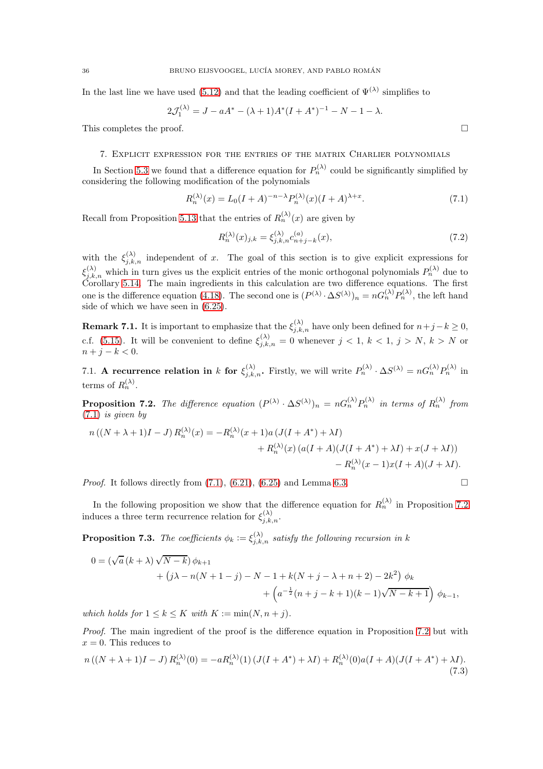In the last line we have used (5.12) and that the leading coefficient of $\Psi^{(\lambda)}$ simplifies to

$$2\mathcal{J}_1^{(\lambda)} = J - aA^* - (\lambda+1)A^*(I+A^*)^{-1} - N - 1 - \lambda.$$

This completes the proof. $\square$

## 7. Explicit expression for the entries of the matrix Charlier polynomials

In Section 5.3 we found that a difference equation for $P_n^{(\lambda)}$ could be significantly simplified by considering the following modification of the polynomials

$$R_n^{(\lambda)}(x) = L_0(I+A)^{-n-\lambda} P_n^{(\lambda)}(x)(I+A)^{\lambda+x}. \tag{7.1}$$

Recall from Proposition 5.13 that the entries of $R_n^{(\lambda)}(x)$ are given by

$$R_n^{(\lambda)}(x)_{j,k} = \xi_{j,k,n}^{(\lambda)} c_{n+j-k}^{(a)}(x), \tag{7.2}$$

with the $\xi_{j,k,n}^{(\lambda)}$ independent of $x$. The goal of this section is to give explicit expressions for $\xi_{j,k,n}^{(\lambda)}$ which in turn gives us the explicit entries of the monic orthogonal polynomials $P_n^{(\lambda)}$ due to Corollary 5.14. The main ingredients in this calculation are two difference equations. The first one is the difference equation (4.18). The second one is $(P^{(\lambda)} \cdot \Delta S^{(\lambda)})_n = nG_n^{(\lambda)} P_n^{(\lambda)}$, the left hand side of which we have seen in (6.25).

**Remark 7.1.** It is important to emphasize that the $\xi_{j,k,n}^{(\lambda)}$ have only been defined for $n+j-k \geq 0$, c.f. (5.15). It will be convenient to define $\xi_{j,k,n}^{(\lambda)} = 0$ whenever $j < 1$, $k < 1$, $j > N$, $k > N$ or $n + j - k < 0$.

### 7.1. A recurrence relation in $k$ for $\xi_{j,k,n}^{(\lambda)}$.

Firstly, we will write $P_n^{(\lambda)} \cdot \Delta S^{(\lambda)} = nG_n^{(\lambda)} P_n^{(\lambda)}$ in terms of $R_n^{(\lambda)}$.

**Proposition 7.2.** *The difference equation $(P^{(\lambda)} \cdot \Delta S^{(\lambda)})_n = nG_n^{(\lambda)} P_n^{(\lambda)}$ in terms of $R_n^{(\lambda)}$ from (7.1) is given by*

$$\begin{aligned}
n\left((N+\lambda+1)I - J\right) R_n^{(\lambda)}(x) = &-R_n^{(\lambda)}(x+1)a\left(J(I+A^*) + \lambda I\right) \\
&+ R_n^{(\lambda)}(x)\left(a(I+A)(J(I+A^*)+\lambda I) + x(J+\lambda I)\right) \\
&- R_n^{(\lambda)}(x-1)x(I+A)(J+\lambda I).
\end{aligned}$$

*Proof.* It follows directly from (7.1), (6.21), (6.25) and Lemma 6.3. $\square$

In the following proposition we show that the difference equation for $R_n^{(\lambda)}$ in Proposition 7.2 induces a three term recurrence relation for $\xi_{j,k,n}^{(\lambda)}$.

**Proposition 7.3.** *The coefficients $\phi_k := \xi_{j,k,n}^{(\lambda)}$ satisfy the following recursion in $k$*

$$\begin{aligned}
0 = &\left(\sqrt{a}\,(k+\lambda)\sqrt{N-k}\right)\phi_{k+1} \\
&+ \left(j\lambda - n(N+1-j) - N - 1 + k(N+j-\lambda+n+2) - 2k^2\right)\phi_k \\
&+ \left(a^{-\frac{1}{2}}(n+j-k+1)(k-1)\sqrt{N-k+1}\right)\phi_{k-1},
\end{aligned}$$

*which holds for $1 \leq k \leq K$ with $K := \min(N, n+j)$.*

*Proof.* The main ingredient of the proof is the difference equation in Proposition 7.2 but with $x = 0$. This reduces to

$$n\left((N+\lambda+1)I - J\right) R_n^{(\lambda)}(0) = -aR_n^{(\lambda)}(1)\left(J(I+A^*)+\lambda I\right) + R_n^{(\lambda)}(0)a(I+A)(J(I+A^*)+\lambda I). \tag{7.3}$$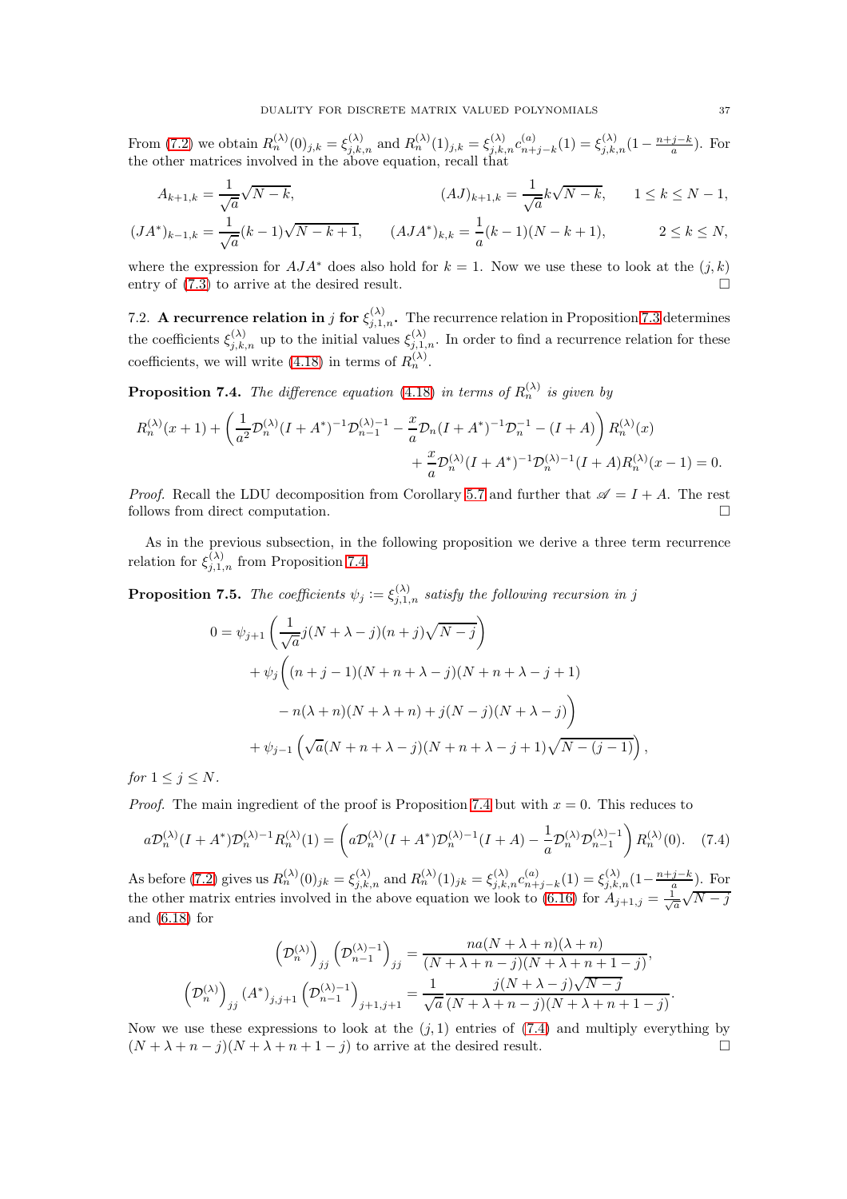From (7.2) we obtain $R_n^{(\lambda)}(0)_{j,k} = \xi_{j,k,n}^{(\lambda)}$ and $R_n^{(\lambda)}(1)_{j,k} = \xi_{j,k,n}^{(\lambda)} c_{n+j-k}^{(a)}(1) = \xi_{j,k,n}^{(\lambda)}(1 - \frac{n+j-k}{a})$. For the other matrices involved in the above equation, recall that

$$A_{k+1,k} = \frac{1}{\sqrt{a}}\sqrt{N-k}, \qquad (AJ)_{k+1,k} = \frac{1}{\sqrt{a}} k\sqrt{N-k}, \qquad 1 \le k \le N-1,$$

$$(JA^*)_{k-1,k} = \frac{1}{\sqrt{a}}(k-1)\sqrt{N-k+1}, \qquad (AJA^*)_{k,k} = \frac{1}{a}(k-1)(N-k+1), \qquad 2 \le k \le N,$$

where the expression for $AJA^*$ does also hold for $k=1$. Now we use these to look at the $(j,k)$ entry of (7.3) to arrive at the desired result. □

## 7.2. A recurrence relation in $j$ for $\xi_{j,1,n}^{(\lambda)}$.

The recurrence relation in Proposition 7.3 determines the coefficients $\xi_{j,k,n}^{(\lambda)}$ up to the initial values $\xi_{j,1,n}^{(\lambda)}$. In order to find a recurrence relation for these coefficients, we will write (4.18) in terms of $R_n^{(\lambda)}$.

**Proposition 7.4.** *The difference equation (4.18) in terms of $R_n^{(\lambda)}$ is given by*

$$R_n^{(\lambda)}(x+1) + \left(\frac{1}{a^2}\mathcal{D}_n^{(\lambda)}(I+A^*)^{-1}\mathcal{D}_{n-1}^{(\lambda)-1} - \frac{x}{a}\mathcal{D}_n(I+A^*)^{-1}\mathcal{D}_n^{-1} - (I+A)\right) R_n^{(\lambda)}(x)$$
$$+ \frac{x}{a}\mathcal{D}_n^{(\lambda)}(I+A^*)^{-1}\mathcal{D}_n^{(\lambda)-1}(I+A)R_n^{(\lambda)}(x-1) = 0.$$

*Proof.* Recall the LDU decomposition from Corollary 5.7 and further that $\mathscr{A} = I + A$. The rest follows from direct computation. □

As in the previous subsection, in the following proposition we derive a three term recurrence relation for $\xi_{j,1,n}^{(\lambda)}$ from Proposition 7.4.

**Proposition 7.5.** *The coefficients $\psi_j := \xi_{j,1,n}^{(\lambda)}$ satisfy the following recursion in $j$*

$$\begin{aligned}
0 = {} & \psi_{j+1}\left(\frac{1}{\sqrt{a}} j(N+\lambda-j)(n+j)\sqrt{N-j}\right) \\
& + \psi_j\bigg((n+j-1)(N+n+\lambda-j)(N+n+\lambda-j+1) \\
& \qquad - n(\lambda+n)(N+\lambda+n) + j(N-j)(N+\lambda-j)\bigg) \\
& + \psi_{j-1}\left(\sqrt{a}(N+n+\lambda-j)(N+n+\lambda-j+1)\sqrt{N-(j-1)}\right),
\end{aligned}$$

*for $1 \le j \le N$.*

*Proof.* The main ingredient of the proof is Proposition 7.4 but with $x=0$. This reduces to

$$a\mathcal{D}_n^{(\lambda)}(I+A^*)\mathcal{D}_n^{(\lambda)-1}R_n^{(\lambda)}(1) = \left(a\mathcal{D}_n^{(\lambda)}(I+A^*)\mathcal{D}_n^{(\lambda)-1}(I+A) - \frac{1}{a}\mathcal{D}_n^{(\lambda)}\mathcal{D}_{n-1}^{(\lambda)-1}\right)R_n^{(\lambda)}(0). \tag{7.4}$$

As before (7.2) gives us $R_n^{(\lambda)}(0)_{jk} = \xi_{j,k,n}^{(\lambda)}$ and $R_n^{(\lambda)}(1)_{jk} = \xi_{j,k,n}^{(\lambda)} c_{n+j-k}^{(a)}(1) = \xi_{j,k,n}^{(\lambda)}(1 - \frac{n+j-k}{a})$. For the other matrix entries involved in the above equation we look to (6.16) for $A_{j+1,j} = \frac{1}{\sqrt{a}}\sqrt{N-j}$ and (6.18) for

$$\left(\mathcal{D}_n^{(\lambda)}\right)_{jj}\left(\mathcal{D}_{n-1}^{(\lambda)-1}\right)_{jj} = \frac{na(N+\lambda+n)(\lambda+n)}{(N+\lambda+n-j)(N+\lambda+n+1-j)},$$

$$\left(\mathcal{D}_n^{(\lambda)}\right)_{jj}(A^*)_{j,j+1}\left(\mathcal{D}_{n-1}^{(\lambda)-1}\right)_{j+1,j+1} = \frac{1}{\sqrt{a}}\frac{j(N+\lambda-j)\sqrt{N-j}}{(N+\lambda+n-j)(N+\lambda+n+1-j)}.$$

Now we use these expressions to look at the $(j,1)$ entries of (7.4) and multiply everything by $(N+\lambda+n-j)(N+\lambda+n+1-j)$ to arrive at the desired result. □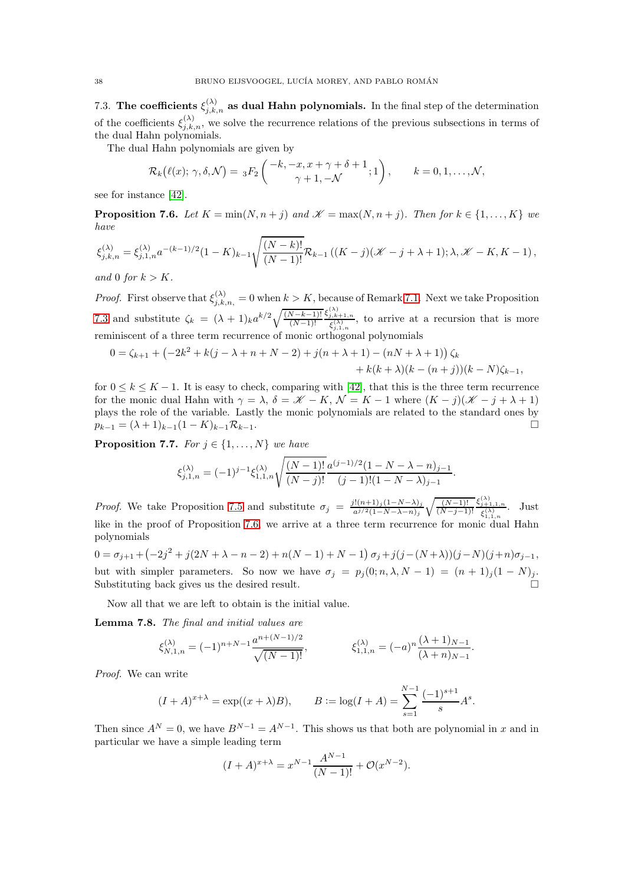### 7.3. The coefficients $\xi^{(\lambda)}_{j,k,n}$ as dual Hahn polynomials.

In the final step of the determination of the coefficients $\xi^{(\lambda)}_{j,k,n}$, we solve the recurrence relations of the previous subsections in terms of the dual Hahn polynomials.

The dual Hahn polynomials are given by

$$\mathcal{R}_k\big(\ell(x);\gamma,\delta,\mathcal{N}\big) = {}_3F_2\left(\begin{matrix}-k,-x,x+\gamma+\delta+1\\ \gamma+1,-\mathcal{N}\end{matrix};1\right), \qquad k=0,1,\ldots,\mathcal{N},$$

see for instance [42].

**Proposition 7.6.** *Let $K=\min(N,n+j)$ and $\mathscr{K}=\max(N,n+j)$. Then for $k\in\{1,\ldots,K\}$ we have*

$$\xi^{(\lambda)}_{j,k,n} = \xi^{(\lambda)}_{j,1,n} a^{-(k-1)/2}(1-K)_{k-1}\sqrt{\frac{(N-k)!}{(N-1)!}}\mathcal{R}_{k-1}\left((K-j)(\mathscr{K}-j+\lambda+1);\lambda,\mathscr{K}-K,K-1\right),$$

*and $0$ for $k>K$.*

*Proof.* First observe that $\xi^{(\lambda)}_{j,k,n}=0$ when $k>K$, because of Remark 7.1. Next we take Proposition 7.3 and substitute $\zeta_k=(\lambda+1)_k a^{k/2}\sqrt{\frac{(N-k-1)!}{(N-1)!}}\frac{\xi^{(\lambda)}_{j,k+1,n}}{\xi^{(\lambda)}_{j,1,n}}$, to arrive at a recursion that is more reminiscent of a three term recurrence of monic orthogonal polynomials

$$\begin{aligned}0=\zeta_{k+1}+\big(-2k^2+k(j-\lambda+n+N-2)+j(n+\lambda+1)-(nN+\lambda+1)\big)\,\zeta_k\\ +k(k+\lambda)(k-(n+j))(k-N)\zeta_{k-1},\end{aligned}$$

for $0\le k\le K-1$. It is easy to check, comparing with [42], that this is the three term recurrence for the monic dual Hahn with $\gamma=\lambda$, $\delta=\mathscr{K}-K$, $\mathcal{N}=K-1$ where $(K-j)(\mathscr{K}-j+\lambda+1)$ plays the role of the variable. Lastly the monic polynomials are related to the standard ones by $p_{k-1}=(\lambda+1)_{k-1}(1-K)_{k-1}\mathcal{R}_{k-1}$. $\square$

**Proposition 7.7.** *For $j\in\{1,\ldots,N\}$ we have*

$$\xi^{(\lambda)}_{j,1,n}=(-1)^{j-1}\xi^{(\lambda)}_{1,1,n}\sqrt{\frac{(N-1)!}{(N-j)!}}\frac{a^{(j-1)/2}(1-N-\lambda-n)_{j-1}}{(j-1)!(1-N-\lambda)_{j-1}}.$$

*Proof.* We take Proposition 7.5 and substitute $\sigma_j=\frac{j!(n+1)_j(1-N-\lambda)_j}{a^{j/2}(1-N-\lambda-n)_j}\sqrt{\frac{(N-1)!}{(N-j-1)!}}\frac{\xi^{(\lambda)}_{j+1,1,n}}{\xi^{(\lambda)}_{1,1,n}}$. Just like in the proof of Proposition 7.6, we arrive at a three term recurrence for monic dual Hahn polynomials

$$0=\sigma_{j+1}+\big(-2j^2+j(2N+\lambda-n-2)+n(N-1)+N-1\big)\,\sigma_j+j(j-(N+\lambda))(j-N)(j+n)\sigma_{j-1},$$

but with simpler parameters. So now we have $\sigma_j=p_j(0;n,\lambda,N-1)=(n+1)_j(1-N)_j$. Substituting back gives us the desired result. $\square$

Now all that we are left to obtain is the initial value.

**Lemma 7.8.** *The final and initial values are*

$$\xi^{(\lambda)}_{N,1,n}=(-1)^{n+N-1}\frac{a^{n+(N-1)/2}}{\sqrt{(N-1)!}}, \qquad \xi^{(\lambda)}_{1,1,n}=(-a)^n\frac{(\lambda+1)_{N-1}}{(\lambda+n)_{N-1}}.$$

*Proof.* We can write

$$(I+A)^{x+\lambda}=\exp((x+\lambda)B), \qquad B:=\log(I+A)=\sum_{s=1}^{N-1}\frac{(-1)^{s+1}}{s}A^s.$$

Then since $A^N=0$, we have $B^{N-1}=A^{N-1}$. This shows us that both are polynomial in $x$ and in particular we have a simple leading term

$$(I+A)^{x+\lambda}=x^{N-1}\frac{A^{N-1}}{(N-1)!}+\mathcal{O}(x^{N-2}).$$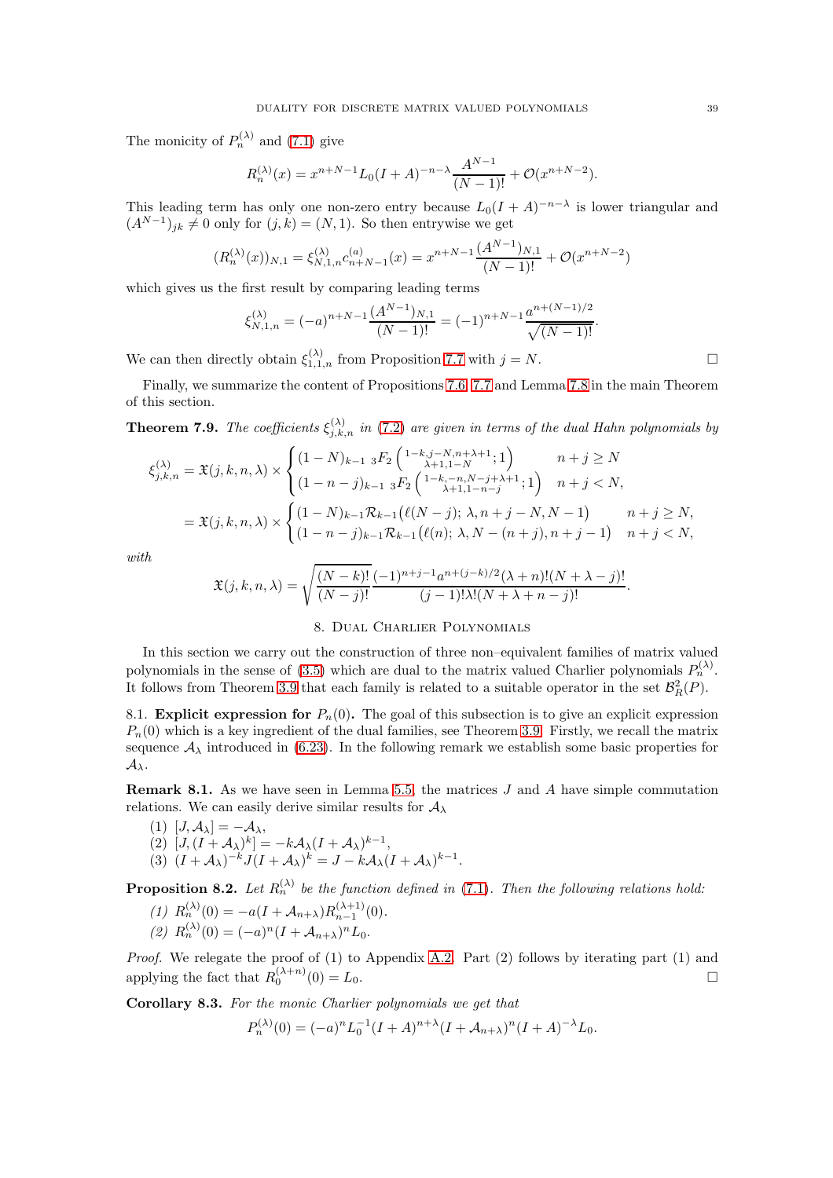The monicity of $P_n^{(\lambda)}$ and (7.1) give

$$R_n^{(\lambda)}(x) = x^{n+N-1} L_0 (I+A)^{-n-\lambda} \frac{A^{N-1}}{(N-1)!} + \mathcal{O}(x^{n+N-2}).$$

This leading term has only one non-zero entry because $L_0(I+A)^{-n-\lambda}$ is lower triangular and $(A^{N-1})_{jk} \neq 0$ only for $(j,k) = (N,1)$. So then entrywise we get

$$(R_n^{(\lambda)}(x))_{N,1} = \xi_{N,1,n}^{(\lambda)} c_{n+N-1}^{(a)}(x) = x^{n+N-1} \frac{(A^{N-1})_{N,1}}{(N-1)!} + \mathcal{O}(x^{n+N-2})$$

which gives us the first result by comparing leading terms

$$\xi_{N,1,n}^{(\lambda)} = (-a)^{n+N-1} \frac{(A^{N-1})_{N,1}}{(N-1)!} = (-1)^{n+N-1} \frac{a^{n+(N-1)/2}}{\sqrt{(N-1)!}}.$$

We can then directly obtain $\xi_{1,1,n}^{(\lambda)}$ from Proposition 7.7 with $j = N$. $\square$

Finally, we summarize the content of Propositions 7.6, 7.7 and Lemma 7.8 in the main Theorem of this section.

**Theorem 7.9.** *The coefficients $\xi_{j,k,n}^{(\lambda)}$ in (7.2) are given in terms of the dual Hahn polynomials by*

$$\begin{aligned}
\xi_{j,k,n}^{(\lambda)} &= \mathfrak{X}(j,k,n,\lambda) \times \begin{cases} (1-N)_{k-1} \, {}_3F_2\left( {1-k, j-N, n+\lambda+1 \atop \lambda+1, 1-N}; 1 \right) & n+j \geq N \\ (1-n-j)_{k-1} \, {}_3F_2\left( {1-k, -n, N-j+\lambda+1 \atop \lambda+1, 1-n-j}; 1 \right) & n+j < N, \end{cases} \\
&= \mathfrak{X}(j,k,n,\lambda) \times \begin{cases} (1-N)_{k-1} \mathcal{R}_{k-1}\big(\ell(N-j);\, \lambda, n+j-N, N-1\big) & n+j \geq N, \\ (1-n-j)_{k-1} \mathcal{R}_{k-1}\big(\ell(n);\, \lambda, N-(n+j), n+j-1\big) & n+j < N, \end{cases}
\end{aligned}$$

*with*

$$\mathfrak{X}(j,k,n,\lambda) = \sqrt{\frac{(N-k)!}{(N-j)!}} \frac{(-1)^{n+j-1} a^{n+(j-k)/2} (\lambda+n)!(N+\lambda-j)!}{(j-1)!\lambda!(N+\lambda+n-j)!}.$$

## 8. Dual Charlier Polynomials

In this section we carry out the construction of three non–equivalent families of matrix valued polynomials in the sense of (3.5) which are dual to the matrix valued Charlier polynomials $P_n^{(\lambda)}$. It follows from Theorem 3.9 that each family is related to a suitable operator in the set $\mathcal{B}_R^2(P)$.

### 8.1. Explicit expression for $P_n(0)$.

The goal of this subsection is to give an explicit expression $P_n(0)$ which is a key ingredient of the dual families, see Theorem 3.9. Firstly, we recall the matrix sequence $\mathcal{A}_\lambda$ introduced in (6.23). In the following remark we establish some basic properties for $\mathcal{A}_\lambda$.

**Remark 8.1.** As we have seen in Lemma 5.5, the matrices $J$ and $A$ have simple commutation relations. We can easily derive similar results for $\mathcal{A}_\lambda$

1. $[J, \mathcal{A}_\lambda] = -\mathcal{A}_\lambda$,
2. $[J, (I+\mathcal{A}_\lambda)^k] = -k\mathcal{A}_\lambda (I+\mathcal{A}_\lambda)^{k-1}$,
3. $(I+\mathcal{A}_\lambda)^{-k} J (I+\mathcal{A}_\lambda)^k = J - k\mathcal{A}_\lambda (I+\mathcal{A}_\lambda)^{k-1}$.

**Proposition 8.2.** *Let $R_n^{(\lambda)}$ be the function defined in (7.1). Then the following relations hold:*

1. *$R_n^{(\lambda)}(0) = -a(I+\mathcal{A}_{n+\lambda}) R_{n-1}^{(\lambda+1)}(0)$.*
2. *$R_n^{(\lambda)}(0) = (-a)^n (I+\mathcal{A}_{n+\lambda})^n L_0$.*

*Proof.* We relegate the proof of (1) to Appendix A.2. Part (2) follows by iterating part (1) and applying the fact that $R_0^{(\lambda+n)}(0) = L_0$. $\square$

**Corollary 8.3.** *For the monic Charlier polynomials we get that*

$$P_n^{(\lambda)}(0) = (-a)^n L_0^{-1} (I+A)^{n+\lambda} (I+\mathcal{A}_{n+\lambda})^n (I+A)^{-\lambda} L_0.$$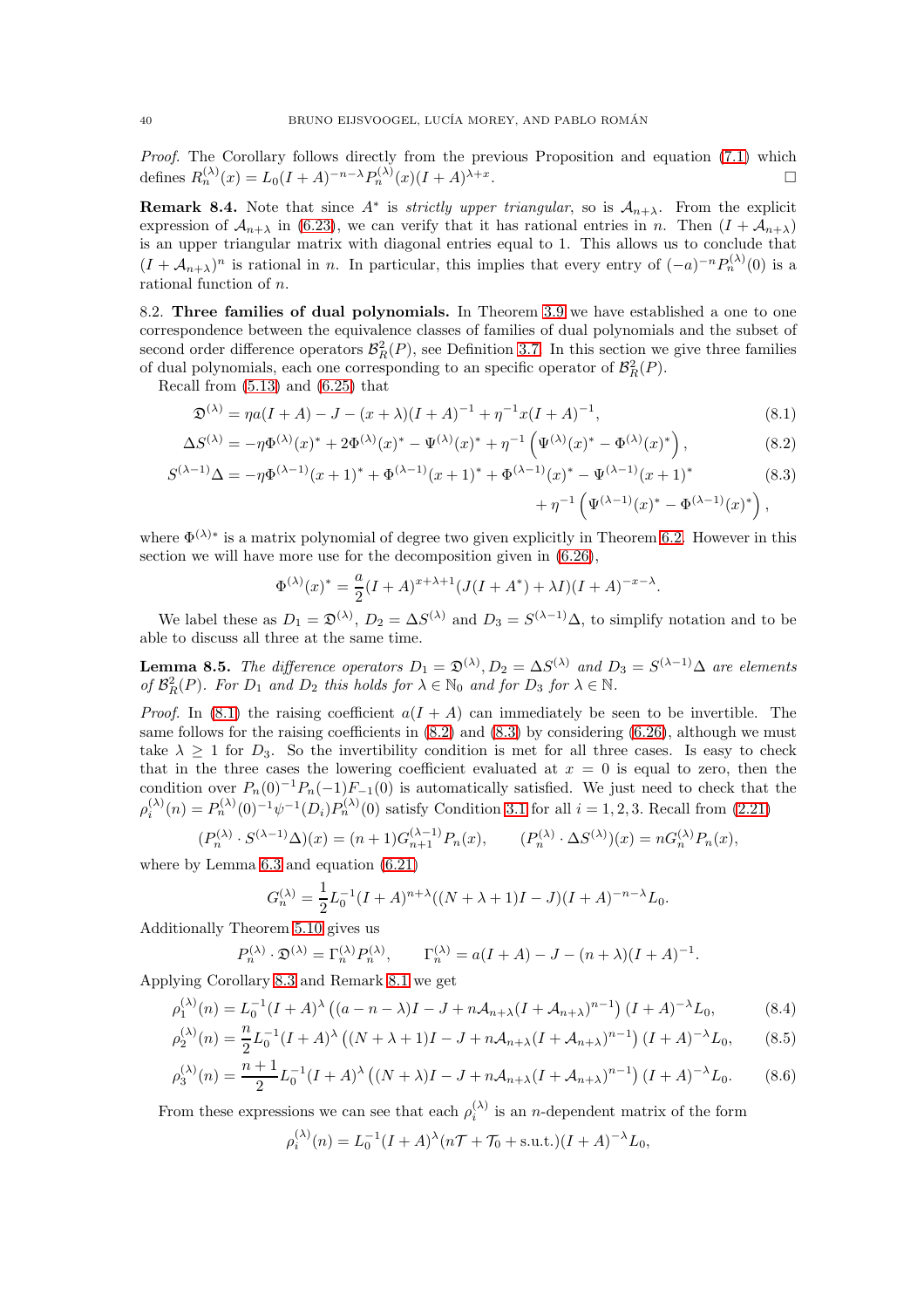*Proof.* The Corollary follows directly from the previous Proposition and equation (7.1) which defines $R_n^{(\lambda)}(x) = L_0(I+A)^{-n-\lambda}P_n^{(\lambda)}(x)(I+A)^{\lambda+x}$. $\square$

**Remark 8.4.** Note that since $A^*$ is *strictly upper triangular*, so is $\mathcal{A}_{n+\lambda}$. From the explicit expression of $\mathcal{A}_{n+\lambda}$ in (6.23), we can verify that it has rational entries in $n$. Then $(I+\mathcal{A}_{n+\lambda})$ is an upper triangular matrix with diagonal entries equal to 1. This allows us to conclude that $(I+\mathcal{A}_{n+\lambda})^n$ is rational in $n$. In particular, this implies that every entry of $(-a)^{-n}P_n^{(\lambda)}(0)$ is a rational function of $n$.

8.2. **Three families of dual polynomials.** In Theorem 3.9 we have established a one to one correspondence between the equivalence classes of families of dual polynomials and the subset of second order difference operators $\mathcal{B}_R^2(P)$, see Definition 3.7. In this section we give three families of dual polynomials, each one corresponding to an specific operator of $\mathcal{B}_R^2(P)$.

Recall from (5.13) and (6.25) that

$$\mathfrak{D}^{(\lambda)} = \eta a(I+A) - J - (x+\lambda)(I+A)^{-1} + \eta^{-1}x(I+A)^{-1}, \tag{8.1}$$

$$\Delta S^{(\lambda)} = -\eta\Phi^{(\lambda)}(x)^* + 2\Phi^{(\lambda)}(x)^* - \Psi^{(\lambda)}(x)^* + \eta^{-1}\left(\Psi^{(\lambda)}(x)^* - \Phi^{(\lambda)}(x)^*\right), \tag{8.2}$$

$$\begin{aligned} S^{(\lambda-1)}\Delta = -\eta\Phi^{(\lambda-1)}(x+1)^* + \Phi^{(\lambda-1)}(x+1)^* + \Phi^{(\lambda-1)}(x)^* - \Psi^{(\lambda-1)}(x+1)^* \\ + \eta^{-1}\left(\Psi^{(\lambda-1)}(x)^* - \Phi^{(\lambda-1)}(x)^*\right), \end{aligned} \tag{8.3}$$

where $\Phi^{(\lambda)*}$ is a matrix polynomial of degree two given explicitly in Theorem 6.2. However in this section we will have more use for the decomposition given in (6.26),

$$\Phi^{(\lambda)}(x)^* = \frac{a}{2}(I+A)^{x+\lambda+1}(J(I+A^*)+\lambda I)(I+A)^{-x-\lambda}.$$

We label these as $D_1 = \mathfrak{D}^{(\lambda)}$, $D_2 = \Delta S^{(\lambda)}$ and $D_3 = S^{(\lambda-1)}\Delta$, to simplify notation and to be able to discuss all three at the same time.

**Lemma 8.5.** *The difference operators $D_1 = \mathfrak{D}^{(\lambda)}, D_2 = \Delta S^{(\lambda)}$ and $D_3 = S^{(\lambda-1)}\Delta$ are elements of $\mathcal{B}_R^2(P)$. For $D_1$ and $D_2$ this holds for $\lambda \in \mathbb{N}_0$ and for $D_3$ for $\lambda \in \mathbb{N}$.*

*Proof.* In (8.1) the raising coefficient $a(I+A)$ can immediately be seen to be invertible. The same follows for the raising coefficients in (8.2) and (8.3) by considering (6.26), although we must take $\lambda \geq 1$ for $D_3$. So the invertibility condition is met for all three cases. Is easy to check that in the three cases the lowering coefficient evaluated at $x=0$ is equal to zero, then the condition over $P_n(0)^{-1}P_n(-1)F_{-1}(0)$ is automatically satisfied. We just need to check that the $\rho_i^{(\lambda)}(n) = P_n^{(\lambda)}(0)^{-1}\psi^{-1}(D_i)P_n^{(\lambda)}(0)$ satisfy Condition 3.1 for all $i=1,2,3$. Recall from (2.21)

$$(P_n^{(\lambda)} \cdot S^{(\lambda-1)}\Delta)(x) = (n+1)G_{n+1}^{(\lambda-1)}P_n(x), \qquad (P_n^{(\lambda)} \cdot \Delta S^{(\lambda)})(x) = nG_n^{(\lambda)}P_n(x),$$

where by Lemma 6.3 and equation (6.21)

$$G_n^{(\lambda)} = \frac{1}{2}L_0^{-1}(I+A)^{n+\lambda}((N+\lambda+1)I - J)(I+A)^{-n-\lambda}L_0.$$

Additionally Theorem 5.10 gives us

$$P_n^{(\lambda)} \cdot \mathfrak{D}^{(\lambda)} = \Gamma_n^{(\lambda)}P_n^{(\lambda)}, \qquad \Gamma_n^{(\lambda)} = a(I+A) - J - (n+\lambda)(I+A)^{-1}.$$

Applying Corollary 8.3 and Remark 8.1 we get

$$\rho_1^{(\lambda)}(n) = L_0^{-1}(I+A)^{\lambda}\left((a-n-\lambda)I - J + n\mathcal{A}_{n+\lambda}(I+\mathcal{A}_{n+\lambda})^{n-1}\right)(I+A)^{-\lambda}L_0, \tag{8.4}$$

$$\rho_2^{(\lambda)}(n) = \frac{n}{2}L_0^{-1}(I+A)^{\lambda}\left((N+\lambda+1)I - J + n\mathcal{A}_{n+\lambda}(I+\mathcal{A}_{n+\lambda})^{n-1}\right)(I+A)^{-\lambda}L_0, \tag{8.5}$$

$$\rho_3^{(\lambda)}(n) = \frac{n+1}{2}L_0^{-1}(I+A)^{\lambda}\left((N+\lambda)I - J + n\mathcal{A}_{n+\lambda}(I+\mathcal{A}_{n+\lambda})^{n-1}\right)(I+A)^{-\lambda}L_0. \tag{8.6}$$

From these expressions we can see that each $\rho_i^{(\lambda)}$ is an $n$-dependent matrix of the form

$$\rho_i^{(\lambda)}(n) = L_0^{-1}(I+A)^{\lambda}(n\mathcal{T} + \mathcal{T}_0 + \text{s.u.t.})(I+A)^{-\lambda}L_0,$$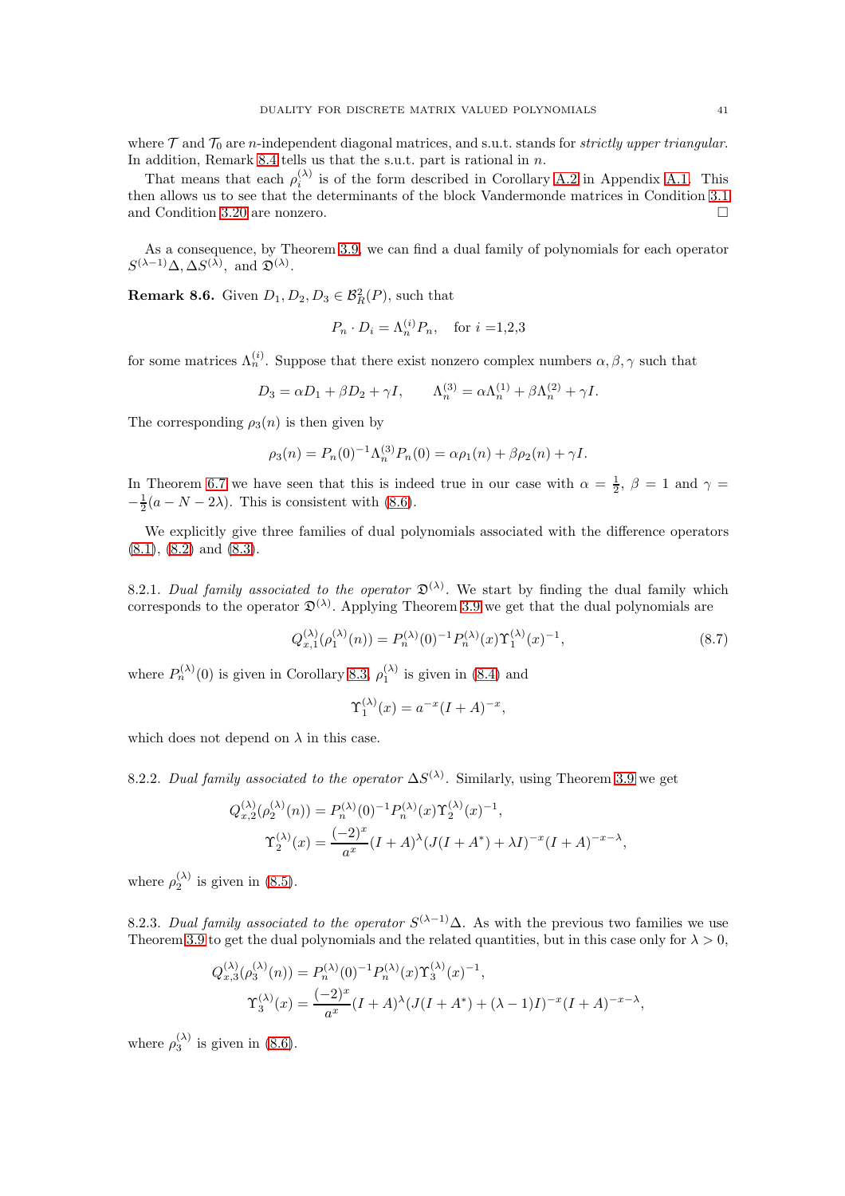where $\mathcal{T}$ and $\mathcal{T}_0$ are $n$-independent diagonal matrices, and s.u.t. stands for *strictly upper triangular*. In addition, Remark 8.4 tells us that the s.u.t. part is rational in $n$.

That means that each $\rho_i^{(\lambda)}$ is of the form described in Corollary A.2 in Appendix A.1. This then allows us to see that the determinants of the block Vandermonde matrices in Condition 3.1 and Condition 3.20 are nonzero. □

As a consequence, by Theorem 3.9, we can find a dual family of polynomials for each operator $S^{(\lambda-1)}\Delta, \Delta S^{(\lambda)}$, and $\mathfrak{D}^{(\lambda)}$.

**Remark 8.6.** Given $D_1, D_2, D_3 \in \mathcal{B}^2_R(P)$, such that

$$P_n \cdot D_i = \Lambda_n^{(i)} P_n, \quad \text{for } i = 1,2,3$$

for some matrices $\Lambda_n^{(i)}$. Suppose that there exist nonzero complex numbers $\alpha, \beta, \gamma$ such that

$$D_3 = \alpha D_1 + \beta D_2 + \gamma I, \qquad \Lambda_n^{(3)} = \alpha \Lambda_n^{(1)} + \beta \Lambda_n^{(2)} + \gamma I.$$

The corresponding $\rho_3(n)$ is then given by

$$\rho_3(n) = P_n(0)^{-1} \Lambda_n^{(3)} P_n(0) = \alpha \rho_1(n) + \beta \rho_2(n) + \gamma I.$$

In Theorem 6.7 we have seen that this is indeed true in our case with $\alpha = \frac{1}{2}$, $\beta = 1$ and $\gamma = -\frac{1}{2}(a - N - 2\lambda)$. This is consistent with (8.6).

We explicitly give three families of dual polynomials associated with the difference operators (8.1), (8.2) and (8.3).

8.2.1. *Dual family associated to the operator* $\mathfrak{D}^{(\lambda)}$. We start by finding the dual family which corresponds to the operator $\mathfrak{D}^{(\lambda)}$. Applying Theorem 3.9 we get that the dual polynomials are

$$Q_{x,1}^{(\lambda)}(\rho_1^{(\lambda)}(n)) = P_n^{(\lambda)}(0)^{-1} P_n^{(\lambda)}(x) \Upsilon_1^{(\lambda)}(x)^{-1}, \tag{8.7}$$

where $P_n^{(\lambda)}(0)$ is given in Corollary 8.3, $\rho_1^{(\lambda)}$ is given in (8.4) and

$$\Upsilon_1^{(\lambda)}(x) = a^{-x}(I + A)^{-x},$$

which does not depend on $\lambda$ in this case.

8.2.2. *Dual family associated to the operator* $\Delta S^{(\lambda)}$. Similarly, using Theorem 3.9 we get

$$Q_{x,2}^{(\lambda)}(\rho_2^{(\lambda)}(n)) = P_n^{(\lambda)}(0)^{-1} P_n^{(\lambda)}(x) \Upsilon_2^{(\lambda)}(x)^{-1},$$
$$\Upsilon_2^{(\lambda)}(x) = \frac{(-2)^x}{a^x}(I + A)^{\lambda}(J(I + A^*) + \lambda I)^{-x}(I + A)^{-x-\lambda},$$

where $\rho_2^{(\lambda)}$ is given in (8.5).

8.2.3. *Dual family associated to the operator* $S^{(\lambda-1)}\Delta$. As with the previous two families we use Theorem 3.9 to get the dual polynomials and the related quantities, but in this case only for $\lambda > 0$,

$$Q_{x,3}^{(\lambda)}(\rho_3^{(\lambda)}(n)) = P_n^{(\lambda)}(0)^{-1} P_n^{(\lambda)}(x) \Upsilon_3^{(\lambda)}(x)^{-1},$$
$$\Upsilon_3^{(\lambda)}(x) = \frac{(-2)^x}{a^x}(I + A)^{\lambda}(J(I + A^*) + (\lambda - 1)I)^{-x}(I + A)^{-x-\lambda},$$

where $\rho_3^{(\lambda)}$ is given in (8.6).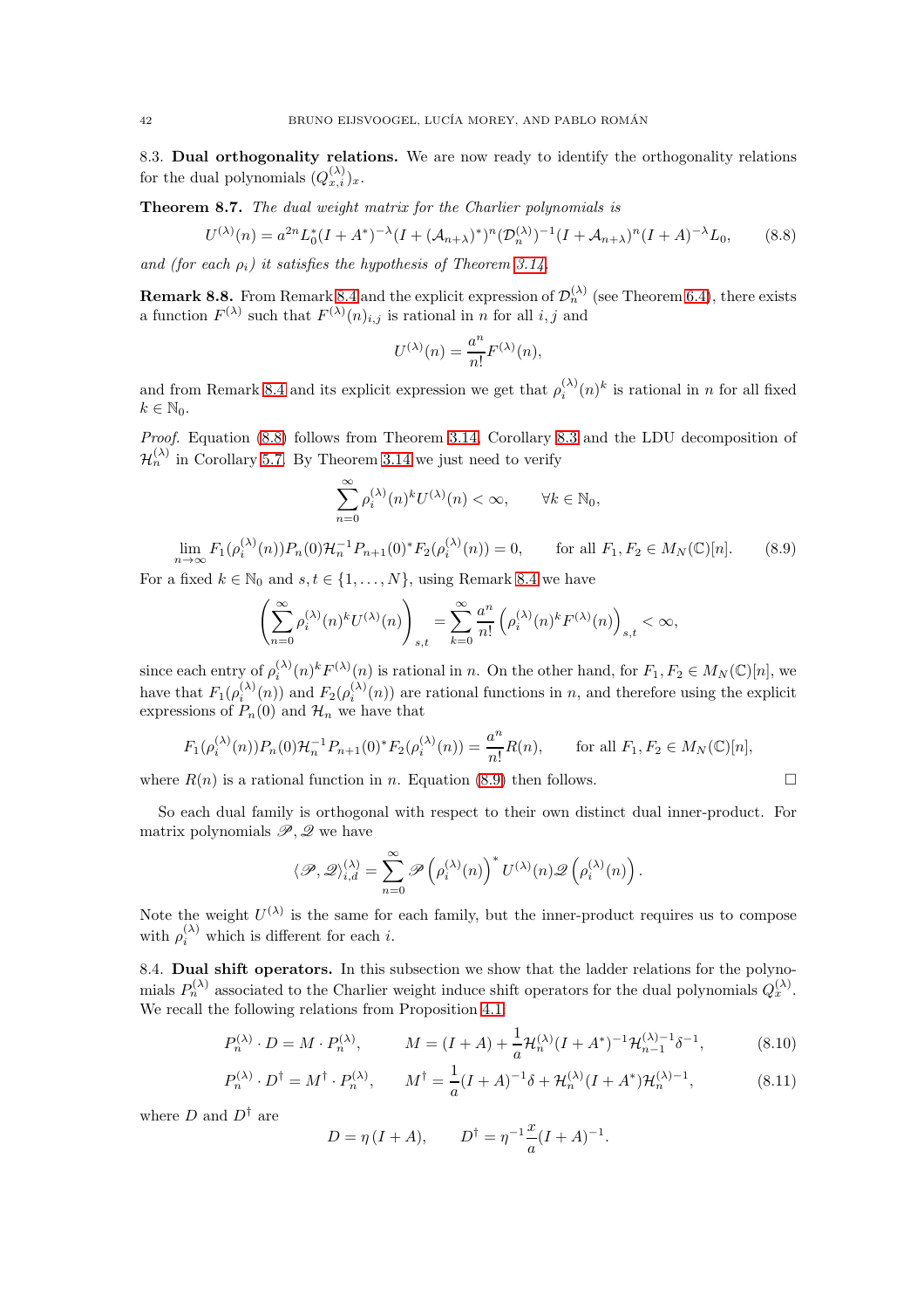8.3. **Dual orthogonality relations.** We are now ready to identify the orthogonality relations for the dual polynomials $(Q^{(\lambda)}_{x,i})_x$.

**Theorem 8.7.** *The dual weight matrix for the Charlier polynomials is*

$$U^{(\lambda)}(n) = a^{2n} L_0^*(I + A^*)^{-\lambda}(I + (\mathcal{A}_{n+\lambda})^*)^n (\mathcal{D}^{(\lambda)}_n)^{-1}(I + \mathcal{A}_{n+\lambda})^n (I + A)^{-\lambda} L_0, \tag{8.8}$$

*and (for each $\rho_i$) it satisfies the hypothesis of Theorem 3.14.*

**Remark 8.8.** From Remark 8.4 and the explicit expression of $\mathcal{D}^{(\lambda)}_n$ (see Theorem 6.4), there exists a function $F^{(\lambda)}$ such that $F^{(\lambda)}(n)_{i,j}$ is rational in $n$ for all $i, j$ and

$$U^{(\lambda)}(n) = \frac{a^n}{n!} F^{(\lambda)}(n),$$

and from Remark 8.4 and its explicit expression we get that $\rho^{(\lambda)}_i(n)^k$ is rational in $n$ for all fixed $k \in \mathbb{N}_0$.

*Proof.* Equation (8.8) follows from Theorem 3.14, Corollary 8.3 and the LDU decomposition of $\mathcal{H}^{(\lambda)}_n$ in Corollary 5.7. By Theorem 3.14 we just need to verify

$$\sum_{n=0}^{\infty} \rho^{(\lambda)}_i(n)^k U^{(\lambda)}(n) < \infty, \qquad \forall k \in \mathbb{N}_0,$$

$$\lim_{n\to\infty} F_1(\rho^{(\lambda)}_i(n)) P_n(0) \mathcal{H}_n^{-1} P_{n+1}(0)^* F_2(\rho^{(\lambda)}_i(n)) = 0, \qquad \text{for all } F_1, F_2 \in M_N(\mathbb{C})[n]. \tag{8.9}$$

For a fixed $k \in \mathbb{N}_0$ and $s, t \in \{1, \ldots, N\}$, using Remark 8.4 we have

$$\left( \sum_{n=0}^{\infty} \rho^{(\lambda)}_i(n)^k U^{(\lambda)}(n) \right)_{s,t} = \sum_{k=0}^{\infty} \frac{a^n}{n!} \left( \rho^{(\lambda)}_i(n)^k F^{(\lambda)}(n) \right)_{s,t} < \infty,$$

since each entry of $\rho^{(\lambda)}_i(n)^k F^{(\lambda)}(n)$ is rational in $n$. On the other hand, for $F_1, F_2 \in M_N(\mathbb{C})[n]$, we have that $F_1(\rho^{(\lambda)}_i(n))$ and $F_2(\rho^{(\lambda)}_i(n))$ are rational functions in $n$, and therefore using the explicit expressions of $P_n(0)$ and $\mathcal{H}_n$ we have that

$$F_1(\rho^{(\lambda)}_i(n)) P_n(0) \mathcal{H}_n^{-1} P_{n+1}(0)^* F_2(\rho^{(\lambda)}_i(n)) = \frac{a^n}{n!} R(n), \qquad \text{for all } F_1, F_2 \in M_N(\mathbb{C})[n],$$

where $R(n)$ is a rational function in $n$. Equation (8.9) then follows. □

So each dual family is orthogonal with respect to their own distinct dual inner-product. For matrix polynomials $\mathscr{P}, \mathscr{Q}$ we have

$$\langle \mathscr{P}, \mathscr{Q} \rangle^{(\lambda)}_{i,d} = \sum_{n=0}^{\infty} \mathscr{P}\left(\rho^{(\lambda)}_i(n)\right)^* U^{(\lambda)}(n) \mathscr{Q}\left(\rho^{(\lambda)}_i(n)\right).$$

Note the weight $U^{(\lambda)}$ is the same for each family, but the inner-product requires us to compose with $\rho^{(\lambda)}_i$ which is different for each $i$.

8.4. **Dual shift operators.** In this subsection we show that the ladder relations for the polynomials $P^{(\lambda)}_n$ associated to the Charlier weight induce shift operators for the dual polynomials $Q^{(\lambda)}_x$. We recall the following relations from Proposition 4.1

$$P^{(\lambda)}_n \cdot D = M \cdot P^{(\lambda)}_n, \qquad M = (I + A) + \frac{1}{a} \mathcal{H}^{(\lambda)}_n (I + A^*)^{-1} \mathcal{H}^{(\lambda)-1}_{n-1} \delta^{-1}, \tag{8.10}$$

$$P^{(\lambda)}_n \cdot D^{\dagger} = M^{\dagger} \cdot P^{(\lambda)}_n, \qquad M^{\dagger} = \frac{1}{a}(I + A)^{-1} \delta + \mathcal{H}^{(\lambda)}_n (I + A^*) \mathcal{H}^{(\lambda)-1}_n, \tag{8.11}$$

where $D$ and $D^{\dagger}$ are

$$D = \eta\,(I + A), \qquad D^{\dagger} = \eta^{-1} \frac{x}{a} (I + A)^{-1}.$$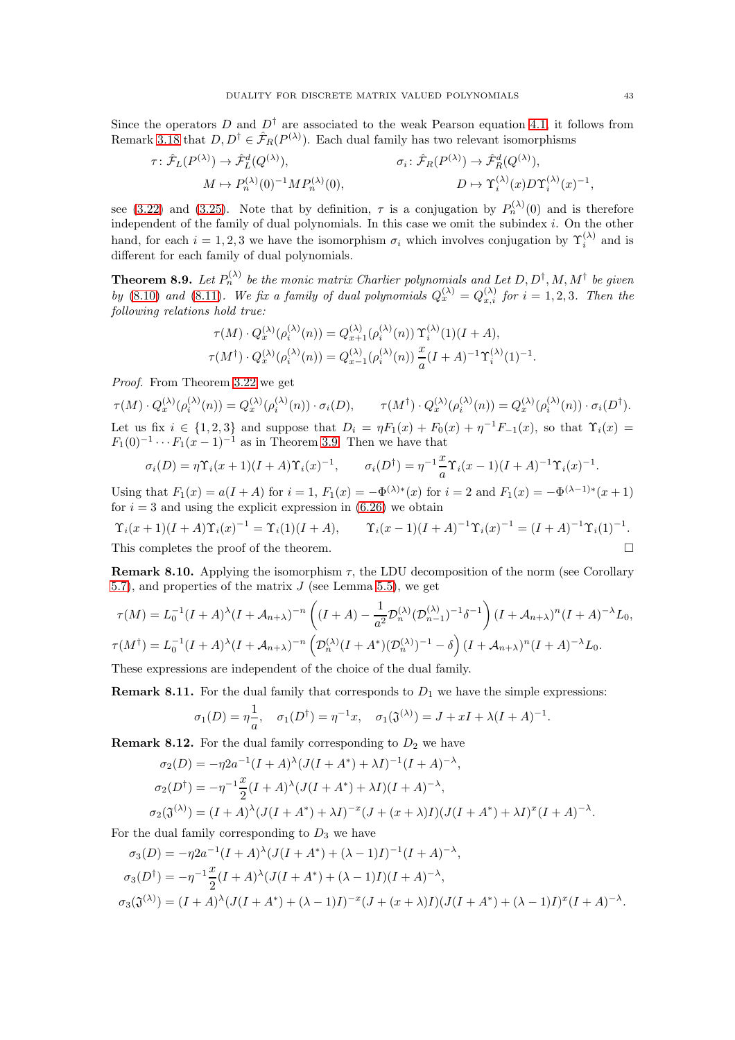Since the operators $D$ and $D^\dagger$ are associated to the weak Pearson equation 4.1, it follows from Remark 3.18 that $D, D^\dagger \in \hat{\mathcal{F}}_R(P^{(\lambda)})$. Each dual family has two relevant isomorphisms

$$\tau\colon \hat{\mathcal{F}}_L(P^{(\lambda)}) \to \hat{\mathcal{F}}_L^d(Q^{(\lambda)}), \qquad\qquad \sigma_i\colon \hat{\mathcal{F}}_R(P^{(\lambda)}) \to \hat{\mathcal{F}}_R^d(Q^{(\lambda)}),$$
$$M \mapsto P_n^{(\lambda)}(0)^{-1} M P_n^{(\lambda)}(0), \qquad\qquad D \mapsto \Upsilon_i^{(\lambda)}(x) D \Upsilon_i^{(\lambda)}(x)^{-1},$$

see (3.22) and (3.25). Note that by definition, $\tau$ is a conjugation by $P_n^{(\lambda)}(0)$ and is therefore independent of the family of dual polynomials. In this case we omit the subindex $i$. On the other hand, for each $i = 1, 2, 3$ we have the isomorphism $\sigma_i$ which involves conjugation by $\Upsilon_i^{(\lambda)}$ and is different for each family of dual polynomials.

**Theorem 8.9.** *Let $P_n^{(\lambda)}$ be the monic matrix Charlier polynomials and Let $D, D^\dagger, M, M^\dagger$ be given by (8.10) and (8.11). We fix a family of dual polynomials $Q_x^{(\lambda)} = Q_{x,i}^{(\lambda)}$ for $i = 1, 2, 3$. Then the following relations hold true:*

$$\tau(M) \cdot Q_x^{(\lambda)}(\rho_i^{(\lambda)}(n)) = Q_{x+1}^{(\lambda)}(\rho_i^{(\lambda)}(n))\, \Upsilon_i^{(\lambda)}(1)(I + A),$$
$$\tau(M^\dagger) \cdot Q_x^{(\lambda)}(\rho_i^{(\lambda)}(n)) = Q_{x-1}^{(\lambda)}(\rho_i^{(\lambda)}(n))\, \frac{x}{a}(I + A)^{-1} \Upsilon_i^{(\lambda)}(1)^{-1}.$$

*Proof.* From Theorem 3.22 we get

$$\tau(M) \cdot Q_x^{(\lambda)}(\rho_i^{(\lambda)}(n)) = Q_x^{(\lambda)}(\rho_i^{(\lambda)}(n)) \cdot \sigma_i(D), \qquad \tau(M^\dagger) \cdot Q_x^{(\lambda)}(\rho_i^{(\lambda)}(n)) = Q_x^{(\lambda)}(\rho_i^{(\lambda)}(n)) \cdot \sigma_i(D^\dagger).$$

Let us fix $i \in \{1, 2, 3\}$ and suppose that $D_i = \eta F_1(x) + F_0(x) + \eta^{-1} F_{-1}(x)$, so that $\Upsilon_i(x) = F_1(0)^{-1} \cdots F_1(x-1)^{-1}$ as in Theorem 3.9. Then we have that

$$\sigma_i(D) = \eta \Upsilon_i(x+1)(I + A)\Upsilon_i(x)^{-1}, \qquad \sigma_i(D^\dagger) = \eta^{-1}\frac{x}{a}\Upsilon_i(x-1)(I + A)^{-1}\Upsilon_i(x)^{-1}.$$

Using that $F_1(x) = a(I + A)$ for $i = 1$, $F_1(x) = -\Phi^{(\lambda)*}(x)$ for $i = 2$ and $F_1(x) = -\Phi^{(\lambda-1)*}(x+1)$ for $i = 3$ and using the explicit expression in (6.26) we obtain

$$\Upsilon_i(x+1)(I + A)\Upsilon_i(x)^{-1} = \Upsilon_i(1)(I + A), \qquad \Upsilon_i(x-1)(I + A)^{-1}\Upsilon_i(x)^{-1} = (I + A)^{-1}\Upsilon_i(1)^{-1}.$$

This completes the proof of the theorem. $\square$

**Remark 8.10.** Applying the isomorphism $\tau$, the LDU decomposition of the norm (see Corollary 5.7), and properties of the matrix $J$ (see Lemma 5.5), we get

$$\tau(M) = L_0^{-1}(I + A)^\lambda (I + \mathcal{A}_{n+\lambda})^{-n}\left((I + A) - \frac{1}{a^2}\mathcal{D}_n^{(\lambda)}(\mathcal{D}_{n-1}^{(\lambda)})^{-1}\delta^{-1}\right)(I + \mathcal{A}_{n+\lambda})^n (I + A)^{-\lambda} L_0,$$
$$\tau(M^\dagger) = L_0^{-1}(I + A)^\lambda (I + \mathcal{A}_{n+\lambda})^{-n}\left(\mathcal{D}_n^{(\lambda)}(I + A^*)(\mathcal{D}_n^{(\lambda)})^{-1} - \delta\right)(I + \mathcal{A}_{n+\lambda})^n (I + A)^{-\lambda} L_0.$$

These expressions are independent of the choice of the dual family.

**Remark 8.11.** For the dual family that corresponds to $D_1$ we have the simple expressions:

$$\sigma_1(D) = \eta\frac{1}{a}, \quad \sigma_1(D^\dagger) = \eta^{-1}x, \quad \sigma_1(\mathfrak{J}^{(\lambda)}) = J + xI + \lambda(I + A)^{-1}.$$

**Remark 8.12.** For the dual family corresponding to $D_2$ we have

$$\sigma_2(D) = -\eta 2a^{-1}(I + A)^\lambda (J(I + A^*) + \lambda I)^{-1}(I + A)^{-\lambda},$$
$$\sigma_2(D^\dagger) = -\eta^{-1}\frac{x}{2}(I + A)^\lambda (J(I + A^*) + \lambda I)(I + A)^{-\lambda},$$
$$\sigma_2(\mathfrak{J}^{(\lambda)}) = (I + A)^\lambda (J(I + A^*) + \lambda I)^{-x}(J + (x + \lambda)I)(J(I + A^*) + \lambda I)^x (I + A)^{-\lambda}.$$

For the dual family corresponding to $D_3$ we have

$$\sigma_3(D) = -\eta 2a^{-1}(I + A)^\lambda (J(I + A^*) + (\lambda - 1)I)^{-1}(I + A)^{-\lambda},$$
$$\sigma_3(D^\dagger) = -\eta^{-1}\frac{x}{2}(I + A)^\lambda (J(I + A^*) + (\lambda - 1)I)(I + A)^{-\lambda},$$
$$\sigma_3(\mathfrak{J}^{(\lambda)}) = (I + A)^\lambda (J(I + A^*) + (\lambda - 1)I)^{-x}(J + (x + \lambda)I)(J(I + A^*) + (\lambda - 1)I)^x (I + A)^{-\lambda}.$$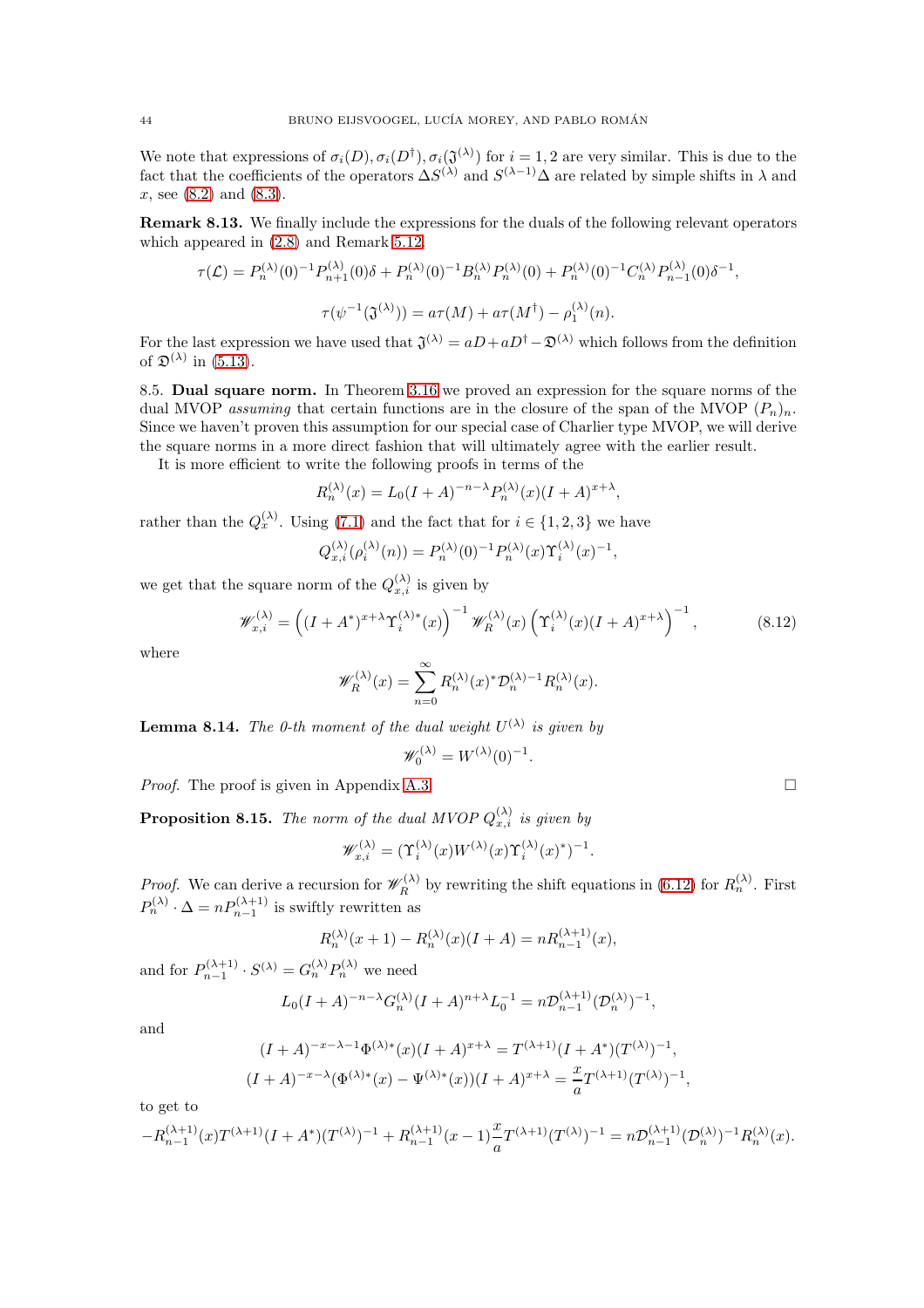We note that expressions of $\sigma_i(D), \sigma_i(D^\dagger), \sigma_i(\mathfrak{J}^{(\lambda)})$ for $i = 1, 2$ are very similar. This is due to the fact that the coefficients of the operators $\Delta S^{(\lambda)}$ and $S^{(\lambda-1)}\Delta$ are related by simple shifts in $\lambda$ and $x$, see (8.2) and (8.3).

**Remark 8.13.** We finally include the expressions for the duals of the following relevant operators which appeared in (2.8) and Remark 5.12.

$$\tau(\mathcal{L}) = P_n^{(\lambda)}(0)^{-1}P_{n+1}^{(\lambda)}(0)\delta + P_n^{(\lambda)}(0)^{-1}B_n^{(\lambda)}P_n^{(\lambda)}(0) + P_n^{(\lambda)}(0)^{-1}C_n^{(\lambda)}P_{n-1}^{(\lambda)}(0)\delta^{-1},$$

$$\tau(\psi^{-1}(\mathfrak{J}^{(\lambda)})) = a\tau(M) + a\tau(M^\dagger) - \rho_1^{(\lambda)}(n).$$

For the last expression we have used that $\mathfrak{J}^{(\lambda)} = aD + aD^\dagger - \mathfrak{D}^{(\lambda)}$ which follows from the definition of $\mathfrak{D}^{(\lambda)}$ in (5.13).

8.5. **Dual square norm.** In Theorem 3.16 we proved an expression for the square norms of the dual MVOP *assuming* that certain functions are in the closure of the span of the MVOP $(P_n)_n$. Since we haven't proven this assumption for our special case of Charlier type MVOP, we will derive the square norms in a more direct fashion that will ultimately agree with the earlier result.

It is more efficient to write the following proofs in terms of the

$$R_n^{(\lambda)}(x) = L_0(I + A)^{-n-\lambda}P_n^{(\lambda)}(x)(I + A)^{x+\lambda},$$

rather than the $Q_x^{(\lambda)}$. Using (7.1) and the fact that for $i \in \{1, 2, 3\}$ we have

$$Q_{x,i}^{(\lambda)}(\rho_i^{(\lambda)}(n)) = P_n^{(\lambda)}(0)^{-1}P_n^{(\lambda)}(x)\Upsilon_i^{(\lambda)}(x)^{-1},$$

we get that the square norm of the $Q_{x,i}^{(\lambda)}$ is given by

$$\mathscr{W}_{x,i}^{(\lambda)} = \left((I + A^*)^{x+\lambda}\Upsilon_i^{(\lambda)*}(x)\right)^{-1}\mathscr{W}_R^{(\lambda)}(x)\left(\Upsilon_i^{(\lambda)}(x)(I + A)^{x+\lambda}\right)^{-1}, \tag{8.12}$$

where

$$\mathscr{W}_R^{(\lambda)}(x) = \sum_{n=0}^{\infty} R_n^{(\lambda)}(x)^*\mathcal{D}_n^{(\lambda)-1}R_n^{(\lambda)}(x).$$

**Lemma 8.14.** *The 0-th moment of the dual weight $U^{(\lambda)}$ is given by*

$$\mathscr{W}_0^{(\lambda)} = W^{(\lambda)}(0)^{-1}.$$

*Proof.* The proof is given in Appendix A.3. □

**Proposition 8.15.** *The norm of the dual MVOP $Q_{x,i}^{(\lambda)}$ is given by*

$$\mathscr{W}_{x,i}^{(\lambda)} = (\Upsilon_i^{(\lambda)}(x)W^{(\lambda)}(x)\Upsilon_i^{(\lambda)}(x)^*)^{-1}.$$

*Proof.* We can derive a recursion for $\mathscr{W}_R^{(\lambda)}$ by rewriting the shift equations in (6.12) for $R_n^{(\lambda)}$. First $P_n^{(\lambda)} \cdot \Delta = nP_{n-1}^{(\lambda+1)}$ is swiftly rewritten as

$$R_n^{(\lambda)}(x + 1) - R_n^{(\lambda)}(x)(I + A) = nR_{n-1}^{(\lambda+1)}(x),$$

and for $P_{n-1}^{(\lambda+1)} \cdot S^{(\lambda)} = G_n^{(\lambda)}P_n^{(\lambda)}$ we need

$$L_0(I + A)^{-n-\lambda}G_n^{(\lambda)}(I + A)^{n+\lambda}L_0^{-1} = n\mathcal{D}_{n-1}^{(\lambda+1)}(\mathcal{D}_n^{(\lambda)})^{-1},$$

and

$$(I + A)^{-x-\lambda-1}\Phi^{(\lambda)*}(x)(I + A)^{x+\lambda} = T^{(\lambda+1)}(I + A^*)(T^{(\lambda)})^{-1},$$

$$(I + A)^{-x-\lambda}(\Phi^{(\lambda)*}(x) - \Psi^{(\lambda)*}(x))(I + A)^{x+\lambda} = \frac{x}{a}T^{(\lambda+1)}(T^{(\lambda)})^{-1},$$

to get to

$$-R_{n-1}^{(\lambda+1)}(x)T^{(\lambda+1)}(I + A^*)(T^{(\lambda)})^{-1} + R_{n-1}^{(\lambda+1)}(x - 1)\frac{x}{a}T^{(\lambda+1)}(T^{(\lambda)})^{-1} = n\mathcal{D}_{n-1}^{(\lambda+1)}(\mathcal{D}_n^{(\lambda)})^{-1}R_n^{(\lambda)}(x).$$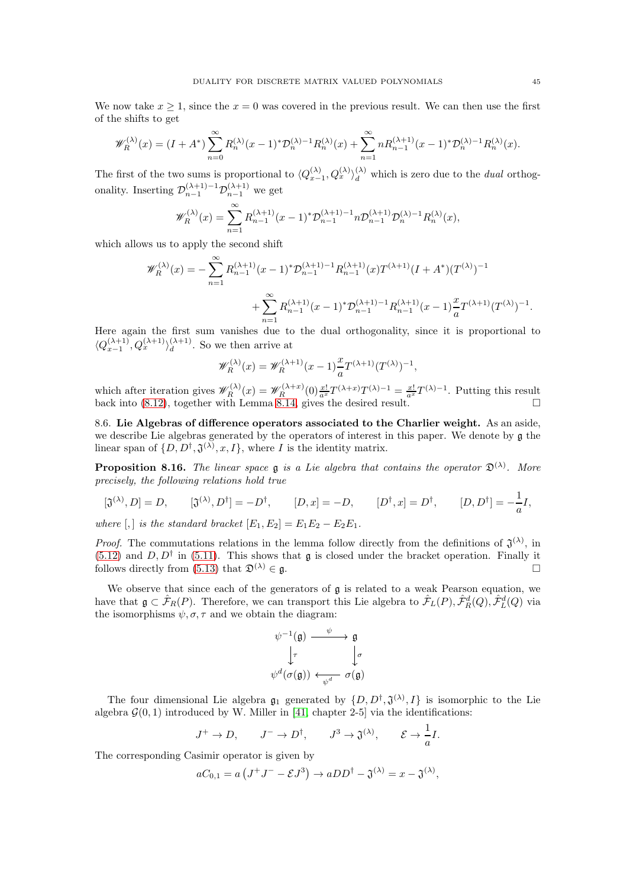We now take $x \geq 1$, since the $x = 0$ was covered in the previous result. We can then use the first of the shifts to get

$$\mathscr{W}_R^{(\lambda)}(x) = (I + A^*) \sum_{n=0}^{\infty} R_n^{(\lambda)}(x-1)^* \mathcal{D}_n^{(\lambda)-1} R_n^{(\lambda)}(x) + \sum_{n=1}^{\infty} n R_{n-1}^{(\lambda+1)}(x-1)^* \mathcal{D}_n^{(\lambda)-1} R_n^{(\lambda)}(x).$$

The first of the two sums is proportional to $\langle Q_{x-1}^{(\lambda)}, Q_x^{(\lambda)} \rangle_d^{(\lambda)}$ which is zero due to the *dual* orthogonality. Inserting $\mathcal{D}_{n-1}^{(\lambda+1)-1} \mathcal{D}_{n-1}^{(\lambda+1)}$ we get

$$\mathscr{W}_R^{(\lambda)}(x) = \sum_{n=1}^{\infty} R_{n-1}^{(\lambda+1)}(x-1)^* \mathcal{D}_{n-1}^{(\lambda+1)-1} n \mathcal{D}_{n-1}^{(\lambda+1)} \mathcal{D}_n^{(\lambda)-1} R_n^{(\lambda)}(x),$$

which allows us to apply the second shift

$$\mathscr{W}_R^{(\lambda)}(x) = -\sum_{n=1}^{\infty} R_{n-1}^{(\lambda+1)}(x-1)^* \mathcal{D}_{n-1}^{(\lambda+1)-1} R_{n-1}^{(\lambda+1)}(x) T^{(\lambda+1)} (I + A^*) (T^{(\lambda)})^{-1}$$
$$+ \sum_{n=1}^{\infty} R_{n-1}^{(\lambda+1)}(x-1)^* \mathcal{D}_{n-1}^{(\lambda+1)-1} R_{n-1}^{(\lambda+1)}(x-1) \frac{x}{a} T^{(\lambda+1)} (T^{(\lambda)})^{-1}.$$

Here again the first sum vanishes due to the dual orthogonality, since it is proportional to $\langle Q_{x-1}^{(\lambda+1)}, Q_x^{(\lambda+1)} \rangle_d^{(\lambda+1)}$. So we then arrive at

$$\mathscr{W}_R^{(\lambda)}(x) = \mathscr{W}_R^{(\lambda+1)}(x-1) \frac{x}{a} T^{(\lambda+1)} (T^{(\lambda)})^{-1},$$

which after iteration gives $\mathscr{W}_R^{(\lambda)}(x) = \mathscr{W}_R^{(\lambda+x)}(0) \frac{x!}{a^x} T^{(\lambda+x)} T^{(\lambda)-1} = \frac{x!}{a^x} T^{(\lambda)-1}$. Putting this result back into (8.12), together with Lemma 8.14, gives the desired result. ☐

8.6. **Lie Algebras of difference operators associated to the Charlier weight.** As an aside, we describe Lie algebras generated by the operators of interest in this paper. We denote by $\mathfrak{g}$ the linear span of $\{D, D^\dagger, \mathfrak{J}^{(\lambda)}, x, I\}$, where $I$ is the identity matrix.

**Proposition 8.16.** *The linear space $\mathfrak{g}$ is a Lie algebra that contains the operator $\mathfrak{D}^{(\lambda)}$. More precisely, the following relations hold true*

$$[\mathfrak{J}^{(\lambda)}, D] = D, \qquad [\mathfrak{J}^{(\lambda)}, D^\dagger] = -D^\dagger, \qquad [D, x] = -D, \qquad [D^\dagger, x] = D^\dagger, \qquad [D, D^\dagger] = -\frac{1}{a} I,$$

*where $[,]$ is the standard bracket $[E_1, E_2] = E_1 E_2 - E_2 E_1$.*

*Proof.* The commutations relations in the lemma follow directly from the definitions of $\mathfrak{J}^{(\lambda)}$, in (5.12) and $D, D^\dagger$ in (5.11). This shows that $\mathfrak{g}$ is closed under the bracket operation. Finally it follows directly from (5.13) that $\mathfrak{D}^{(\lambda)} \in \mathfrak{g}$. ☐

We observe that since each of the generators of $\mathfrak{g}$ is related to a weak Pearson equation, we have that $\mathfrak{g} \subset \hat{\mathcal{F}}_R(P)$. Therefore, we can transport this Lie algebra to $\hat{\mathcal{F}}_L(P), \hat{\mathcal{F}}_R^d(Q), \hat{\mathcal{F}}_L^d(Q)$ via the isomorphisms $\psi, \sigma, \tau$ and we obtain the diagram:

$$\begin{array}{ccc} \psi^{-1}(\mathfrak{g}) & \xrightarrow{\ \psi\ } & \mathfrak{g} \\ \big\downarrow{\scriptstyle \tau} & & \big\downarrow{\scriptstyle \sigma} \\ \psi^d(\sigma(\mathfrak{g})) & \xleftarrow[\ \psi^d\ ]{} & \sigma(\mathfrak{g}) \end{array}$$

The four dimensional Lie algebra $\mathfrak{g}_1$ generated by $\{D, D^\dagger, \mathfrak{J}^{(\lambda)}, I\}$ is isomorphic to the Lie algebra $\mathcal{G}(0,1)$ introduced by W. Miller in [41, chapter 2-5] via the identifications:

$$J^+ \to D, \qquad J^- \to D^\dagger, \qquad J^3 \to \mathfrak{J}^{(\lambda)}, \qquad \mathcal{E} \to \frac{1}{a} I.$$

The corresponding Casimir operator is given by

$$a C_{0,1} = a \left( J^+ J^- - \mathcal{E} J^3 \right) \to a D D^\dagger - \mathfrak{J}^{(\lambda)} = x - \mathfrak{J}^{(\lambda)},$$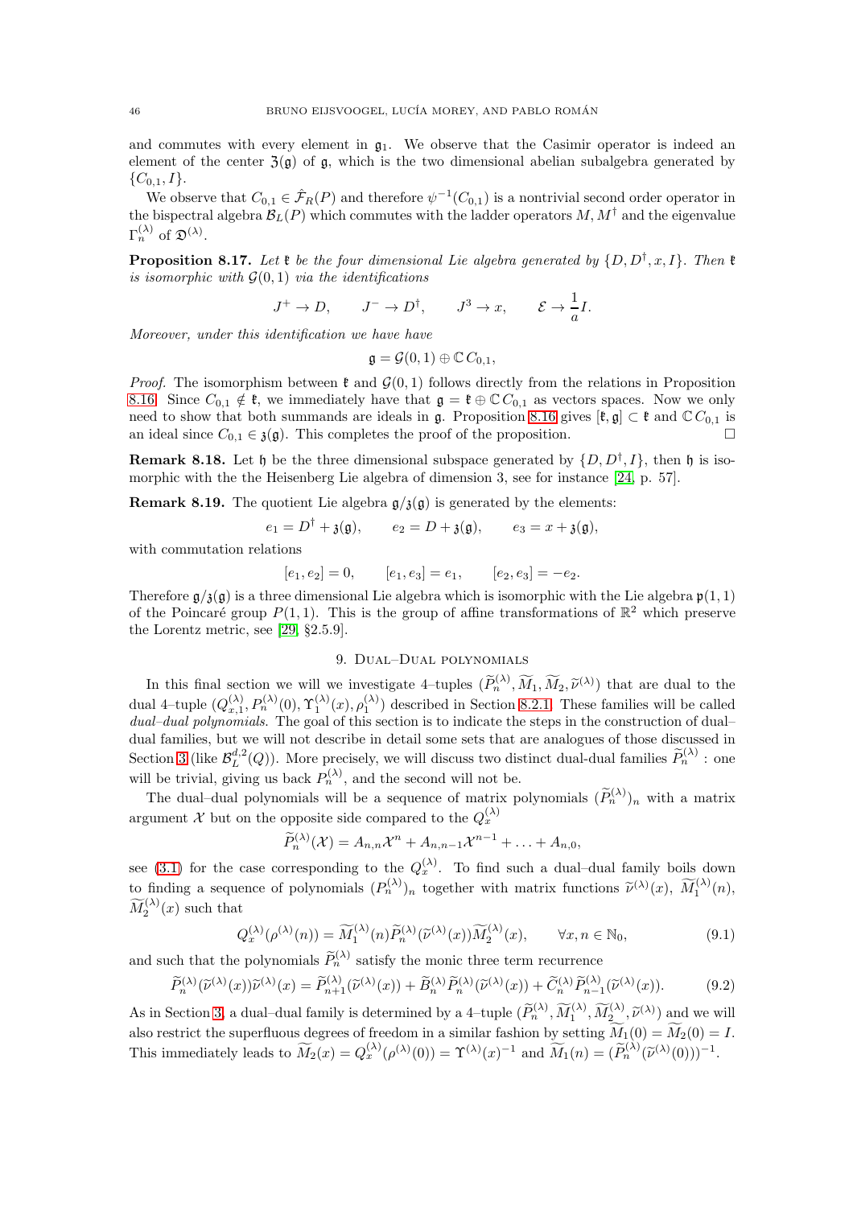and commutes with every element in $\mathfrak{g}_1$. We observe that the Casimir operator is indeed an element of the center $\mathfrak{Z}(\mathfrak{g})$ of $\mathfrak{g}$, which is the two dimensional abelian subalgebra generated by $\{C_{0,1}, I\}$.

We observe that $C_{0,1} \in \hat{\mathcal{F}}_R(P)$ and therefore $\psi^{-1}(C_{0,1})$ is a nontrivial second order operator in the bispectral algebra $\mathcal{B}_L(P)$ which commutes with the ladder operators $M, M^\dagger$ and the eigenvalue $\Gamma_n^{(\lambda)}$ of $\mathfrak{D}^{(\lambda)}$.

**Proposition 8.17.** *Let $\mathfrak{k}$ be the four dimensional Lie algebra generated by $\{D, D^\dagger, x, I\}$. Then $\mathfrak{k}$ is isomorphic with $\mathcal{G}(0,1)$ via the identifications*

$$J^+ \to D, \qquad J^- \to D^\dagger, \qquad J^3 \to x, \qquad \mathcal{E} \to \frac{1}{a}I.$$

*Moreover, under this identification we have have*

$$\mathfrak{g} = \mathcal{G}(0,1) \oplus \mathbb{C}\, C_{0,1},$$

*Proof.* The isomorphism between $\mathfrak{k}$ and $\mathcal{G}(0,1)$ follows directly from the relations in Proposition 8.16. Since $C_{0,1} \notin \mathfrak{k}$, we immediately have that $\mathfrak{g} = \mathfrak{k} \oplus \mathbb{C}\, C_{0,1}$ as vectors spaces. Now we only need to show that both summands are ideals in $\mathfrak{g}$. Proposition 8.16 gives $[\mathfrak{k}, \mathfrak{g}] \subset \mathfrak{k}$ and $\mathbb{C}\, C_{0,1}$ is an ideal since $C_{0,1} \in \mathfrak{z}(\mathfrak{g})$. This completes the proof of the proposition. □

**Remark 8.18.** Let $\mathfrak{h}$ be the three dimensional subspace generated by $\{D, D^\dagger, I\}$, then $\mathfrak{h}$ is isomorphic with the the Heisenberg Lie algebra of dimension 3, see for instance [24, p. 57].

**Remark 8.19.** The quotient Lie algebra $\mathfrak{g}/\mathfrak{z}(\mathfrak{g})$ is generated by the elements:

$$e_1 = D^\dagger + \mathfrak{z}(\mathfrak{g}), \qquad e_2 = D + \mathfrak{z}(\mathfrak{g}), \qquad e_3 = x + \mathfrak{z}(\mathfrak{g}),$$

with commutation relations

$$[e_1, e_2] = 0, \qquad [e_1, e_3] = e_1, \qquad [e_2, e_3] = -e_2.$$

Therefore $\mathfrak{g}/\mathfrak{z}(\mathfrak{g})$ is a three dimensional Lie algebra which is isomorphic with the Lie algebra $\mathfrak{p}(1,1)$ of the Poincaré group $P(1,1)$. This is the group of affine transformations of $\mathbb{R}^2$ which preserve the Lorentz metric, see [29, §2.5.9].

## 9. Dual–Dual polynomials

In this final section we will investigate 4–tuples $(\widetilde{P}_n^{(\lambda)}, \widetilde{M}_1, \widetilde{M}_2, \widetilde{\nu}^{(\lambda)})$ that are dual to the dual 4–tuple $(Q_{x,1}^{(\lambda)}, P_n^{(\lambda)}(0), \Upsilon_1^{(\lambda)}(x), \rho_1^{(\lambda)})$ described in Section 8.2.1. These families will be called *dual–dual polynomials*. The goal of this section is to indicate the steps in the construction of dual–dual families, but we will not describe in detail some sets that are analogues of those discussed in Section 3 (like $\mathcal{B}_L^{d,2}(Q)$). More precisely, we will discuss two distinct dual-dual families $\widetilde{P}_n^{(\lambda)}$ : one will be trivial, giving us back $P_n^{(\lambda)}$, and the second will not be.

The dual–dual polynomials will be a sequence of matrix polynomials $(\widetilde{P}_n^{(\lambda)})_n$ with a matrix argument $\mathcal{X}$ but on the opposite side compared to the $Q_x^{(\lambda)}$

$$\widetilde{P}_n^{(\lambda)}(\mathcal{X}) = A_{n,n}\mathcal{X}^n + A_{n,n-1}\mathcal{X}^{n-1} + \ldots + A_{n,0},$$

see (3.1) for the case corresponding to the $Q_x^{(\lambda)}$. To find such a dual–dual family boils down to finding a sequence of polynomials $(P_n^{(\lambda)})_n$ together with matrix functions $\widetilde{\nu}^{(\lambda)}(x)$, $\widetilde{M}_1^{(\lambda)}(n)$, $\widetilde{M}_2^{(\lambda)}(x)$ such that

$$Q_x^{(\lambda)}(\rho^{(\lambda)}(n)) = \widetilde{M}_1^{(\lambda)}(n)\widetilde{P}_n^{(\lambda)}(\widetilde{\nu}^{(\lambda)}(x))\widetilde{M}_2^{(\lambda)}(x), \qquad \forall x, n \in \mathbb{N}_0, \tag{9.1}$$

and such that the polynomials $\widetilde{P}_n^{(\lambda)}$ satisfy the monic three term recurrence

$$\widetilde{P}_n^{(\lambda)}(\widetilde{\nu}^{(\lambda)}(x))\widetilde{\nu}^{(\lambda)}(x) = \widetilde{P}_{n+1}^{(\lambda)}(\widetilde{\nu}^{(\lambda)}(x)) + \widetilde{B}_n^{(\lambda)}\widetilde{P}_n^{(\lambda)}(\widetilde{\nu}^{(\lambda)}(x)) + \widetilde{C}_n^{(\lambda)}\widetilde{P}_{n-1}^{(\lambda)}(\widetilde{\nu}^{(\lambda)}(x)). \tag{9.2}$$

As in Section 3, a dual–dual family is determined by a 4–tuple $(\widetilde{P}_n^{(\lambda)}, \widetilde{M}_1^{(\lambda)}, \widetilde{M}_2^{(\lambda)}, \widetilde{\nu}^{(\lambda)})$ and we will also restrict the superfluous degrees of freedom in a similar fashion by setting $\widetilde{M}_1(0) = \widetilde{M}_2(0) = I$. This immediately leads to $\widetilde{M}_2(x) = Q_x^{(\lambda)}(\rho^{(\lambda)}(0)) = \Upsilon^{(\lambda)}(x)^{-1}$ and $\widetilde{M}_1(n) = (\widetilde{P}_n^{(\lambda)}(\widetilde{\nu}^{(\lambda)}(0)))^{-1}$.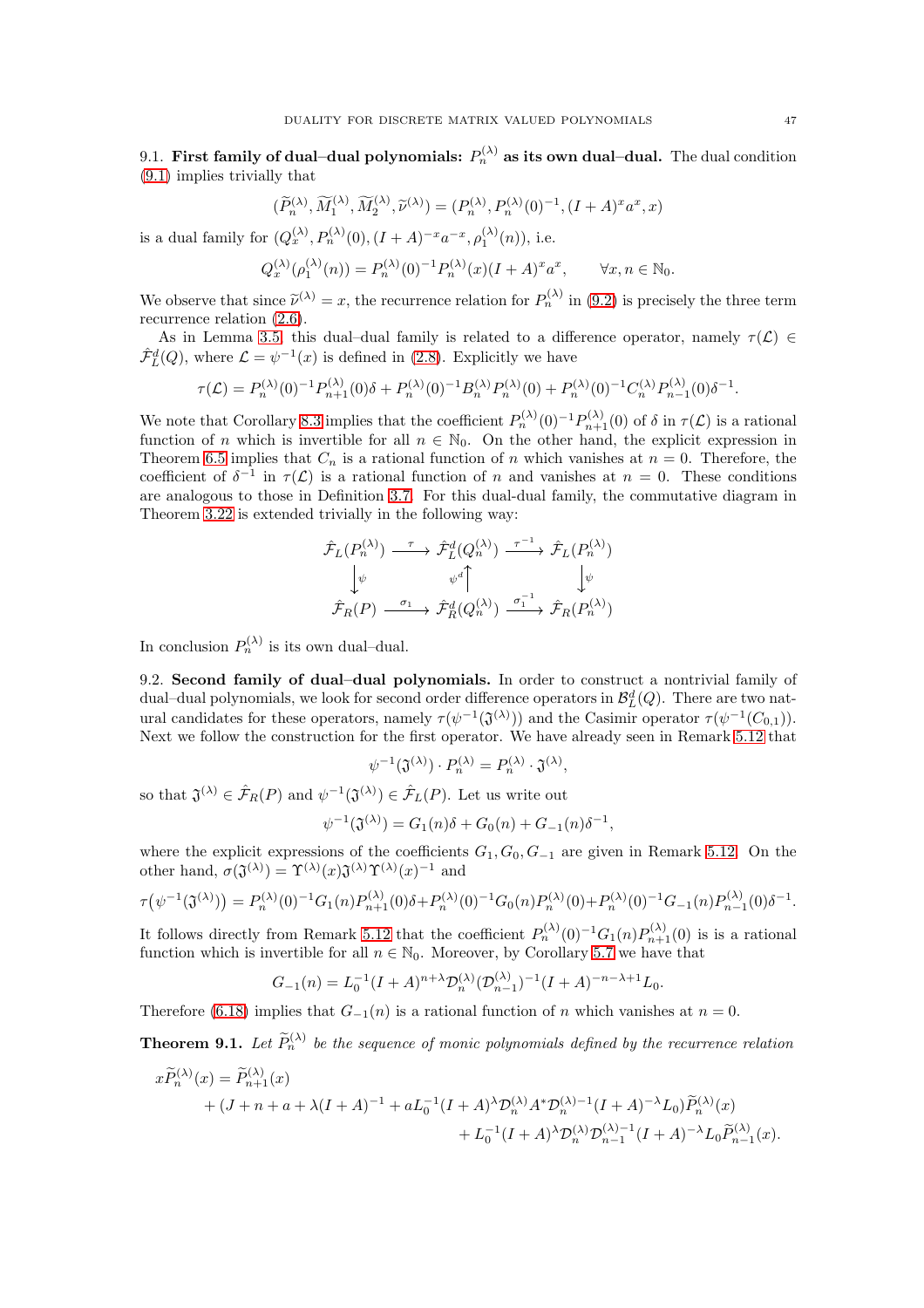9.1. **First family of dual–dual polynomials: $P_n^{(\lambda)}$ as its own dual–dual.** The dual condition (9.1) implies trivially that

$$(\widetilde{P}_n^{(\lambda)}, \widetilde{M}_1^{(\lambda)}, \widetilde{M}_2^{(\lambda)}, \widetilde{\nu}^{(\lambda)}) = (P_n^{(\lambda)}, P_n^{(\lambda)}(0)^{-1}, (I+A)^x a^x, x)$$

is a dual family for $(Q_x^{(\lambda)}, P_n^{(\lambda)}(0), (I+A)^{-x}a^{-x}, \rho_1^{(\lambda)}(n))$, i.e.

$$Q_x^{(\lambda)}(\rho_1^{(\lambda)}(n)) = P_n^{(\lambda)}(0)^{-1} P_n^{(\lambda)}(x)(I+A)^x a^x, \qquad \forall x, n \in \mathbb{N}_0.$$

We observe that since $\widetilde{\nu}^{(\lambda)} = x$, the recurrence relation for $P_n^{(\lambda)}$ in (9.2) is precisely the three term recurrence relation (2.6).

As in Lemma 3.5, this dual–dual family is related to a difference operator, namely $\tau(\mathcal{L}) \in \hat{\mathcal{F}}_L^d(Q)$, where $\mathcal{L} = \psi^{-1}(x)$ is defined in (2.8). Explicitly we have

$$\tau(\mathcal{L}) = P_n^{(\lambda)}(0)^{-1} P_{n+1}^{(\lambda)}(0)\delta + P_n^{(\lambda)}(0)^{-1} B_n^{(\lambda)} P_n^{(\lambda)}(0) + P_n^{(\lambda)}(0)^{-1} C_n^{(\lambda)} P_{n-1}^{(\lambda)}(0)\delta^{-1}.$$

We note that Corollary 8.3 implies that the coefficient $P_n^{(\lambda)}(0)^{-1}P_{n+1}^{(\lambda)}(0)$ of $\delta$ in $\tau(\mathcal{L})$ is a rational function of $n$ which is invertible for all $n \in \mathbb{N}_0$. On the other hand, the explicit expression in Theorem 6.5 implies that $C_n$ is a rational function of $n$ which vanishes at $n=0$. Therefore, the coefficient of $\delta^{-1}$ in $\tau(\mathcal{L})$ is a rational function of $n$ and vanishes at $n=0$. These conditions are analogous to those in Definition 3.7. For this dual-dual family, the commutative diagram in Theorem 3.22 is extended trivially in the following way:

$$\begin{array}{ccccc}
\hat{\mathcal{F}}_L(P_n^{(\lambda)}) & \xrightarrow{\ \tau\ } & \hat{\mathcal{F}}_L^d(Q_n^{(\lambda)}) & \xrightarrow{\ \tau^{-1}\ } & \hat{\mathcal{F}}_L(P_n^{(\lambda)}) \\
\big\downarrow \psi & & \psi^d \big\uparrow & & \big\downarrow \psi \\
\hat{\mathcal{F}}_R(P) & \xrightarrow{\ \sigma_1\ } & \hat{\mathcal{F}}_R^d(Q_n^{(\lambda)}) & \xrightarrow{\ \sigma_1^{-1}\ } & \hat{\mathcal{F}}_R(P_n^{(\lambda)})
\end{array}$$

In conclusion $P_n^{(\lambda)}$ is its own dual–dual.

9.2. **Second family of dual–dual polynomials.** In order to construct a nontrivial family of dual–dual polynomials, we look for second order difference operators in $\mathcal{B}_L^d(Q)$. There are two natural candidates for these operators, namely $\tau(\psi^{-1}(\mathfrak{J}^{(\lambda)}))$ and the Casimir operator $\tau(\psi^{-1}(C_{0,1}))$. Next we follow the construction for the first operator. We have already seen in Remark 5.12 that

$$\psi^{-1}(\mathfrak{J}^{(\lambda)}) \cdot P_n^{(\lambda)} = P_n^{(\lambda)} \cdot \mathfrak{J}^{(\lambda)},$$

so that $\mathfrak{J}^{(\lambda)} \in \hat{\mathcal{F}}_R(P)$ and $\psi^{-1}(\mathfrak{J}^{(\lambda)}) \in \hat{\mathcal{F}}_L(P)$. Let us write out

$$\psi^{-1}(\mathfrak{J}^{(\lambda)}) = G_1(n)\delta + G_0(n) + G_{-1}(n)\delta^{-1},$$

where the explicit expressions of the coefficients $G_1, G_0, G_{-1}$ are given in Remark 5.12. On the other hand, $\sigma(\mathfrak{J}^{(\lambda)}) = \Upsilon^{(\lambda)}(x)\mathfrak{J}^{(\lambda)}\Upsilon^{(\lambda)}(x)^{-1}$ and

$$\tau\big(\psi^{-1}(\mathfrak{J}^{(\lambda)})\big) = P_n^{(\lambda)}(0)^{-1}G_1(n)P_{n+1}^{(\lambda)}(0)\delta + P_n^{(\lambda)}(0)^{-1}G_0(n)P_n^{(\lambda)}(0) + P_n^{(\lambda)}(0)^{-1}G_{-1}(n)P_{n-1}^{(\lambda)}(0)\delta^{-1}.$$

It follows directly from Remark 5.12 that the coefficient $P_n^{(\lambda)}(0)^{-1}G_1(n)P_{n+1}^{(\lambda)}(0)$ is is a rational function which is invertible for all $n \in \mathbb{N}_0$. Moreover, by Corollary 5.7 we have that

$$G_{-1}(n) = L_0^{-1}(I+A)^{n+\lambda}\mathcal{D}_n^{(\lambda)}(\mathcal{D}_{n-1}^{(\lambda)})^{-1}(I+A)^{-n-\lambda+1}L_0.$$

Therefore (6.18) implies that $G_{-1}(n)$ is a rational function of $n$ which vanishes at $n=0$.

**Theorem 9.1.** *Let $\widetilde{P}_n^{(\lambda)}$ be the sequence of monic polynomials defined by the recurrence relation*

$$\begin{aligned}
x\widetilde{P}_n^{(\lambda)}(x) &= \widetilde{P}_{n+1}^{(\lambda)}(x) \\
&\quad + (J + n + a + \lambda(I+A)^{-1} + aL_0^{-1}(I+A)^{\lambda}\mathcal{D}_n^{(\lambda)}A^*\mathcal{D}_n^{(\lambda)-1}(I+A)^{-\lambda}L_0)\widetilde{P}_n^{(\lambda)}(x) \\
&\qquad\qquad + L_0^{-1}(I+A)^{\lambda}\mathcal{D}_n^{(\lambda)}\mathcal{D}_{n-1}^{(\lambda)-1}(I+A)^{-\lambda}L_0\widetilde{P}_{n-1}^{(\lambda)}(x).
\end{aligned}$$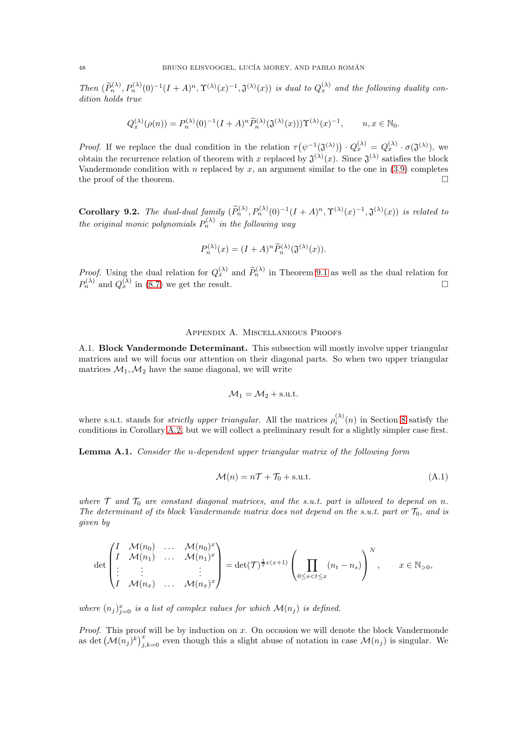*Then* $(\widetilde{P}^{(\lambda)}_n, P^{(\lambda)}_n(0)^{-1}(I+A)^n, \Upsilon^{(\lambda)}(x)^{-1}, \mathfrak{J}^{(\lambda)}(x))$ *is dual to* $Q^{(\lambda)}_x$ *and the following duality condition holds true*

$$Q^{(\lambda)}_x(\rho(n)) = P^{(\lambda)}_n(0)^{-1}(I+A)^n \widetilde{P}^{(\lambda)}_n(\mathfrak{J}^{(\lambda)}(x))\Upsilon^{(\lambda)}(x)^{-1}, \qquad n, x \in \mathbb{N}_0.$$

*Proof.* If we replace the dual condition in the relation $\tau\big(\psi^{-1}(\mathfrak{J}^{(\lambda)})\big) \cdot Q^{(\lambda)}_x = Q^{(\lambda)}_x \cdot \sigma(\mathfrak{J}^{(\lambda)})$, we obtain the recurrence relation of theorem with $x$ replaced by $\mathfrak{J}^{(\lambda)}(x)$. Since $\mathfrak{J}^{(\lambda)}$ satisfies the block Vandermonde condition with $n$ replaced by $x$, an argument similar to the one in (3.9) completes the proof of the theorem. □

**Corollary 9.2.** *The dual-dual family* $(\widetilde{P}^{(\lambda)}_n, P^{(\lambda)}_n(0)^{-1}(I+A)^n, \Upsilon^{(\lambda)}(x)^{-1}, \mathfrak{J}^{(\lambda)}(x))$ *is related to the original monic polynomials* $P^{(\lambda)}_n$ *in the following way*

$$P^{(\lambda)}_n(x) = (I+A)^n \widetilde{P}^{(\lambda)}_n(\mathfrak{J}^{(\lambda)}(x)).$$

*Proof.* Using the dual relation for $Q^{(\lambda)}_x$ and $\widetilde{P}^{(\lambda)}_n$ in Theorem 9.1 as well as the dual relation for $P^{(\lambda)}_n$ and $Q^{(\lambda)}_x$ in (8.7) we get the result. □

## Appendix A. Miscellaneous Proofs

A.1. **Block Vandermonde Determinant.** This subsection will mostly involve upper triangular matrices and we will focus our attention on their diagonal parts. So when two upper triangular matrices $\mathcal{M}_1, \mathcal{M}_2$ have the same diagonal, we will write

$$\mathcal{M}_1 = \mathcal{M}_2 + \text{s.u.t.}$$

where s.u.t. stands for *strictly upper triangular*. All the matrices $\rho^{(\lambda)}_i(n)$ in Section 8 satisfy the conditions in Corollary A.2, but we will collect a preliminary result for a slightly simpler case first.

**Lemma A.1.** *Consider the n-dependent upper triangular matrix of the following form*

$$\mathcal{M}(n) = n\mathcal{T} + \mathcal{T}_0 + \text{s.u.t.} \tag{A.1}$$

*where* $\mathcal{T}$ *and* $\mathcal{T}_0$ *are constant diagonal matrices, and the s.u.t. part is allowed to depend on n. The determinant of its block Vandermonde matrix does not depend on the s.u.t. part or* $\mathcal{T}_0$*, and is given by*

$$\det\begin{pmatrix} I & \mathcal{M}(n_0) & \dots & \mathcal{M}(n_0)^x \\ I & \mathcal{M}(n_1) & \dots & \mathcal{M}(n_1)^x \\ \vdots & \vdots & & \vdots \\ I & \mathcal{M}(n_x) & \dots & \mathcal{M}(n_x)^x \end{pmatrix} = \det(\mathcal{T})^{\frac{1}{2}x(x+1)} \left(\prod_{0\le s<t\le x}(n_t - n_s)\right)^N, \qquad x \in \mathbb{N}_{>0},$$

*where* $(n_j)_{j=0}^x$ *is a list of complex values for which* $\mathcal{M}(n_j)$ *is defined.*

*Proof.* This proof will be by induction on $x$. On occasion we will denote the block Vandermonde as $\det\big(\mathcal{M}(n_j)^k\big)_{j,k=0}^x$ even though this a slight abuse of notation in case $\mathcal{M}(n_j)$ is singular. We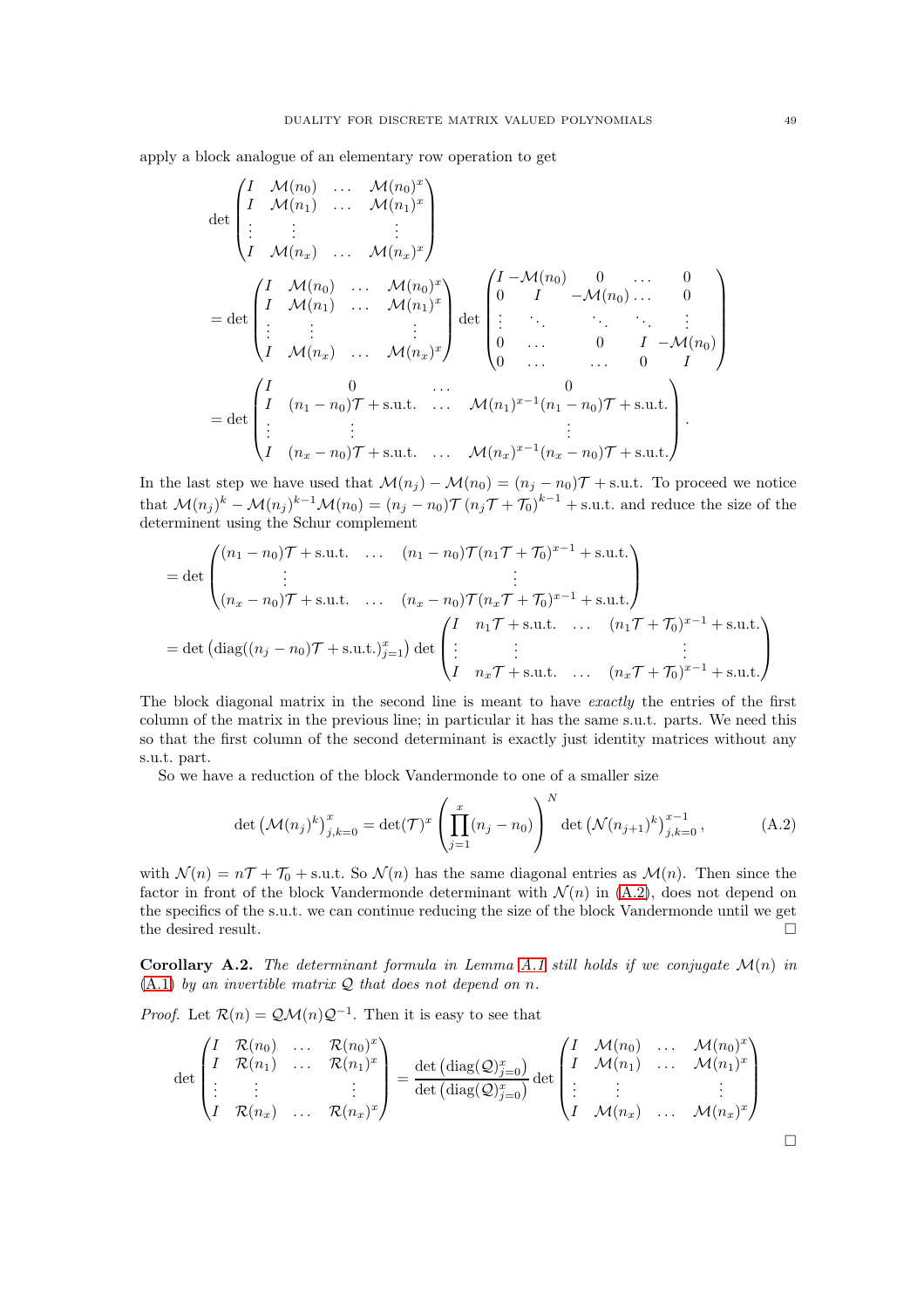apply a block analogue of an elementary row operation to get

$$
\begin{aligned}
&\det \begin{pmatrix} I & \mathcal{M}(n_0) & \dots & \mathcal{M}(n_0)^x \\ I & \mathcal{M}(n_1) & \dots & \mathcal{M}(n_1)^x \\ \vdots & \vdots & & \vdots \\ I & \mathcal{M}(n_x) & \dots & \mathcal{M}(n_x)^x \end{pmatrix} \\
&= \det \begin{pmatrix} I & \mathcal{M}(n_0) & \dots & \mathcal{M}(n_0)^x \\ I & \mathcal{M}(n_1) & \dots & \mathcal{M}(n_1)^x \\ \vdots & \vdots & & \vdots \\ I & \mathcal{M}(n_x) & \dots & \mathcal{M}(n_x)^x \end{pmatrix} \det \begin{pmatrix} I & -\mathcal{M}(n_0) & 0 & \dots & 0 \\ 0 & I & -\mathcal{M}(n_0) & \dots & 0 \\ \vdots & \ddots & \ddots & \ddots & \vdots \\ 0 & \dots & 0 & I & -\mathcal{M}(n_0) \\ 0 & \dots & \dots & 0 & I \end{pmatrix} \\
&= \det \begin{pmatrix} I & 0 & \dots & 0 \\ I & (n_1-n_0)\mathcal{T} + \text{s.u.t.} & \dots & \mathcal{M}(n_1)^{x-1}(n_1-n_0)\mathcal{T} + \text{s.u.t.} \\ \vdots & \vdots & & \vdots \\ I & (n_x-n_0)\mathcal{T} + \text{s.u.t.} & \dots & \mathcal{M}(n_x)^{x-1}(n_x-n_0)\mathcal{T} + \text{s.u.t.} \end{pmatrix}.
\end{aligned}
$$

In the last step we have used that $\mathcal{M}(n_j) - \mathcal{M}(n_0) = (n_j - n_0)\mathcal{T} + \text{s.u.t.}$ To proceed we notice that $\mathcal{M}(n_j)^k - \mathcal{M}(n_j)^{k-1}\mathcal{M}(n_0) = (n_j - n_0)\mathcal{T}\,(n_j\mathcal{T} + \mathcal{T}_0)^{k-1} + \text{s.u.t.}$ and reduce the size of the determinent using the Schur complement

$$
\begin{aligned}
&= \det \begin{pmatrix} (n_1-n_0)\mathcal{T} + \text{s.u.t.} & \dots & (n_1-n_0)\mathcal{T}(n_1\mathcal{T}+\mathcal{T}_0)^{x-1} + \text{s.u.t.} \\ \vdots & & \vdots \\ (n_x-n_0)\mathcal{T} + \text{s.u.t.} & \dots & (n_x-n_0)\mathcal{T}(n_x\mathcal{T}+\mathcal{T}_0)^{x-1} + \text{s.u.t.} \end{pmatrix} \\
&= \det\left(\operatorname{diag}((n_j-n_0)\mathcal{T} + \text{s.u.t.})_{j=1}^x\right) \det \begin{pmatrix} I & n_1\mathcal{T} + \text{s.u.t.} & \dots & (n_1\mathcal{T}+\mathcal{T}_0)^{x-1} + \text{s.u.t.} \\ \vdots & \vdots & & \vdots \\ I & n_x\mathcal{T} + \text{s.u.t.} & \dots & (n_x\mathcal{T}+\mathcal{T}_0)^{x-1} + \text{s.u.t.} \end{pmatrix}
\end{aligned}
$$

The block diagonal matrix in the second line is meant to have *exactly* the entries of the first column of the matrix in the previous line; in particular it has the same s.u.t. parts. We need this so that the first column of the second determinant is exactly just identity matrices without any s.u.t. part.

So we have a reduction of the block Vandermonde to one of a smaller size

$$
\det\left(\mathcal{M}(n_j)^k\right)_{j,k=0}^x = \det(\mathcal{T})^x \left(\prod_{j=1}^x (n_j - n_0)\right)^N \det\left(\mathcal{N}(n_{j+1})^k\right)_{j,k=0}^{x-1}, \tag{A.2}
$$

with $\mathcal{N}(n) = n\mathcal{T} + \mathcal{T}_0 + \text{s.u.t.}$ So $\mathcal{N}(n)$ has the same diagonal entries as $\mathcal{M}(n)$. Then since the factor in front of the block Vandermonde determinant with $\mathcal{N}(n)$ in (A.2), does not depend on the specifics of the s.u.t. we can continue reducing the size of the block Vandermonde until we get the desired result. □

**Corollary A.2.** *The determinant formula in Lemma A.1 still holds if we conjugate $\mathcal{M}(n)$ in (A.1) by an invertible matrix $\mathcal{Q}$ that does not depend on $n$.*

*Proof.* Let $\mathcal{R}(n) = \mathcal{Q}\mathcal{M}(n)\mathcal{Q}^{-1}$. Then it is easy to see that

$$
\det \begin{pmatrix} I & \mathcal{R}(n_0) & \dots & \mathcal{R}(n_0)^x \\ I & \mathcal{R}(n_1) & \dots & \mathcal{R}(n_1)^x \\ \vdots & \vdots & & \vdots \\ I & \mathcal{R}(n_x) & \dots & \mathcal{R}(n_x)^x \end{pmatrix} = \frac{\det\left(\operatorname{diag}(\mathcal{Q})_{j=0}^x\right)}{\det\left(\operatorname{diag}(\mathcal{Q})_{j=0}^x\right)} \det \begin{pmatrix} I & \mathcal{M}(n_0) & \dots & \mathcal{M}(n_0)^x \\ I & \mathcal{M}(n_1) & \dots & \mathcal{M}(n_1)^x \\ \vdots & \vdots & & \vdots \\ I & \mathcal{M}(n_x) & \dots & \mathcal{M}(n_x)^x \end{pmatrix}
$$

□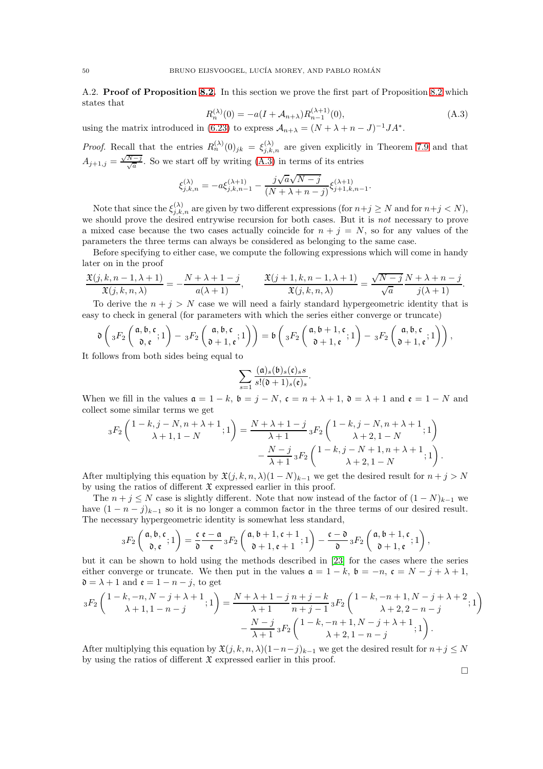A.2. **Proof of Proposition 8.2.** In this section we prove the first part of Proposition 8.2 which states that

$$R_n^{(\lambda)}(0) = -a(I + \mathcal{A}_{n+\lambda}) R_{n-1}^{(\lambda+1)}(0), \tag{A.3}$$

using the matrix introduced in (6.23) to express $\mathcal{A}_{n+\lambda} = (N + \lambda + n - J)^{-1} J A^*$.

*Proof.* Recall that the entries $R_n^{(\lambda)}(0)_{jk} = \xi_{j,k,n}^{(\lambda)}$ are given explicitly in Theorem 7.9 and that $A_{j+1,j} = \frac{\sqrt{N-j}}{\sqrt{a}}$. So we start off by writing (A.3) in terms of its entries

$$\xi_{j,k,n}^{(\lambda)} = -a\xi_{j,k,n-1}^{(\lambda+1)} - \frac{j\sqrt{a}\sqrt{N-j}}{(N+\lambda+n-j)}\xi_{j+1,k,n-1}^{(\lambda+1)}.$$

Note that since the $\xi_{j,k,n}^{(\lambda)}$ are given by two different expressions (for $n+j \geq N$ and for $n+j < N$), we should prove the desired entrywise recursion for both cases. But it is *not* necessary to prove a mixed case because the two cases actually coincide for $n + j = N$, so for any values of the parameters the three terms can always be considered as belonging to the same case.

Before specifying to either case, we compute the following expressions which will come in handy later on in the proof

$$\frac{\mathfrak{X}(j,k,n-1,\lambda+1)}{\mathfrak{X}(j,k,n,\lambda)} = -\frac{N+\lambda+1-j}{a(\lambda+1)}, \qquad \frac{\mathfrak{X}(j+1,k,n-1,\lambda+1)}{\mathfrak{X}(j,k,n,\lambda)} = \frac{\sqrt{N-j}}{\sqrt{a}}\frac{N+\lambda+n-j}{j(\lambda+1)}.$$

To derive the $n + j > N$ case we will need a fairly standard hypergeometric identity that is easy to check in general (for parameters with which the series either converge or truncate)

$$\mathfrak{d}\left({}_3F_2\left(\begin{matrix}\mathfrak{a},\mathfrak{b},\mathfrak{c}\\ \mathfrak{d},\mathfrak{e}\end{matrix};1\right) - {}_3F_2\left(\begin{matrix}\mathfrak{a},\mathfrak{b},\mathfrak{c}\\ \mathfrak{d}+1,\mathfrak{e}\end{matrix};1\right)\right) = \mathfrak{b}\left({}_3F_2\left(\begin{matrix}\mathfrak{a},\mathfrak{b}+1,\mathfrak{c}\\ \mathfrak{d}+1,\mathfrak{e}\end{matrix};1\right) - {}_3F_2\left(\begin{matrix}\mathfrak{a},\mathfrak{b},\mathfrak{c}\\ \mathfrak{d}+1,\mathfrak{e}\end{matrix};1\right)\right),$$

It follows from both sides being equal to

$$\sum_{s=1} \frac{(\mathfrak{a})_s(\mathfrak{b})_s(\mathfrak{c})_s s}{s!(\mathfrak{d}+1)_s(\mathfrak{e})_s}.$$

When we fill in the values $\mathfrak{a} = 1-k$, $\mathfrak{b} = j-N$, $\mathfrak{c} = n+\lambda+1$, $\mathfrak{d} = \lambda+1$ and $\mathfrak{e} = 1-N$ and collect some similar terms we get

$$\begin{aligned}{}_3F_2\left(\begin{matrix}1-k, j-N, n+\lambda+1\\ \lambda+1, 1-N\end{matrix};1\right) = \frac{N+\lambda+1-j}{\lambda+1}\,{}_3F_2\left(\begin{matrix}1-k, j-N, n+\lambda+1\\ \lambda+2, 1-N\end{matrix};1\right)\\ - \frac{N-j}{\lambda+1}\,{}_3F_2\left(\begin{matrix}1-k, j-N+1, n+\lambda+1\\ \lambda+2, 1-N\end{matrix};1\right).\end{aligned}$$

After multiplying this equation by $\mathfrak{X}(j,k,n,\lambda)(1-N)_{k-1}$ we get the desired result for $n+j > N$ by using the ratios of different $\mathfrak{X}$ expressed earlier in this proof.

The $n + j \leq N$ case is slightly different. Note that now instead of the factor of $(1-N)_{k-1}$ we have $(1-n-j)_{k-1}$ so it is no longer a common factor in the three terms of our desired result. The necessary hypergeometric identity is somewhat less standard,

$${}_3F_2\left(\begin{matrix}\mathfrak{a},\mathfrak{b},\mathfrak{c}\\ \mathfrak{d},\mathfrak{e}\end{matrix};1\right) = \frac{\mathfrak{c}}{\mathfrak{d}}\frac{\mathfrak{e}-\mathfrak{a}}{\mathfrak{e}}\,{}_3F_2\left(\begin{matrix}\mathfrak{a},\mathfrak{b}+1,\mathfrak{c}+1\\ \mathfrak{d}+1,\mathfrak{e}+1\end{matrix};1\right) - \frac{\mathfrak{c}-\mathfrak{d}}{\mathfrak{d}}\,{}_3F_2\left(\begin{matrix}\mathfrak{a},\mathfrak{b}+1,\mathfrak{c}\\ \mathfrak{d}+1,\mathfrak{e}\end{matrix};1\right),$$

but it can be shown to hold using the methods described in [23] for the cases where the series either converge or truncate. We then put in the values $\mathfrak{a} = 1-k$, $\mathfrak{b} = -n$, $\mathfrak{c} = N-j+\lambda+1$, $\mathfrak{d} = \lambda+1$ and $\mathfrak{e} = 1-n-j$, to get

$$\begin{aligned}{}_3F_2\left(\begin{matrix}1-k, -n, N-j+\lambda+1\\ \lambda+1, 1-n-j\end{matrix};1\right) = \frac{N+\lambda+1-j}{\lambda+1}\frac{n+j-k}{n+j-1}\,{}_3F_2\left(\begin{matrix}1-k, -n+1, N-j+\lambda+2\\ \lambda+2, 2-n-j\end{matrix};1\right)\\ - \frac{N-j}{\lambda+1}\,{}_3F_2\left(\begin{matrix}1-k, -n+1, N-j+\lambda+1\\ \lambda+2, 1-n-j\end{matrix};1\right).\end{aligned}$$

After multiplying this equation by $\mathfrak{X}(j,k,n,\lambda)(1-n-j)_{k-1}$ we get the desired result for $n+j \leq N$ by using the ratios of different $\mathfrak{X}$ expressed earlier in this proof.

□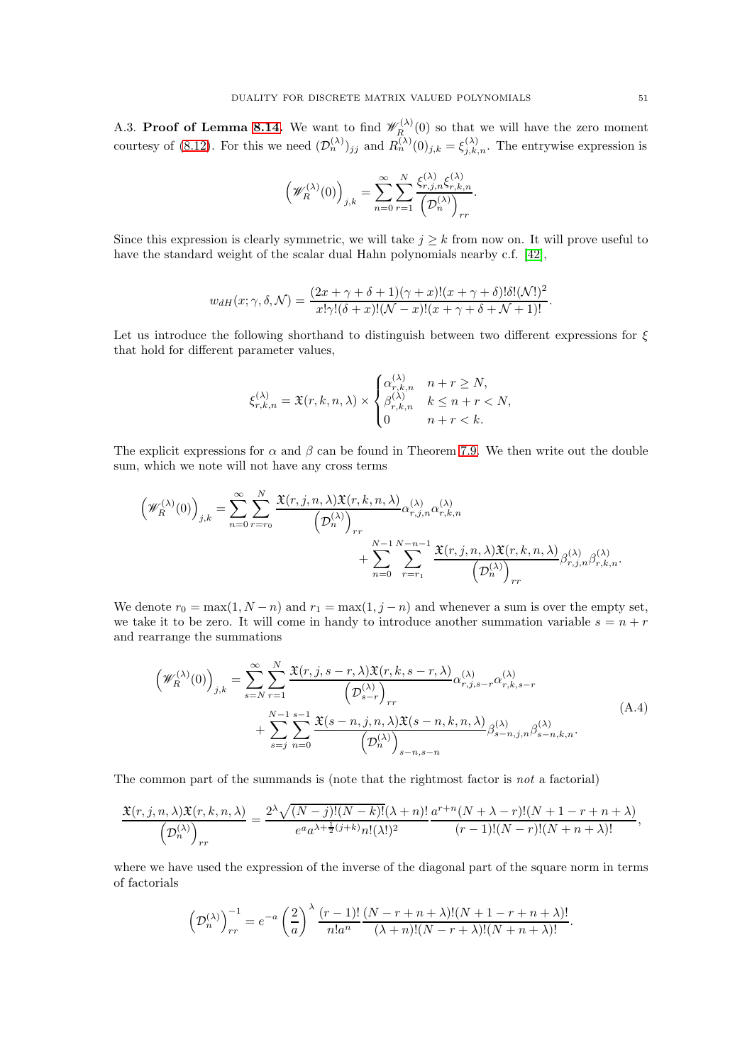A.3. **Proof of Lemma 8.14.** We want to find $\mathscr{W}_R^{(\lambda)}(0)$ so that we will have the zero moment courtesy of (8.12). For this we need $(\mathcal{D}_n^{(\lambda)})_{jj}$ and $R_n^{(\lambda)}(0)_{j,k} = \xi_{j,k,n}^{(\lambda)}$. The entrywise expression is

$$\left(\mathscr{W}_R^{(\lambda)}(0)\right)_{j,k} = \sum_{n=0}^{\infty}\sum_{r=1}^{N} \frac{\xi_{r,j,n}^{(\lambda)}\xi_{r,k,n}^{(\lambda)}}{\left(\mathcal{D}_n^{(\lambda)}\right)_{rr}}.$$

Since this expression is clearly symmetric, we will take $j \geq k$ from now on. It will prove useful to have the standard weight of the scalar dual Hahn polynomials nearby c.f. [42],

$$w_{dH}(x;\gamma,\delta,\mathcal{N}) = \frac{(2x+\gamma+\delta+1)(\gamma+x)!(x+\gamma+\delta)!\delta!(\mathcal{N}!)^2}{x!\gamma!(\delta+x)!(\mathcal{N}-x)!(x+\gamma+\delta+\mathcal{N}+1)!}.$$

Let us introduce the following shorthand to distinguish between two different expressions for $\xi$ that hold for different parameter values,

$$\xi_{r,k,n}^{(\lambda)} = \mathfrak{X}(r,k,n,\lambda) \times \begin{cases} \alpha_{r,k,n}^{(\lambda)} & n+r \geq N, \\ \beta_{r,k,n}^{(\lambda)} & k \leq n+r < N, \\ 0 & n+r < k. \end{cases}$$

The explicit expressions for $\alpha$ and $\beta$ can be found in Theorem 7.9. We then write out the double sum, which we note will not have any cross terms

$$\begin{aligned}\left(\mathscr{W}_R^{(\lambda)}(0)\right)_{j,k} = &\sum_{n=0}^{\infty}\sum_{r=r_0}^{N} \frac{\mathfrak{X}(r,j,n,\lambda)\mathfrak{X}(r,k,n,\lambda)}{\left(\mathcal{D}_n^{(\lambda)}\right)_{rr}}\alpha_{r,j,n}^{(\lambda)}\alpha_{r,k,n}^{(\lambda)} \\ &+ \sum_{n=0}^{N-1}\sum_{r=r_1}^{N-n-1} \frac{\mathfrak{X}(r,j,n,\lambda)\mathfrak{X}(r,k,n,\lambda)}{\left(\mathcal{D}_n^{(\lambda)}\right)_{rr}}\beta_{r,j,n}^{(\lambda)}\beta_{r,k,n}^{(\lambda)}.\end{aligned}$$

We denote $r_0 = \max(1, N-n)$ and $r_1 = \max(1, j-n)$ and whenever a sum is over the empty set, we take it to be zero. It will come in handy to introduce another summation variable $s = n+r$ and rearrange the summations

$$\begin{aligned}\left(\mathscr{W}_R^{(\lambda)}(0)\right)_{j,k} = &\sum_{s=N}^{\infty}\sum_{r=1}^{N} \frac{\mathfrak{X}(r,j,s-r,\lambda)\mathfrak{X}(r,k,s-r,\lambda)}{\left(\mathcal{D}_{s-r}^{(\lambda)}\right)_{rr}}\alpha_{r,j,s-r}^{(\lambda)}\alpha_{r,k,s-r}^{(\lambda)} \\ &+ \sum_{s=j}^{N-1}\sum_{n=0}^{s-1} \frac{\mathfrak{X}(s-n,j,n,\lambda)\mathfrak{X}(s-n,k,n,\lambda)}{\left(\mathcal{D}_n^{(\lambda)}\right)_{s-n,s-n}}\beta_{s-n,j,n}^{(\lambda)}\beta_{s-n,k,n}^{(\lambda)}.\end{aligned} \tag{A.4}$$

The common part of the summands is (note that the rightmost factor is *not* a factorial)

$$\frac{\mathfrak{X}(r,j,n,\lambda)\mathfrak{X}(r,k,n,\lambda)}{\left(\mathcal{D}_n^{(\lambda)}\right)_{rr}} = \frac{2^\lambda\sqrt{(N-j)!(N-k)!}(\lambda+n)!}{e^a a^{\lambda+\frac{1}{2}(j+k)}n!(\lambda!)^2}\frac{a^{r+n}(N+\lambda-r)!(N+1-r+n+\lambda)}{(r-1)!(N-r)!(N+n+\lambda)!},$$

where we have used the expression of the inverse of the diagonal part of the square norm in terms of factorials

$$\left(\mathcal{D}_n^{(\lambda)}\right)_{rr}^{-1} = e^{-a}\left(\frac{2}{a}\right)^\lambda \frac{(r-1)!}{n!a^n}\frac{(N-r+n+\lambda)!(N+1-r+n+\lambda)!}{(\lambda+n)!(N-r+\lambda)!(N+n+\lambda)!}.$$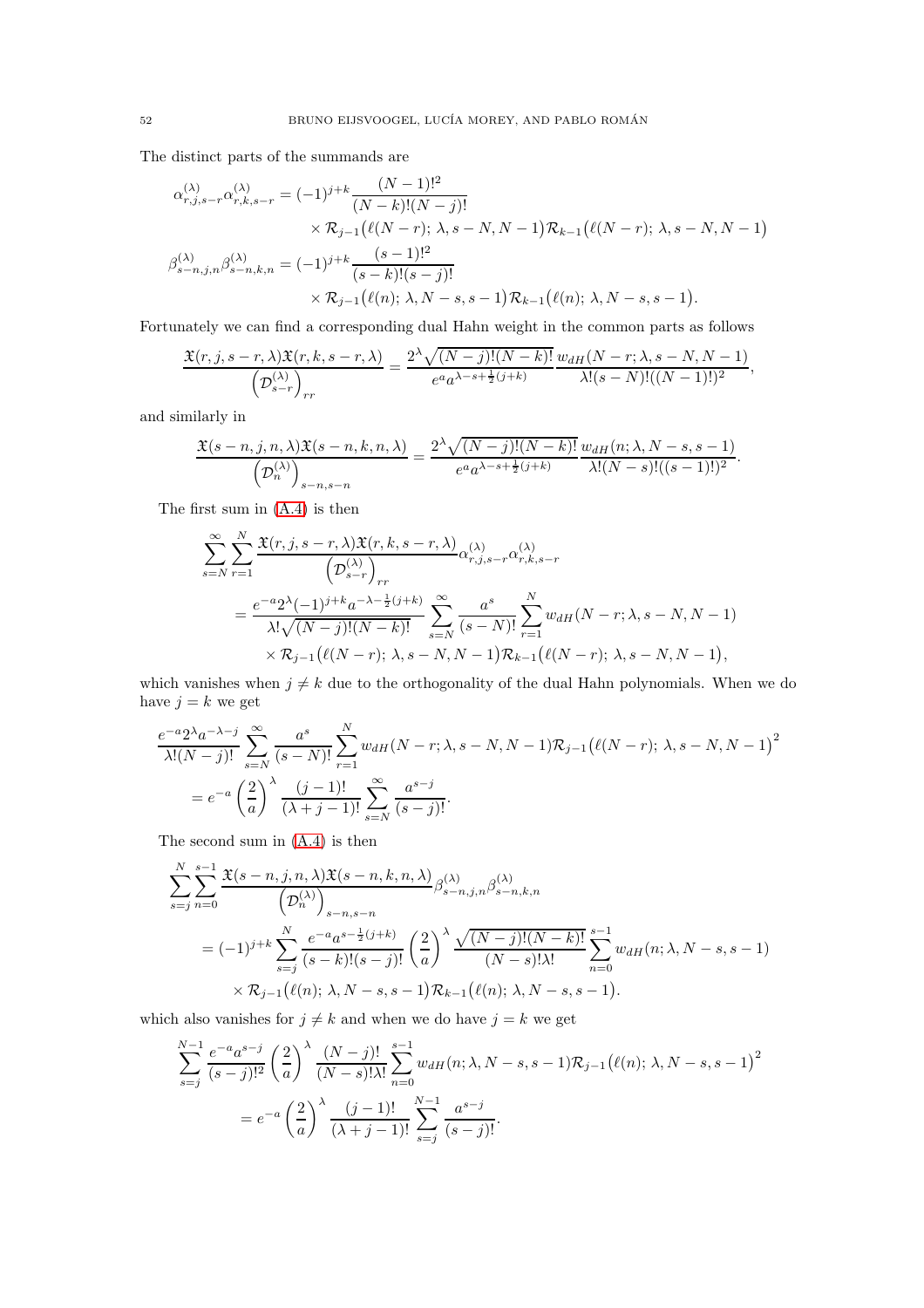The distinct parts of the summands are

$$
\begin{aligned}
\alpha^{(\lambda)}_{r,j,s-r}\alpha^{(\lambda)}_{r,k,s-r} &= (-1)^{j+k}\frac{(N-1)!^2}{(N-k)!(N-j)!} \\
&\quad\times \mathcal{R}_{j-1}\big(\ell(N-r);\, \lambda, s-N, N-1\big)\mathcal{R}_{k-1}\big(\ell(N-r);\, \lambda, s-N, N-1\big) \\
\beta^{(\lambda)}_{s-n,j,n}\beta^{(\lambda)}_{s-n,k,n} &= (-1)^{j+k}\frac{(s-1)!^2}{(s-k)!(s-j)!} \\
&\quad\times \mathcal{R}_{j-1}\big(\ell(n);\, \lambda, N-s, s-1\big)\mathcal{R}_{k-1}\big(\ell(n);\, \lambda, N-s, s-1\big).
\end{aligned}
$$

Fortunately we can find a corresponding dual Hahn weight in the common parts as follows

$$
\frac{\mathfrak{X}(r,j,s-r,\lambda)\mathfrak{X}(r,k,s-r,\lambda)}{\left(\mathcal{D}^{(\lambda)}_{s-r}\right)_{rr}} = \frac{2^\lambda\sqrt{(N-j)!(N-k)!}}{e^a a^{\lambda-s+\frac{1}{2}(j+k)}}\frac{w_{dH}(N-r;\lambda,s-N,N-1)}{\lambda!(s-N)!((N-1)!)^2},
$$

and similarly in

$$
\frac{\mathfrak{X}(s-n,j,n,\lambda)\mathfrak{X}(s-n,k,n,\lambda)}{\left(\mathcal{D}^{(\lambda)}_{n}\right)_{s-n,s-n}} = \frac{2^\lambda\sqrt{(N-j)!(N-k)!}}{e^a a^{\lambda-s+\frac{1}{2}(j+k)}}\frac{w_{dH}(n;\lambda,N-s,s-1)}{\lambda!(N-s)!((s-1)!)^2}.
$$

The first sum in (A.4) is then

$$
\begin{aligned}
&\sum_{s=N}^{\infty}\sum_{r=1}^{N}\frac{\mathfrak{X}(r,j,s-r,\lambda)\mathfrak{X}(r,k,s-r,\lambda)}{\left(\mathcal{D}^{(\lambda)}_{s-r}\right)_{rr}}\alpha^{(\lambda)}_{r,j,s-r}\alpha^{(\lambda)}_{r,k,s-r} \\
&\quad= \frac{e^{-a}2^\lambda(-1)^{j+k}a^{-\lambda-\frac{1}{2}(j+k)}}{\lambda!\sqrt{(N-j)!(N-k)!}}\sum_{s=N}^{\infty}\frac{a^s}{(s-N)!}\sum_{r=1}^{N}w_{dH}(N-r;\lambda,s-N,N-1) \\
&\qquad\times \mathcal{R}_{j-1}\big(\ell(N-r);\, \lambda, s-N, N-1\big)\mathcal{R}_{k-1}\big(\ell(N-r);\, \lambda, s-N, N-1\big),
\end{aligned}
$$

which vanishes when $j \neq k$ due to the orthogonality of the dual Hahn polynomials. When we do have $j = k$ we get

$$
\begin{aligned}
&\frac{e^{-a}2^\lambda a^{-\lambda-j}}{\lambda!(N-j)!}\sum_{s=N}^{\infty}\frac{a^s}{(s-N)!}\sum_{r=1}^{N}w_{dH}(N-r;\lambda,s-N,N-1)\mathcal{R}_{j-1}\big(\ell(N-r);\, \lambda, s-N, N-1\big)^2 \\
&\quad= e^{-a}\left(\frac{2}{a}\right)^\lambda\frac{(j-1)!}{(\lambda+j-1)!}\sum_{s=N}^{\infty}\frac{a^{s-j}}{(s-j)!}.
\end{aligned}
$$

The second sum in (A.4) is then

$$
\begin{aligned}
&\sum_{s=j}^{N}\sum_{n=0}^{s-1}\frac{\mathfrak{X}(s-n,j,n,\lambda)\mathfrak{X}(s-n,k,n,\lambda)}{\left(\mathcal{D}^{(\lambda)}_{n}\right)_{s-n,s-n}}\beta^{(\lambda)}_{s-n,j,n}\beta^{(\lambda)}_{s-n,k,n} \\
&\quad= (-1)^{j+k}\sum_{s=j}^{N}\frac{e^{-a}a^{s-\frac{1}{2}(j+k)}}{(s-k)!(s-j)!}\left(\frac{2}{a}\right)^\lambda\frac{\sqrt{(N-j)!(N-k)!}}{(N-s)!\lambda!}\sum_{n=0}^{s-1}w_{dH}(n;\lambda,N-s,s-1) \\
&\qquad\times \mathcal{R}_{j-1}\big(\ell(n);\, \lambda, N-s, s-1\big)\mathcal{R}_{k-1}\big(\ell(n);\, \lambda, N-s, s-1\big).
\end{aligned}
$$

which also vanishes for $j \neq k$ and when we do have $j = k$ we get

$$
\begin{aligned}
&\sum_{s=j}^{N-1}\frac{e^{-a}a^{s-j}}{(s-j)!^2}\left(\frac{2}{a}\right)^\lambda\frac{(N-j)!}{(N-s)!\lambda!}\sum_{n=0}^{s-1}w_{dH}(n;\lambda,N-s,s-1)\mathcal{R}_{j-1}\big(\ell(n);\, \lambda, N-s, s-1\big)^2 \\
&\quad= e^{-a}\left(\frac{2}{a}\right)^\lambda\frac{(j-1)!}{(\lambda+j-1)!}\sum_{s=j}^{N-1}\frac{a^{s-j}}{(s-j)!}.
\end{aligned}
$$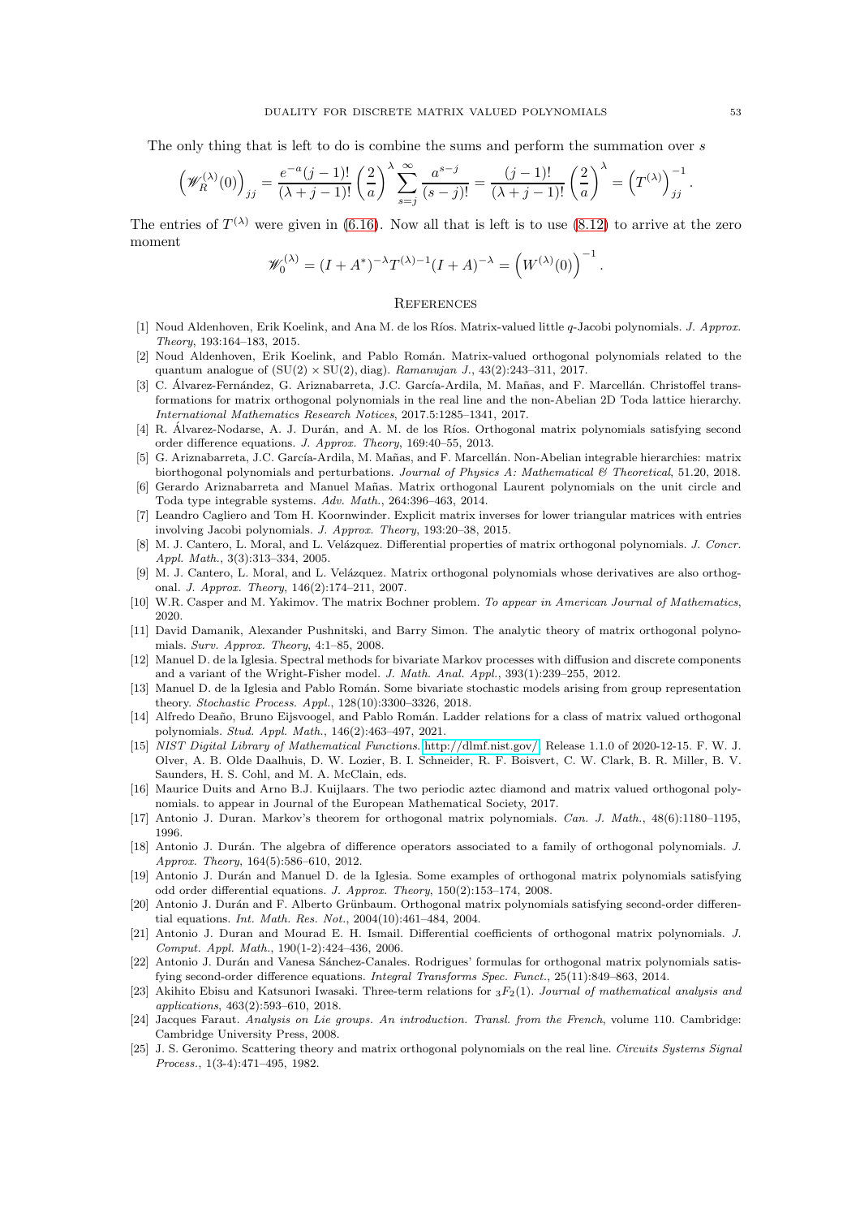The only thing that is left to do is combine the sums and perform the summation over $s$

$$\left(\mathscr{W}_R^{(\lambda)}(0)\right)_{jj} = \frac{e^{-a}(j-1)!}{(\lambda+j-1)!}\left(\frac{2}{a}\right)^{\lambda}\sum_{s=j}^{\infty}\frac{a^{s-j}}{(s-j)!} = \frac{(j-1)!}{(\lambda+j-1)!}\left(\frac{2}{a}\right)^{\lambda} = \left(T^{(\lambda)}\right)^{-1}_{jj}.$$

The entries of $T^{(\lambda)}$ were given in (6.16). Now all that is left is to use (8.12) to arrive at the zero moment

$$\mathscr{W}_0^{(\lambda)} = (I+A^*)^{-\lambda}T^{(\lambda)-1}(I+A)^{-\lambda} = \left(W^{(\lambda)}(0)\right)^{-1}.$$

## References

[1] Noud Aldenhoven, Erik Koelink, and Ana M. de los Ríos. Matrix-valued little $q$-Jacobi polynomials. *J. Approx. Theory*, 193:164–183, 2015.

[2] Noud Aldenhoven, Erik Koelink, and Pablo Román. Matrix-valued orthogonal polynomials related to the quantum analogue of $(\mathrm{SU}(2)\times\mathrm{SU}(2),\mathrm{diag})$. *Ramanujan J.*, 43(2):243–311, 2017.

[3] C. Álvarez-Fernández, G. Ariznabarreta, J.C. García-Ardila, M. Mañas, and F. Marcellán. Christoffel transformations for matrix orthogonal polynomials in the real line and the non-Abelian 2D Toda lattice hierarchy. *International Mathematics Research Notices*, 2017.5:1285–1341, 2017.

[4] R. Álvarez-Nodarse, A. J. Durán, and A. M. de los Ríos. Orthogonal matrix polynomials satisfying second order difference equations. *J. Approx. Theory*, 169:40–55, 2013.

[5] G. Ariznabarreta, J.C. García-Ardila, M. Mañas, and F. Marcellán. Non-Abelian integrable hierarchies: matrix biorthogonal polynomials and perturbations. *Journal of Physics A: Mathematical & Theoretical*, 51.20, 2018.

[6] Gerardo Ariznabarreta and Manuel Mañas. Matrix orthogonal Laurent polynomials on the unit circle and Toda type integrable systems. *Adv. Math.*, 264:396–463, 2014.

[7] Leandro Cagliero and Tom H. Koornwinder. Explicit matrix inverses for lower triangular matrices with entries involving Jacobi polynomials. *J. Approx. Theory*, 193:20–38, 2015.

[8] M. J. Cantero, L. Moral, and L. Velázquez. Differential properties of matrix orthogonal polynomials. *J. Concr. Appl. Math.*, 3(3):313–334, 2005.

[9] M. J. Cantero, L. Moral, and L. Velázquez. Matrix orthogonal polynomials whose derivatives are also orthogonal. *J. Approx. Theory*, 146(2):174–211, 2007.

[10] W.R. Casper and M. Yakimov. The matrix Bochner problem. *To appear in American Journal of Mathematics*, 2020.

[11] David Damanik, Alexander Pushnitski, and Barry Simon. The analytic theory of matrix orthogonal polynomials. *Surv. Approx. Theory*, 4:1–85, 2008.

[12] Manuel D. de la Iglesia. Spectral methods for bivariate Markov processes with diffusion and discrete components and a variant of the Wright-Fisher model. *J. Math. Anal. Appl.*, 393(1):239–255, 2012.

[13] Manuel D. de la Iglesia and Pablo Román. Some bivariate stochastic models arising from group representation theory. *Stochastic Process. Appl.*, 128(10):3300–3326, 2018.

[14] Alfredo Deaño, Bruno Eijsvoogel, and Pablo Román. Ladder relations for a class of matrix valued orthogonal polynomials. *Stud. Appl. Math.*, 146(2):463–497, 2021.

[15] *NIST Digital Library of Mathematical Functions*. http://dlmf.nist.gov/, Release 1.1.0 of 2020-12-15. F. W. J. Olver, A. B. Olde Daalhuis, D. W. Lozier, B. I. Schneider, R. F. Boisvert, C. W. Clark, B. R. Miller, B. V. Saunders, H. S. Cohl, and M. A. McClain, eds.

[16] Maurice Duits and Arno B.J. Kuijlaars. The two periodic aztec diamond and matrix valued orthogonal polynomials. to appear in Journal of the European Mathematical Society, 2017.

[17] Antonio J. Duran. Markov's theorem for orthogonal matrix polynomials. *Can. J. Math.*, 48(6):1180–1195, 1996.

[18] Antonio J. Durán. The algebra of difference operators associated to a family of orthogonal polynomials. *J. Approx. Theory*, 164(5):586–610, 2012.

[19] Antonio J. Durán and Manuel D. de la Iglesia. Some examples of orthogonal matrix polynomials satisfying odd order differential equations. *J. Approx. Theory*, 150(2):153–174, 2008.

[20] Antonio J. Durán and F. Alberto Grünbaum. Orthogonal matrix polynomials satisfying second-order differential equations. *Int. Math. Res. Not.*, 2004(10):461–484, 2004.

[21] Antonio J. Duran and Mourad E. H. Ismail. Differential coefficients of orthogonal matrix polynomials. *J. Comput. Appl. Math.*, 190(1-2):424–436, 2006.

[22] Antonio J. Durán and Vanesa Sánchez-Canales. Rodrigues' formulas for orthogonal matrix polynomials satisfying second-order difference equations. *Integral Transforms Spec. Funct.*, 25(11):849–863, 2014.

[23] Akihito Ebisu and Katsunori Iwasaki. Three-term relations for ${}_3F_2(1)$. *Journal of mathematical analysis and applications*, 463(2):593–610, 2018.

[24] Jacques Faraut. *Analysis on Lie groups. An introduction. Transl. from the French*, volume 110. Cambridge: Cambridge University Press, 2008.

[25] J. S. Geronimo. Scattering theory and matrix orthogonal polynomials on the real line. *Circuits Systems Signal Process.*, 1(3-4):471–495, 1982.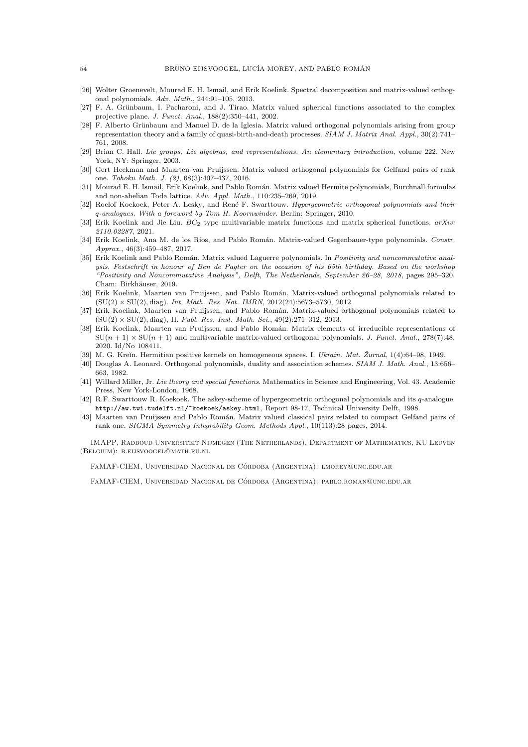[26] Wolter Groenevelt, Mourad E. H. Ismail, and Erik Koelink. Spectral decomposition and matrix-valued orthogonal polynomials. *Adv. Math.*, 244:91–105, 2013.

[27] F. A. Grünbaum, I. Pacharoni, and J. Tirao. Matrix valued spherical functions associated to the complex projective plane. *J. Funct. Anal.*, 188(2):350–441, 2002.

[28] F. Alberto Grünbaum and Manuel D. de la Iglesia. Matrix valued orthogonal polynomials arising from group representation theory and a family of quasi-birth-and-death processes. *SIAM J. Matrix Anal. Appl.*, 30(2):741–761, 2008.

[29] Brian C. Hall. *Lie groups, Lie algebras, and representations. An elementary introduction*, volume 222. New York, NY: Springer, 2003.

[30] Gert Heckman and Maarten van Pruijssen. Matrix valued orthogonal polynomials for Gelfand pairs of rank one. *Tohoku Math. J. (2)*, 68(3):407–437, 2016.

[31] Mourad E. H. Ismail, Erik Koelink, and Pablo Román. Matrix valued Hermite polynomials, Burchnall formulas and non-abelian Toda lattice. *Adv. Appl. Math.*, 110:235–269, 2019.

[32] Roelof Koekoek, Peter A. Lesky, and René F. Swarttouw. *Hypergeometric orthogonal polynomials and their q-analogues. With a foreword by Tom H. Koornwinder.* Berlin: Springer, 2010.

[33] Erik Koelink and Jie Liu. $BC_2$ type multivariable matrix functions and matrix spherical functions. *arXiv: 2110.02287*, 2021.

[34] Erik Koelink, Ana M. de los Ríos, and Pablo Román. Matrix-valued Gegenbauer-type polynomials. *Constr. Approx.*, 46(3):459–487, 2017.

[35] Erik Koelink and Pablo Román. Matrix valued Laguerre polynomials. In *Positivity and noncommutative analysis. Festschrift in honour of Ben de Pagter on the occasion of his 65th birthday. Based on the workshop "Positivity and Noncommutative Analysis", Delft, The Netherlands, September 26–28, 2018*, pages 295–320. Cham: Birkhäuser, 2019.

[36] Erik Koelink, Maarten van Pruijssen, and Pablo Román. Matrix-valued orthogonal polynomials related to $(\mathrm{SU}(2) \times \mathrm{SU}(2), \mathrm{diag})$. *Int. Math. Res. Not. IMRN*, 2012(24):5673–5730, 2012.

[37] Erik Koelink, Maarten van Pruijssen, and Pablo Román. Matrix-valued orthogonal polynomials related to $(\mathrm{SU}(2) \times \mathrm{SU}(2), \mathrm{diag})$, II. *Publ. Res. Inst. Math. Sci.*, 49(2):271–312, 2013.

[38] Erik Koelink, Maarten van Pruijssen, and Pablo Román. Matrix elements of irreducible representations of $\mathrm{SU}(n+1) \times \mathrm{SU}(n+1)$ and multivariable matrix-valued orthogonal polynomials. *J. Funct. Anal.*, 278(7):48, 2020. Id/No 108411.

[39] M. G. Kreĭn. Hermitian positive kernels on homogeneous spaces. I. *Ukrain. Mat. Žurnal*, 1(4):64–98, 1949.

[40] Douglas A. Leonard. Orthogonal polynomials, duality and association schemes. *SIAM J. Math. Anal.*, 13:656–663, 1982.

[41] Willard Miller, Jr. *Lie theory and special functions.* Mathematics in Science and Engineering, Vol. 43. Academic Press, New York-London, 1968.

[42] R.F. Swarttouw R. Koekoek. The askey-scheme of hypergeometric orthogonal polynomials and its $q$-analogue. `http://aw.twi.tudelft.nl/~koekoek/askey.html`, Report 98-17, Technical University Delft, 1998.

[43] Maarten van Pruijssen and Pablo Román. Matrix valued classical pairs related to compact Gelfand pairs of rank one. *SIGMA Symmetry Integrability Geom. Methods Appl.*, 10(113):28 pages, 2014.

IMAPP, Radboud Universiteit Nijmegen (The Netherlands), Department of Mathematics, KU Leuven (Belgium): b.eijsvoogel@math.ru.nl

FaMAF-CIEM, Universidad Nacional de Córdoba (Argentina): lmorey@unc.edu.ar

FaMAF-CIEM, Universidad Nacional de Córdoba (Argentina): pablo.roman@unc.edu.ar